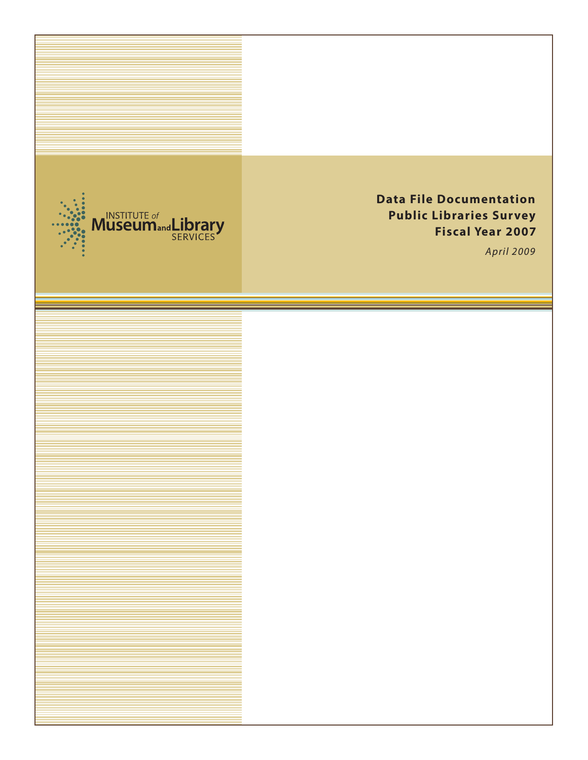INSTITUTE of Museum and Library SERVICES

# Data File Documentation
# Public Libraries Survey
# Fiscal Year 2007

*April 2009*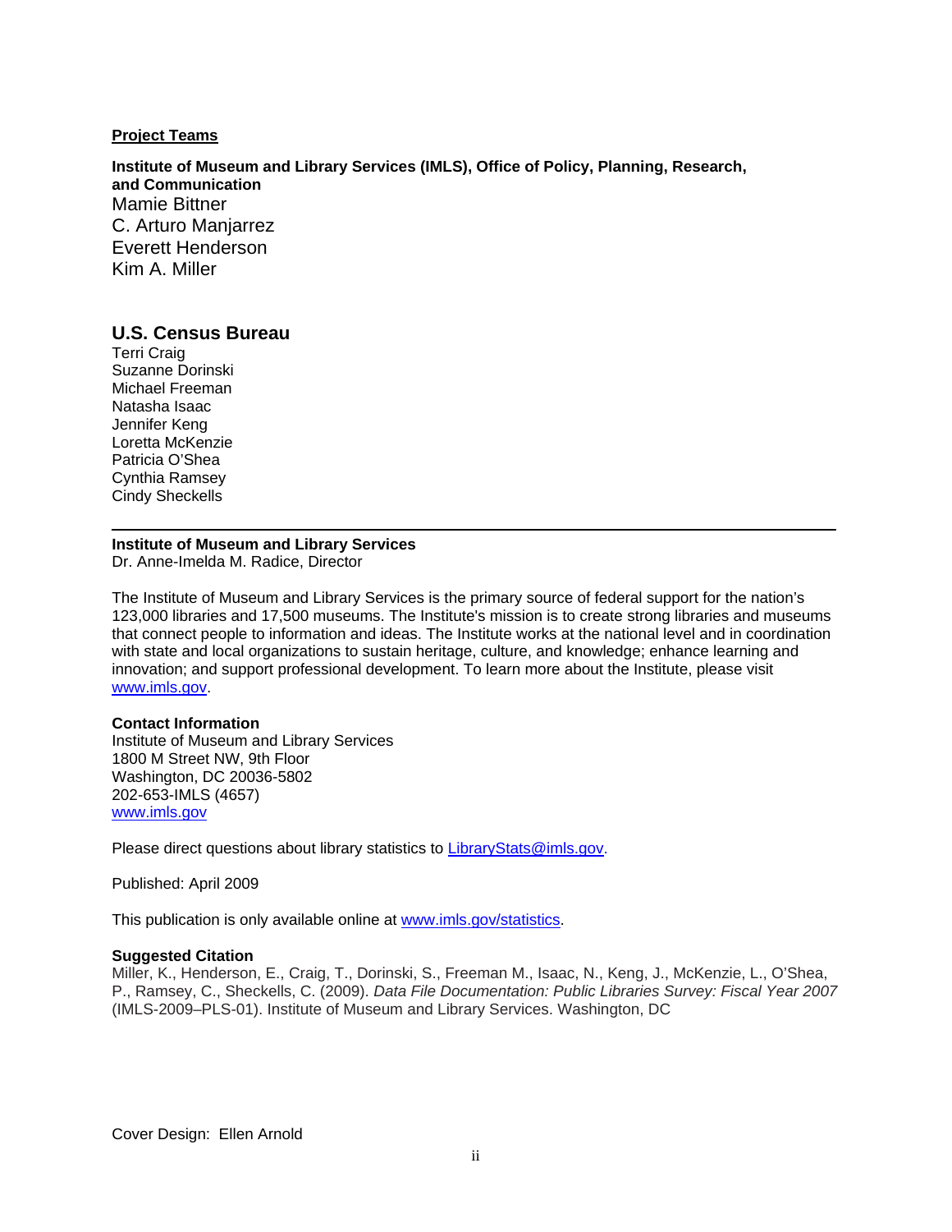**Project Teams**

**Institute of Museum and Library Services (IMLS), Office of Policy, Planning, Research, and Communication**

Mamie Bittner
C. Arturo Manjarrez
Everett Henderson
Kim A. Miller

## U.S. Census Bureau

Terri Craig
Suzanne Dorinski
Michael Freeman
Natasha Isaac
Jennifer Keng
Loretta McKenzie
Patricia O'Shea
Cynthia Ramsey
Cindy Sheckells

---

**Institute of Museum and Library Services**
Dr. Anne-Imelda M. Radice, Director

The Institute of Museum and Library Services is the primary source of federal support for the nation's 123,000 libraries and 17,500 museums. The Institute's mission is to create strong libraries and museums that connect people to information and ideas. The Institute works at the national level and in coordination with state and local organizations to sustain heritage, culture, and knowledge; enhance learning and innovation; and support professional development. To learn more about the Institute, please visit www.imls.gov.

**Contact Information**
Institute of Museum and Library Services
1800 M Street NW, 9th Floor
Washington, DC 20036-5802
202-653-IMLS (4657)
www.imls.gov

Please direct questions about library statistics to LibraryStats@imls.gov.

Published: April 2009

This publication is only available online at www.imls.gov/statistics.

**Suggested Citation**
Miller, K., Henderson, E., Craig, T., Dorinski, S., Freeman M., Isaac, N., Keng, J., McKenzie, L., O'Shea, P., Ramsey, C., Sheckells, C. (2009). *Data File Documentation: Public Libraries Survey: Fiscal Year 2007* (IMLS-2009–PLS-01). Institute of Museum and Library Services. Washington, DC

Cover Design: Ellen Arnold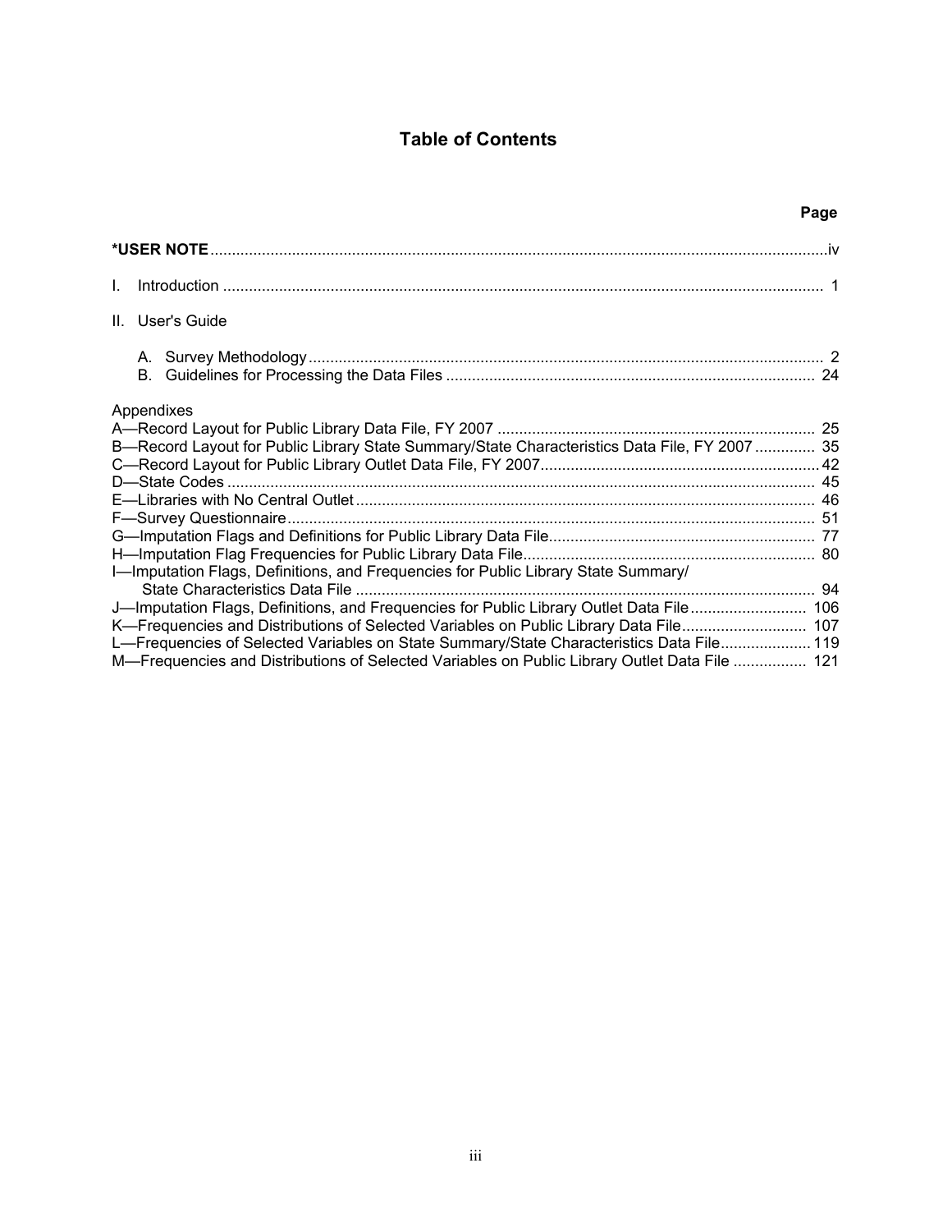# Table of Contents

| | Page |
|---|---|
| **\*USER NOTE** | iv |
| I. Introduction | 1 |
| II. User's Guide | |
| A. Survey Methodology | 2 |
| B. Guidelines for Processing the Data Files | 24 |
| Appendixes | |
| A—Record Layout for Public Library Data File, FY 2007 | 25 |
| B—Record Layout for Public Library State Summary/State Characteristics Data File, FY 2007 | 35 |
| C—Record Layout for Public Library Outlet Data File, FY 2007 | 42 |
| D—State Codes | 45 |
| E—Libraries with No Central Outlet | 46 |
| F—Survey Questionnaire | 51 |
| G—Imputation Flags and Definitions for Public Library Data File | 77 |
| H—Imputation Flag Frequencies for Public Library Data File | 80 |
| I—Imputation Flags, Definitions, and Frequencies for Public Library State Summary/ State Characteristics Data File | 94 |
| J—Imputation Flags, Definitions, and Frequencies for Public Library Outlet Data File | 106 |
| K—Frequencies and Distributions of Selected Variables on Public Library Data File | 107 |
| L—Frequencies of Selected Variables on State Summary/State Characteristics Data File | 119 |
| M—Frequencies and Distributions of Selected Variables on Public Library Outlet Data File | 121 |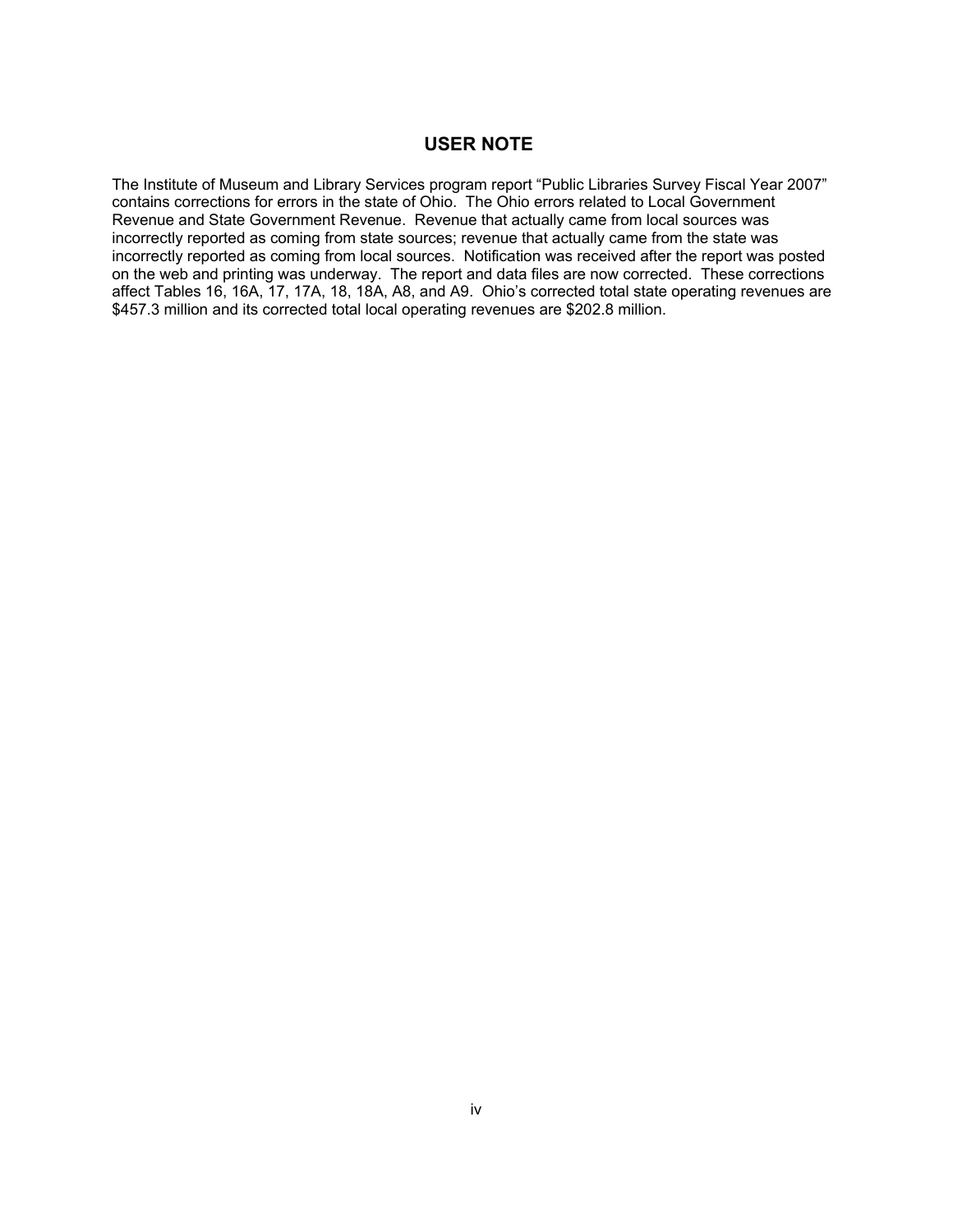## USER NOTE

The Institute of Museum and Library Services program report “Public Libraries Survey Fiscal Year 2007” contains corrections for errors in the state of Ohio. The Ohio errors related to Local Government Revenue and State Government Revenue. Revenue that actually came from local sources was incorrectly reported as coming from state sources; revenue that actually came from the state was incorrectly reported as coming from local sources. Notification was received after the report was posted on the web and printing was underway. The report and data files are now corrected. These corrections affect Tables 16, 16A, 17, 17A, 18, 18A, A8, and A9. Ohio’s corrected total state operating revenues are $457.3 million and its corrected total local operating revenues are $202.8 million.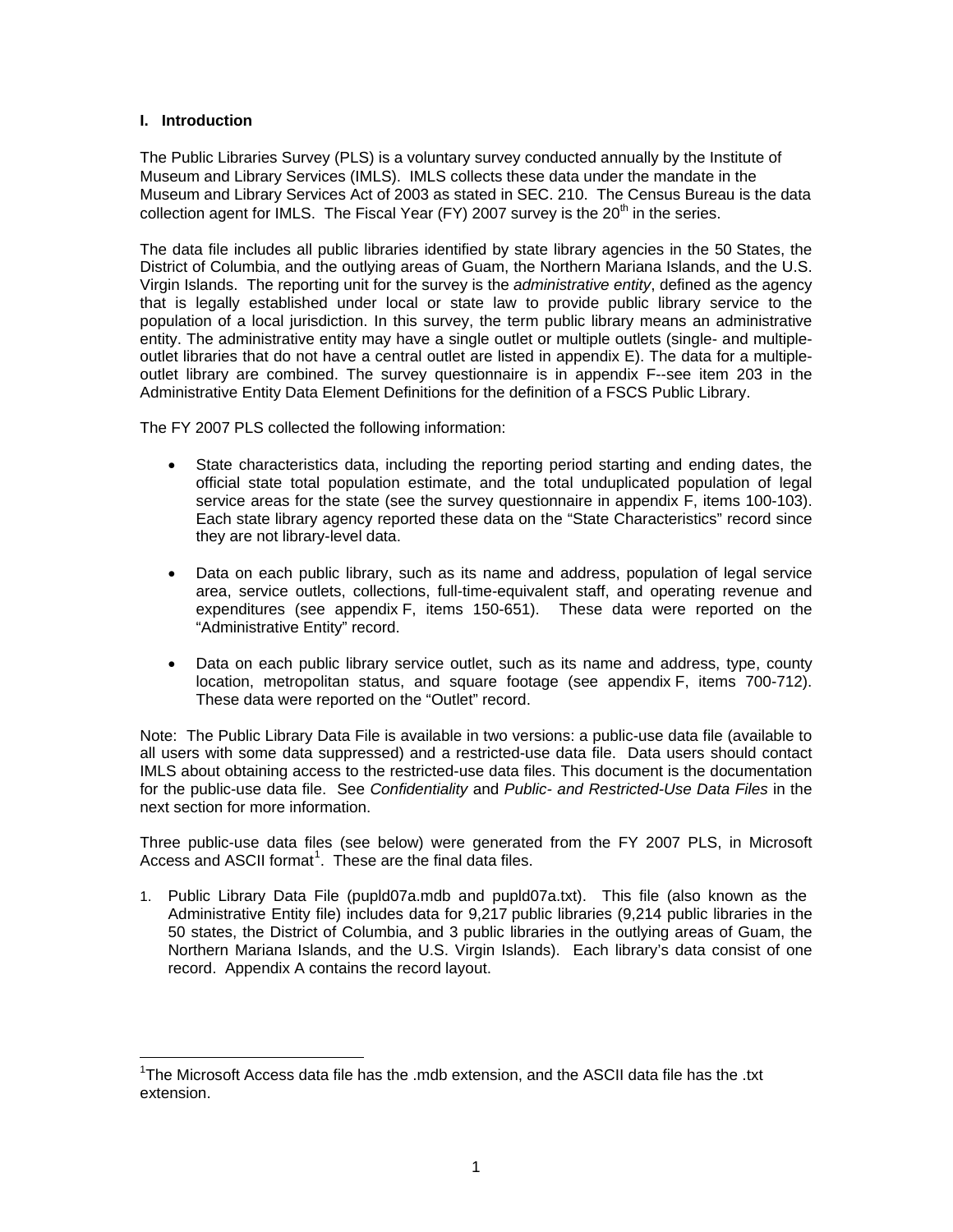## I. Introduction

The Public Libraries Survey (PLS) is a voluntary survey conducted annually by the Institute of Museum and Library Services (IMLS). IMLS collects these data under the mandate in the Museum and Library Services Act of 2003 as stated in SEC. 210. The Census Bureau is the data collection agent for IMLS. The Fiscal Year (FY) 2007 survey is the $20^{th}$ in the series.

The data file includes all public libraries identified by state library agencies in the 50 States, the District of Columbia, and the outlying areas of Guam, the Northern Mariana Islands, and the U.S. Virgin Islands. The reporting unit for the survey is the *administrative entity*, defined as the agency that is legally established under local or state law to provide public library service to the population of a local jurisdiction. In this survey, the term public library means an administrative entity. The administrative entity may have a single outlet or multiple outlets (single- and multiple-outlet libraries that do not have a central outlet are listed in appendix E). The data for a multiple-outlet library are combined. The survey questionnaire is in appendix F--see item 203 in the Administrative Entity Data Element Definitions for the definition of a FSCS Public Library.

The FY 2007 PLS collected the following information:

- State characteristics data, including the reporting period starting and ending dates, the official state total population estimate, and the total unduplicated population of legal service areas for the state (see the survey questionnaire in appendix F, items 100-103). Each state library agency reported these data on the "State Characteristics" record since they are not library-level data.

- Data on each public library, such as its name and address, population of legal service area, service outlets, collections, full-time-equivalent staff, and operating revenue and expenditures (see appendix F, items 150-651). These data were reported on the "Administrative Entity" record.

- Data on each public library service outlet, such as its name and address, type, county location, metropolitan status, and square footage (see appendix F, items 700-712). These data were reported on the "Outlet" record.

Note: The Public Library Data File is available in two versions: a public-use data file (available to all users with some data suppressed) and a restricted-use data file. Data users should contact IMLS about obtaining access to the restricted-use data files. This document is the documentation for the public-use data file. See *Confidentiality* and *Public- and Restricted-Use Data Files* in the next section for more information.

Three public-use data files (see below) were generated from the FY 2007 PLS, in Microsoft Access and ASCII format[1]. These are the final data files.

1. Public Library Data File (pupld07a.mdb and pupld07a.txt). This file (also known as the Administrative Entity file) includes data for 9,217 public libraries (9,214 public libraries in the 50 states, the District of Columbia, and 3 public libraries in the outlying areas of Guam, the Northern Mariana Islands, and the U.S. Virgin Islands). Each library's data consist of one record. Appendix A contains the record layout.

[1] The Microsoft Access data file has the .mdb extension, and the ASCII data file has the .txt extension.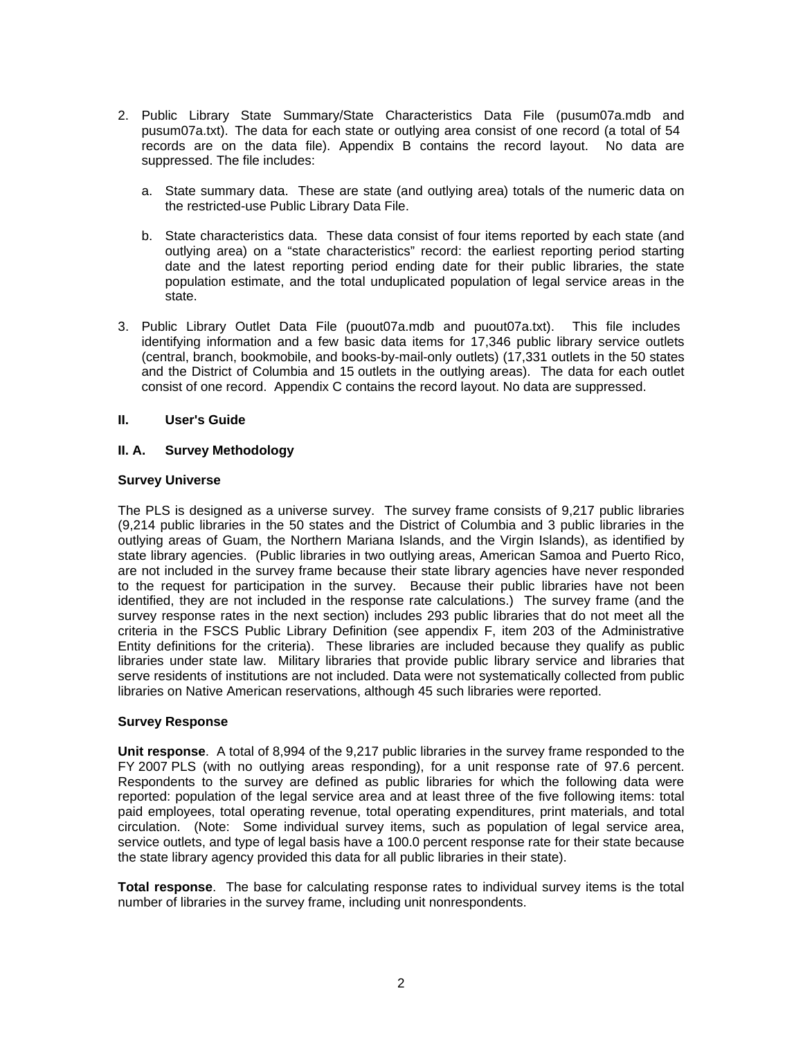2. Public Library State Summary/State Characteristics Data File (pusum07a.mdb and pusum07a.txt). The data for each state or outlying area consist of one record (a total of 54 records are on the data file). Appendix B contains the record layout. No data are suppressed. The file includes:

   a. State summary data. These are state (and outlying area) totals of the numeric data on the restricted-use Public Library Data File.

   b. State characteristics data. These data consist of four items reported by each state (and outlying area) on a "state characteristics" record: the earliest reporting period starting date and the latest reporting period ending date for their public libraries, the state population estimate, and the total unduplicated population of legal service areas in the state.

3. Public Library Outlet Data File (puout07a.mdb and puout07a.txt). This file includes identifying information and a few basic data items for 17,346 public library service outlets (central, branch, bookmobile, and books-by-mail-only outlets) (17,331 outlets in the 50 states and the District of Columbia and 15 outlets in the outlying areas). The data for each outlet consist of one record. Appendix C contains the record layout. No data are suppressed.

## II. User's Guide

### II. A. Survey Methodology

#### Survey Universe

The PLS is designed as a universe survey. The survey frame consists of 9,217 public libraries (9,214 public libraries in the 50 states and the District of Columbia and 3 public libraries in the outlying areas of Guam, the Northern Mariana Islands, and the Virgin Islands), as identified by state library agencies. (Public libraries in two outlying areas, American Samoa and Puerto Rico, are not included in the survey frame because their state library agencies have never responded to the request for participation in the survey. Because their public libraries have not been identified, they are not included in the response rate calculations.) The survey frame (and the survey response rates in the next section) includes 293 public libraries that do not meet all the criteria in the FSCS Public Library Definition (see appendix F, item 203 of the Administrative Entity definitions for the criteria). These libraries are included because they qualify as public libraries under state law. Military libraries that provide public library service and libraries that serve residents of institutions are not included. Data were not systematically collected from public libraries on Native American reservations, although 45 such libraries were reported.

#### Survey Response

**Unit response**. A total of 8,994 of the 9,217 public libraries in the survey frame responded to the FY 2007 PLS (with no outlying areas responding), for a unit response rate of 97.6 percent. Respondents to the survey are defined as public libraries for which the following data were reported: population of the legal service area and at least three of the five following items: total paid employees, total operating revenue, total operating expenditures, print materials, and total circulation. (Note: Some individual survey items, such as population of legal service area, service outlets, and type of legal basis have a 100.0 percent response rate for their state because the state library agency provided this data for all public libraries in their state).

**Total response**. The base for calculating response rates to individual survey items is the total number of libraries in the survey frame, including unit nonrespondents.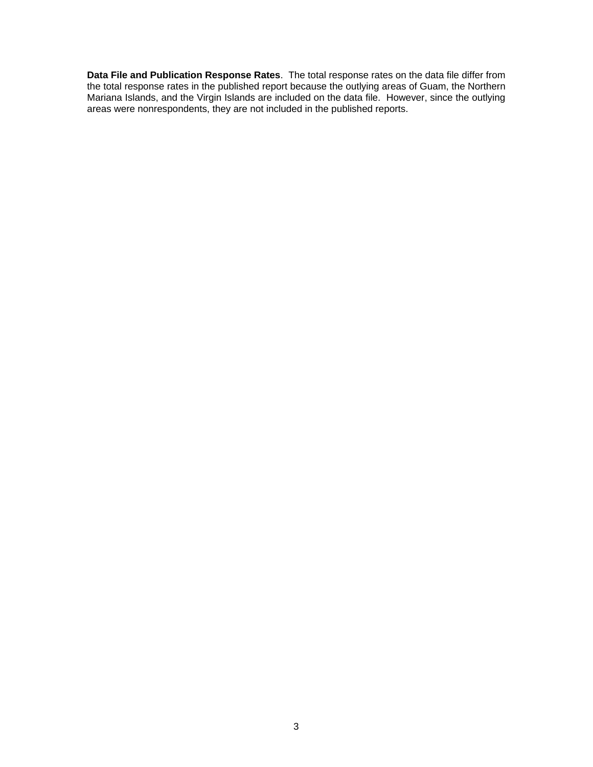**Data File and Publication Response Rates**. The total response rates on the data file differ from the total response rates in the published report because the outlying areas of Guam, the Northern Mariana Islands, and the Virgin Islands are included on the data file. However, since the outlying areas were nonrespondents, they are not included in the published reports.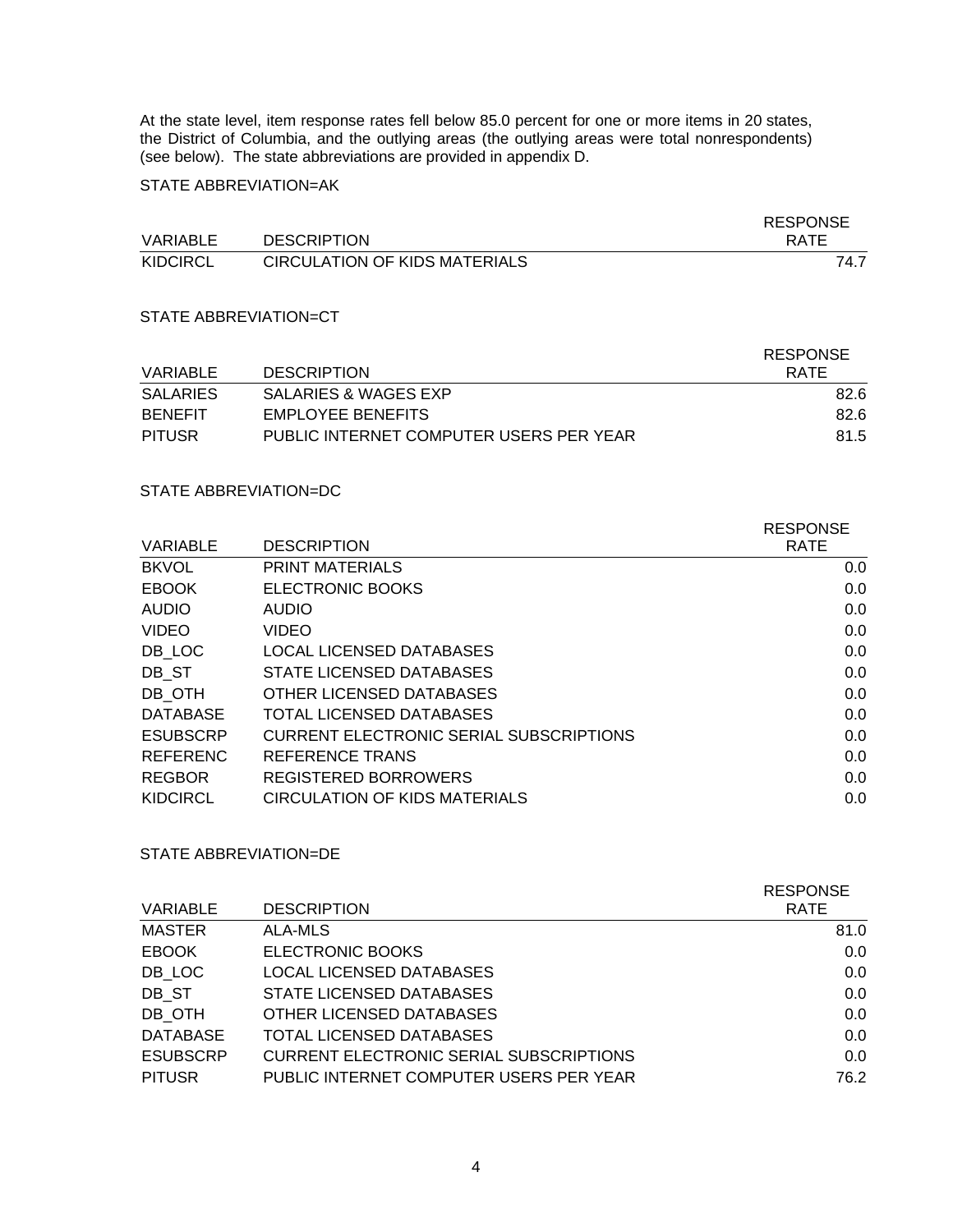At the state level, item response rates fell below 85.0 percent for one or more items in 20 states, the District of Columbia, and the outlying areas (the outlying areas were total nonrespondents) (see below). The state abbreviations are provided in appendix D.

STATE ABBREVIATION=AK

| VARIABLE | DESCRIPTION | RESPONSE RATE |
|---|---|---|
| KIDCIRCL | CIRCULATION OF KIDS MATERIALS | 74.7 |

STATE ABBREVIATION=CT

| VARIABLE | DESCRIPTION | RESPONSE RATE |
|---|---|---|
| SALARIES | SALARIES & WAGES EXP | 82.6 |
| BENEFIT | EMPLOYEE BENEFITS | 82.6 |
| PITUSR | PUBLIC INTERNET COMPUTER USERS PER YEAR | 81.5 |

STATE ABBREVIATION=DC

| VARIABLE | DESCRIPTION | RESPONSE RATE |
|---|---|---|
| BKVOL | PRINT MATERIALS | 0.0 |
| EBOOK | ELECTRONIC BOOKS | 0.0 |
| AUDIO | AUDIO | 0.0 |
| VIDEO | VIDEO | 0.0 |
| DB_LOC | LOCAL LICENSED DATABASES | 0.0 |
| DB_ST | STATE LICENSED DATABASES | 0.0 |
| DB_OTH | OTHER LICENSED DATABASES | 0.0 |
| DATABASE | TOTAL LICENSED DATABASES | 0.0 |
| ESUBSCRP | CURRENT ELECTRONIC SERIAL SUBSCRIPTIONS | 0.0 |
| REFERENC | REFERENCE TRANS | 0.0 |
| REGBOR | REGISTERED BORROWERS | 0.0 |
| KIDCIRCL | CIRCULATION OF KIDS MATERIALS | 0.0 |

STATE ABBREVIATION=DE

| VARIABLE | DESCRIPTION | RESPONSE RATE |
|---|---|---|
| MASTER | ALA-MLS | 81.0 |
| EBOOK | ELECTRONIC BOOKS | 0.0 |
| DB_LOC | LOCAL LICENSED DATABASES | 0.0 |
| DB_ST | STATE LICENSED DATABASES | 0.0 |
| DB_OTH | OTHER LICENSED DATABASES | 0.0 |
| DATABASE | TOTAL LICENSED DATABASES | 0.0 |
| ESUBSCRP | CURRENT ELECTRONIC SERIAL SUBSCRIPTIONS | 0.0 |
| PITUSR | PUBLIC INTERNET COMPUTER USERS PER YEAR | 76.2 |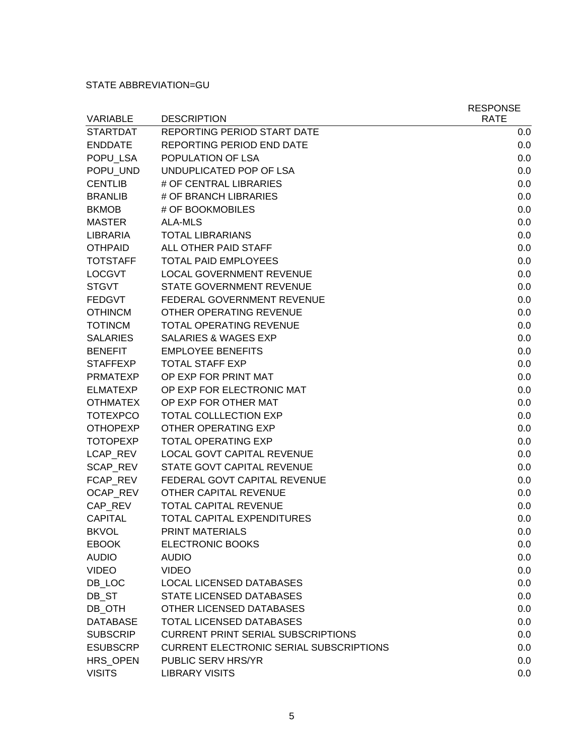STATE ABBREVIATION=GU

| VARIABLE | DESCRIPTION | RESPONSE RATE |
|---|---|---|
| STARTDAT | REPORTING PERIOD START DATE | 0.0 |
| ENDDATE | REPORTING PERIOD END DATE | 0.0 |
| POPU_LSA | POPULATION OF LSA | 0.0 |
| POPU_UND | UNDUPLICATED POP OF LSA | 0.0 |
| CENTLIB | # OF CENTRAL LIBRARIES | 0.0 |
| BRANLIB | # OF BRANCH LIBRARIES | 0.0 |
| BKMOB | # OF BOOKMOBILES | 0.0 |
| MASTER | ALA-MLS | 0.0 |
| LIBRARIA | TOTAL LIBRARIANS | 0.0 |
| OTHPAID | ALL OTHER PAID STAFF | 0.0 |
| TOTSTAFF | TOTAL PAID EMPLOYEES | 0.0 |
| LOCGVT | LOCAL GOVERNMENT REVENUE | 0.0 |
| STGVT | STATE GOVERNMENT REVENUE | 0.0 |
| FEDGVT | FEDERAL GOVERNMENT REVENUE | 0.0 |
| OTHINCM | OTHER OPERATING REVENUE | 0.0 |
| TOTINCM | TOTAL OPERATING REVENUE | 0.0 |
| SALARIES | SALARIES & WAGES EXP | 0.0 |
| BENEFIT | EMPLOYEE BENEFITS | 0.0 |
| STAFFEXP | TOTAL STAFF EXP | 0.0 |
| PRMATEXP | OP EXP FOR PRINT MAT | 0.0 |
| ELMATEXP | OP EXP FOR ELECTRONIC MAT | 0.0 |
| OTHMATEX | OP EXP FOR OTHER MAT | 0.0 |
| TOTEXPCO | TOTAL COLLLECTION EXP | 0.0 |
| OTHOPEXP | OTHER OPERATING EXP | 0.0 |
| TOTOPEXP | TOTAL OPERATING EXP | 0.0 |
| LCAP_REV | LOCAL GOVT CAPITAL REVENUE | 0.0 |
| SCAP_REV | STATE GOVT CAPITAL REVENUE | 0.0 |
| FCAP_REV | FEDERAL GOVT CAPITAL REVENUE | 0.0 |
| OCAP_REV | OTHER CAPITAL REVENUE | 0.0 |
| CAP_REV | TOTAL CAPITAL REVENUE | 0.0 |
| CAPITAL | TOTAL CAPITAL EXPENDITURES | 0.0 |
| BKVOL | PRINT MATERIALS | 0.0 |
| EBOOK | ELECTRONIC BOOKS | 0.0 |
| AUDIO | AUDIO | 0.0 |
| VIDEO | VIDEO | 0.0 |
| DB_LOC | LOCAL LICENSED DATABASES | 0.0 |
| DB_ST | STATE LICENSED DATABASES | 0.0 |
| DB_OTH | OTHER LICENSED DATABASES | 0.0 |
| DATABASE | TOTAL LICENSED DATABASES | 0.0 |
| SUBSCRIP | CURRENT PRINT SERIAL SUBSCRIPTIONS | 0.0 |
| ESUBSCRP | CURRENT ELECTRONIC SERIAL SUBSCRIPTIONS | 0.0 |
| HRS_OPEN | PUBLIC SERV HRS/YR | 0.0 |
| VISITS | LIBRARY VISITS | 0.0 |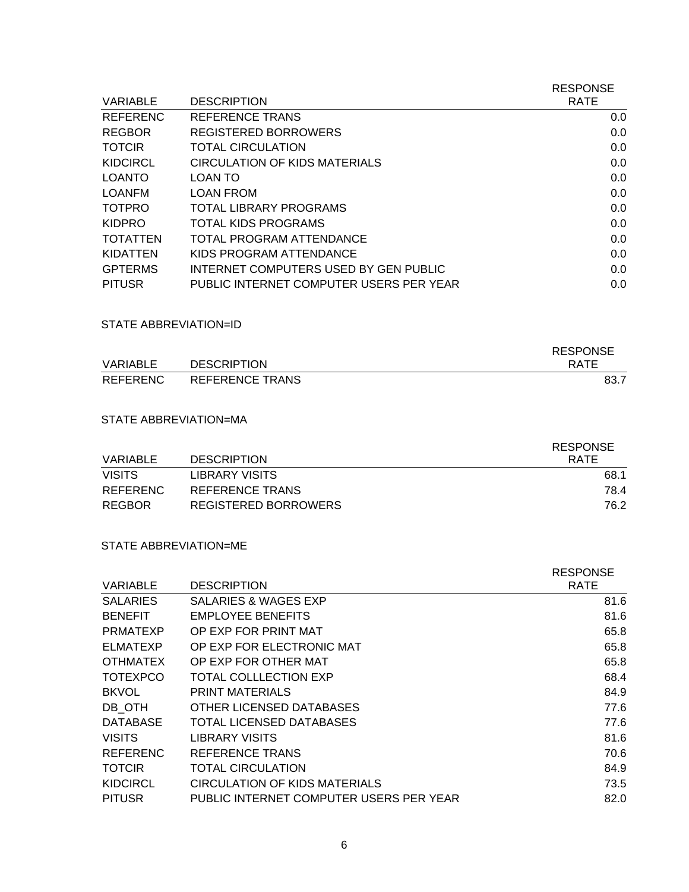| VARIABLE | DESCRIPTION | RESPONSE RATE |
|---|---|---|
| REFERENC | REFERENCE TRANS | 0.0 |
| REGBOR | REGISTERED BORROWERS | 0.0 |
| TOTCIR | TOTAL CIRCULATION | 0.0 |
| KIDCIRCL | CIRCULATION OF KIDS MATERIALS | 0.0 |
| LOANTO | LOAN TO | 0.0 |
| LOANFM | LOAN FROM | 0.0 |
| TOTPRO | TOTAL LIBRARY PROGRAMS | 0.0 |
| KIDPRO | TOTAL KIDS PROGRAMS | 0.0 |
| TOTATTEN | TOTAL PROGRAM ATTENDANCE | 0.0 |
| KIDATTEN | KIDS PROGRAM ATTENDANCE | 0.0 |
| GPTERMS | INTERNET COMPUTERS USED BY GEN PUBLIC | 0.0 |
| PITUSR | PUBLIC INTERNET COMPUTER USERS PER YEAR | 0.0 |

STATE ABBREVIATION=ID

| VARIABLE | DESCRIPTION | RESPONSE RATE |
|---|---|---|
| REFERENC | REFERENCE TRANS | 83.7 |

STATE ABBREVIATION=MA

| VARIABLE | DESCRIPTION | RESPONSE RATE |
|---|---|---|
| VISITS | LIBRARY VISITS | 68.1 |
| REFERENC | REFERENCE TRANS | 78.4 |
| REGBOR | REGISTERED BORROWERS | 76.2 |

STATE ABBREVIATION=ME

| VARIABLE | DESCRIPTION | RESPONSE RATE |
|---|---|---|
| SALARIES | SALARIES & WAGES EXP | 81.6 |
| BENEFIT | EMPLOYEE BENEFITS | 81.6 |
| PRMATEXP | OP EXP FOR PRINT MAT | 65.8 |
| ELMATEXP | OP EXP FOR ELECTRONIC MAT | 65.8 |
| OTHMATEX | OP EXP FOR OTHER MAT | 65.8 |
| TOTEXPCO | TOTAL COLLLECTION EXP | 68.4 |
| BKVOL | PRINT MATERIALS | 84.9 |
| DB_OTH | OTHER LICENSED DATABASES | 77.6 |
| DATABASE | TOTAL LICENSED DATABASES | 77.6 |
| VISITS | LIBRARY VISITS | 81.6 |
| REFERENC | REFERENCE TRANS | 70.6 |
| TOTCIR | TOTAL CIRCULATION | 84.9 |
| KIDCIRCL | CIRCULATION OF KIDS MATERIALS | 73.5 |
| PITUSR | PUBLIC INTERNET COMPUTER USERS PER YEAR | 82.0 |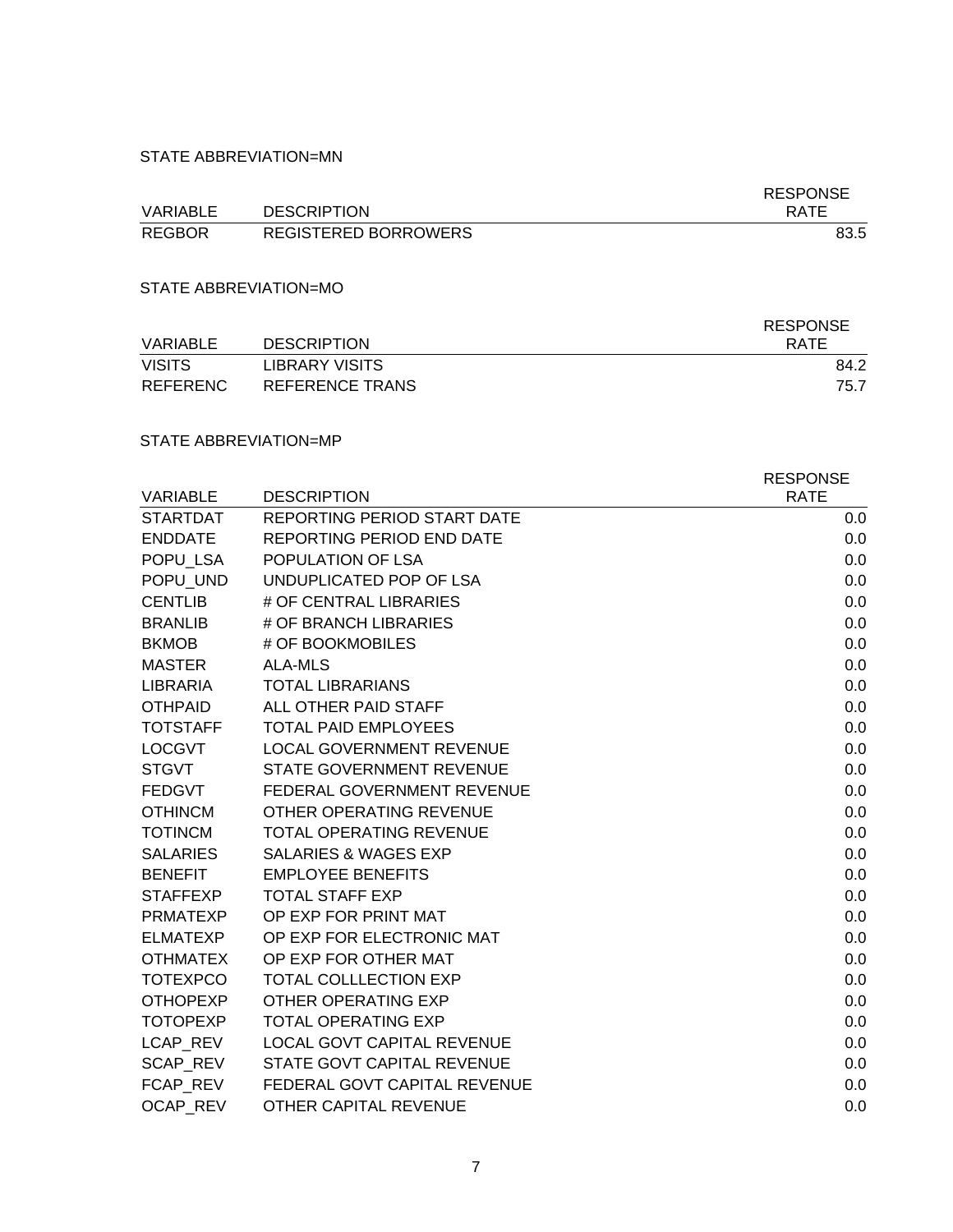STATE ABBREVIATION=MN

| VARIABLE | DESCRIPTION | RESPONSE RATE |
|---|---|---|
| REGBOR | REGISTERED BORROWERS | 83.5 |

STATE ABBREVIATION=MO

| VARIABLE | DESCRIPTION | RESPONSE RATE |
|---|---|---|
| VISITS | LIBRARY VISITS | 84.2 |
| REFERENC | REFERENCE TRANS | 75.7 |

STATE ABBREVIATION=MP

| VARIABLE | DESCRIPTION | RESPONSE RATE |
|---|---|---|
| STARTDAT | REPORTING PERIOD START DATE | 0.0 |
| ENDDATE | REPORTING PERIOD END DATE | 0.0 |
| POPU_LSA | POPULATION OF LSA | 0.0 |
| POPU_UND | UNDUPLICATED POP OF LSA | 0.0 |
| CENTLIB | # OF CENTRAL LIBRARIES | 0.0 |
| BRANLIB | # OF BRANCH LIBRARIES | 0.0 |
| BKMOB | # OF BOOKMOBILES | 0.0 |
| MASTER | ALA-MLS | 0.0 |
| LIBRARIA | TOTAL LIBRARIANS | 0.0 |
| OTHPAID | ALL OTHER PAID STAFF | 0.0 |
| TOTSTAFF | TOTAL PAID EMPLOYEES | 0.0 |
| LOCGVT | LOCAL GOVERNMENT REVENUE | 0.0 |
| STGVT | STATE GOVERNMENT REVENUE | 0.0 |
| FEDGVT | FEDERAL GOVERNMENT REVENUE | 0.0 |
| OTHINCM | OTHER OPERATING REVENUE | 0.0 |
| TOTINCM | TOTAL OPERATING REVENUE | 0.0 |
| SALARIES | SALARIES & WAGES EXP | 0.0 |
| BENEFIT | EMPLOYEE BENEFITS | 0.0 |
| STAFFEXP | TOTAL STAFF EXP | 0.0 |
| PRMATEXP | OP EXP FOR PRINT MAT | 0.0 |
| ELMATEXP | OP EXP FOR ELECTRONIC MAT | 0.0 |
| OTHMATEX | OP EXP FOR OTHER MAT | 0.0 |
| TOTEXPCO | TOTAL COLLLECTION EXP | 0.0 |
| OTHOPEXP | OTHER OPERATING EXP | 0.0 |
| TOTOPEXP | TOTAL OPERATING EXP | 0.0 |
| LCAP_REV | LOCAL GOVT CAPITAL REVENUE | 0.0 |
| SCAP_REV | STATE GOVT CAPITAL REVENUE | 0.0 |
| FCAP_REV | FEDERAL GOVT CAPITAL REVENUE | 0.0 |
| OCAP_REV | OTHER CAPITAL REVENUE | 0.0 |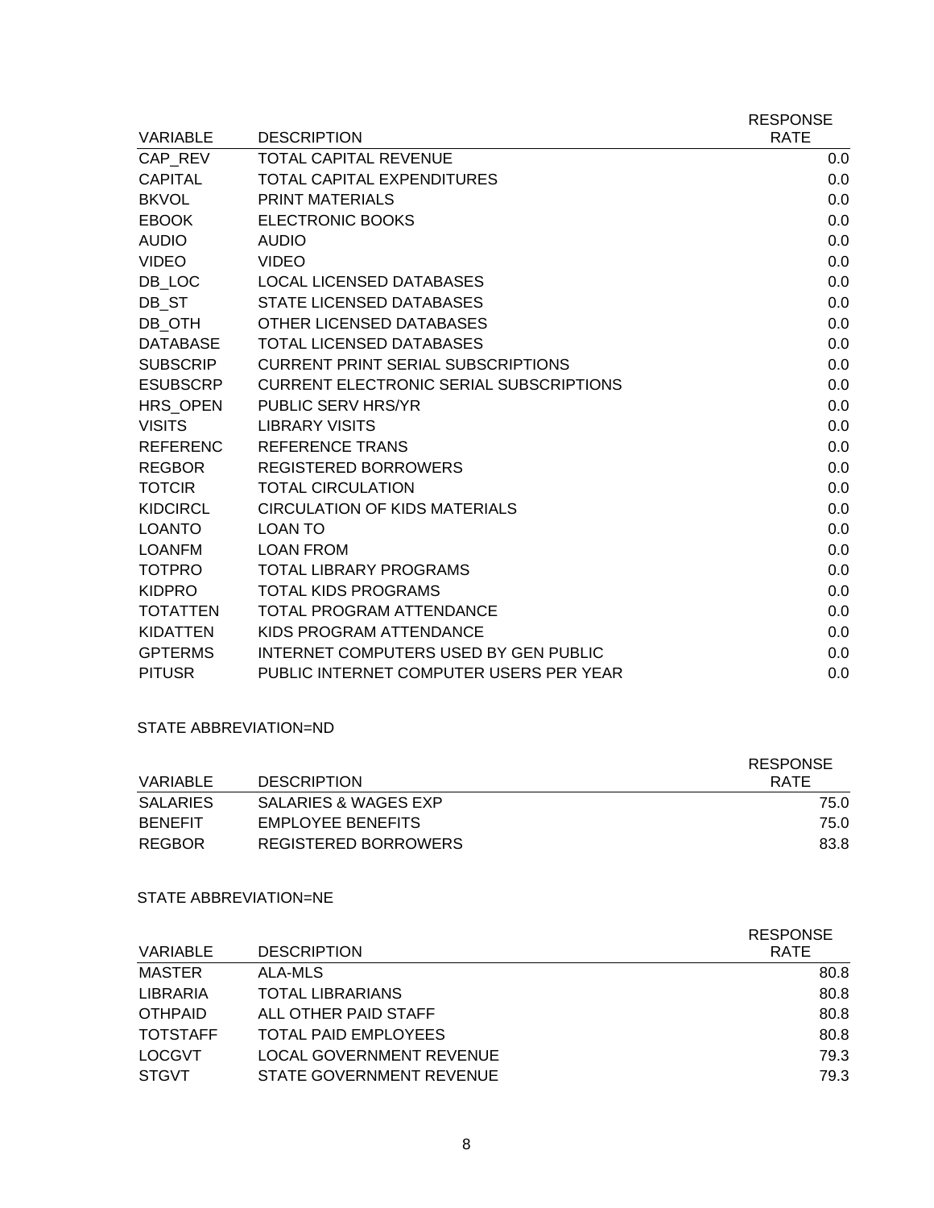| VARIABLE | DESCRIPTION | RESPONSE RATE |
|---|---|---|
| CAP_REV | TOTAL CAPITAL REVENUE | 0.0 |
| CAPITAL | TOTAL CAPITAL EXPENDITURES | 0.0 |
| BKVOL | PRINT MATERIALS | 0.0 |
| EBOOK | ELECTRONIC BOOKS | 0.0 |
| AUDIO | AUDIO | 0.0 |
| VIDEO | VIDEO | 0.0 |
| DB_LOC | LOCAL LICENSED DATABASES | 0.0 |
| DB_ST | STATE LICENSED DATABASES | 0.0 |
| DB_OTH | OTHER LICENSED DATABASES | 0.0 |
| DATABASE | TOTAL LICENSED DATABASES | 0.0 |
| SUBSCRIP | CURRENT PRINT SERIAL SUBSCRIPTIONS | 0.0 |
| ESUBSCRP | CURRENT ELECTRONIC SERIAL SUBSCRIPTIONS | 0.0 |
| HRS_OPEN | PUBLIC SERV HRS/YR | 0.0 |
| VISITS | LIBRARY VISITS | 0.0 |
| REFERENC | REFERENCE TRANS | 0.0 |
| REGBOR | REGISTERED BORROWERS | 0.0 |
| TOTCIR | TOTAL CIRCULATION | 0.0 |
| KIDCIRCL | CIRCULATION OF KIDS MATERIALS | 0.0 |
| LOANTO | LOAN TO | 0.0 |
| LOANFM | LOAN FROM | 0.0 |
| TOTPRO | TOTAL LIBRARY PROGRAMS | 0.0 |
| KIDPRO | TOTAL KIDS PROGRAMS | 0.0 |
| TOTATTEN | TOTAL PROGRAM ATTENDANCE | 0.0 |
| KIDATTEN | KIDS PROGRAM ATTENDANCE | 0.0 |
| GPTERMS | INTERNET COMPUTERS USED BY GEN PUBLIC | 0.0 |
| PITUSR | PUBLIC INTERNET COMPUTER USERS PER YEAR | 0.0 |

STATE ABBREVIATION=ND

| VARIABLE | DESCRIPTION | RESPONSE RATE |
|---|---|---|
| SALARIES | SALARIES & WAGES EXP | 75.0 |
| BENEFIT | EMPLOYEE BENEFITS | 75.0 |
| REGBOR | REGISTERED BORROWERS | 83.8 |

STATE ABBREVIATION=NE

| VARIABLE | DESCRIPTION | RESPONSE RATE |
|---|---|---|
| MASTER | ALA-MLS | 80.8 |
| LIBRARIA | TOTAL LIBRARIANS | 80.8 |
| OTHPAID | ALL OTHER PAID STAFF | 80.8 |
| TOTSTAFF | TOTAL PAID EMPLOYEES | 80.8 |
| LOCGVT | LOCAL GOVERNMENT REVENUE | 79.3 |
| STGVT | STATE GOVERNMENT REVENUE | 79.3 |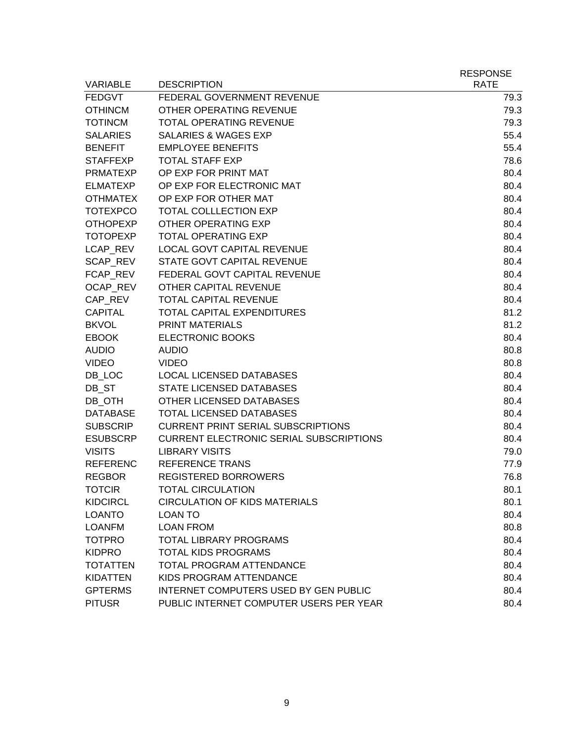| VARIABLE | DESCRIPTION | RESPONSE RATE |
|---|---|---|
| FEDGVT | FEDERAL GOVERNMENT REVENUE | 79.3 |
| OTHINCM | OTHER OPERATING REVENUE | 79.3 |
| TOTINCM | TOTAL OPERATING REVENUE | 79.3 |
| SALARIES | SALARIES & WAGES EXP | 55.4 |
| BENEFIT | EMPLOYEE BENEFITS | 55.4 |
| STAFFEXP | TOTAL STAFF EXP | 78.6 |
| PRMATEXP | OP EXP FOR PRINT MAT | 80.4 |
| ELMATEXP | OP EXP FOR ELECTRONIC MAT | 80.4 |
| OTHMATEX | OP EXP FOR OTHER MAT | 80.4 |
| TOTEXPCO | TOTAL COLLLECTION EXP | 80.4 |
| OTHOPEXP | OTHER OPERATING EXP | 80.4 |
| TOTOPEXP | TOTAL OPERATING EXP | 80.4 |
| LCAP_REV | LOCAL GOVT CAPITAL REVENUE | 80.4 |
| SCAP_REV | STATE GOVT CAPITAL REVENUE | 80.4 |
| FCAP_REV | FEDERAL GOVT CAPITAL REVENUE | 80.4 |
| OCAP_REV | OTHER CAPITAL REVENUE | 80.4 |
| CAP_REV | TOTAL CAPITAL REVENUE | 80.4 |
| CAPITAL | TOTAL CAPITAL EXPENDITURES | 81.2 |
| BKVOL | PRINT MATERIALS | 81.2 |
| EBOOK | ELECTRONIC BOOKS | 80.4 |
| AUDIO | AUDIO | 80.8 |
| VIDEO | VIDEO | 80.8 |
| DB_LOC | LOCAL LICENSED DATABASES | 80.4 |
| DB_ST | STATE LICENSED DATABASES | 80.4 |
| DB_OTH | OTHER LICENSED DATABASES | 80.4 |
| DATABASE | TOTAL LICENSED DATABASES | 80.4 |
| SUBSCRIP | CURRENT PRINT SERIAL SUBSCRIPTIONS | 80.4 |
| ESUBSCRP | CURRENT ELECTRONIC SERIAL SUBSCRIPTIONS | 80.4 |
| VISITS | LIBRARY VISITS | 79.0 |
| REFERENC | REFERENCE TRANS | 77.9 |
| REGBOR | REGISTERED BORROWERS | 76.8 |
| TOTCIR | TOTAL CIRCULATION | 80.1 |
| KIDCIRCL | CIRCULATION OF KIDS MATERIALS | 80.1 |
| LOANTO | LOAN TO | 80.4 |
| LOANFM | LOAN FROM | 80.8 |
| TOTPRO | TOTAL LIBRARY PROGRAMS | 80.4 |
| KIDPRO | TOTAL KIDS PROGRAMS | 80.4 |
| TOTATTEN | TOTAL PROGRAM ATTENDANCE | 80.4 |
| KIDATTEN | KIDS PROGRAM ATTENDANCE | 80.4 |
| GPTERMS | INTERNET COMPUTERS USED BY GEN PUBLIC | 80.4 |
| PITUSR | PUBLIC INTERNET COMPUTER USERS PER YEAR | 80.4 |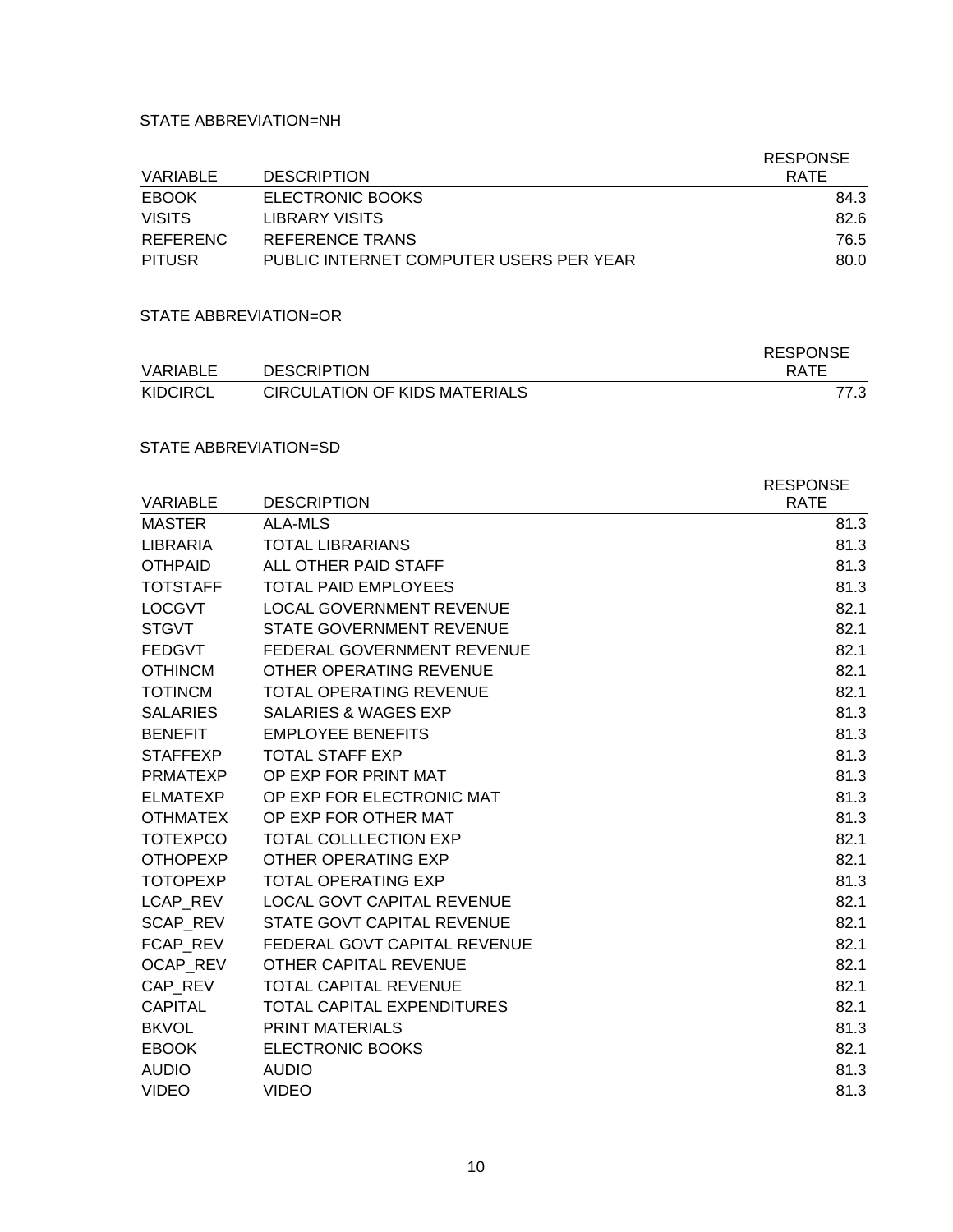STATE ABBREVIATION=NH

| VARIABLE | DESCRIPTION | RESPONSE RATE |
|---|---|---|
| EBOOK | ELECTRONIC BOOKS | 84.3 |
| VISITS | LIBRARY VISITS | 82.6 |
| REFERENC | REFERENCE TRANS | 76.5 |
| PITUSR | PUBLIC INTERNET COMPUTER USERS PER YEAR | 80.0 |

STATE ABBREVIATION=OR

| VARIABLE | DESCRIPTION | RESPONSE RATE |
|---|---|---|
| KIDCIRCL | CIRCULATION OF KIDS MATERIALS | 77.3 |

STATE ABBREVIATION=SD

| VARIABLE | DESCRIPTION | RESPONSE RATE |
|---|---|---|
| MASTER | ALA-MLS | 81.3 |
| LIBRARIA | TOTAL LIBRARIANS | 81.3 |
| OTHPAID | ALL OTHER PAID STAFF | 81.3 |
| TOTSTAFF | TOTAL PAID EMPLOYEES | 81.3 |
| LOCGVT | LOCAL GOVERNMENT REVENUE | 82.1 |
| STGVT | STATE GOVERNMENT REVENUE | 82.1 |
| FEDGVT | FEDERAL GOVERNMENT REVENUE | 82.1 |
| OTHINCM | OTHER OPERATING REVENUE | 82.1 |
| TOTINCM | TOTAL OPERATING REVENUE | 82.1 |
| SALARIES | SALARIES & WAGES EXP | 81.3 |
| BENEFIT | EMPLOYEE BENEFITS | 81.3 |
| STAFFEXP | TOTAL STAFF EXP | 81.3 |
| PRMATEXP | OP EXP FOR PRINT MAT | 81.3 |
| ELMATEXP | OP EXP FOR ELECTRONIC MAT | 81.3 |
| OTHMATEX | OP EXP FOR OTHER MAT | 81.3 |
| TOTEXPCO | TOTAL COLLLECTION EXP | 82.1 |
| OTHOPEXP | OTHER OPERATING EXP | 82.1 |
| TOTOPEXP | TOTAL OPERATING EXP | 81.3 |
| LCAP_REV | LOCAL GOVT CAPITAL REVENUE | 82.1 |
| SCAP_REV | STATE GOVT CAPITAL REVENUE | 82.1 |
| FCAP_REV | FEDERAL GOVT CAPITAL REVENUE | 82.1 |
| OCAP_REV | OTHER CAPITAL REVENUE | 82.1 |
| CAP_REV | TOTAL CAPITAL REVENUE | 82.1 |
| CAPITAL | TOTAL CAPITAL EXPENDITURES | 82.1 |
| BKVOL | PRINT MATERIALS | 81.3 |
| EBOOK | ELECTRONIC BOOKS | 82.1 |
| AUDIO | AUDIO | 81.3 |
| VIDEO | VIDEO | 81.3 |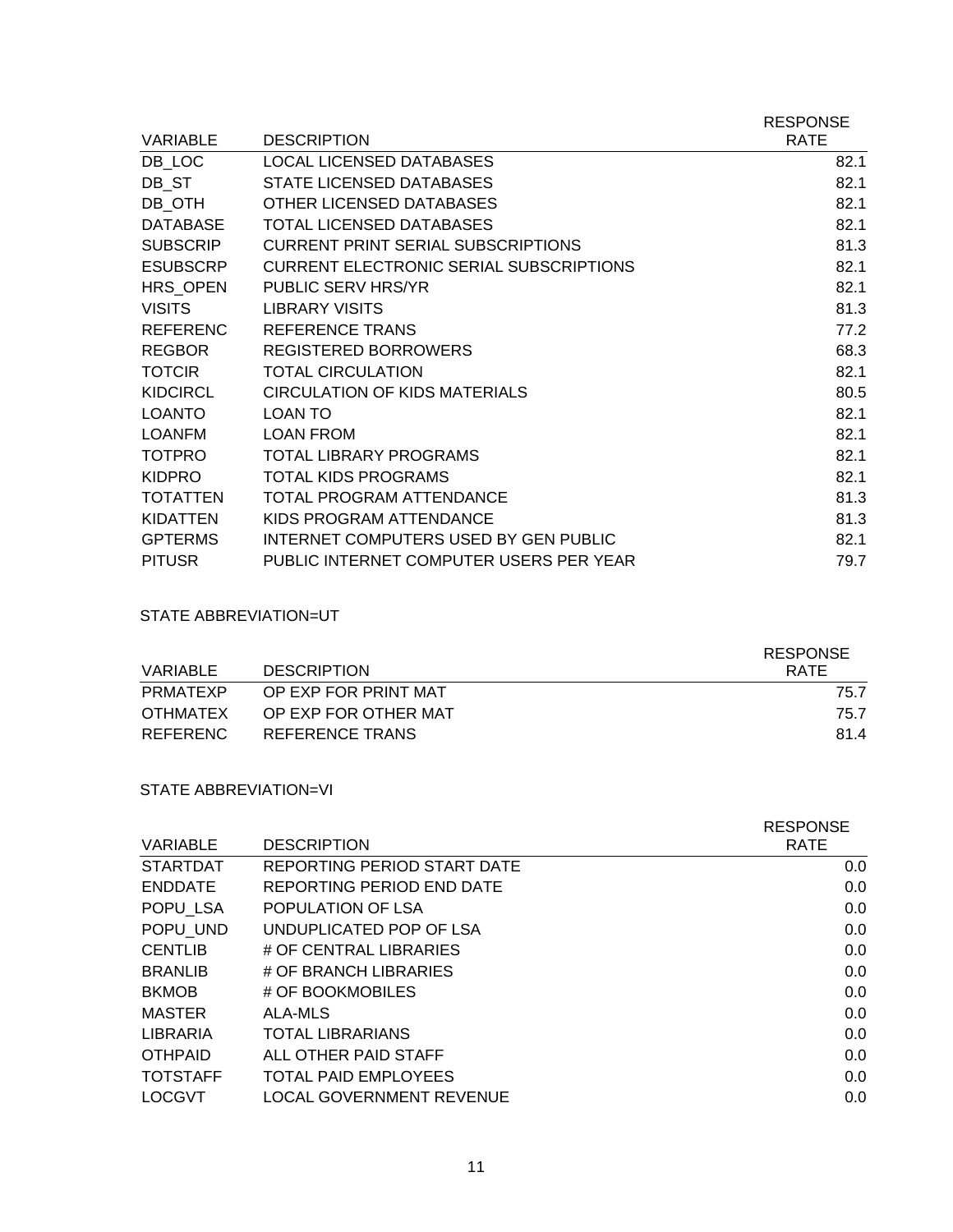| VARIABLE | DESCRIPTION | RESPONSE RATE |
|---|---|---|
| DB_LOC | LOCAL LICENSED DATABASES | 82.1 |
| DB_ST | STATE LICENSED DATABASES | 82.1 |
| DB_OTH | OTHER LICENSED DATABASES | 82.1 |
| DATABASE | TOTAL LICENSED DATABASES | 82.1 |
| SUBSCRIP | CURRENT PRINT SERIAL SUBSCRIPTIONS | 81.3 |
| ESUBSCRP | CURRENT ELECTRONIC SERIAL SUBSCRIPTIONS | 82.1 |
| HRS_OPEN | PUBLIC SERV HRS/YR | 82.1 |
| VISITS | LIBRARY VISITS | 81.3 |
| REFERENC | REFERENCE TRANS | 77.2 |
| REGBOR | REGISTERED BORROWERS | 68.3 |
| TOTCIR | TOTAL CIRCULATION | 82.1 |
| KIDCIRCL | CIRCULATION OF KIDS MATERIALS | 80.5 |
| LOANTO | LOAN TO | 82.1 |
| LOANFM | LOAN FROM | 82.1 |
| TOTPRO | TOTAL LIBRARY PROGRAMS | 82.1 |
| KIDPRO | TOTAL KIDS PROGRAMS | 82.1 |
| TOTATTEN | TOTAL PROGRAM ATTENDANCE | 81.3 |
| KIDATTEN | KIDS PROGRAM ATTENDANCE | 81.3 |
| GPTERMS | INTERNET COMPUTERS USED BY GEN PUBLIC | 82.1 |
| PITUSR | PUBLIC INTERNET COMPUTER USERS PER YEAR | 79.7 |

STATE ABBREVIATION=UT

| VARIABLE | DESCRIPTION | RESPONSE RATE |
|---|---|---|
| PRMATEXP | OP EXP FOR PRINT MAT | 75.7 |
| OTHMATEX | OP EXP FOR OTHER MAT | 75.7 |
| REFERENC | REFERENCE TRANS | 81.4 |

STATE ABBREVIATION=VI

| VARIABLE | DESCRIPTION | RESPONSE RATE |
|---|---|---|
| STARTDAT | REPORTING PERIOD START DATE | 0.0 |
| ENDDATE | REPORTING PERIOD END DATE | 0.0 |
| POPU_LSA | POPULATION OF LSA | 0.0 |
| POPU_UND | UNDUPLICATED POP OF LSA | 0.0 |
| CENTLIB | # OF CENTRAL LIBRARIES | 0.0 |
| BRANLIB | # OF BRANCH LIBRARIES | 0.0 |
| BKMOB | # OF BOOKMOBILES | 0.0 |
| MASTER | ALA-MLS | 0.0 |
| LIBRARIA | TOTAL LIBRARIANS | 0.0 |
| OTHPAID | ALL OTHER PAID STAFF | 0.0 |
| TOTSTAFF | TOTAL PAID EMPLOYEES | 0.0 |
| LOCGVT | LOCAL GOVERNMENT REVENUE | 0.0 |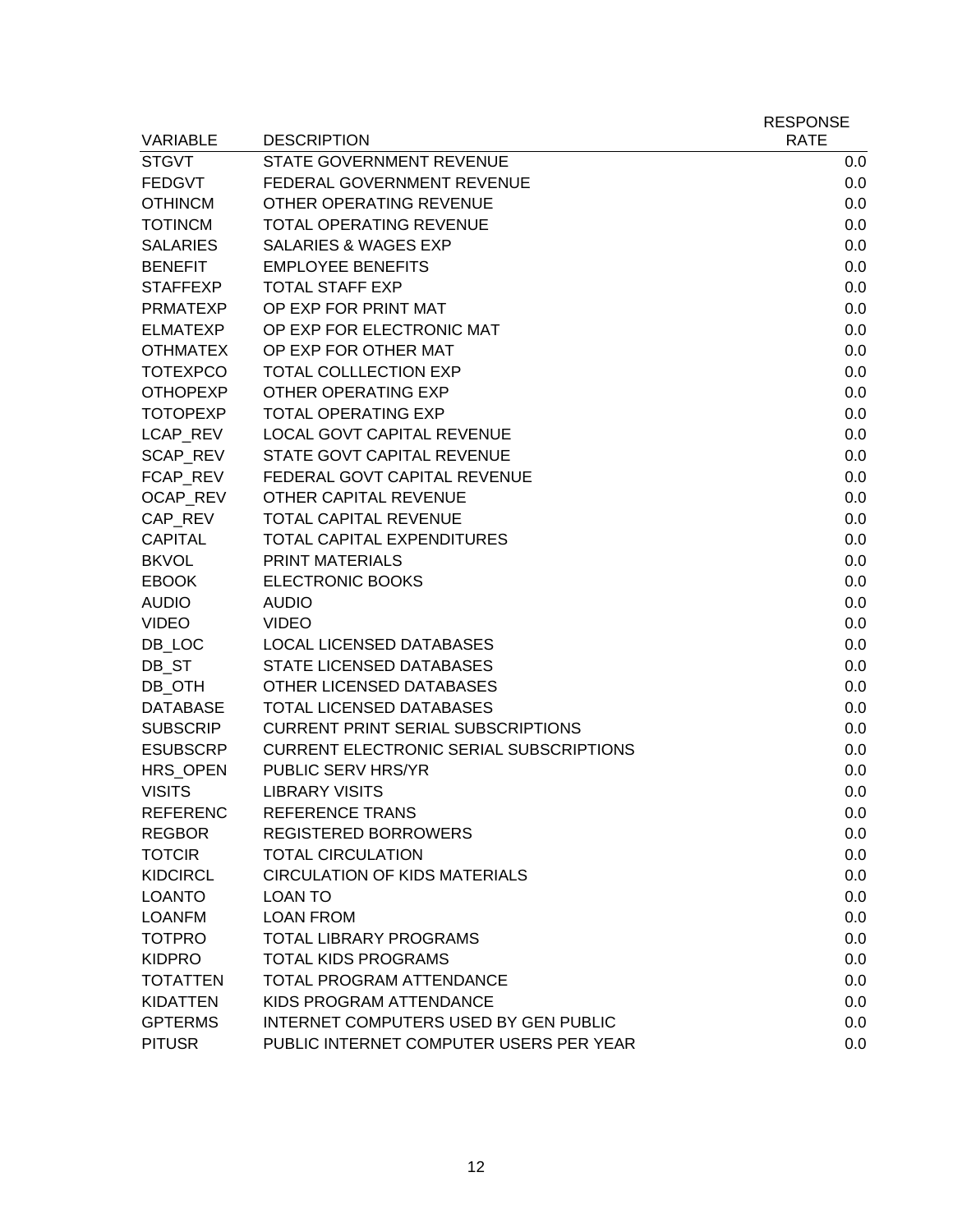| VARIABLE | DESCRIPTION | RESPONSE RATE |
|---|---|---|
| STGVT | STATE GOVERNMENT REVENUE | 0.0 |
| FEDGVT | FEDERAL GOVERNMENT REVENUE | 0.0 |
| OTHINCM | OTHER OPERATING REVENUE | 0.0 |
| TOTINCM | TOTAL OPERATING REVENUE | 0.0 |
| SALARIES | SALARIES & WAGES EXP | 0.0 |
| BENEFIT | EMPLOYEE BENEFITS | 0.0 |
| STAFFEXP | TOTAL STAFF EXP | 0.0 |
| PRMATEXP | OP EXP FOR PRINT MAT | 0.0 |
| ELMATEXP | OP EXP FOR ELECTRONIC MAT | 0.0 |
| OTHMATEX | OP EXP FOR OTHER MAT | 0.0 |
| TOTEXPCO | TOTAL COLLLECTION EXP | 0.0 |
| OTHOPEXP | OTHER OPERATING EXP | 0.0 |
| TOTOPEXP | TOTAL OPERATING EXP | 0.0 |
| LCAP_REV | LOCAL GOVT CAPITAL REVENUE | 0.0 |
| SCAP_REV | STATE GOVT CAPITAL REVENUE | 0.0 |
| FCAP_REV | FEDERAL GOVT CAPITAL REVENUE | 0.0 |
| OCAP_REV | OTHER CAPITAL REVENUE | 0.0 |
| CAP_REV | TOTAL CAPITAL REVENUE | 0.0 |
| CAPITAL | TOTAL CAPITAL EXPENDITURES | 0.0 |
| BKVOL | PRINT MATERIALS | 0.0 |
| EBOOK | ELECTRONIC BOOKS | 0.0 |
| AUDIO | AUDIO | 0.0 |
| VIDEO | VIDEO | 0.0 |
| DB_LOC | LOCAL LICENSED DATABASES | 0.0 |
| DB_ST | STATE LICENSED DATABASES | 0.0 |
| DB_OTH | OTHER LICENSED DATABASES | 0.0 |
| DATABASE | TOTAL LICENSED DATABASES | 0.0 |
| SUBSCRIP | CURRENT PRINT SERIAL SUBSCRIPTIONS | 0.0 |
| ESUBSCRP | CURRENT ELECTRONIC SERIAL SUBSCRIPTIONS | 0.0 |
| HRS_OPEN | PUBLIC SERV HRS/YR | 0.0 |
| VISITS | LIBRARY VISITS | 0.0 |
| REFERENC | REFERENCE TRANS | 0.0 |
| REGBOR | REGISTERED BORROWERS | 0.0 |
| TOTCIR | TOTAL CIRCULATION | 0.0 |
| KIDCIRCL | CIRCULATION OF KIDS MATERIALS | 0.0 |
| LOANTO | LOAN TO | 0.0 |
| LOANFM | LOAN FROM | 0.0 |
| TOTPRO | TOTAL LIBRARY PROGRAMS | 0.0 |
| KIDPRO | TOTAL KIDS PROGRAMS | 0.0 |
| TOTATTEN | TOTAL PROGRAM ATTENDANCE | 0.0 |
| KIDATTEN | KIDS PROGRAM ATTENDANCE | 0.0 |
| GPTERMS | INTERNET COMPUTERS USED BY GEN PUBLIC | 0.0 |
| PITUSR | PUBLIC INTERNET COMPUTER USERS PER YEAR | 0.0 |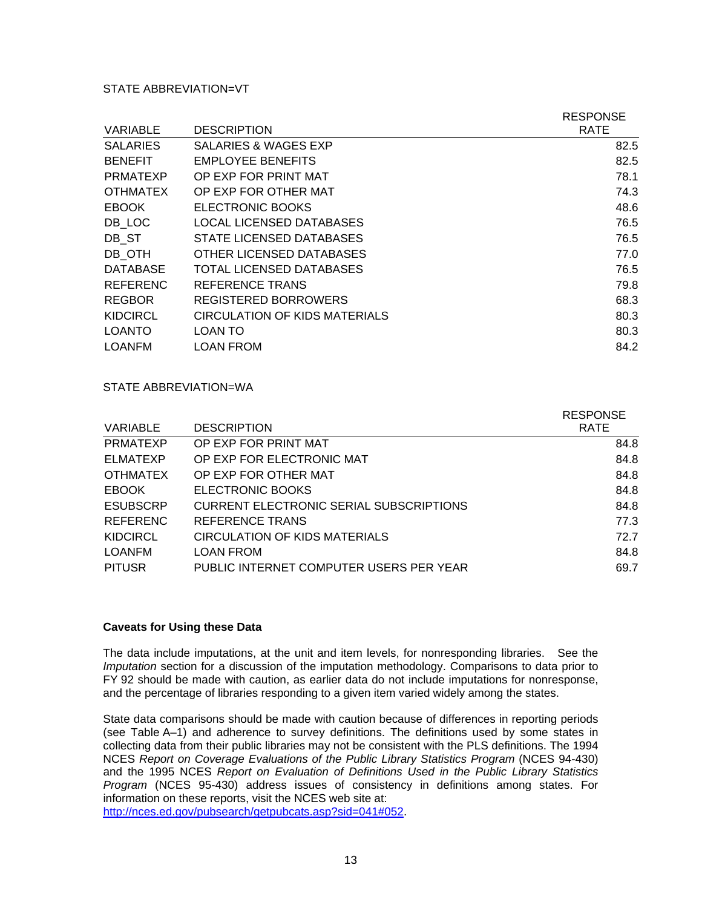STATE ABBREVIATION=VT

| VARIABLE | DESCRIPTION | RESPONSE RATE |
|---|---|---|
| SALARIES | SALARIES & WAGES EXP | 82.5 |
| BENEFIT | EMPLOYEE BENEFITS | 82.5 |
| PRMATEXP | OP EXP FOR PRINT MAT | 78.1 |
| OTHMATEX | OP EXP FOR OTHER MAT | 74.3 |
| EBOOK | ELECTRONIC BOOKS | 48.6 |
| DB_LOC | LOCAL LICENSED DATABASES | 76.5 |
| DB_ST | STATE LICENSED DATABASES | 76.5 |
| DB_OTH | OTHER LICENSED DATABASES | 77.0 |
| DATABASE | TOTAL LICENSED DATABASES | 76.5 |
| REFERENC | REFERENCE TRANS | 79.8 |
| REGBOR | REGISTERED BORROWERS | 68.3 |
| KIDCIRCL | CIRCULATION OF KIDS MATERIALS | 80.3 |
| LOANTO | LOAN TO | 80.3 |
| LOANFM | LOAN FROM | 84.2 |

STATE ABBREVIATION=WA

| VARIABLE | DESCRIPTION | RESPONSE RATE |
|---|---|---|
| PRMATEXP | OP EXP FOR PRINT MAT | 84.8 |
| ELMATEXP | OP EXP FOR ELECTRONIC MAT | 84.8 |
| OTHMATEX | OP EXP FOR OTHER MAT | 84.8 |
| EBOOK | ELECTRONIC BOOKS | 84.8 |
| ESUBSCRP | CURRENT ELECTRONIC SERIAL SUBSCRIPTIONS | 84.8 |
| REFERENC | REFERENCE TRANS | 77.3 |
| KIDCIRCL | CIRCULATION OF KIDS MATERIALS | 72.7 |
| LOANFM | LOAN FROM | 84.8 |
| PITUSR | PUBLIC INTERNET COMPUTER USERS PER YEAR | 69.7 |

**Caveats for Using these Data**

The data include imputations, at the unit and item levels, for nonresponding libraries. See the *Imputation* section for a discussion of the imputation methodology. Comparisons to data prior to FY 92 should be made with caution, as earlier data do not include imputations for nonresponse, and the percentage of libraries responding to a given item varied widely among the states.

State data comparisons should be made with caution because of differences in reporting periods (see Table A–1) and adherence to survey definitions. The definitions used by some states in collecting data from their public libraries may not be consistent with the PLS definitions. The 1994 NCES *Report on Coverage Evaluations of the Public Library Statistics Program* (NCES 94-430) and the 1995 NCES *Report on Evaluation of Definitions Used in the Public Library Statistics Program* (NCES 95-430) address issues of consistency in definitions among states. For information on these reports, visit the NCES web site at: http://nces.ed.gov/pubsearch/getpubcats.asp?sid=041#052.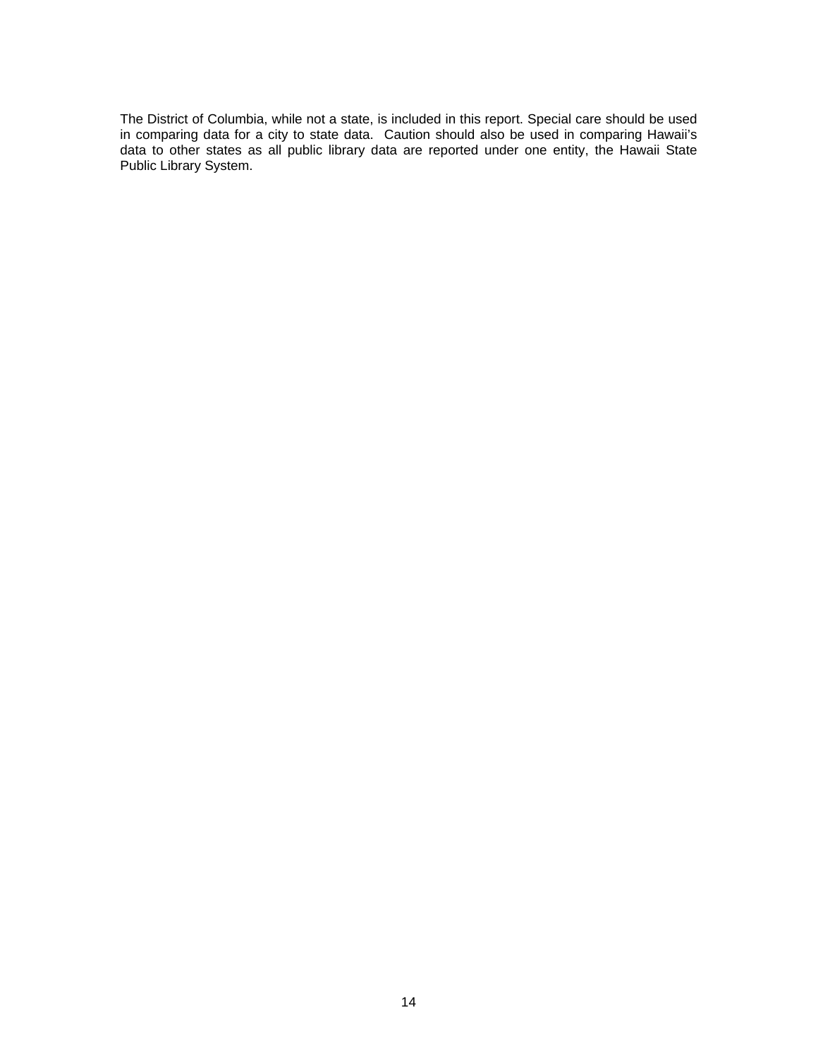The District of Columbia, while not a state, is included in this report. Special care should be used in comparing data for a city to state data. Caution should also be used in comparing Hawaii's data to other states as all public library data are reported under one entity, the Hawaii State Public Library System.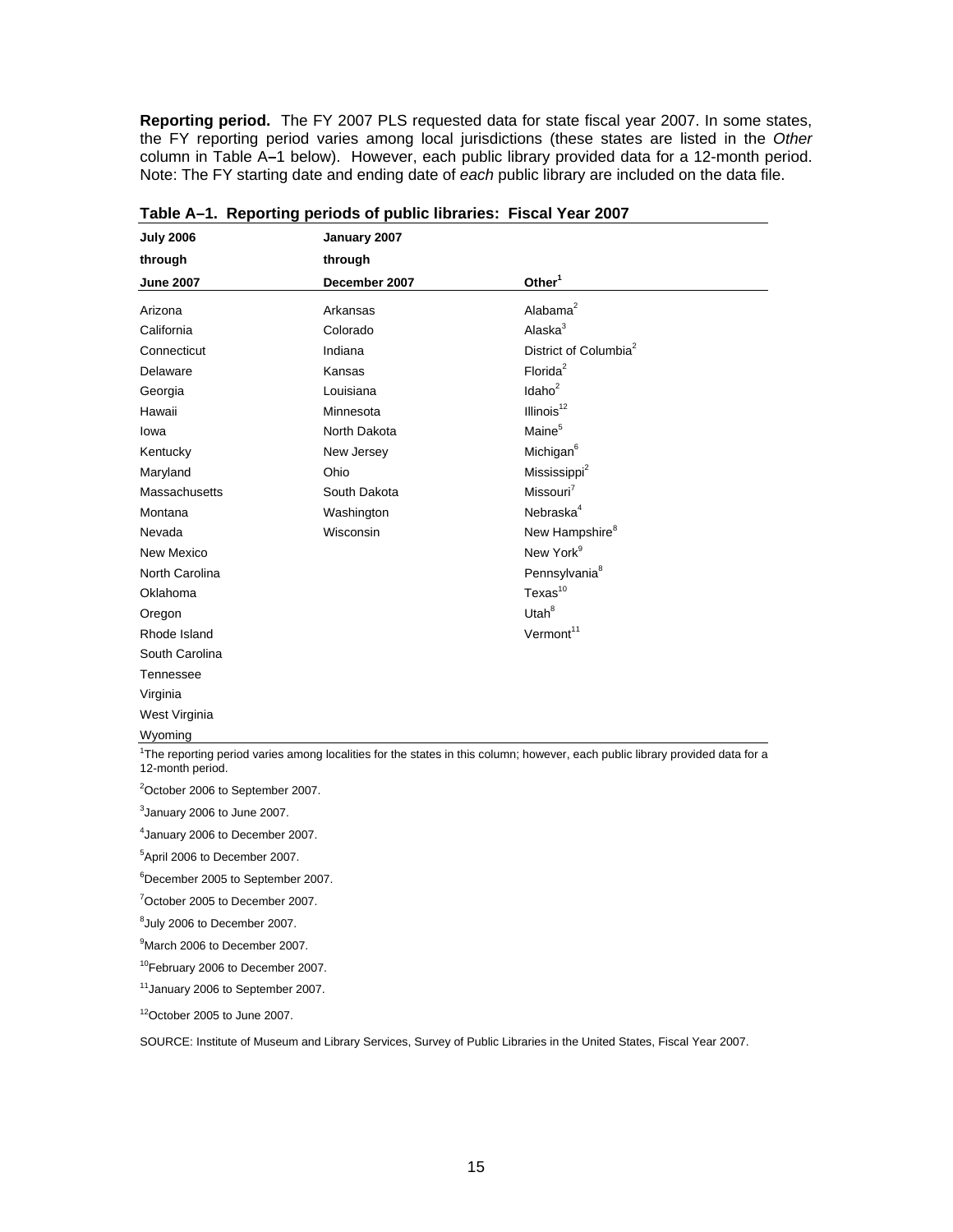**Reporting period.** The FY 2007 PLS requested data for state fiscal year 2007. In some states, the FY reporting period varies among local jurisdictions (these states are listed in the *Other* column in Table A–1 below). However, each public library provided data for a 12-month period. Note: The FY starting date and ending date of *each* public library are included on the data file.

**Table A–1. Reporting periods of public libraries: Fiscal Year 2007**

| July 2006 through June 2007 | January 2007 through December 2007 | Other[1] |
|---|---|---|
| Arizona | Arkansas | Alabama[2] |
| California | Colorado | Alaska[3] |
| Connecticut | Indiana | District of Columbia[2] |
| Delaware | Kansas | Florida[2] |
| Georgia | Louisiana | Idaho[2] |
| Hawaii | Minnesota | Illinois[12] |
| Iowa | North Dakota | Maine[5] |
| Kentucky | New Jersey | Michigan[6] |
| Maryland | Ohio | Mississippi[2] |
| Massachusetts | South Dakota | Missouri[7] |
| Montana | Washington | Nebraska[4] |
| Nevada | Wisconsin | New Hampshire[8] |
| New Mexico | | New York[9] |
| North Carolina | | Pennsylvania[8] |
| Oklahoma | | Texas[10] |
| Oregon | | Utah[8] |
| Rhode Island | | Vermont[11] |
| South Carolina | | |
| Tennessee | | |
| Virginia | | |
| West Virginia | | |
| Wyoming | | |

[1]The reporting period varies among localities for the states in this column; however, each public library provided data for a 12-month period.

[2]October 2006 to September 2007.

[3]January 2006 to June 2007.

[4]January 2006 to December 2007.

[5]April 2006 to December 2007.

[6]December 2005 to September 2007.

[7]October 2005 to December 2007.

[8]July 2006 to December 2007.

[9]March 2006 to December 2007.

[10]February 2006 to December 2007.

[11]January 2006 to September 2007.

[12]October 2005 to June 2007.

SOURCE: Institute of Museum and Library Services, Survey of Public Libraries in the United States, Fiscal Year 2007.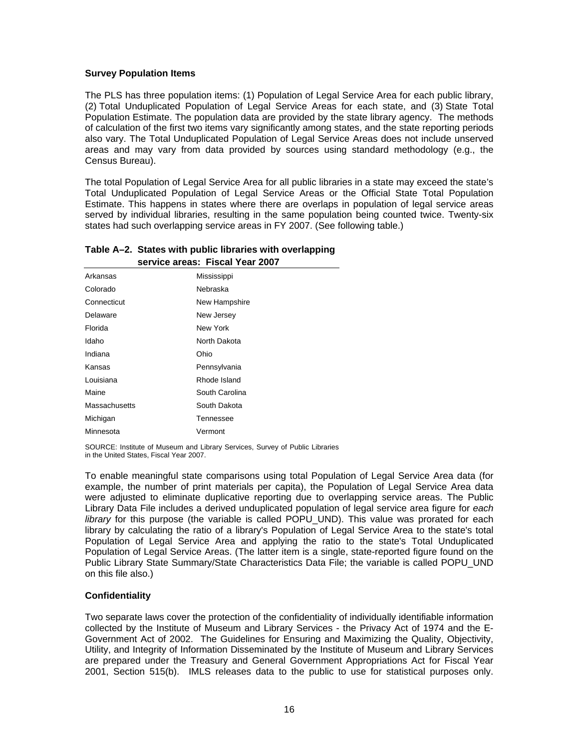**Survey Population Items**

The PLS has three population items: (1) Population of Legal Service Area for each public library, (2) Total Unduplicated Population of Legal Service Areas for each state, and (3) State Total Population Estimate. The population data are provided by the state library agency. The methods of calculation of the first two items vary significantly among states, and the state reporting periods also vary. The Total Unduplicated Population of Legal Service Areas does not include unserved areas and may vary from data provided by sources using standard methodology (e.g., the Census Bureau).

The total Population of Legal Service Area for all public libraries in a state may exceed the state's Total Unduplicated Population of Legal Service Areas or the Official State Total Population Estimate. This happens in states where there are overlaps in population of legal service areas served by individual libraries, resulting in the same population being counted twice. Twenty-six states had such overlapping service areas in FY 2007. (See following table.)

**Table A–2. States with public libraries with overlapping service areas: Fiscal Year 2007**

| | |
|---|---|
| Arkansas | Mississippi |
| Colorado | Nebraska |
| Connecticut | New Hampshire |
| Delaware | New Jersey |
| Florida | New York |
| Idaho | North Dakota |
| Indiana | Ohio |
| Kansas | Pennsylvania |
| Louisiana | Rhode Island |
| Maine | South Carolina |
| Massachusetts | South Dakota |
| Michigan | Tennessee |
| Minnesota | Vermont |

SOURCE: Institute of Museum and Library Services, Survey of Public Libraries in the United States, Fiscal Year 2007.

To enable meaningful state comparisons using total Population of Legal Service Area data (for example, the number of print materials per capita), the Population of Legal Service Area data were adjusted to eliminate duplicative reporting due to overlapping service areas. The Public Library Data File includes a derived unduplicated population of legal service area figure for *each library* for this purpose (the variable is called POPU_UND). This value was prorated for each library by calculating the ratio of a library's Population of Legal Service Area to the state's total Population of Legal Service Area and applying the ratio to the state's Total Unduplicated Population of Legal Service Areas. (The latter item is a single, state-reported figure found on the Public Library State Summary/State Characteristics Data File; the variable is called POPU_UND on this file also.)

**Confidentiality**

Two separate laws cover the protection of the confidentiality of individually identifiable information collected by the Institute of Museum and Library Services - the Privacy Act of 1974 and the E-Government Act of 2002. The Guidelines for Ensuring and Maximizing the Quality, Objectivity, Utility, and Integrity of Information Disseminated by the Institute of Museum and Library Services are prepared under the Treasury and General Government Appropriations Act for Fiscal Year 2001, Section 515(b). IMLS releases data to the public to use for statistical purposes only.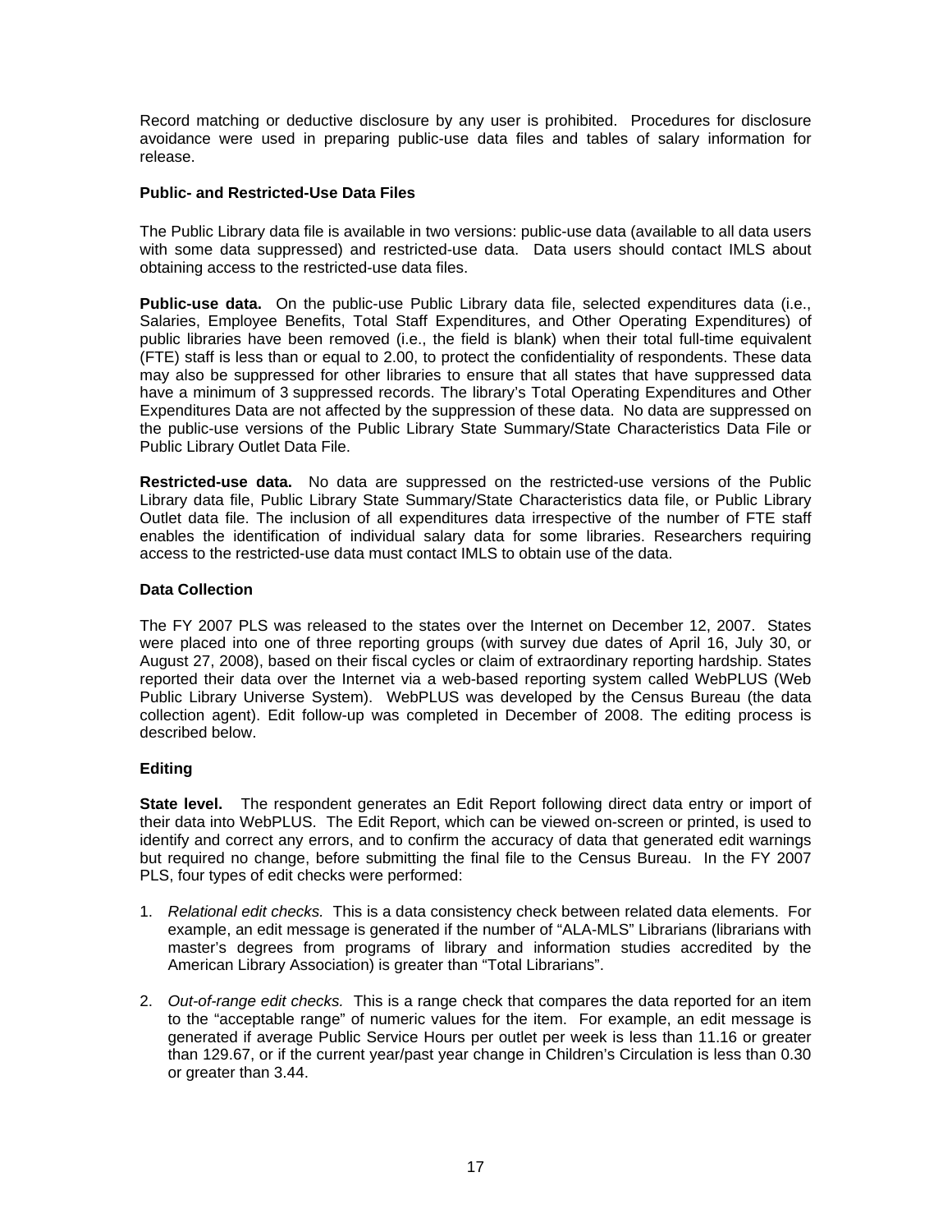Record matching or deductive disclosure by any user is prohibited. Procedures for disclosure avoidance were used in preparing public-use data files and tables of salary information for release.

### Public- and Restricted-Use Data Files

The Public Library data file is available in two versions: public-use data (available to all data users with some data suppressed) and restricted-use data. Data users should contact IMLS about obtaining access to the restricted-use data files.

**Public-use data.** On the public-use Public Library data file, selected expenditures data (i.e., Salaries, Employee Benefits, Total Staff Expenditures, and Other Operating Expenditures) of public libraries have been removed (i.e., the field is blank) when their total full-time equivalent (FTE) staff is less than or equal to 2.00, to protect the confidentiality of respondents. These data may also be suppressed for other libraries to ensure that all states that have suppressed data have a minimum of 3 suppressed records. The library's Total Operating Expenditures and Other Expenditures Data are not affected by the suppression of these data. No data are suppressed on the public-use versions of the Public Library State Summary/State Characteristics Data File or Public Library Outlet Data File.

**Restricted-use data.** No data are suppressed on the restricted-use versions of the Public Library data file, Public Library State Summary/State Characteristics data file, or Public Library Outlet data file. The inclusion of all expenditures data irrespective of the number of FTE staff enables the identification of individual salary data for some libraries. Researchers requiring access to the restricted-use data must contact IMLS to obtain use of the data.

### Data Collection

The FY 2007 PLS was released to the states over the Internet on December 12, 2007. States were placed into one of three reporting groups (with survey due dates of April 16, July 30, or August 27, 2008), based on their fiscal cycles or claim of extraordinary reporting hardship. States reported their data over the Internet via a web-based reporting system called WebPLUS (Web Public Library Universe System). WebPLUS was developed by the Census Bureau (the data collection agent). Edit follow-up was completed in December of 2008. The editing process is described below.

### Editing

**State level.** The respondent generates an Edit Report following direct data entry or import of their data into WebPLUS. The Edit Report, which can be viewed on-screen or printed, is used to identify and correct any errors, and to confirm the accuracy of data that generated edit warnings but required no change, before submitting the final file to the Census Bureau. In the FY 2007 PLS, four types of edit checks were performed:

1. *Relational edit checks.* This is a data consistency check between related data elements. For example, an edit message is generated if the number of "ALA-MLS" Librarians (librarians with master's degrees from programs of library and information studies accredited by the American Library Association) is greater than "Total Librarians".

2. *Out-of-range edit checks.* This is a range check that compares the data reported for an item to the "acceptable range" of numeric values for the item. For example, an edit message is generated if average Public Service Hours per outlet per week is less than 11.16 or greater than 129.67, or if the current year/past year change in Children's Circulation is less than 0.30 or greater than 3.44.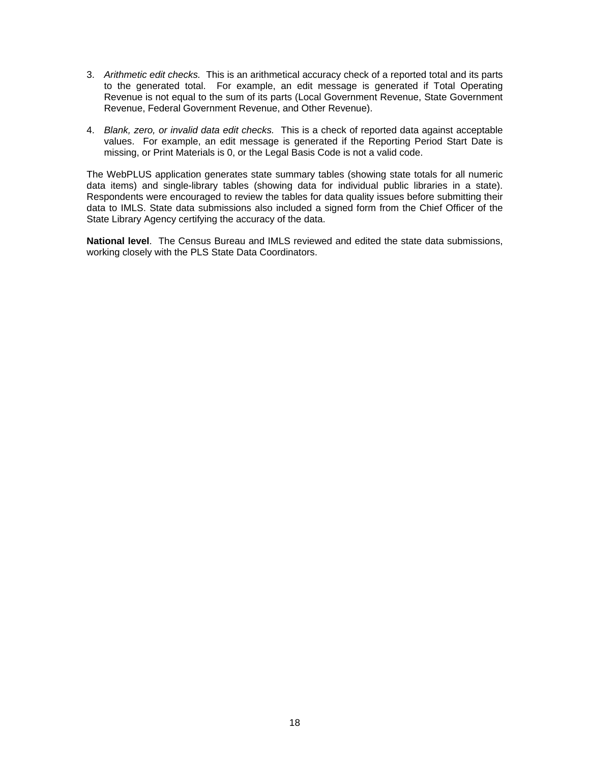3. *Arithmetic edit checks.* This is an arithmetical accuracy check of a reported total and its parts to the generated total. For example, an edit message is generated if Total Operating Revenue is not equal to the sum of its parts (Local Government Revenue, State Government Revenue, Federal Government Revenue, and Other Revenue).

4. *Blank, zero, or invalid data edit checks.* This is a check of reported data against acceptable values. For example, an edit message is generated if the Reporting Period Start Date is missing, or Print Materials is 0, or the Legal Basis Code is not a valid code.

The WebPLUS application generates state summary tables (showing state totals for all numeric data items) and single-library tables (showing data for individual public libraries in a state). Respondents were encouraged to review the tables for data quality issues before submitting their data to IMLS. State data submissions also included a signed form from the Chief Officer of the State Library Agency certifying the accuracy of the data.

**National level**. The Census Bureau and IMLS reviewed and edited the state data submissions, working closely with the PLS State Data Coordinators.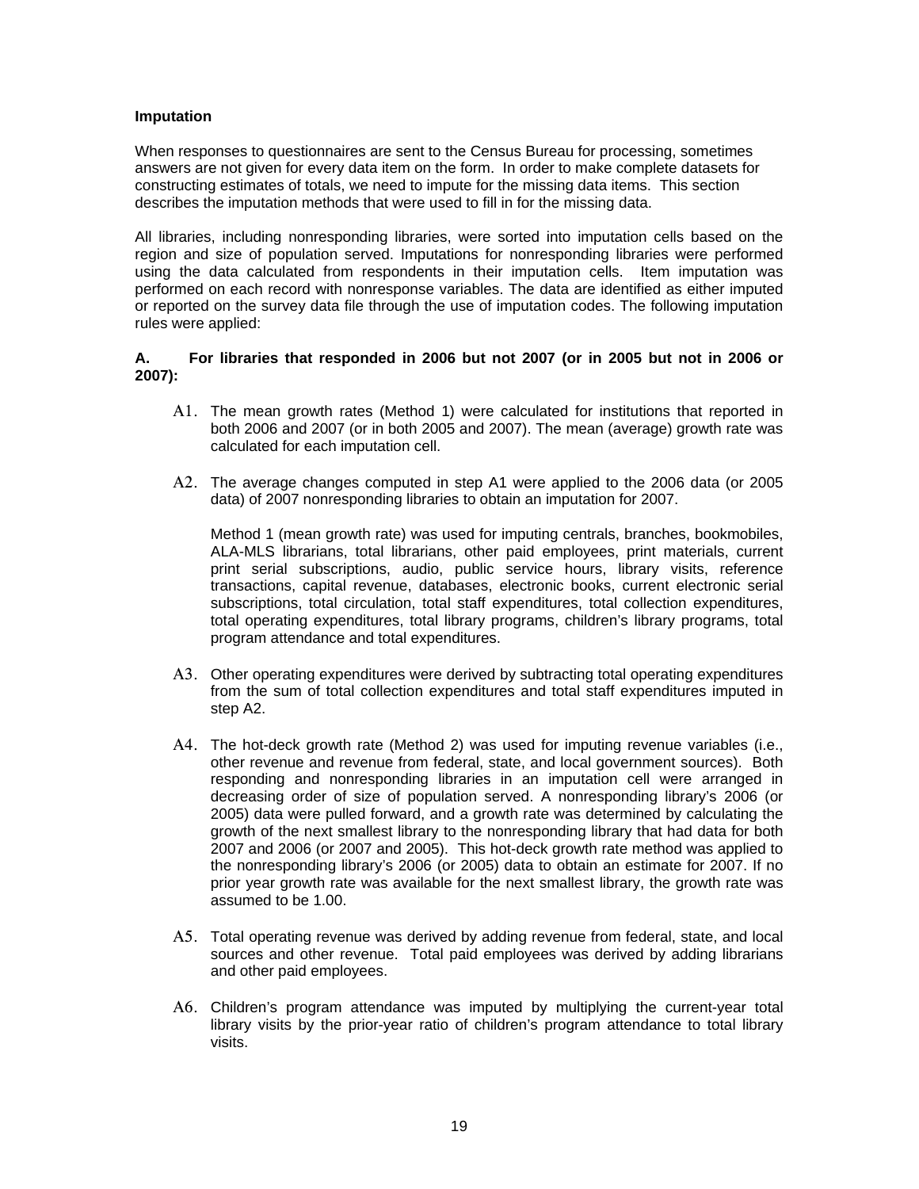**Imputation**

When responses to questionnaires are sent to the Census Bureau for processing, sometimes answers are not given for every data item on the form. In order to make complete datasets for constructing estimates of totals, we need to impute for the missing data items. This section describes the imputation methods that were used to fill in for the missing data.

All libraries, including nonresponding libraries, were sorted into imputation cells based on the region and size of population served. Imputations for nonresponding libraries were performed using the data calculated from respondents in their imputation cells. Item imputation was performed on each record with nonresponse variables. The data are identified as either imputed or reported on the survey data file through the use of imputation codes. The following imputation rules were applied:

**A. For libraries that responded in 2006 but not 2007 (or in 2005 but not in 2006 or 2007):**

A1. The mean growth rates (Method 1) were calculated for institutions that reported in both 2006 and 2007 (or in both 2005 and 2007). The mean (average) growth rate was calculated for each imputation cell.

A2. The average changes computed in step A1 were applied to the 2006 data (or 2005 data) of 2007 nonresponding libraries to obtain an imputation for 2007.

Method 1 (mean growth rate) was used for imputing centrals, branches, bookmobiles, ALA-MLS librarians, total librarians, other paid employees, print materials, current print serial subscriptions, audio, public service hours, library visits, reference transactions, capital revenue, databases, electronic books, current electronic serial subscriptions, total circulation, total staff expenditures, total collection expenditures, total operating expenditures, total library programs, children's library programs, total program attendance and total expenditures.

A3. Other operating expenditures were derived by subtracting total operating expenditures from the sum of total collection expenditures and total staff expenditures imputed in step A2.

A4. The hot-deck growth rate (Method 2) was used for imputing revenue variables (i.e., other revenue and revenue from federal, state, and local government sources). Both responding and nonresponding libraries in an imputation cell were arranged in decreasing order of size of population served. A nonresponding library's 2006 (or 2005) data were pulled forward, and a growth rate was determined by calculating the growth of the next smallest library to the nonresponding library that had data for both 2007 and 2006 (or 2007 and 2005). This hot-deck growth rate method was applied to the nonresponding library's 2006 (or 2005) data to obtain an estimate for 2007. If no prior year growth rate was available for the next smallest library, the growth rate was assumed to be 1.00.

A5. Total operating revenue was derived by adding revenue from federal, state, and local sources and other revenue. Total paid employees was derived by adding librarians and other paid employees.

A6. Children's program attendance was imputed by multiplying the current-year total library visits by the prior-year ratio of children's program attendance to total library visits.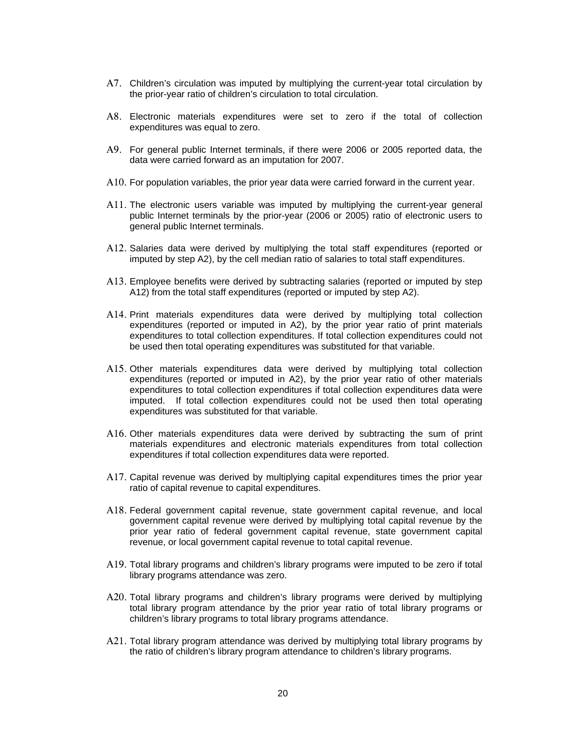A7. Children's circulation was imputed by multiplying the current-year total circulation by the prior-year ratio of children's circulation to total circulation.

A8. Electronic materials expenditures were set to zero if the total of collection expenditures was equal to zero.

A9. For general public Internet terminals, if there were 2006 or 2005 reported data, the data were carried forward as an imputation for 2007.

A10. For population variables, the prior year data were carried forward in the current year.

A11. The electronic users variable was imputed by multiplying the current-year general public Internet terminals by the prior-year (2006 or 2005) ratio of electronic users to general public Internet terminals.

A12. Salaries data were derived by multiplying the total staff expenditures (reported or imputed by step A2), by the cell median ratio of salaries to total staff expenditures.

A13. Employee benefits were derived by subtracting salaries (reported or imputed by step A12) from the total staff expenditures (reported or imputed by step A2).

A14. Print materials expenditures data were derived by multiplying total collection expenditures (reported or imputed in A2), by the prior year ratio of print materials expenditures to total collection expenditures. If total collection expenditures could not be used then total operating expenditures was substituted for that variable.

A15. Other materials expenditures data were derived by multiplying total collection expenditures (reported or imputed in A2), by the prior year ratio of other materials expenditures to total collection expenditures if total collection expenditures data were imputed. If total collection expenditures could not be used then total operating expenditures was substituted for that variable.

A16. Other materials expenditures data were derived by subtracting the sum of print materials expenditures and electronic materials expenditures from total collection expenditures if total collection expenditures data were reported.

A17. Capital revenue was derived by multiplying capital expenditures times the prior year ratio of capital revenue to capital expenditures.

A18. Federal government capital revenue, state government capital revenue, and local government capital revenue were derived by multiplying total capital revenue by the prior year ratio of federal government capital revenue, state government capital revenue, or local government capital revenue to total capital revenue.

A19. Total library programs and children's library programs were imputed to be zero if total library programs attendance was zero.

A20. Total library programs and children's library programs were derived by multiplying total library program attendance by the prior year ratio of total library programs or children's library programs to total library programs attendance.

A21. Total library program attendance was derived by multiplying total library programs by the ratio of children's library program attendance to children's library programs.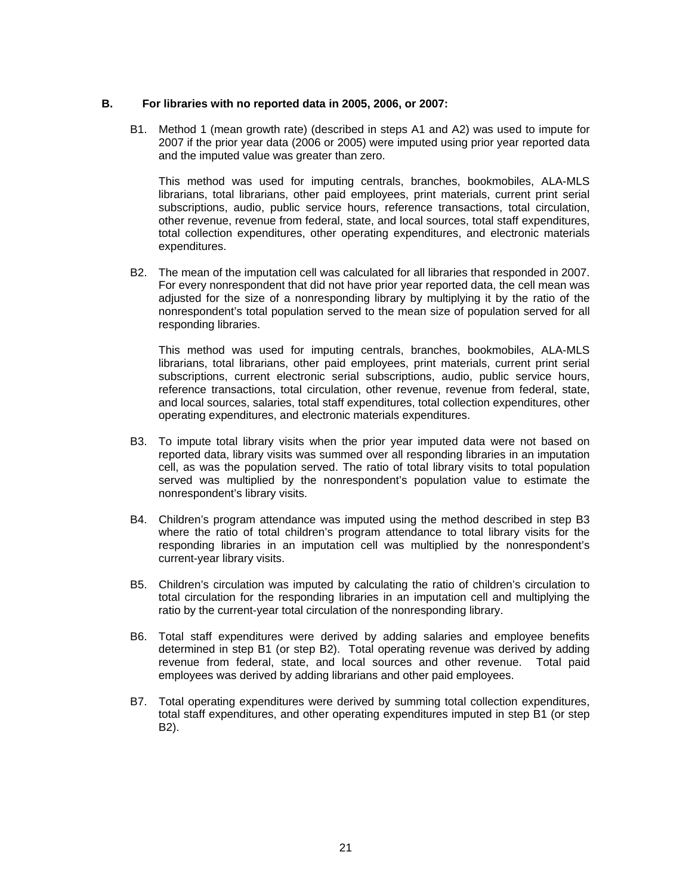### B. For libraries with no reported data in 2005, 2006, or 2007:

B1. Method 1 (mean growth rate) (described in steps A1 and A2) was used to impute for 2007 if the prior year data (2006 or 2005) were imputed using prior year reported data and the imputed value was greater than zero.

This method was used for imputing centrals, branches, bookmobiles, ALA-MLS librarians, total librarians, other paid employees, print materials, current print serial subscriptions, audio, public service hours, reference transactions, total circulation, other revenue, revenue from federal, state, and local sources, total staff expenditures, total collection expenditures, other operating expenditures, and electronic materials expenditures.

B2. The mean of the imputation cell was calculated for all libraries that responded in 2007. For every nonrespondent that did not have prior year reported data, the cell mean was adjusted for the size of a nonresponding library by multiplying it by the ratio of the nonrespondent's total population served to the mean size of population served for all responding libraries.

This method was used for imputing centrals, branches, bookmobiles, ALA-MLS librarians, total librarians, other paid employees, print materials, current print serial subscriptions, current electronic serial subscriptions, audio, public service hours, reference transactions, total circulation, other revenue, revenue from federal, state, and local sources, salaries, total staff expenditures, total collection expenditures, other operating expenditures, and electronic materials expenditures.

B3. To impute total library visits when the prior year imputed data were not based on reported data, library visits was summed over all responding libraries in an imputation cell, as was the population served. The ratio of total library visits to total population served was multiplied by the nonrespondent's population value to estimate the nonrespondent's library visits.

B4. Children's program attendance was imputed using the method described in step B3 where the ratio of total children's program attendance to total library visits for the responding libraries in an imputation cell was multiplied by the nonrespondent's current-year library visits.

B5. Children's circulation was imputed by calculating the ratio of children's circulation to total circulation for the responding libraries in an imputation cell and multiplying the ratio by the current-year total circulation of the nonresponding library.

B6. Total staff expenditures were derived by adding salaries and employee benefits determined in step B1 (or step B2). Total operating revenue was derived by adding revenue from federal, state, and local sources and other revenue. Total paid employees was derived by adding librarians and other paid employees.

B7. Total operating expenditures were derived by summing total collection expenditures, total staff expenditures, and other operating expenditures imputed in step B1 (or step B2).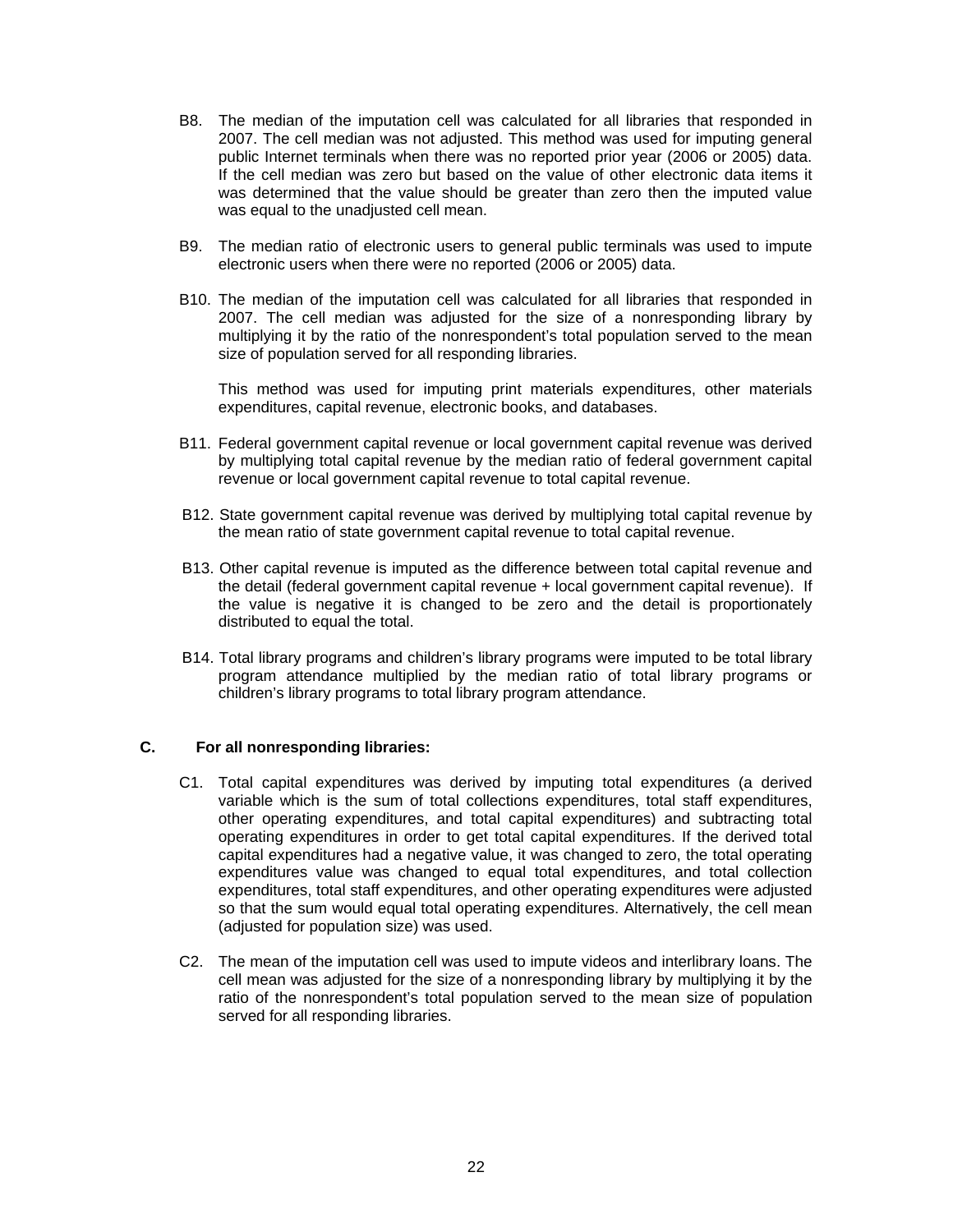B8. The median of the imputation cell was calculated for all libraries that responded in 2007. The cell median was not adjusted. This method was used for imputing general public Internet terminals when there was no reported prior year (2006 or 2005) data. If the cell median was zero but based on the value of other electronic data items it was determined that the value should be greater than zero then the imputed value was equal to the unadjusted cell mean.

B9. The median ratio of electronic users to general public terminals was used to impute electronic users when there were no reported (2006 or 2005) data.

B10. The median of the imputation cell was calculated for all libraries that responded in 2007. The cell median was adjusted for the size of a nonresponding library by multiplying it by the ratio of the nonrespondent's total population served to the mean size of population served for all responding libraries.

This method was used for imputing print materials expenditures, other materials expenditures, capital revenue, electronic books, and databases.

B11. Federal government capital revenue or local government capital revenue was derived by multiplying total capital revenue by the median ratio of federal government capital revenue or local government capital revenue to total capital revenue.

B12. State government capital revenue was derived by multiplying total capital revenue by the mean ratio of state government capital revenue to total capital revenue.

B13. Other capital revenue is imputed as the difference between total capital revenue and the detail (federal government capital revenue + local government capital revenue). If the value is negative it is changed to be zero and the detail is proportionately distributed to equal the total.

B14. Total library programs and children's library programs were imputed to be total library program attendance multiplied by the median ratio of total library programs or children's library programs to total library program attendance.

### C. For all nonresponding libraries:

C1. Total capital expenditures was derived by imputing total expenditures (a derived variable which is the sum of total collections expenditures, total staff expenditures, other operating expenditures, and total capital expenditures) and subtracting total operating expenditures in order to get total capital expenditures. If the derived total capital expenditures had a negative value, it was changed to zero, the total operating expenditures value was changed to equal total expenditures, and total collection expenditures, total staff expenditures, and other operating expenditures were adjusted so that the sum would equal total operating expenditures. Alternatively, the cell mean (adjusted for population size) was used.

C2. The mean of the imputation cell was used to impute videos and interlibrary loans. The cell mean was adjusted for the size of a nonresponding library by multiplying it by the ratio of the nonrespondent's total population served to the mean size of population served for all responding libraries.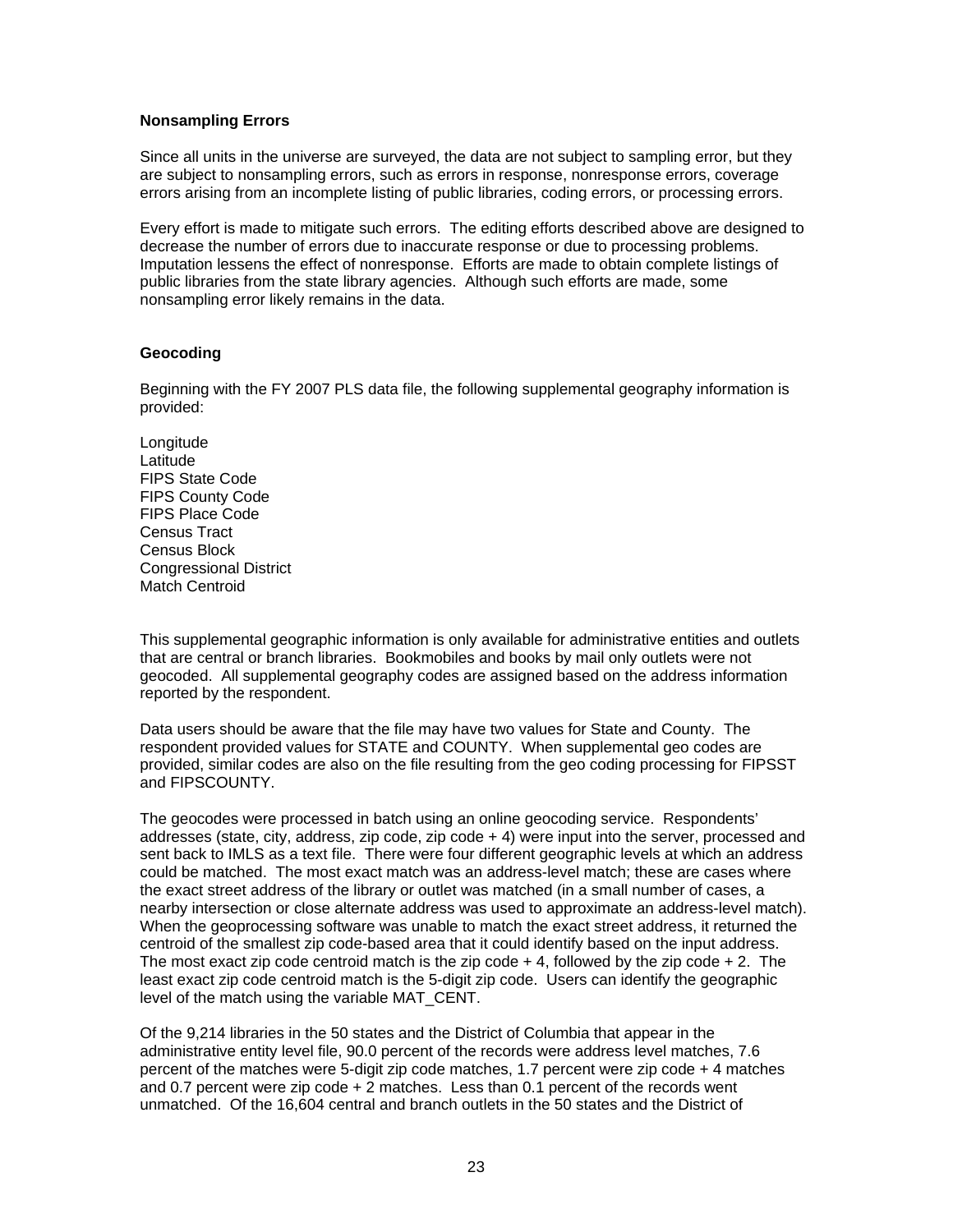### Nonsampling Errors

Since all units in the universe are surveyed, the data are not subject to sampling error, but they are subject to nonsampling errors, such as errors in response, nonresponse errors, coverage errors arising from an incomplete listing of public libraries, coding errors, or processing errors.

Every effort is made to mitigate such errors. The editing efforts described above are designed to decrease the number of errors due to inaccurate response or due to processing problems. Imputation lessens the effect of nonresponse. Efforts are made to obtain complete listings of public libraries from the state library agencies. Although such efforts are made, some nonsampling error likely remains in the data.

### Geocoding

Beginning with the FY 2007 PLS data file, the following supplemental geography information is provided:

Longitude
Latitude
FIPS State Code
FIPS County Code
FIPS Place Code
Census Tract
Census Block
Congressional District
Match Centroid

This supplemental geographic information is only available for administrative entities and outlets that are central or branch libraries. Bookmobiles and books by mail only outlets were not geocoded. All supplemental geography codes are assigned based on the address information reported by the respondent.

Data users should be aware that the file may have two values for State and County. The respondent provided values for STATE and COUNTY. When supplemental geo codes are provided, similar codes are also on the file resulting from the geo coding processing for FIPSST and FIPSCOUNTY.

The geocodes were processed in batch using an online geocoding service. Respondents' addresses (state, city, address, zip code, zip code + 4) were input into the server, processed and sent back to IMLS as a text file. There were four different geographic levels at which an address could be matched. The most exact match was an address-level match; these are cases where the exact street address of the library or outlet was matched (in a small number of cases, a nearby intersection or close alternate address was used to approximate an address-level match). When the geoprocessing software was unable to match the exact street address, it returned the centroid of the smallest zip code-based area that it could identify based on the input address. The most exact zip code centroid match is the zip code + 4, followed by the zip code + 2. The least exact zip code centroid match is the 5-digit zip code. Users can identify the geographic level of the match using the variable MAT_CENT.

Of the 9,214 libraries in the 50 states and the District of Columbia that appear in the administrative entity level file, 90.0 percent of the records were address level matches, 7.6 percent of the matches were 5-digit zip code matches, 1.7 percent were zip code + 4 matches and 0.7 percent were zip code + 2 matches. Less than 0.1 percent of the records went unmatched. Of the 16,604 central and branch outlets in the 50 states and the District of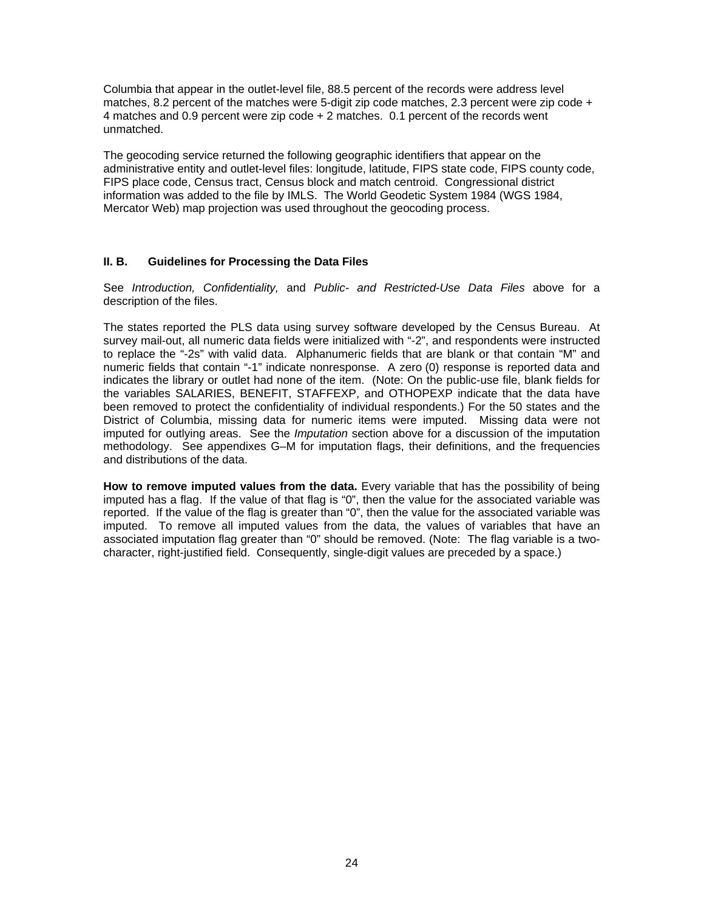Columbia that appear in the outlet-level file, 88.5 percent of the records were address level matches, 8.2 percent of the matches were 5-digit zip code matches, 2.3 percent were zip code + 4 matches and 0.9 percent were zip code + 2 matches. 0.1 percent of the records went unmatched.

The geocoding service returned the following geographic identifiers that appear on the administrative entity and outlet-level files: longitude, latitude, FIPS state code, FIPS county code, FIPS place code, Census tract, Census block and match centroid. Congressional district information was added to the file by IMLS. The World Geodetic System 1984 (WGS 1984, Mercator Web) map projection was used throughout the geocoding process.

### II. B. Guidelines for Processing the Data Files

See *Introduction, Confidentiality,* and *Public- and Restricted-Use Data Files* above for a description of the files.

The states reported the PLS data using survey software developed by the Census Bureau. At survey mail-out, all numeric data fields were initialized with "-2", and respondents were instructed to replace the "-2s" with valid data. Alphanumeric fields that are blank or that contain "M" and numeric fields that contain "-1" indicate nonresponse. A zero (0) response is reported data and indicates the library or outlet had none of the item. (Note: On the public-use file, blank fields for the variables SALARIES, BENEFIT, STAFFEXP, and OTHOPEXP indicate that the data have been removed to protect the confidentiality of individual respondents.) For the 50 states and the District of Columbia, missing data for numeric items were imputed. Missing data were not imputed for outlying areas. See the *Imputation* section above for a discussion of the imputation methodology. See appendixes G–M for imputation flags, their definitions, and the frequencies and distributions of the data.

**How to remove imputed values from the data.** Every variable that has the possibility of being imputed has a flag. If the value of that flag is "0", then the value for the associated variable was reported. If the value of the flag is greater than "0", then the value for the associated variable was imputed. To remove all imputed values from the data, the values of variables that have an associated imputation flag greater than "0" should be removed. (Note: The flag variable is a two-character, right-justified field. Consequently, single-digit values are preceded by a space.)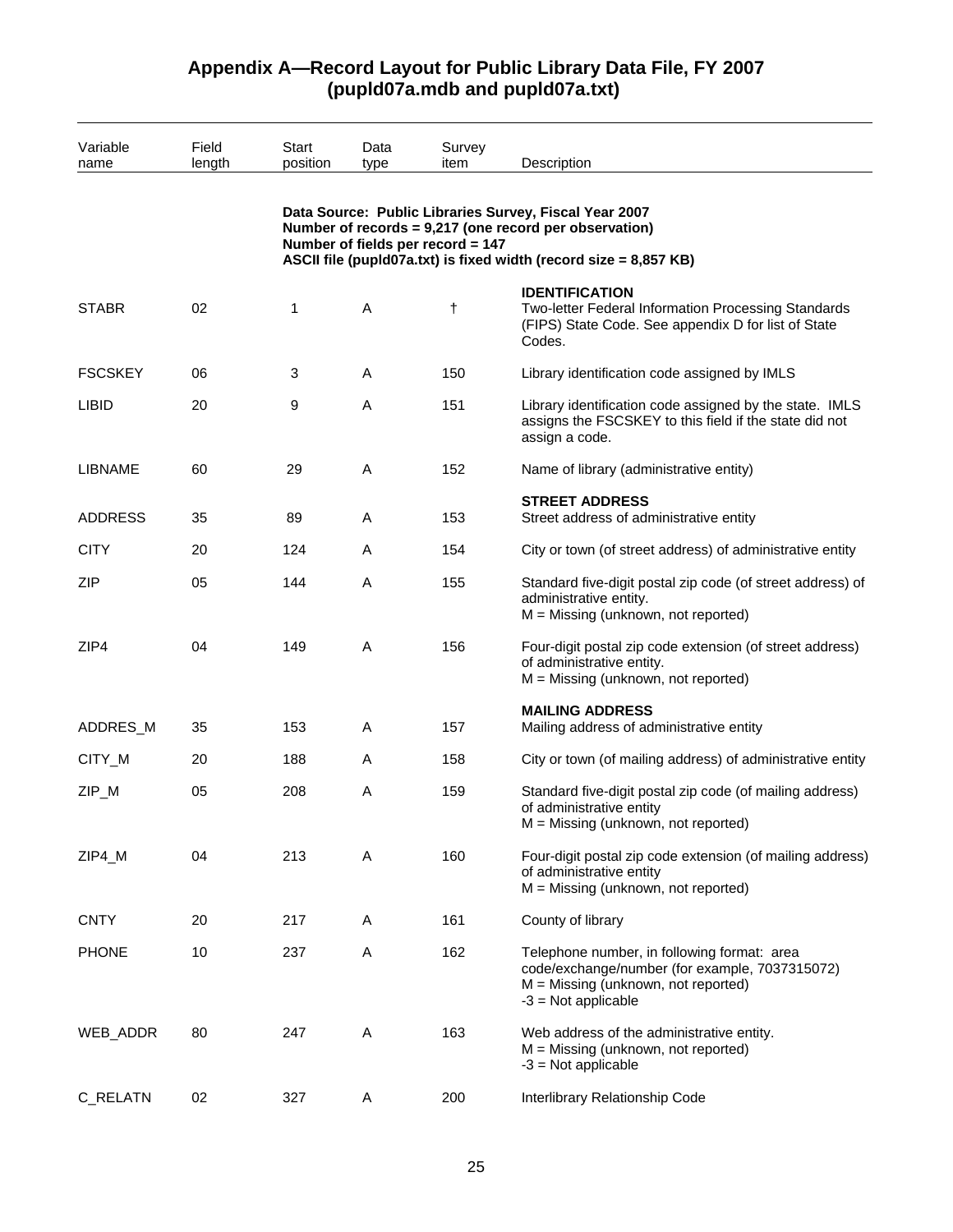## Appendix A—Record Layout for Public Library Data File, FY 2007 (pupld07a.mdb and pupld07a.txt)

| Variable name | Field length | Start position | Data type | Survey item | Description |
|---|---|---|---|---|---|
| | | | | | **Data Source: Public Libraries Survey, Fiscal Year 2007**<br>**Number of records = 9,217 (one record per observation)**<br>**Number of fields per record = 147**<br>**ASCII file (pupld07a.txt) is fixed width (record size = 8,857 KB)** |
| | | | | | **IDENTIFICATION** |
| STABR | 02 | 1 | A | † | Two-letter Federal Information Processing Standards (FIPS) State Code. See appendix D for list of State Codes. |
| FSCSKEY | 06 | 3 | A | 150 | Library identification code assigned by IMLS |
| LIBID | 20 | 9 | A | 151 | Library identification code assigned by the state. IMLS assigns the FSCSKEY to this field if the state did not assign a code. |
| LIBNAME | 60 | 29 | A | 152 | Name of library (administrative entity) |
| | | | | | **STREET ADDRESS** |
| ADDRESS | 35 | 89 | A | 153 | Street address of administrative entity |
| CITY | 20 | 124 | A | 154 | City or town (of street address) of administrative entity |
| ZIP | 05 | 144 | A | 155 | Standard five-digit postal zip code (of street address) of administrative entity.<br>M = Missing (unknown, not reported) |
| ZIP4 | 04 | 149 | A | 156 | Four-digit postal zip code extension (of street address) of administrative entity.<br>M = Missing (unknown, not reported) |
| | | | | | **MAILING ADDRESS** |
| ADDRES_M | 35 | 153 | A | 157 | Mailing address of administrative entity |
| CITY_M | 20 | 188 | A | 158 | City or town (of mailing address) of administrative entity |
| ZIP_M | 05 | 208 | A | 159 | Standard five-digit postal zip code (of mailing address) of administrative entity<br>M = Missing (unknown, not reported) |
| ZIP4_M | 04 | 213 | A | 160 | Four-digit postal zip code extension (of mailing address) of administrative entity<br>M = Missing (unknown, not reported) |
| CNTY | 20 | 217 | A | 161 | County of library |
| PHONE | 10 | 237 | A | 162 | Telephone number, in following format: area code/exchange/number (for example, 7037315072)<br>M = Missing (unknown, not reported)<br>-3 = Not applicable |
| WEB_ADDR | 80 | 247 | A | 163 | Web address of the administrative entity.<br>M = Missing (unknown, not reported)<br>-3 = Not applicable |
| C_RELATN | 02 | 327 | A | 200 | Interlibrary Relationship Code |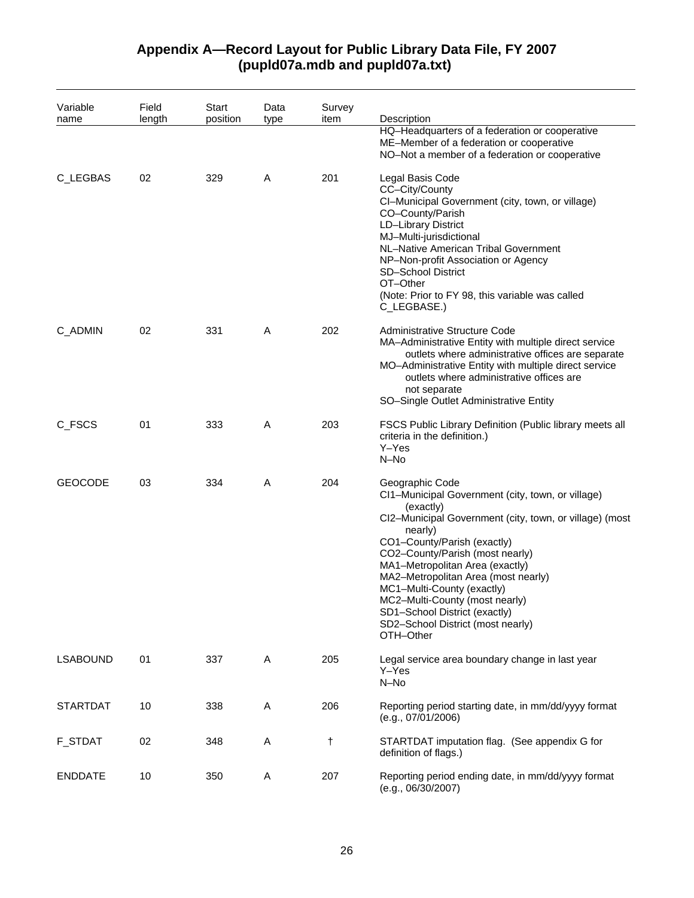# Appendix A—Record Layout for Public Library Data File, FY 2007 (pupld07a.mdb and pupld07a.txt)

| Variable name | Field length | Start position | Data type | Survey item | Description |
|---|---|---|---|---|---|
| | | | | | HQ–Headquarters of a federation or cooperative<br>ME–Member of a federation or cooperative<br>NO–Not a member of a federation or cooperative |
| C_LEGBAS | 02 | 329 | A | 201 | Legal Basis Code<br>CC–City/County<br>CI–Municipal Government (city, town, or village)<br>CO–County/Parish<br>LD–Library District<br>MJ–Multi-jurisdictional<br>NL–Native American Tribal Government<br>NP–Non-profit Association or Agency<br>SD–School District<br>OT–Other<br>(Note: Prior to FY 98, this variable was called C_LEGBASE.) |
| C_ADMIN | 02 | 331 | A | 202 | Administrative Structure Code<br>MA–Administrative Entity with multiple direct service outlets where administrative offices are separate<br>MO–Administrative Entity with multiple direct service outlets where administrative offices are not separate<br>SO–Single Outlet Administrative Entity |
| C_FSCS | 01 | 333 | A | 203 | FSCS Public Library Definition (Public library meets all criteria in the definition.)<br>Y–Yes<br>N–No |
| GEOCODE | 03 | 334 | A | 204 | Geographic Code<br>CI1–Municipal Government (city, town, or village) (exactly)<br>CI2–Municipal Government (city, town, or village) (most nearly)<br>CO1–County/Parish (exactly)<br>CO2–County/Parish (most nearly)<br>MA1–Metropolitan Area (exactly)<br>MA2–Metropolitan Area (most nearly)<br>MC1–Multi-County (exactly)<br>MC2–Multi-County (most nearly)<br>SD1–School District (exactly)<br>SD2–School District (most nearly)<br>OTH–Other |
| LSABOUND | 01 | 337 | A | 205 | Legal service area boundary change in last year<br>Y–Yes<br>N–No |
| STARTDAT | 10 | 338 | A | 206 | Reporting period starting date, in mm/dd/yyyy format (e.g., 07/01/2006) |
| F_STDAT | 02 | 348 | A | † | STARTDAT imputation flag. (See appendix G for definition of flags.) |
| ENDDATE | 10 | 350 | A | 207 | Reporting period ending date, in mm/dd/yyyy format (e.g., 06/30/2007) |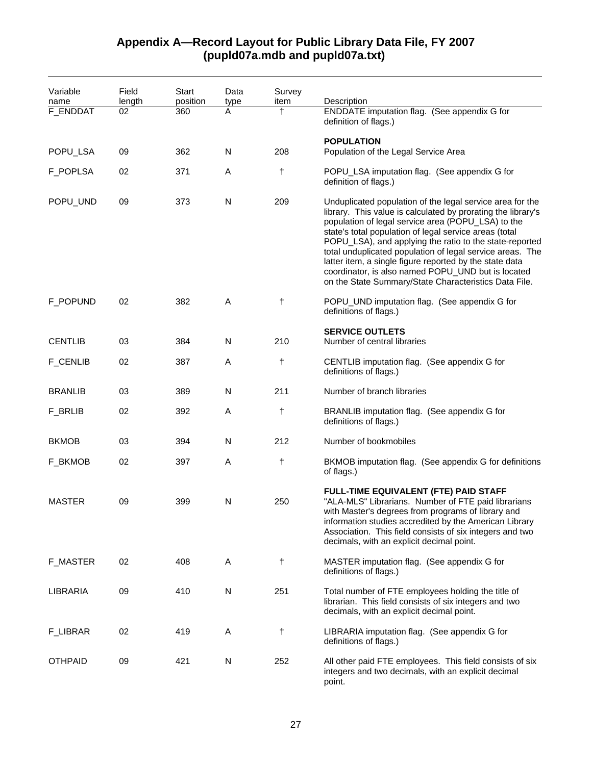## Appendix A—Record Layout for Public Library Data File, FY 2007 (pupld07a.mdb and pupld07a.txt)

| Variable name | Field length | Start position | Data type | Survey item | Description |
|---|---|---|---|---|---|
| F_ENDDAT | 02 | 360 | A | † | ENDDATE imputation flag. (See appendix G for definition of flags.) |
| | | | | | **POPULATION** |
| POPU_LSA | 09 | 362 | N | 208 | Population of the Legal Service Area |
| F_POPLSA | 02 | 371 | A | † | POPU_LSA imputation flag. (See appendix G for definition of flags.) |
| POPU_UND | 09 | 373 | N | 209 | Unduplicated population of the legal service area for the library. This value is calculated by prorating the library's population of legal service area (POPU_LSA) to the state's total population of legal service areas (total POPU_LSA), and applying the ratio to the state-reported total unduplicated population of legal service areas. The latter item, a single figure reported by the state data coordinator, is also named POPU_UND but is located on the State Summary/State Characteristics Data File. |
| F_POPUND | 02 | 382 | A | † | POPU_UND imputation flag. (See appendix G for definitions of flags.) |
| | | | | | **SERVICE OUTLETS** |
| CENTLIB | 03 | 384 | N | 210 | Number of central libraries |
| F_CENLIB | 02 | 387 | A | † | CENTLIB imputation flag. (See appendix G for definitions of flags.) |
| BRANLIB | 03 | 389 | N | 211 | Number of branch libraries |
| F_BRLIB | 02 | 392 | A | † | BRANLIB imputation flag. (See appendix G for definitions of flags.) |
| BKMOB | 03 | 394 | N | 212 | Number of bookmobiles |
| F_BKMOB | 02 | 397 | A | † | BKMOB imputation flag. (See appendix G for definitions of flags.) |
| | | | | | **FULL-TIME EQUIVALENT (FTE) PAID STAFF** |
| MASTER | 09 | 399 | N | 250 | "ALA-MLS" Librarians. Number of FTE paid librarians with Master's degrees from programs of library and information studies accredited by the American Library Association. This field consists of six integers and two decimals, with an explicit decimal point. |
| F_MASTER | 02 | 408 | A | † | MASTER imputation flag. (See appendix G for definitions of flags.) |
| LIBRARIA | 09 | 410 | N | 251 | Total number of FTE employees holding the title of librarian. This field consists of six integers and two decimals, with an explicit decimal point. |
| F_LIBRAR | 02 | 419 | A | † | LIBRARIA imputation flag. (See appendix G for definitions of flags.) |
| OTHPAID | 09 | 421 | N | 252 | All other paid FTE employees. This field consists of six integers and two decimals, with an explicit decimal point. |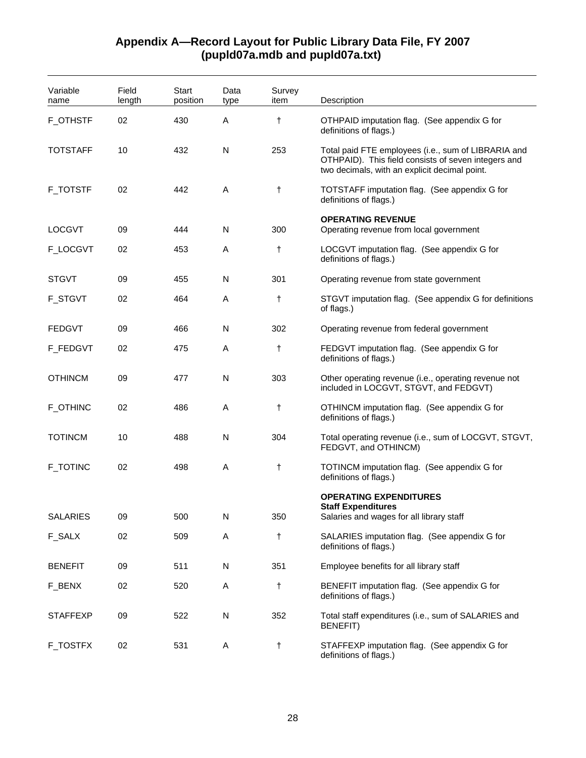## Appendix A—Record Layout for Public Library Data File, FY 2007 (pupld07a.mdb and pupld07a.txt)

| Variable name | Field length | Start position | Data type | Survey item | Description |
|---|---|---|---|---|---|
| F_OTHSTF | 02 | 430 | A | † | OTHPAID imputation flag. (See appendix G for definitions of flags.) |
| TOTSTAFF | 10 | 432 | N | 253 | Total paid FTE employees (i.e., sum of LIBRARIA and OTHPAID). This field consists of seven integers and two decimals, with an explicit decimal point. |
| F_TOTSTF | 02 | 442 | A | † | TOTSTAFF imputation flag. (See appendix G for definitions of flags.) |
| | | | | | **OPERATING REVENUE** |
| LOCGVT | 09 | 444 | N | 300 | Operating revenue from local government |
| F_LOCGVT | 02 | 453 | A | † | LOCGVT imputation flag. (See appendix G for definitions of flags.) |
| STGVT | 09 | 455 | N | 301 | Operating revenue from state government |
| F_STGVT | 02 | 464 | A | † | STGVT imputation flag. (See appendix G for definitions of flags.) |
| FEDGVT | 09 | 466 | N | 302 | Operating revenue from federal government |
| F_FEDGVT | 02 | 475 | A | † | FEDGVT imputation flag. (See appendix G for definitions of flags.) |
| OTHINCM | 09 | 477 | N | 303 | Other operating revenue (i.e., operating revenue not included in LOCGVT, STGVT, and FEDGVT) |
| F_OTHINC | 02 | 486 | A | † | OTHINCM imputation flag. (See appendix G for definitions of flags.) |
| TOTINCM | 10 | 488 | N | 304 | Total operating revenue (i.e., sum of LOCGVT, STGVT, FEDGVT, and OTHINCM) |
| F_TOTINC | 02 | 498 | A | † | TOTINCM imputation flag. (See appendix G for definitions of flags.) |
| | | | | | **OPERATING EXPENDITURES** |
| | | | | | **Staff Expenditures** |
| SALARIES | 09 | 500 | N | 350 | Salaries and wages for all library staff |
| F_SALX | 02 | 509 | A | † | SALARIES imputation flag. (See appendix G for definitions of flags.) |
| BENEFIT | 09 | 511 | N | 351 | Employee benefits for all library staff |
| F_BENX | 02 | 520 | A | † | BENEFIT imputation flag. (See appendix G for definitions of flags.) |
| STAFFEXP | 09 | 522 | N | 352 | Total staff expenditures (i.e., sum of SALARIES and BENEFIT) |
| F_TOSTFX | 02 | 531 | A | † | STAFFEXP imputation flag. (See appendix G for definitions of flags.) |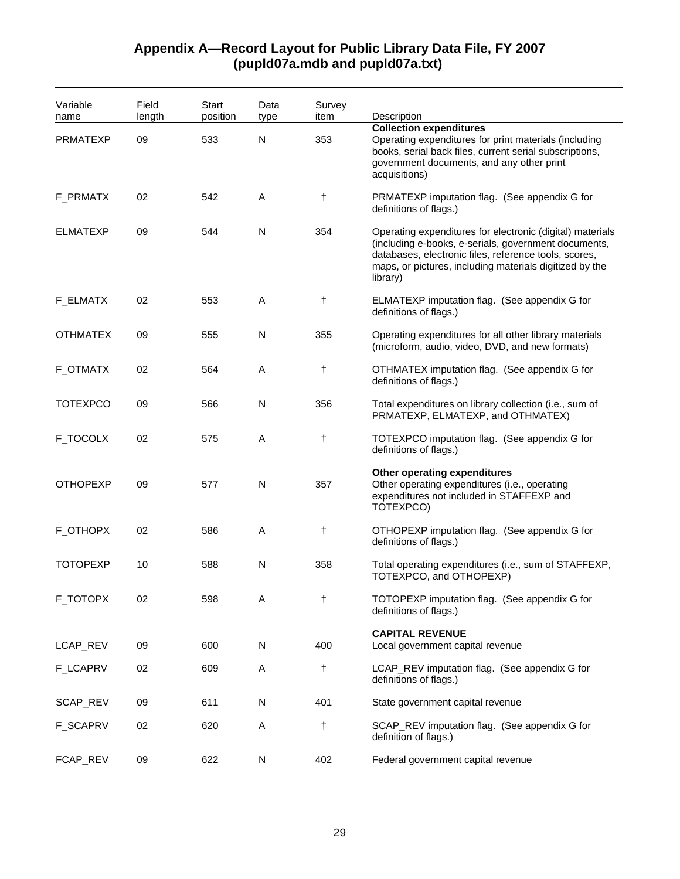# Appendix A—Record Layout for Public Library Data File, FY 2007 (pupld07a.mdb and pupld07a.txt)

| Variable name | Field length | Start position | Data type | Survey item | Description |
|---|---|---|---|---|---|
| | | | | | **Collection expenditures** |
| PRMATEXP | 09 | 533 | N | 353 | Operating expenditures for print materials (including books, serial back files, current serial subscriptions, government documents, and any other print acquisitions) |
| F_PRMATX | 02 | 542 | A | † | PRMATEXP imputation flag. (See appendix G for definitions of flags.) |
| ELMATEXP | 09 | 544 | N | 354 | Operating expenditures for electronic (digital) materials (including e-books, e-serials, government documents, databases, electronic files, reference tools, scores, maps, or pictures, including materials digitized by the library) |
| F_ELMATX | 02 | 553 | A | † | ELMATEXP imputation flag. (See appendix G for definitions of flags.) |
| OTHMATEX | 09 | 555 | N | 355 | Operating expenditures for all other library materials (microform, audio, video, DVD, and new formats) |
| F_OTMATX | 02 | 564 | A | † | OTHMATEX imputation flag. (See appendix G for definitions of flags.) |
| TOTEXPCO | 09 | 566 | N | 356 | Total expenditures on library collection (i.e., sum of PRMATEXP, ELMATEXP, and OTHMATEX) |
| F_TOCOLX | 02 | 575 | A | † | TOTEXPCO imputation flag. (See appendix G for definitions of flags.) |
| | | | | | **Other operating expenditures** |
| OTHOPEXP | 09 | 577 | N | 357 | Other operating expenditures (i.e., operating expenditures not included in STAFFEXP and TOTEXPCO) |
| F_OTHOPX | 02 | 586 | A | † | OTHOPEXP imputation flag. (See appendix G for definitions of flags.) |
| TOTOPEXP | 10 | 588 | N | 358 | Total operating expenditures (i.e., sum of STAFFEXP, TOTEXPCO, and OTHOPEXP) |
| F_TOTOPX | 02 | 598 | A | † | TOTOPEXP imputation flag. (See appendix G for definitions of flags.) |
| | | | | | **CAPITAL REVENUE** |
| LCAP_REV | 09 | 600 | N | 400 | Local government capital revenue |
| F_LCAPRV | 02 | 609 | A | † | LCAP_REV imputation flag. (See appendix G for definitions of flags.) |
| SCAP_REV | 09 | 611 | N | 401 | State government capital revenue |
| F_SCAPRV | 02 | 620 | A | † | SCAP_REV imputation flag. (See appendix G for definition of flags.) |
| FCAP_REV | 09 | 622 | N | 402 | Federal government capital revenue |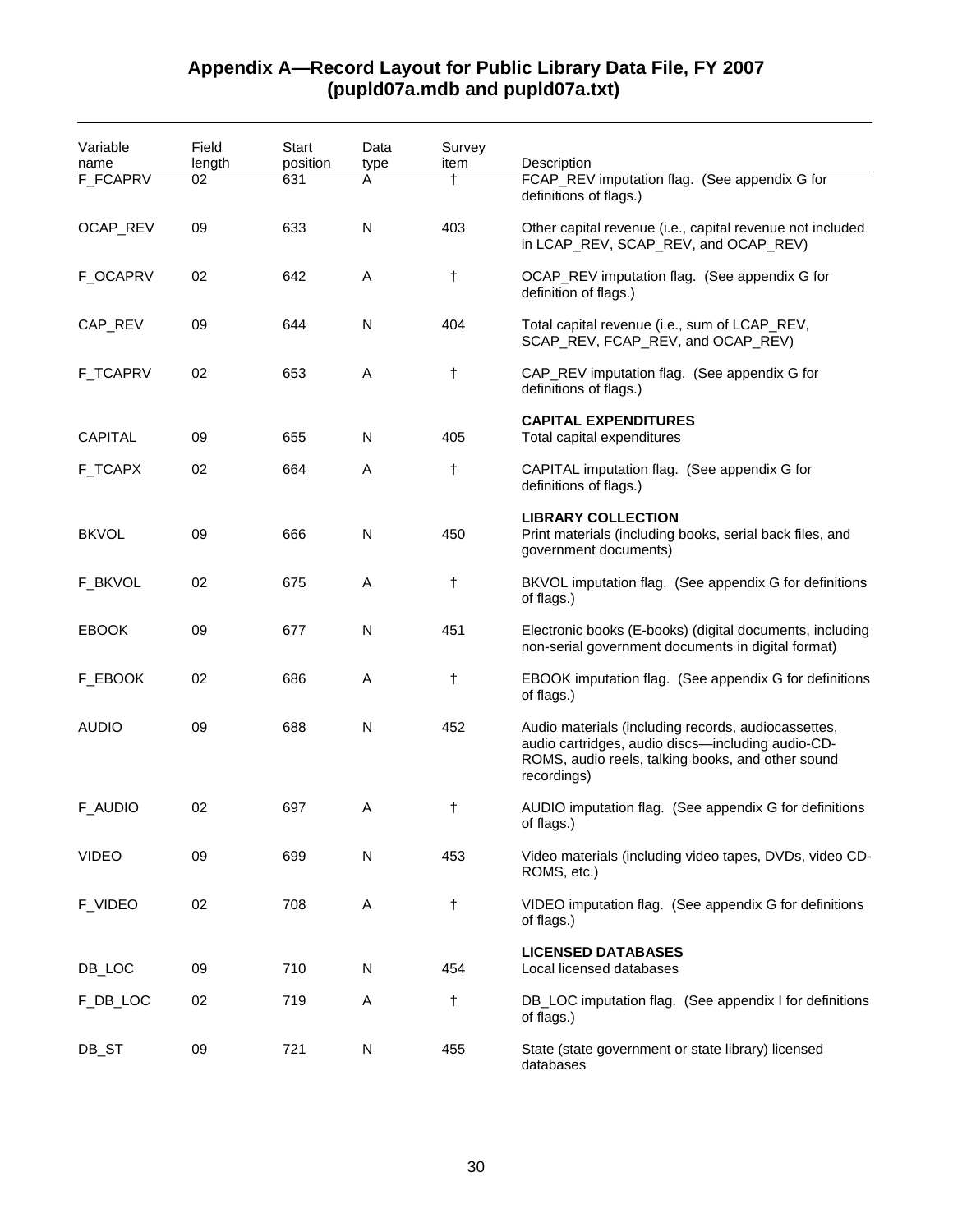## Appendix A—Record Layout for Public Library Data File, FY 2007 (pupld07a.mdb and pupld07a.txt)

| Variable name | Field length | Start position | Data type | Survey item | Description |
|---|---|---|---|---|---|
| F_FCAPRV | 02 | 631 | A | † | FCAP_REV imputation flag. (See appendix G for definitions of flags.) |
| OCAP_REV | 09 | 633 | N | 403 | Other capital revenue (i.e., capital revenue not included in LCAP_REV, SCAP_REV, and OCAP_REV) |
| F_OCAPRV | 02 | 642 | A | † | OCAP_REV imputation flag. (See appendix G for definition of flags.) |
| CAP_REV | 09 | 644 | N | 404 | Total capital revenue (i.e., sum of LCAP_REV, SCAP_REV, FCAP_REV, and OCAP_REV) |
| F_TCAPRV | 02 | 653 | A | † | CAP_REV imputation flag. (See appendix G for definitions of flags.) |
| | | | | | **CAPITAL EXPENDITURES** |
| CAPITAL | 09 | 655 | N | 405 | Total capital expenditures |
| F_TCAPX | 02 | 664 | A | † | CAPITAL imputation flag. (See appendix G for definitions of flags.) |
| | | | | | **LIBRARY COLLECTION** |
| BKVOL | 09 | 666 | N | 450 | Print materials (including books, serial back files, and government documents) |
| F_BKVOL | 02 | 675 | A | † | BKVOL imputation flag. (See appendix G for definitions of flags.) |
| EBOOK | 09 | 677 | N | 451 | Electronic books (E-books) (digital documents, including non-serial government documents in digital format) |
| F_EBOOK | 02 | 686 | A | † | EBOOK imputation flag. (See appendix G for definitions of flags.) |
| AUDIO | 09 | 688 | N | 452 | Audio materials (including records, audiocassettes, audio cartridges, audio discs—including audio-CD-ROMS, audio reels, talking books, and other sound recordings) |
| F_AUDIO | 02 | 697 | A | † | AUDIO imputation flag. (See appendix G for definitions of flags.) |
| VIDEO | 09 | 699 | N | 453 | Video materials (including video tapes, DVDs, video CD-ROMS, etc.) |
| F_VIDEO | 02 | 708 | A | † | VIDEO imputation flag. (See appendix G for definitions of flags.) |
| | | | | | **LICENSED DATABASES** |
| DB_LOC | 09 | 710 | N | 454 | Local licensed databases |
| F_DB_LOC | 02 | 719 | A | † | DB_LOC imputation flag. (See appendix I for definitions of flags.) |
| DB_ST | 09 | 721 | N | 455 | State (state government or state library) licensed databases |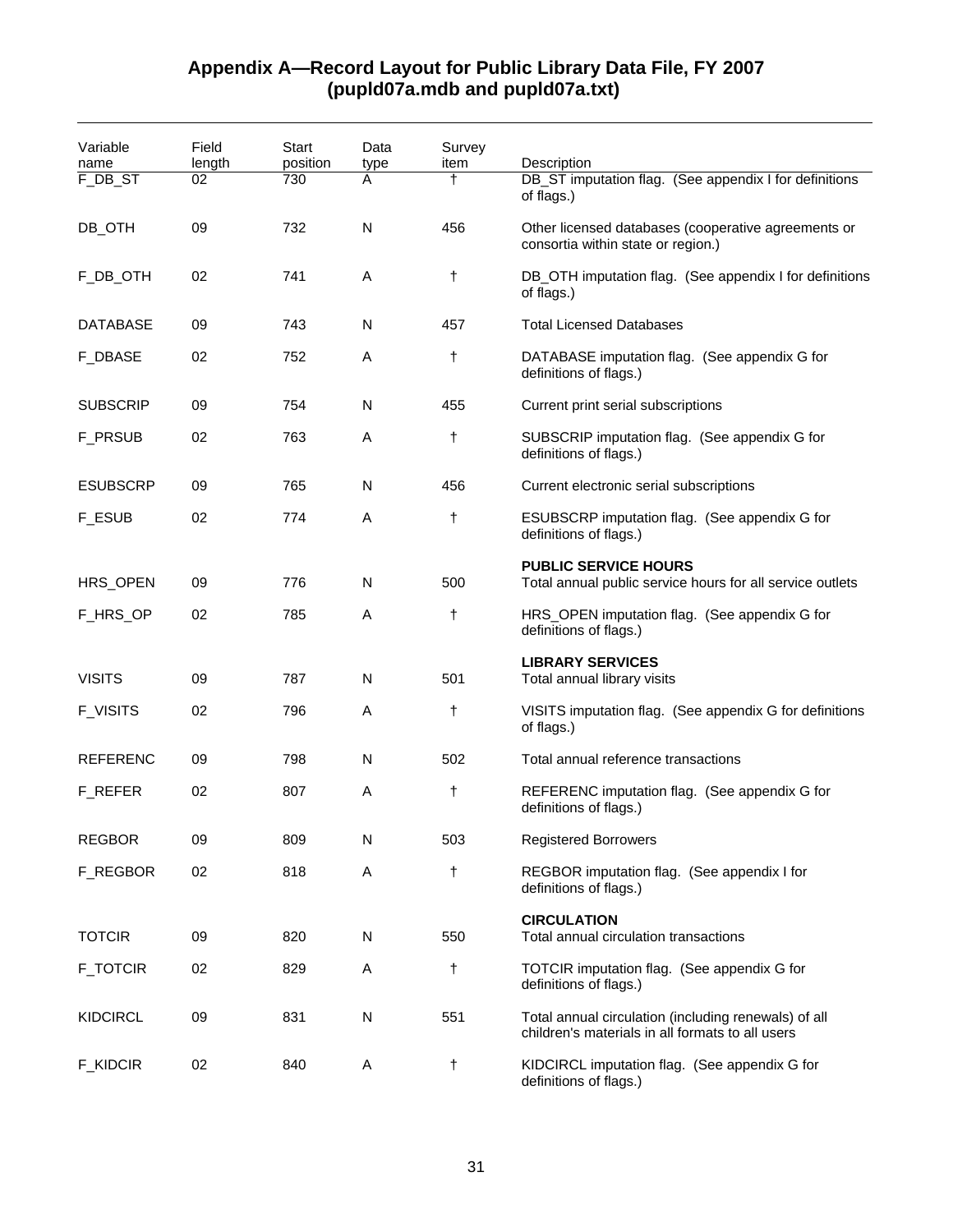## Appendix A—Record Layout for Public Library Data File, FY 2007 (pupld07a.mdb and pupld07a.txt)

| Variable name | Field length | Start position | Data type | Survey item | Description |
|---|---|---|---|---|---|
| F_DB_ST | 02 | 730 | A | † | DB_ST imputation flag. (See appendix I for definitions of flags.) |
| DB_OTH | 09 | 732 | N | 456 | Other licensed databases (cooperative agreements or consortia within state or region.) |
| F_DB_OTH | 02 | 741 | A | † | DB_OTH imputation flag. (See appendix I for definitions of flags.) |
| DATABASE | 09 | 743 | N | 457 | Total Licensed Databases |
| F_DBASE | 02 | 752 | A | † | DATABASE imputation flag. (See appendix G for definitions of flags.) |
| SUBSCRIP | 09 | 754 | N | 455 | Current print serial subscriptions |
| F_PRSUB | 02 | 763 | A | † | SUBSCRIP imputation flag. (See appendix G for definitions of flags.) |
| ESUBSCRP | 09 | 765 | N | 456 | Current electronic serial subscriptions |
| F_ESUB | 02 | 774 | A | † | ESUBSCRP imputation flag. (See appendix G for definitions of flags.) |
| | | | | | **PUBLIC SERVICE HOURS** |
| HRS_OPEN | 09 | 776 | N | 500 | Total annual public service hours for all service outlets |
| F_HRS_OP | 02 | 785 | A | † | HRS_OPEN imputation flag. (See appendix G for definitions of flags.) |
| | | | | | **LIBRARY SERVICES** |
| VISITS | 09 | 787 | N | 501 | Total annual library visits |
| F_VISITS | 02 | 796 | A | † | VISITS imputation flag. (See appendix G for definitions of flags.) |
| REFERENC | 09 | 798 | N | 502 | Total annual reference transactions |
| F_REFER | 02 | 807 | A | † | REFERENC imputation flag. (See appendix G for definitions of flags.) |
| REGBOR | 09 | 809 | N | 503 | Registered Borrowers |
| F_REGBOR | 02 | 818 | A | † | REGBOR imputation flag. (See appendix I for definitions of flags.) |
| | | | | | **CIRCULATION** |
| TOTCIR | 09 | 820 | N | 550 | Total annual circulation transactions |
| F_TOTCIR | 02 | 829 | A | † | TOTCIR imputation flag. (See appendix G for definitions of flags.) |
| KIDCIRCL | 09 | 831 | N | 551 | Total annual circulation (including renewals) of all children's materials in all formats to all users |
| F_KIDCIR | 02 | 840 | A | † | KIDCIRCL imputation flag. (See appendix G for definitions of flags.) |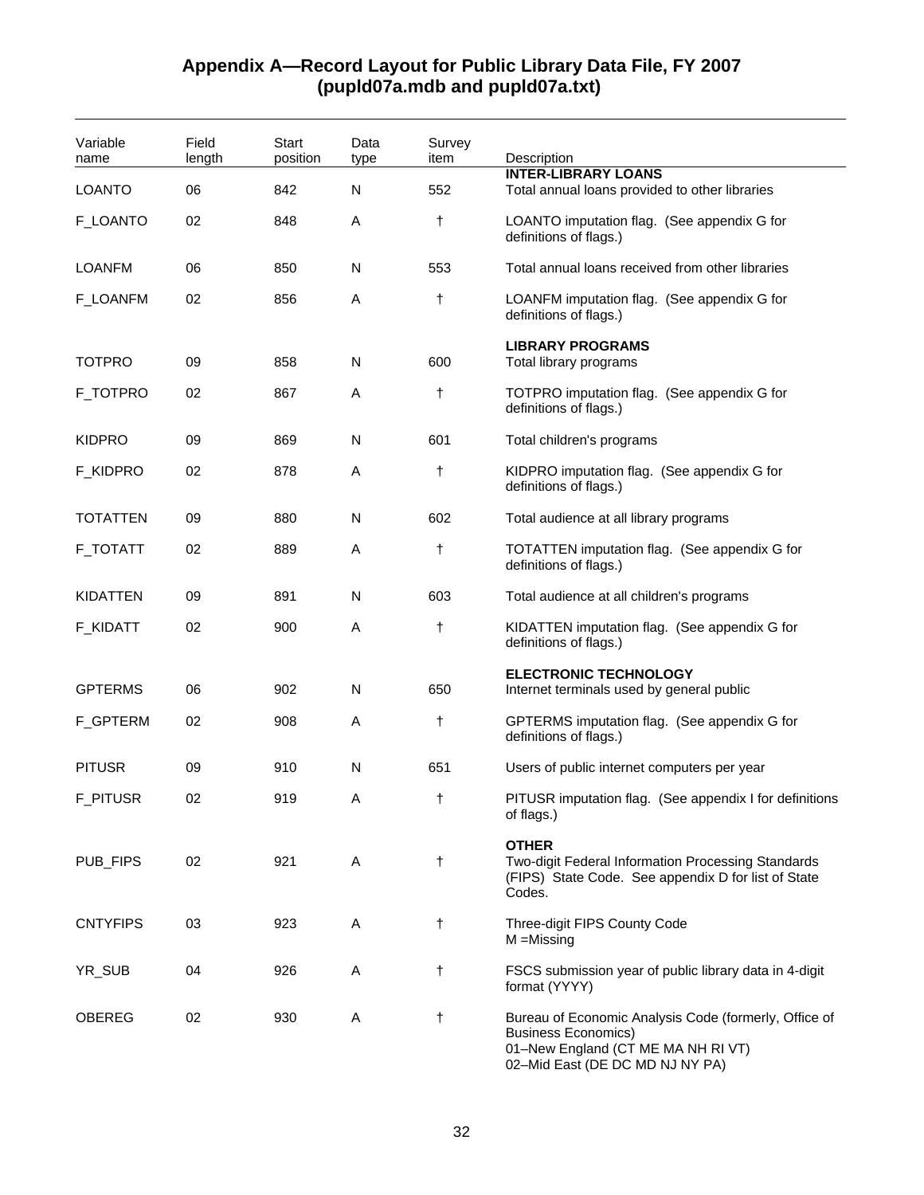## Appendix A—Record Layout for Public Library Data File, FY 2007 (pupld07a.mdb and pupld07a.txt)

| Variable name | Field length | Start position | Data type | Survey item | Description |
|---|---|---|---|---|---|
| | | | | | **INTER-LIBRARY LOANS** |
| LOANTO | 06 | 842 | N | 552 | Total annual loans provided to other libraries |
| F_LOANTO | 02 | 848 | A | † | LOANTO imputation flag. (See appendix G for definitions of flags.) |
| LOANFM | 06 | 850 | N | 553 | Total annual loans received from other libraries |
| F_LOANFM | 02 | 856 | A | † | LOANFM imputation flag. (See appendix G for definitions of flags.) |
| | | | | | **LIBRARY PROGRAMS** |
| TOTPRO | 09 | 858 | N | 600 | Total library programs |
| F_TOTPRO | 02 | 867 | A | † | TOTPRO imputation flag. (See appendix G for definitions of flags.) |
| KIDPRO | 09 | 869 | N | 601 | Total children's programs |
| F_KIDPRO | 02 | 878 | A | † | KIDPRO imputation flag. (See appendix G for definitions of flags.) |
| TOTATTEN | 09 | 880 | N | 602 | Total audience at all library programs |
| F_TOTATT | 02 | 889 | A | † | TOTATTEN imputation flag. (See appendix G for definitions of flags.) |
| KIDATTEN | 09 | 891 | N | 603 | Total audience at all children's programs |
| F_KIDATT | 02 | 900 | A | † | KIDATTEN imputation flag. (See appendix G for definitions of flags.) |
| | | | | | **ELECTRONIC TECHNOLOGY** |
| GPTERMS | 06 | 902 | N | 650 | Internet terminals used by general public |
| F_GPTERM | 02 | 908 | A | † | GPTERMS imputation flag. (See appendix G for definitions of flags.) |
| PITUSR | 09 | 910 | N | 651 | Users of public internet computers per year |
| F_PITUSR | 02 | 919 | A | † | PITUSR imputation flag. (See appendix I for definitions of flags.) |
| | | | | | **OTHER** |
| PUB_FIPS | 02 | 921 | A | † | Two-digit Federal Information Processing Standards (FIPS) State Code. See appendix D for list of State Codes. |
| CNTYFIPS | 03 | 923 | A | † | Three-digit FIPS County Code<br>M =Missing |
| YR_SUB | 04 | 926 | A | † | FSCS submission year of public library data in 4-digit format (YYYY) |
| OBEREG | 02 | 930 | A | † | Bureau of Economic Analysis Code (formerly, Office of Business Economics)<br>01–New England (CT ME MA NH RI VT)<br>02–Mid East (DE DC MD NJ NY PA) |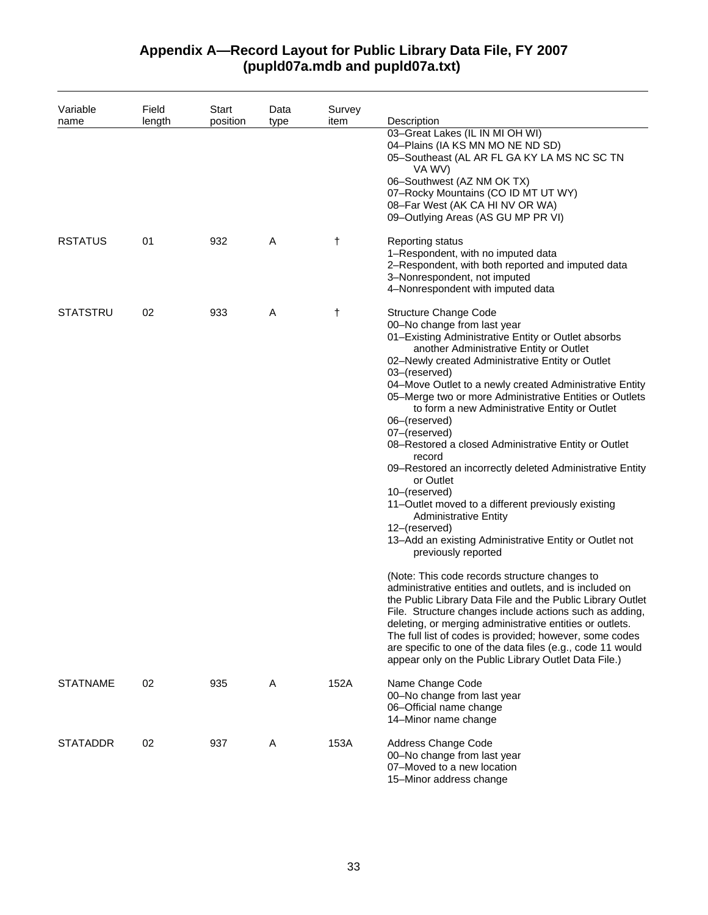## Appendix A—Record Layout for Public Library Data File, FY 2007 (pupld07a.mdb and pupld07a.txt)

| Variable name | Field length | Start position | Data type | Survey item | Description |
|---|---|---|---|---|---|
| | | | | | 03–Great Lakes (IL IN MI OH WI)<br>04–Plains (IA KS MN MO NE ND SD)<br>05–Southeast (AL AR FL GA KY LA MS NC SC TN VA WV)<br>06–Southwest (AZ NM OK TX)<br>07–Rocky Mountains (CO ID MT UT WY)<br>08–Far West (AK CA HI NV OR WA)<br>09–Outlying Areas (AS GU MP PR VI) |
| RSTATUS | 01 | 932 | A | † | Reporting status<br>1–Respondent, with no imputed data<br>2–Respondent, with both reported and imputed data<br>3–Nonrespondent, not imputed<br>4–Nonrespondent with imputed data |
| STATSTRU | 02 | 933 | A | † | Structure Change Code<br>00–No change from last year<br>01–Existing Administrative Entity or Outlet absorbs another Administrative Entity or Outlet<br>02–Newly created Administrative Entity or Outlet<br>03–(reserved)<br>04–Move Outlet to a newly created Administrative Entity<br>05–Merge two or more Administrative Entities or Outlets to form a new Administrative Entity or Outlet<br>06–(reserved)<br>07–(reserved)<br>08–Restored a closed Administrative Entity or Outlet record<br>09–Restored an incorrectly deleted Administrative Entity or Outlet<br>10–(reserved)<br>11–Outlet moved to a different previously existing Administrative Entity<br>12–(reserved)<br>13–Add an existing Administrative Entity or Outlet not previously reported<br><br>(Note: This code records structure changes to administrative entities and outlets, and is included on the Public Library Data File and the Public Library Outlet File. Structure changes include actions such as adding, deleting, or merging administrative entities or outlets. The full list of codes is provided; however, some codes are specific to one of the data files (e.g., code 11 would appear only on the Public Library Outlet Data File.) |
| STATNAME | 02 | 935 | A | 152A | Name Change Code<br>00–No change from last year<br>06–Official name change<br>14–Minor name change |
| STATADDR | 02 | 937 | A | 153A | Address Change Code<br>00–No change from last year<br>07–Moved to a new location<br>15–Minor address change |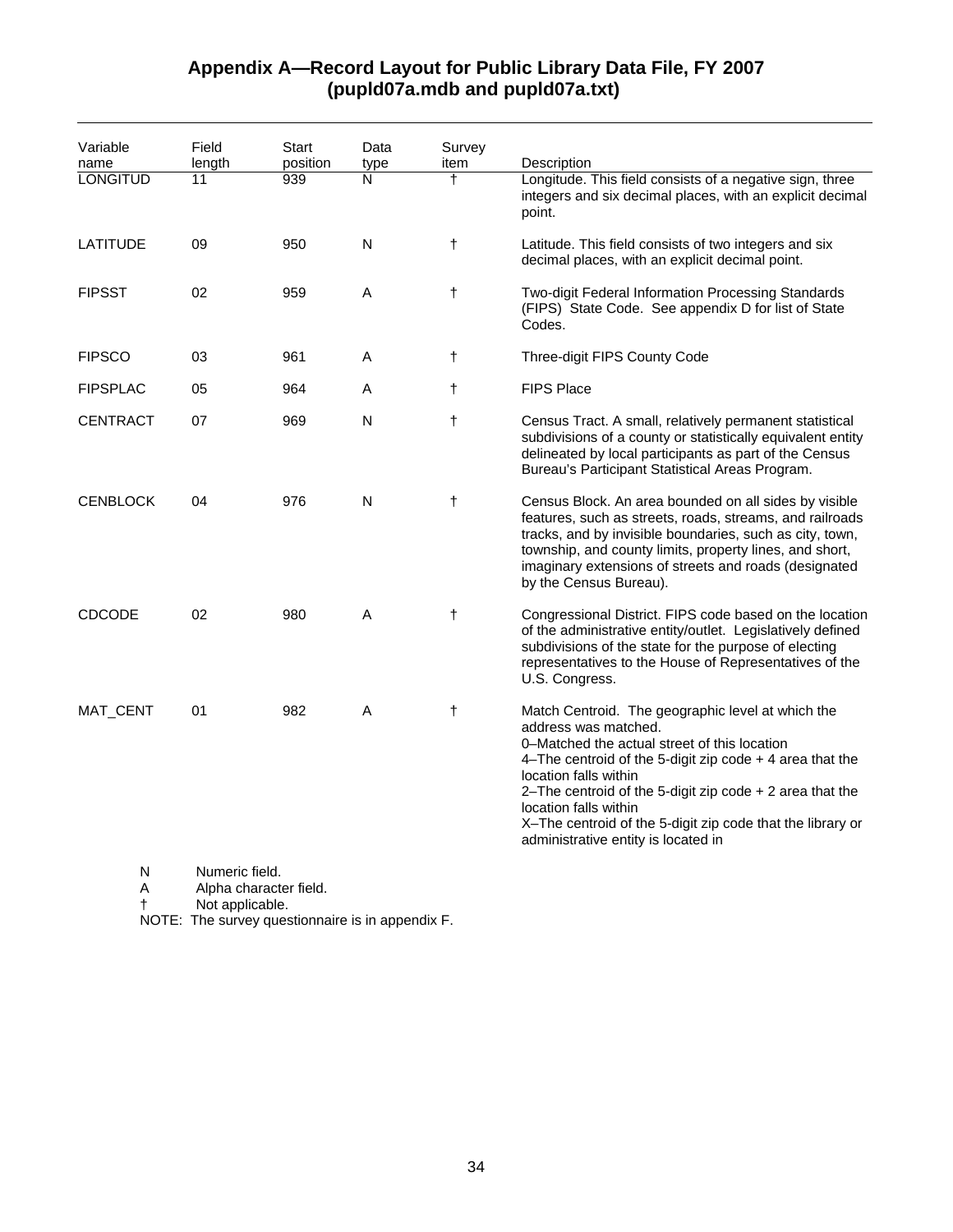# Appendix A—Record Layout for Public Library Data File, FY 2007 (pupld07a.mdb and pupld07a.txt)

| Variable name | Field length | Start position | Data type | Survey item | Description |
|---|---|---|---|---|---|
| LONGITUD | 11 | 939 | N | † | Longitude. This field consists of a negative sign, three integers and six decimal places, with an explicit decimal point. |
| LATITUDE | 09 | 950 | N | † | Latitude. This field consists of two integers and six decimal places, with an explicit decimal point. |
| FIPSST | 02 | 959 | A | † | Two-digit Federal Information Processing Standards (FIPS) State Code. See appendix D for list of State Codes. |
| FIPSCO | 03 | 961 | A | † | Three-digit FIPS County Code |
| FIPSPLAC | 05 | 964 | A | † | FIPS Place |
| CENTRACT | 07 | 969 | N | † | Census Tract. A small, relatively permanent statistical subdivisions of a county or statistically equivalent entity delineated by local participants as part of the Census Bureau's Participant Statistical Areas Program. |
| CENBLOCK | 04 | 976 | N | † | Census Block. An area bounded on all sides by visible features, such as streets, roads, streams, and railroads tracks, and by invisible boundaries, such as city, town, township, and county limits, property lines, and short, imaginary extensions of streets and roads (designated by the Census Bureau). |
| CDCODE | 02 | 980 | A | † | Congressional District. FIPS code based on the location of the administrative entity/outlet. Legislatively defined subdivisions of the state for the purpose of electing representatives to the House of Representatives of the U.S. Congress. |
| MAT_CENT | 01 | 982 | A | † | Match Centroid. The geographic level at which the address was matched.<br>0–Matched the actual street of this location<br>4–The centroid of the 5-digit zip code + 4 area that the location falls within<br>2–The centroid of the 5-digit zip code + 2 area that the location falls within<br>X–The centroid of the 5-digit zip code that the library or administrative entity is located in |

N Numeric field.
A Alpha character field.
† Not applicable.
NOTE: The survey questionnaire is in appendix F.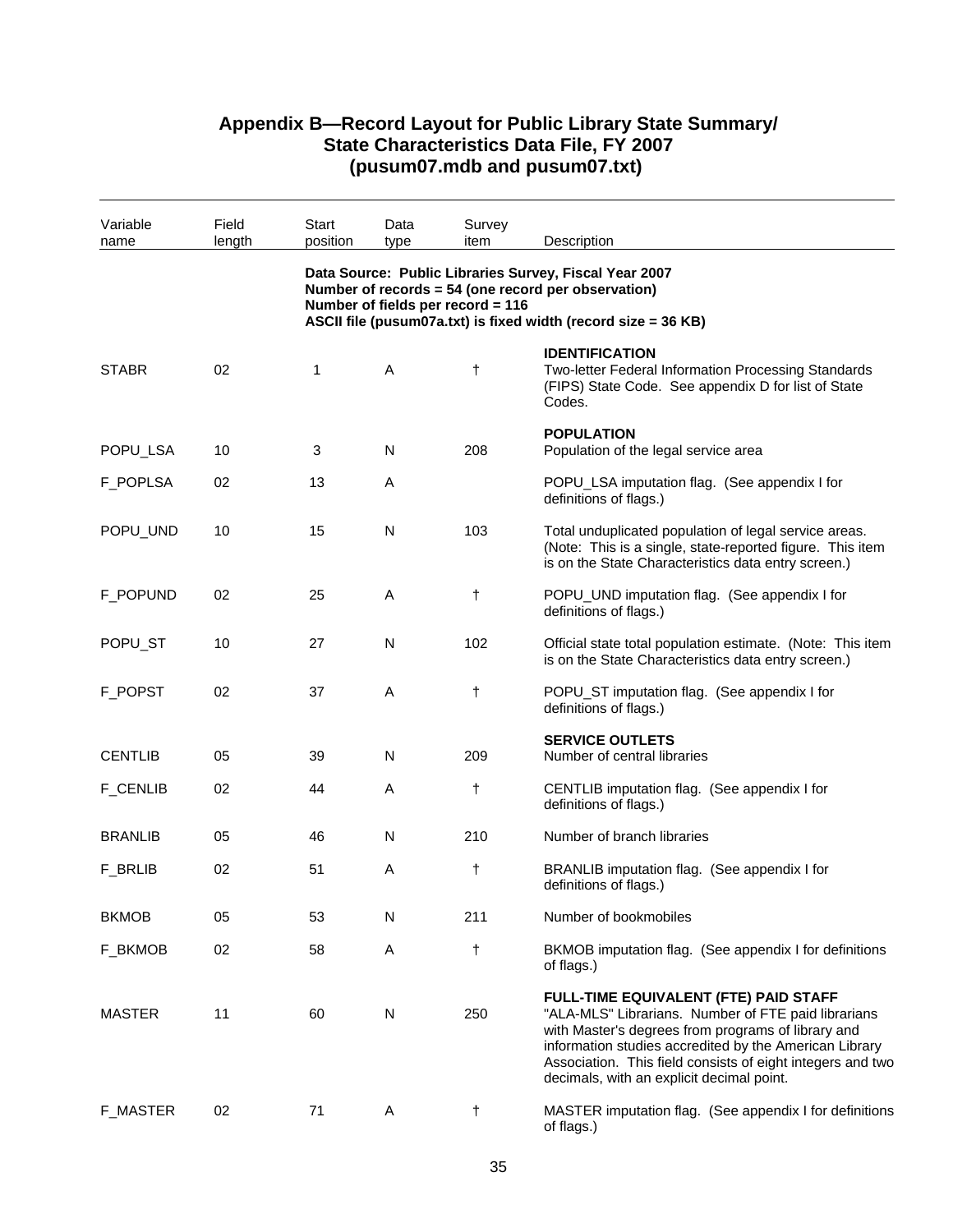## Appendix B—Record Layout for Public Library State Summary/ State Characteristics Data File, FY 2007 (pusum07.mdb and pusum07.txt)

| Variable name | Field length | Start position | Data type | Survey item | Description |
|---|---|---|---|---|---|
| | | | | | **Data Source: Public Libraries Survey, Fiscal Year 2007** **Number of records = 54 (one record per observation)** **Number of fields per record = 116** **ASCII file (pusum07a.txt) is fixed width (record size = 36 KB)** |
| | | | | | **IDENTIFICATION** |
| STABR | 02 | 1 | A | † | Two-letter Federal Information Processing Standards (FIPS) State Code. See appendix D for list of State Codes. |
| | | | | | **POPULATION** |
| POPU_LSA | 10 | 3 | N | 208 | Population of the legal service area |
| F_POPLSA | 02 | 13 | A | | POPU_LSA imputation flag. (See appendix I for definitions of flags.) |
| POPU_UND | 10 | 15 | N | 103 | Total unduplicated population of legal service areas. (Note: This is a single, state-reported figure. This item is on the State Characteristics data entry screen.) |
| F_POPUND | 02 | 25 | A | † | POPU_UND imputation flag. (See appendix I for definitions of flags.) |
| POPU_ST | 10 | 27 | N | 102 | Official state total population estimate. (Note: This item is on the State Characteristics data entry screen.) |
| F_POPST | 02 | 37 | A | † | POPU_ST imputation flag. (See appendix I for definitions of flags.) |
| | | | | | **SERVICE OUTLETS** |
| CENTLIB | 05 | 39 | N | 209 | Number of central libraries |
| F_CENLIB | 02 | 44 | A | † | CENTLIB imputation flag. (See appendix I for definitions of flags.) |
| BRANLIB | 05 | 46 | N | 210 | Number of branch libraries |
| F_BRLIB | 02 | 51 | A | † | BRANLIB imputation flag. (See appendix I for definitions of flags.) |
| BKMOB | 05 | 53 | N | 211 | Number of bookmobiles |
| F_BKMOB | 02 | 58 | A | † | BKMOB imputation flag. (See appendix I for definitions of flags.) |
| | | | | | **FULL-TIME EQUIVALENT (FTE) PAID STAFF** |
| MASTER | 11 | 60 | N | 250 | "ALA-MLS" Librarians. Number of FTE paid librarians with Master's degrees from programs of library and information studies accredited by the American Library Association. This field consists of eight integers and two decimals, with an explicit decimal point. |
| F_MASTER | 02 | 71 | A | † | MASTER imputation flag. (See appendix I for definitions of flags.) |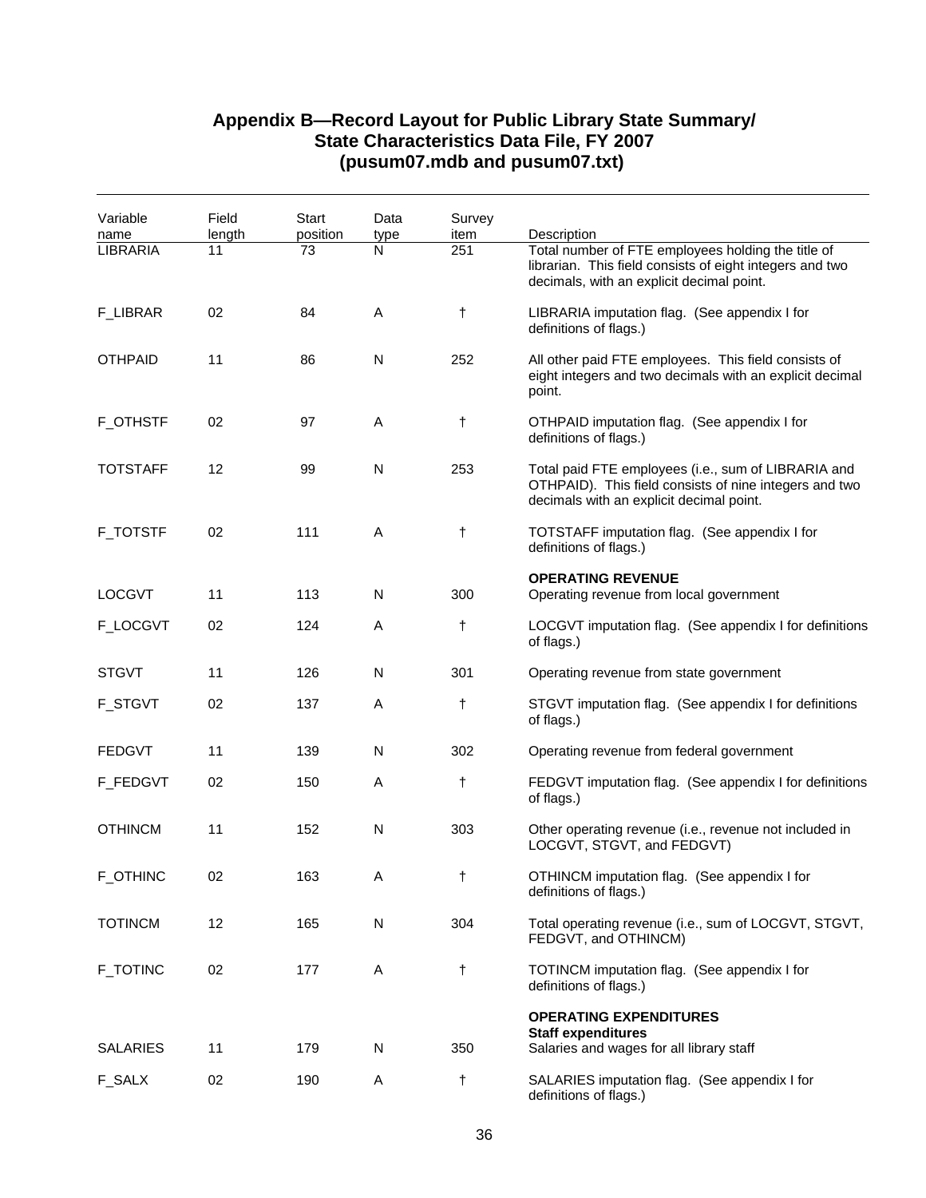## Appendix B—Record Layout for Public Library State Summary/ State Characteristics Data File, FY 2007 (pusum07.mdb and pusum07.txt)

| Variable name | Field length | Start position | Data type | Survey item | Description |
|---|---|---|---|---|---|
| LIBRARIA | 11 | 73 | N | 251 | Total number of FTE employees holding the title of librarian. This field consists of eight integers and two decimals, with an explicit decimal point. |
| F_LIBRAR | 02 | 84 | A | † | LIBRARIA imputation flag. (See appendix I for definitions of flags.) |
| OTHPAID | 11 | 86 | N | 252 | All other paid FTE employees. This field consists of eight integers and two decimals with an explicit decimal point. |
| F_OTHSTF | 02 | 97 | A | † | OTHPAID imputation flag. (See appendix I for definitions of flags.) |
| TOTSTAFF | 12 | 99 | N | 253 | Total paid FTE employees (i.e., sum of LIBRARIA and OTHPAID). This field consists of nine integers and two decimals with an explicit decimal point. |
| F_TOTSTF | 02 | 111 | A | † | TOTSTAFF imputation flag. (See appendix I for definitions of flags.) |
| | | | | | **OPERATING REVENUE** |
| LOCGVT | 11 | 113 | N | 300 | Operating revenue from local government |
| F_LOCGVT | 02 | 124 | A | † | LOCGVT imputation flag. (See appendix I for definitions of flags.) |
| STGVT | 11 | 126 | N | 301 | Operating revenue from state government |
| F_STGVT | 02 | 137 | A | † | STGVT imputation flag. (See appendix I for definitions of flags.) |
| FEDGVT | 11 | 139 | N | 302 | Operating revenue from federal government |
| F_FEDGVT | 02 | 150 | A | † | FEDGVT imputation flag. (See appendix I for definitions of flags.) |
| OTHINCM | 11 | 152 | N | 303 | Other operating revenue (i.e., revenue not included in LOCGVT, STGVT, and FEDGVT) |
| F_OTHINC | 02 | 163 | A | † | OTHINCM imputation flag. (See appendix I for definitions of flags.) |
| TOTINCM | 12 | 165 | N | 304 | Total operating revenue (i.e., sum of LOCGVT, STGVT, FEDGVT, and OTHINCM) |
| F_TOTINC | 02 | 177 | A | † | TOTINCM imputation flag. (See appendix I for definitions of flags.) |
| | | | | | **OPERATING EXPENDITURES** |
| | | | | | **Staff expenditures** |
| SALARIES | 11 | 179 | N | 350 | Salaries and wages for all library staff |
| F_SALX | 02 | 190 | A | † | SALARIES imputation flag. (See appendix I for definitions of flags.) |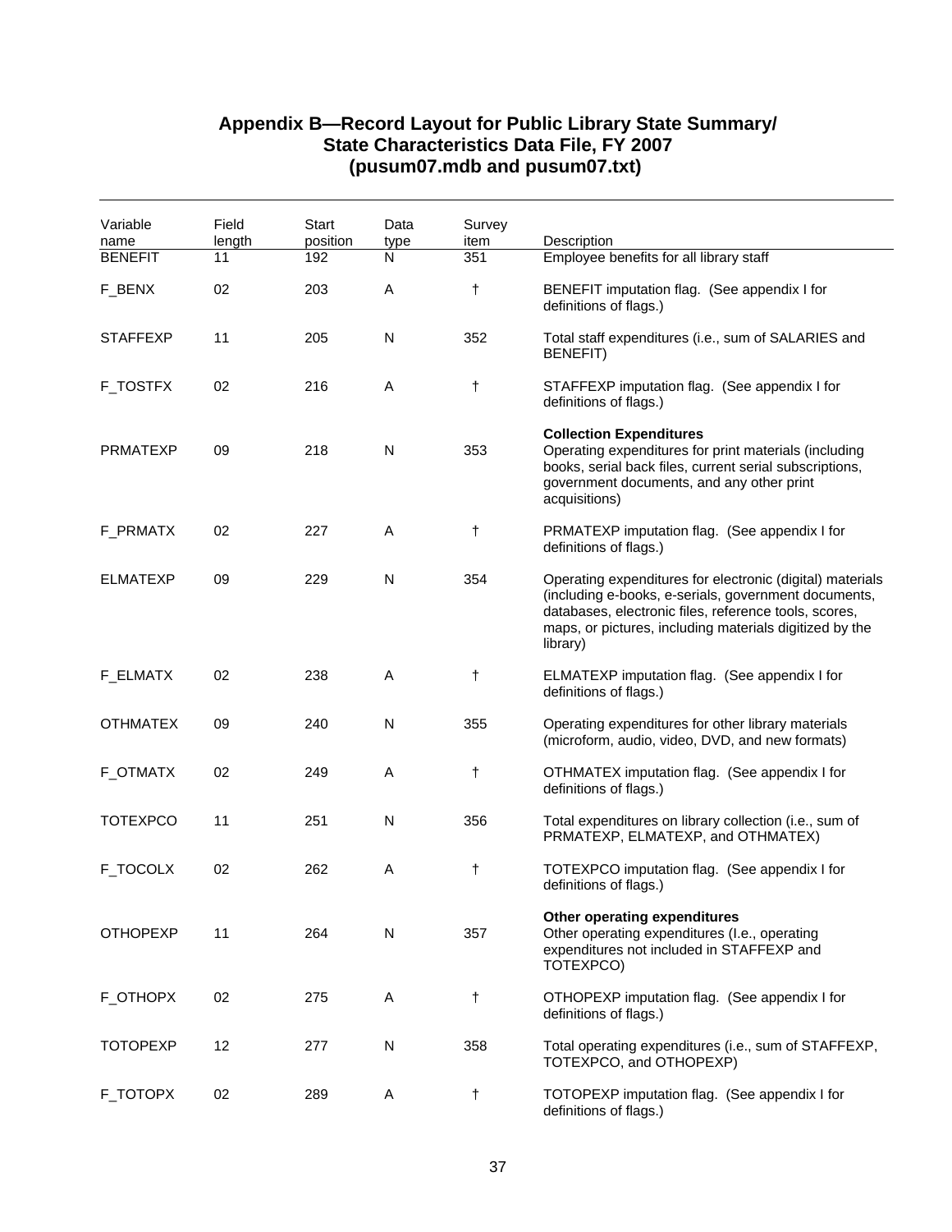## Appendix B—Record Layout for Public Library State Summary/ State Characteristics Data File, FY 2007 (pusum07.mdb and pusum07.txt)

| Variable name | Field length | Start position | Data type | Survey item | Description |
|---|---|---|---|---|---|
| BENEFIT | 11 | 192 | N | 351 | Employee benefits for all library staff |
| F_BENX | 02 | 203 | A | † | BENEFIT imputation flag. (See appendix I for definitions of flags.) |
| STAFFEXP | 11 | 205 | N | 352 | Total staff expenditures (i.e., sum of SALARIES and BENEFIT) |
| F_TOSTFX | 02 | 216 | A | † | STAFFEXP imputation flag. (See appendix I for definitions of flags.) |
| PRMATEXP | 09 | 218 | N | 353 | **Collection Expenditures** Operating expenditures for print materials (including books, serial back files, current serial subscriptions, government documents, and any other print acquisitions) |
| F_PRMATX | 02 | 227 | A | † | PRMATEXP imputation flag. (See appendix I for definitions of flags.) |
| ELMATEXP | 09 | 229 | N | 354 | Operating expenditures for electronic (digital) materials (including e-books, e-serials, government documents, databases, electronic files, reference tools, scores, maps, or pictures, including materials digitized by the library) |
| F_ELMATX | 02 | 238 | A | † | ELMATEXP imputation flag. (See appendix I for definitions of flags.) |
| OTHMATEX | 09 | 240 | N | 355 | Operating expenditures for other library materials (microform, audio, video, DVD, and new formats) |
| F_OTMATX | 02 | 249 | A | † | OTHMATEX imputation flag. (See appendix I for definitions of flags.) |
| TOTEXPCO | 11 | 251 | N | 356 | Total expenditures on library collection (i.e., sum of PRMATEXP, ELMATEXP, and OTHMATEX) |
| F_TOCOLX | 02 | 262 | A | † | TOTEXPCO imputation flag. (See appendix I for definitions of flags.) |
| OTHOPEXP | 11 | 264 | N | 357 | **Other operating expenditures** Other operating expenditures (I.e., operating expenditures not included in STAFFEXP and TOTEXPCO) |
| F_OTHOPX | 02 | 275 | A | † | OTHOPEXP imputation flag. (See appendix I for definitions of flags.) |
| TOTOPEXP | 12 | 277 | N | 358 | Total operating expenditures (i.e., sum of STAFFEXP, TOTEXPCO, and OTHOPEXP) |
| F_TOTOPX | 02 | 289 | A | † | TOTOPEXP imputation flag. (See appendix I for definitions of flags.) |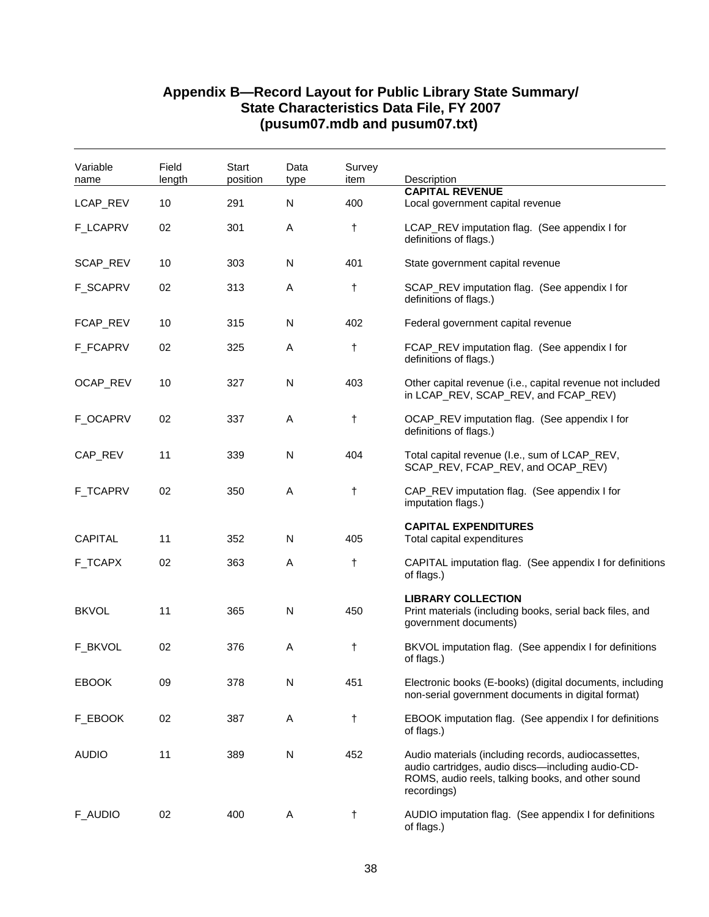## Appendix B—Record Layout for Public Library State Summary/ State Characteristics Data File, FY 2007 (pusum07.mdb and pusum07.txt)

| Variable name | Field length | Start position | Data type | Survey item | Description |
|---|---|---|---|---|---|
| | | | | | **CAPITAL REVENUE** |
| LCAP_REV | 10 | 291 | N | 400 | Local government capital revenue |
| F_LCAPRV | 02 | 301 | A | † | LCAP_REV imputation flag. (See appendix I for definitions of flags.) |
| SCAP_REV | 10 | 303 | N | 401 | State government capital revenue |
| F_SCAPRV | 02 | 313 | A | † | SCAP_REV imputation flag. (See appendix I for definitions of flags.) |
| FCAP_REV | 10 | 315 | N | 402 | Federal government capital revenue |
| F_FCAPRV | 02 | 325 | A | † | FCAP_REV imputation flag. (See appendix I for definitions of flags.) |
| OCAP_REV | 10 | 327 | N | 403 | Other capital revenue (i.e., capital revenue not included in LCAP_REV, SCAP_REV, and FCAP_REV) |
| F_OCAPRV | 02 | 337 | A | † | OCAP_REV imputation flag. (See appendix I for definitions of flags.) |
| CAP_REV | 11 | 339 | N | 404 | Total capital revenue (I.e., sum of LCAP_REV, SCAP_REV, FCAP_REV, and OCAP_REV) |
| F_TCAPRV | 02 | 350 | A | † | CAP_REV imputation flag. (See appendix I for imputation flags.) |
| | | | | | **CAPITAL EXPENDITURES** |
| CAPITAL | 11 | 352 | N | 405 | Total capital expenditures |
| F_TCAPX | 02 | 363 | A | † | CAPITAL imputation flag. (See appendix I for definitions of flags.) |
| | | | | | **LIBRARY COLLECTION** |
| BKVOL | 11 | 365 | N | 450 | Print materials (including books, serial back files, and government documents) |
| F_BKVOL | 02 | 376 | A | † | BKVOL imputation flag. (See appendix I for definitions of flags.) |
| EBOOK | 09 | 378 | N | 451 | Electronic books (E-books) (digital documents, including non-serial government documents in digital format) |
| F_EBOOK | 02 | 387 | A | † | EBOOK imputation flag. (See appendix I for definitions of flags.) |
| AUDIO | 11 | 389 | N | 452 | Audio materials (including records, audiocassettes, audio cartridges, audio discs—including audio-CD-ROMS, audio reels, talking books, and other sound recordings) |
| F_AUDIO | 02 | 400 | A | † | AUDIO imputation flag. (See appendix I for definitions of flags.) |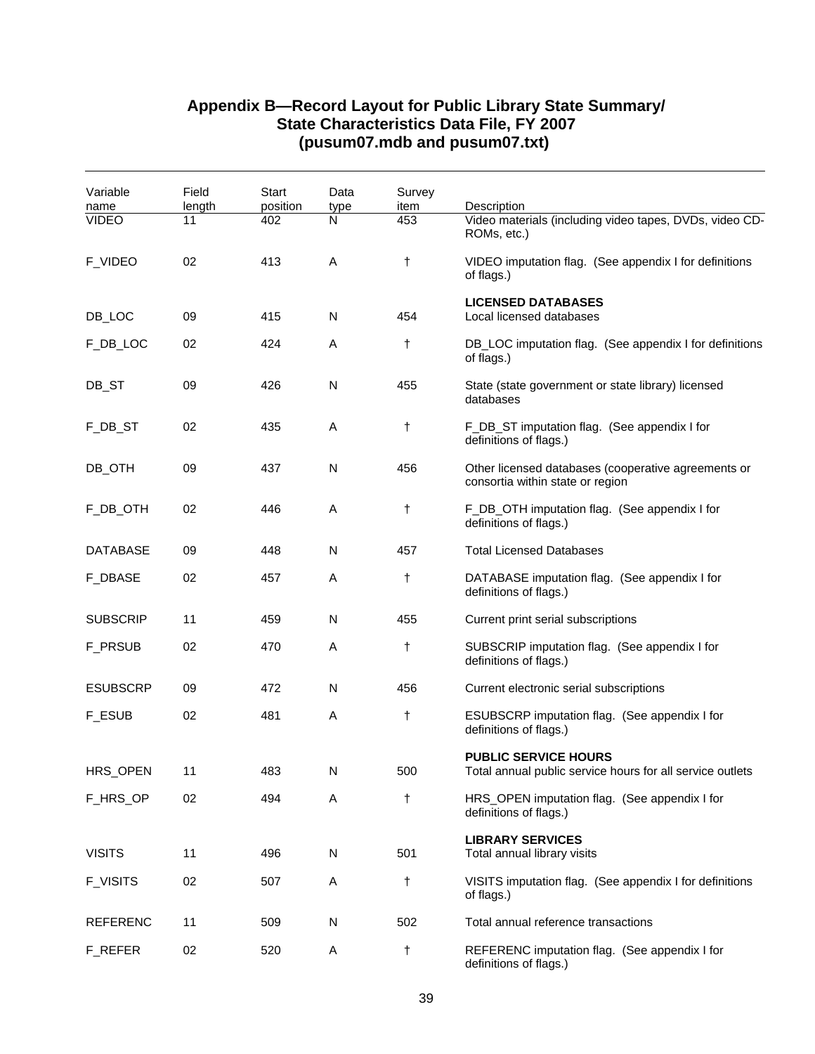## Appendix B—Record Layout for Public Library State Summary/ State Characteristics Data File, FY 2007 (pusum07.mdb and pusum07.txt)

| Variable name | Field length | Start position | Data type | Survey item | Description |
|---|---|---|---|---|---|
| VIDEO | 11 | 402 | N | 453 | Video materials (including video tapes, DVDs, video CD-ROMs, etc.) |
| F_VIDEO | 02 | 413 | A | † | VIDEO imputation flag. (See appendix I for definitions of flags.) |
| | | | | | **LICENSED DATABASES** |
| DB_LOC | 09 | 415 | N | 454 | Local licensed databases |
| F_DB_LOC | 02 | 424 | A | † | DB_LOC imputation flag. (See appendix I for definitions of flags.) |
| DB_ST | 09 | 426 | N | 455 | State (state government or state library) licensed databases |
| F_DB_ST | 02 | 435 | A | † | F_DB_ST imputation flag. (See appendix I for definitions of flags.) |
| DB_OTH | 09 | 437 | N | 456 | Other licensed databases (cooperative agreements or consortia within state or region |
| F_DB_OTH | 02 | 446 | A | † | F_DB_OTH imputation flag. (See appendix I for definitions of flags.) |
| DATABASE | 09 | 448 | N | 457 | Total Licensed Databases |
| F_DBASE | 02 | 457 | A | † | DATABASE imputation flag. (See appendix I for definitions of flags.) |
| SUBSCRIP | 11 | 459 | N | 455 | Current print serial subscriptions |
| F_PRSUB | 02 | 470 | A | † | SUBSCRIP imputation flag. (See appendix I for definitions of flags.) |
| ESUBSCRP | 09 | 472 | N | 456 | Current electronic serial subscriptions |
| F_ESUB | 02 | 481 | A | † | ESUBSCRP imputation flag. (See appendix I for definitions of flags.) |
| | | | | | **PUBLIC SERVICE HOURS** |
| HRS_OPEN | 11 | 483 | N | 500 | Total annual public service hours for all service outlets |
| F_HRS_OP | 02 | 494 | A | † | HRS_OPEN imputation flag. (See appendix I for definitions of flags.) |
| | | | | | **LIBRARY SERVICES** |
| VISITS | 11 | 496 | N | 501 | Total annual library visits |
| F_VISITS | 02 | 507 | A | † | VISITS imputation flag. (See appendix I for definitions of flags.) |
| REFERENC | 11 | 509 | N | 502 | Total annual reference transactions |
| F_REFER | 02 | 520 | A | † | REFERENC imputation flag. (See appendix I for definitions of flags.) |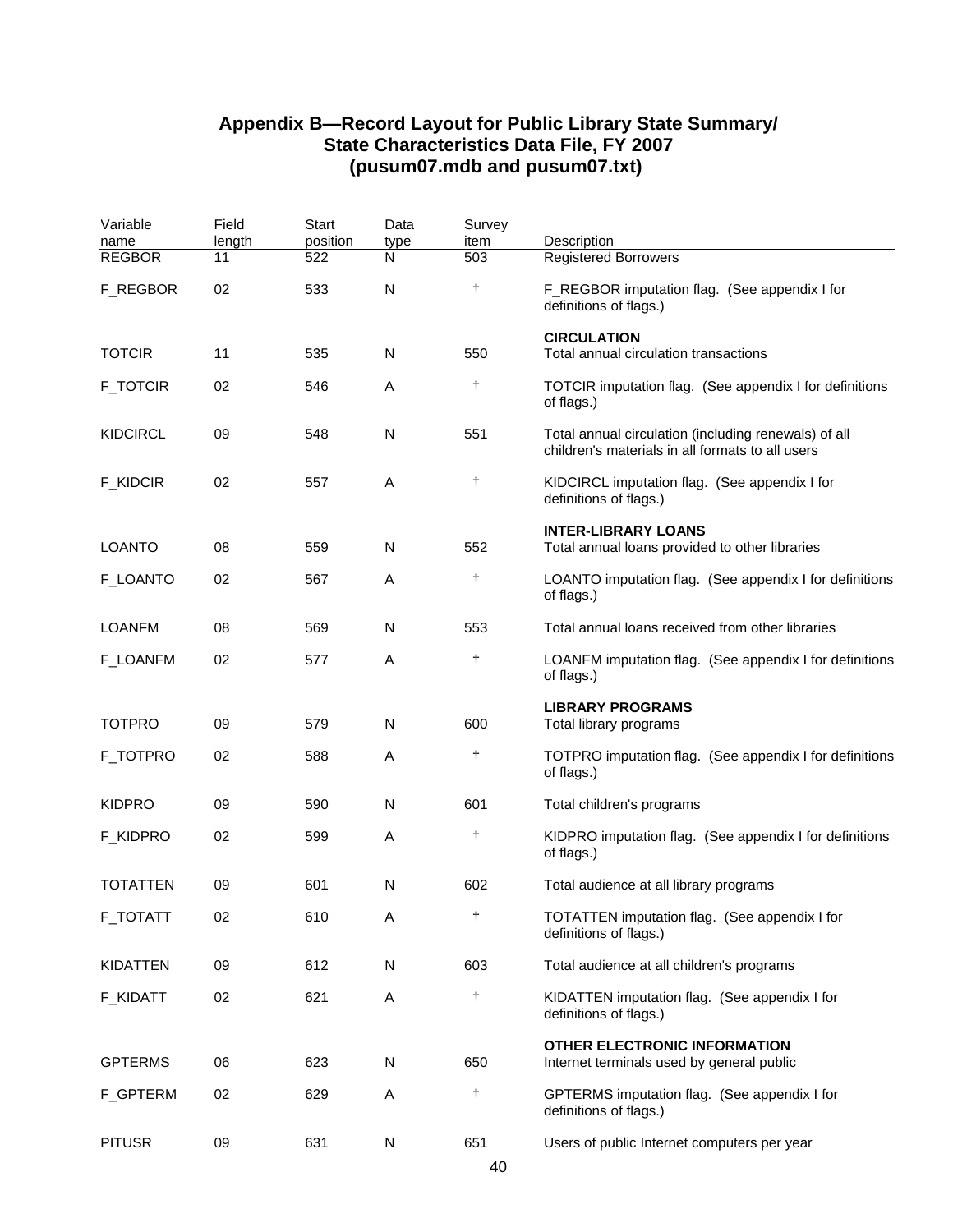## Appendix B—Record Layout for Public Library State Summary/ State Characteristics Data File, FY 2007 (pusum07.mdb and pusum07.txt)

| Variable name | Field length | Start position | Data type | Survey item | Description |
|---|---|---|---|---|---|
| REGBOR | 11 | 522 | N | 503 | Registered Borrowers |
| F_REGBOR | 02 | 533 | N | † | F_REGBOR imputation flag. (See appendix I for definitions of flags.) |
| | | | | | **CIRCULATION** |
| TOTCIR | 11 | 535 | N | 550 | Total annual circulation transactions |
| F_TOTCIR | 02 | 546 | A | † | TOTCIR imputation flag. (See appendix I for definitions of flags.) |
| KIDCIRCL | 09 | 548 | N | 551 | Total annual circulation (including renewals) of all children's materials in all formats to all users |
| F_KIDCIR | 02 | 557 | A | † | KIDCIRCL imputation flag. (See appendix I for definitions of flags.) |
| | | | | | **INTER-LIBRARY LOANS** |
| LOANTO | 08 | 559 | N | 552 | Total annual loans provided to other libraries |
| F_LOANTO | 02 | 567 | A | † | LOANTO imputation flag. (See appendix I for definitions of flags.) |
| LOANFM | 08 | 569 | N | 553 | Total annual loans received from other libraries |
| F_LOANFM | 02 | 577 | A | † | LOANFM imputation flag. (See appendix I for definitions of flags.) |
| | | | | | **LIBRARY PROGRAMS** |
| TOTPRO | 09 | 579 | N | 600 | Total library programs |
| F_TOTPRO | 02 | 588 | A | † | TOTPRO imputation flag. (See appendix I for definitions of flags.) |
| KIDPRO | 09 | 590 | N | 601 | Total children's programs |
| F_KIDPRO | 02 | 599 | A | † | KIDPRO imputation flag. (See appendix I for definitions of flags.) |
| TOTATTEN | 09 | 601 | N | 602 | Total audience at all library programs |
| F_TOTATT | 02 | 610 | A | † | TOTATTEN imputation flag. (See appendix I for definitions of flags.) |
| KIDATTEN | 09 | 612 | N | 603 | Total audience at all children's programs |
| F_KIDATT | 02 | 621 | A | † | KIDATTEN imputation flag. (See appendix I for definitions of flags.) |
| | | | | | **OTHER ELECTRONIC INFORMATION** |
| GPTERMS | 06 | 623 | N | 650 | Internet terminals used by general public |
| F_GPTERM | 02 | 629 | A | † | GPTERMS imputation flag. (See appendix I for definitions of flags.) |
| PITUSR | 09 | 631 | N | 651 | Users of public Internet computers per year |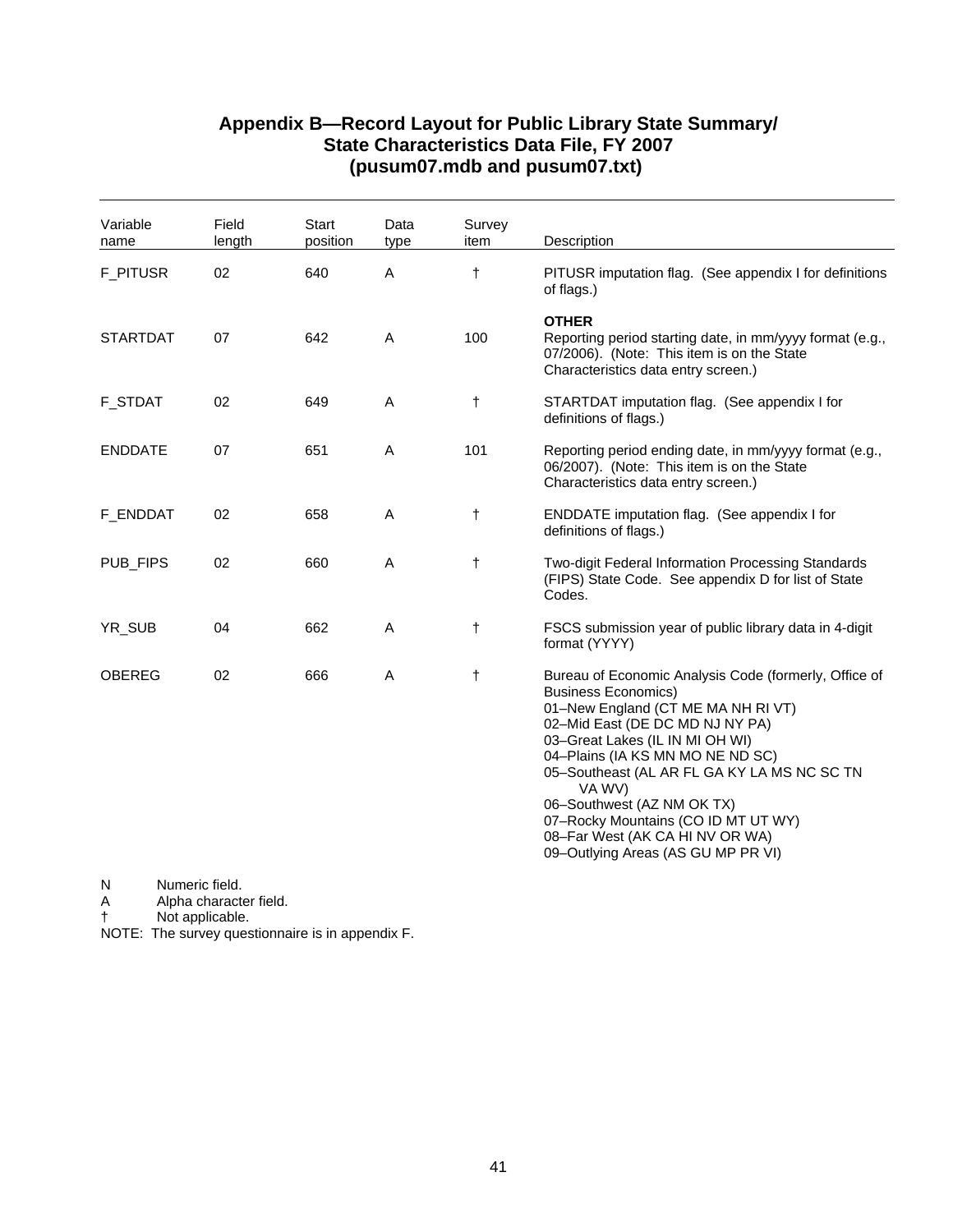## Appendix B—Record Layout for Public Library State Summary/ State Characteristics Data File, FY 2007 (pusum07.mdb and pusum07.txt)

| Variable name | Field length | Start position | Data type | Survey item | Description |
|---|---|---|---|---|---|
| F_PITUSR | 02 | 640 | A | † | PITUSR imputation flag. (See appendix I for definitions of flags.) |
| | | | | | **OTHER** |
| STARTDAT | 07 | 642 | A | 100 | Reporting period starting date, in mm/yyyy format (e.g., 07/2006). (Note: This item is on the State Characteristics data entry screen.) |
| F_STDAT | 02 | 649 | A | † | STARTDAT imputation flag. (See appendix I for definitions of flags.) |
| ENDDATE | 07 | 651 | A | 101 | Reporting period ending date, in mm/yyyy format (e.g., 06/2007). (Note: This item is on the State Characteristics data entry screen.) |
| F_ENDDAT | 02 | 658 | A | † | ENDDATE imputation flag. (See appendix I for definitions of flags.) |
| PUB_FIPS | 02 | 660 | A | † | Two-digit Federal Information Processing Standards (FIPS) State Code. See appendix D for list of State Codes. |
| YR_SUB | 04 | 662 | A | † | FSCS submission year of public library data in 4-digit format (YYYY) |
| OBEREG | 02 | 666 | A | † | Bureau of Economic Analysis Code (formerly, Office of Business Economics)<br>01–New England (CT ME MA NH RI VT)<br>02–Mid East (DE DC MD NJ NY PA)<br>03–Great Lakes (IL IN MI OH WI)<br>04–Plains (IA KS MN MO NE ND SC)<br>05–Southeast (AL AR FL GA KY LA MS NC SC TN VA WV)<br>06–Southwest (AZ NM OK TX)<br>07–Rocky Mountains (CO ID MT UT WY)<br>08–Far West (AK CA HI NV OR WA)<br>09–Outlying Areas (AS GU MP PR VI) |

N Numeric field.
A Alpha character field.
† Not applicable.
NOTE: The survey questionnaire is in appendix F.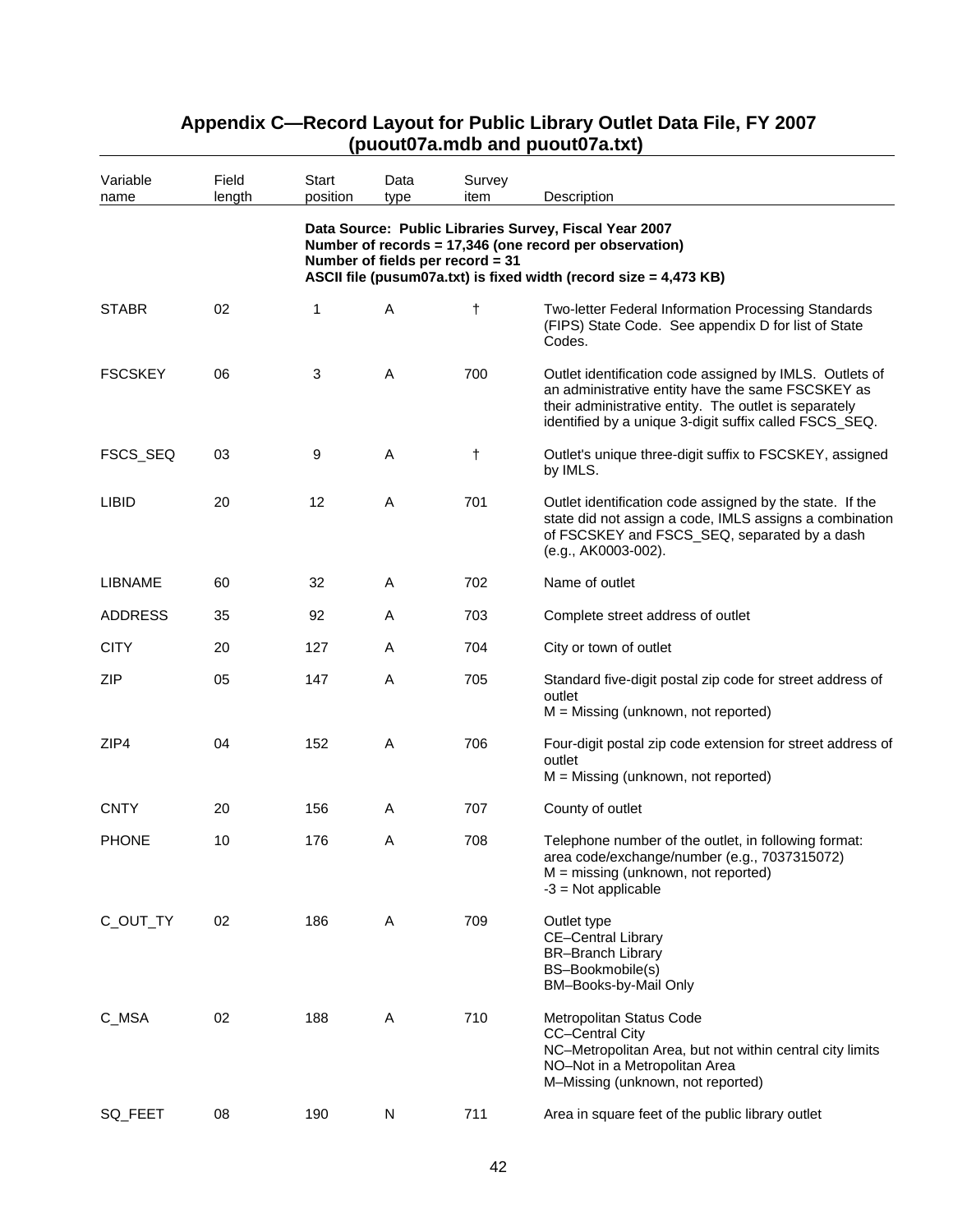## Appendix C—Record Layout for Public Library Outlet Data File, FY 2007 (puout07a.mdb and puout07a.txt)

| Variable name | Field length | Start position | Data type | Survey item | Description |
|---|---|---|---|---|---|
| | | | | | **Data Source: Public Libraries Survey, Fiscal Year 2007**<br>**Number of records = 17,346 (one record per observation)**<br>**Number of fields per record = 31**<br>**ASCII file (pusum07a.txt) is fixed width (record size = 4,473 KB)** |
| STABR | 02 | 1 | A | † | Two-letter Federal Information Processing Standards (FIPS) State Code. See appendix D for list of State Codes. |
| FSCSKEY | 06 | 3 | A | 700 | Outlet identification code assigned by IMLS. Outlets of an administrative entity have the same FSCSKEY as their administrative entity. The outlet is separately identified by a unique 3-digit suffix called FSCS_SEQ. |
| FSCS_SEQ | 03 | 9 | A | † | Outlet's unique three-digit suffix to FSCSKEY, assigned by IMLS. |
| LIBID | 20 | 12 | A | 701 | Outlet identification code assigned by the state. If the state did not assign a code, IMLS assigns a combination of FSCSKEY and FSCS_SEQ, separated by a dash (e.g., AK0003-002). |
| LIBNAME | 60 | 32 | A | 702 | Name of outlet |
| ADDRESS | 35 | 92 | A | 703 | Complete street address of outlet |
| CITY | 20 | 127 | A | 704 | City or town of outlet |
| ZIP | 05 | 147 | A | 705 | Standard five-digit postal zip code for street address of outlet<br>M = Missing (unknown, not reported) |
| ZIP4 | 04 | 152 | A | 706 | Four-digit postal zip code extension for street address of outlet<br>M = Missing (unknown, not reported) |
| CNTY | 20 | 156 | A | 707 | County of outlet |
| PHONE | 10 | 176 | A | 708 | Telephone number of the outlet, in following format: area code/exchange/number (e.g., 7037315072)<br>M = missing (unknown, not reported)<br>-3 = Not applicable |
| C_OUT_TY | 02 | 186 | A | 709 | Outlet type<br>CE–Central Library<br>BR–Branch Library<br>BS–Bookmobile(s)<br>BM–Books-by-Mail Only |
| C_MSA | 02 | 188 | A | 710 | Metropolitan Status Code<br>CC–Central City<br>NC–Metropolitan Area, but not within central city limits<br>NO–Not in a Metropolitan Area<br>M–Missing (unknown, not reported) |
| SQ_FEET | 08 | 190 | N | 711 | Area in square feet of the public library outlet |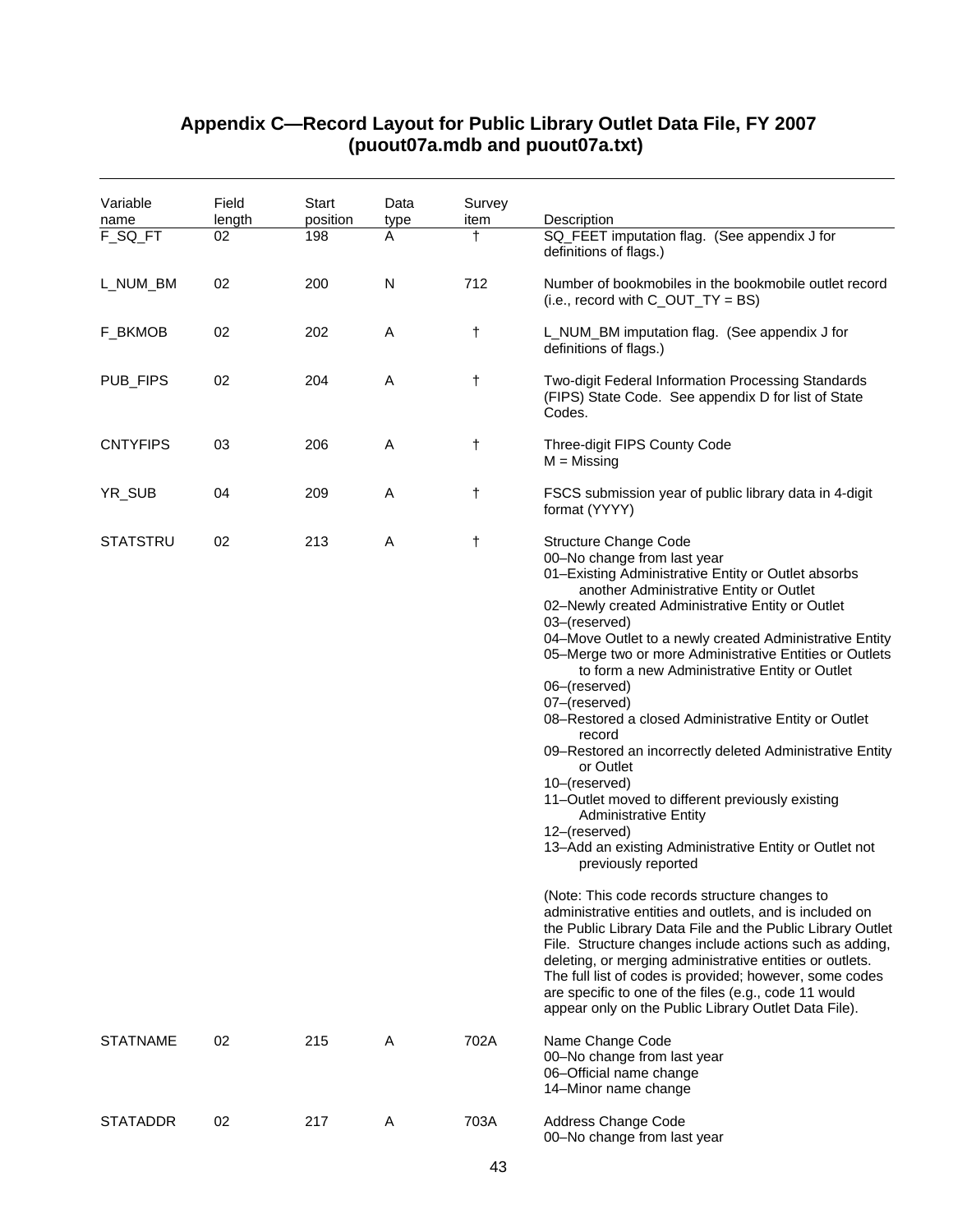# Appendix C—Record Layout for Public Library Outlet Data File, FY 2007 (puout07a.mdb and puout07a.txt)

| Variable name | Field length | Start position | Data type | Survey item | Description |
|---|---|---|---|---|---|
| F_SQ_FT | 02 | 198 | A | † | SQ_FEET imputation flag. (See appendix J for definitions of flags.) |
| L_NUM_BM | 02 | 200 | N | 712 | Number of bookmobiles in the bookmobile outlet record (i.e., record with C_OUT_TY = BS) |
| F_BKMOB | 02 | 202 | A | † | L_NUM_BM imputation flag. (See appendix J for definitions of flags.) |
| PUB_FIPS | 02 | 204 | A | † | Two-digit Federal Information Processing Standards (FIPS) State Code. See appendix D for list of State Codes. |
| CNTYFIPS | 03 | 206 | A | † | Three-digit FIPS County Code<br>M = Missing |
| YR_SUB | 04 | 209 | A | † | FSCS submission year of public library data in 4-digit format (YYYY) |
| STATSTRU | 02 | 213 | A | † | Structure Change Code<br>00–No change from last year<br>01–Existing Administrative Entity or Outlet absorbs another Administrative Entity or Outlet<br>02–Newly created Administrative Entity or Outlet<br>03–(reserved)<br>04–Move Outlet to a newly created Administrative Entity<br>05–Merge two or more Administrative Entities or Outlets to form a new Administrative Entity or Outlet<br>06–(reserved)<br>07–(reserved)<br>08–Restored a closed Administrative Entity or Outlet record<br>09–Restored an incorrectly deleted Administrative Entity or Outlet<br>10–(reserved)<br>11–Outlet moved to different previously existing Administrative Entity<br>12–(reserved)<br>13–Add an existing Administrative Entity or Outlet not previously reported<br><br>(Note: This code records structure changes to administrative entities and outlets, and is included on the Public Library Data File and the Public Library Outlet File. Structure changes include actions such as adding, deleting, or merging administrative entities or outlets. The full list of codes is provided; however, some codes are specific to one of the files (e.g., code 11 would appear only on the Public Library Outlet Data File). |
| STATNAME | 02 | 215 | A | 702A | Name Change Code<br>00–No change from last year<br>06–Official name change<br>14–Minor name change |
| STATADDR | 02 | 217 | A | 703A | Address Change Code<br>00–No change from last year |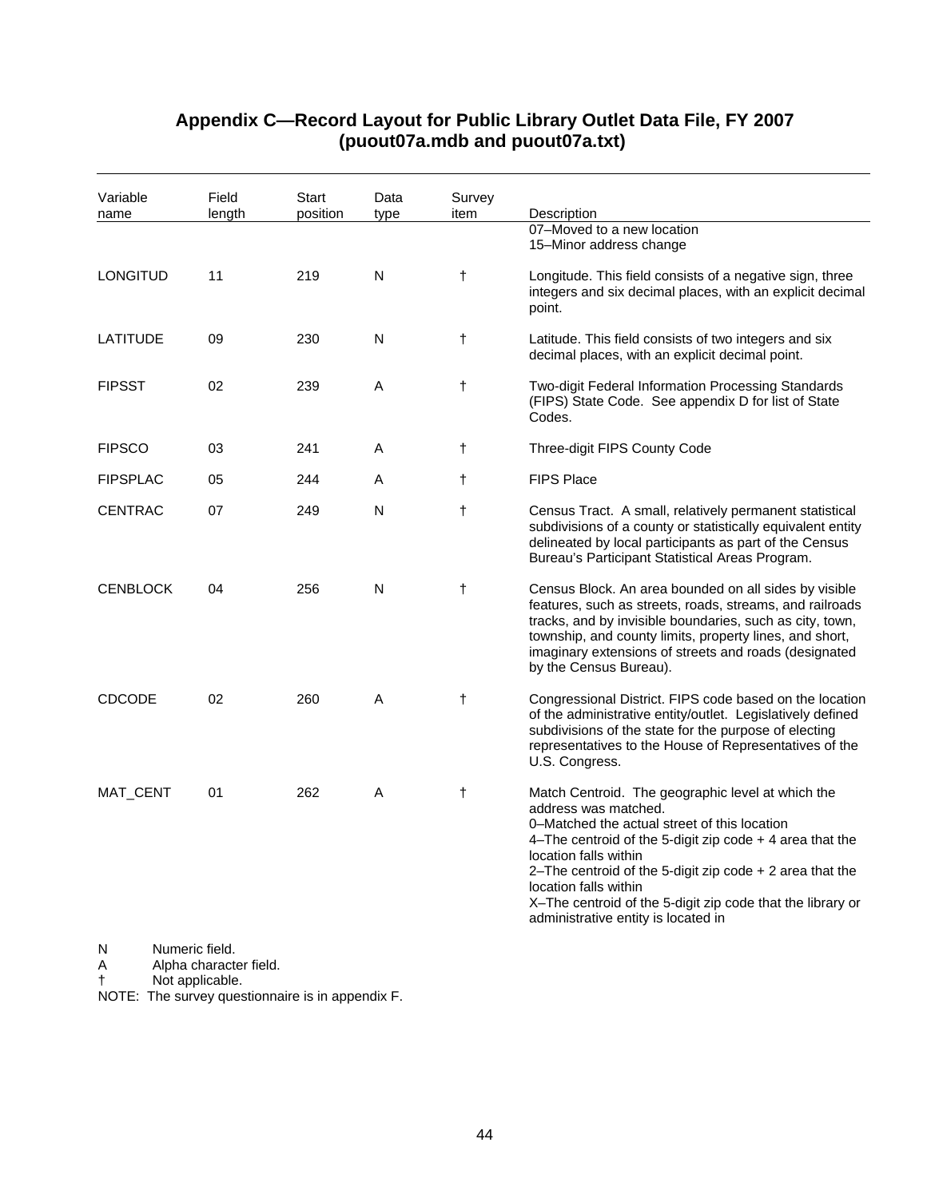## Appendix C—Record Layout for Public Library Outlet Data File, FY 2007 (puout07a.mdb and puout07a.txt)

| Variable name | Field length | Start position | Data type | Survey item | Description |
|---|---|---|---|---|---|
| | | | | | 07–Moved to a new location<br>15–Minor address change |
| LONGITUD | 11 | 219 | N | † | Longitude. This field consists of a negative sign, three integers and six decimal places, with an explicit decimal point. |
| LATITUDE | 09 | 230 | N | † | Latitude. This field consists of two integers and six decimal places, with an explicit decimal point. |
| FIPSST | 02 | 239 | A | † | Two-digit Federal Information Processing Standards (FIPS) State Code. See appendix D for list of State Codes. |
| FIPSCO | 03 | 241 | A | † | Three-digit FIPS County Code |
| FIPSPLAC | 05 | 244 | A | † | FIPS Place |
| CENTRAC | 07 | 249 | N | † | Census Tract. A small, relatively permanent statistical subdivisions of a county or statistically equivalent entity delineated by local participants as part of the Census Bureau's Participant Statistical Areas Program. |
| CENBLOCK | 04 | 256 | N | † | Census Block. An area bounded on all sides by visible features, such as streets, roads, streams, and railroads tracks, and by invisible boundaries, such as city, town, township, and county limits, property lines, and short, imaginary extensions of streets and roads (designated by the Census Bureau). |
| CDCODE | 02 | 260 | A | † | Congressional District. FIPS code based on the location of the administrative entity/outlet. Legislatively defined subdivisions of the state for the purpose of electing representatives to the House of Representatives of the U.S. Congress. |
| MAT_CENT | 01 | 262 | A | † | Match Centroid. The geographic level at which the address was matched.<br>0–Matched the actual street of this location<br>4–The centroid of the 5-digit zip code + 4 area that the location falls within<br>2–The centroid of the 5-digit zip code + 2 area that the location falls within<br>X–The centroid of the 5-digit zip code that the library or administrative entity is located in |

N Numeric field.
A Alpha character field.
† Not applicable.
NOTE: The survey questionnaire is in appendix F.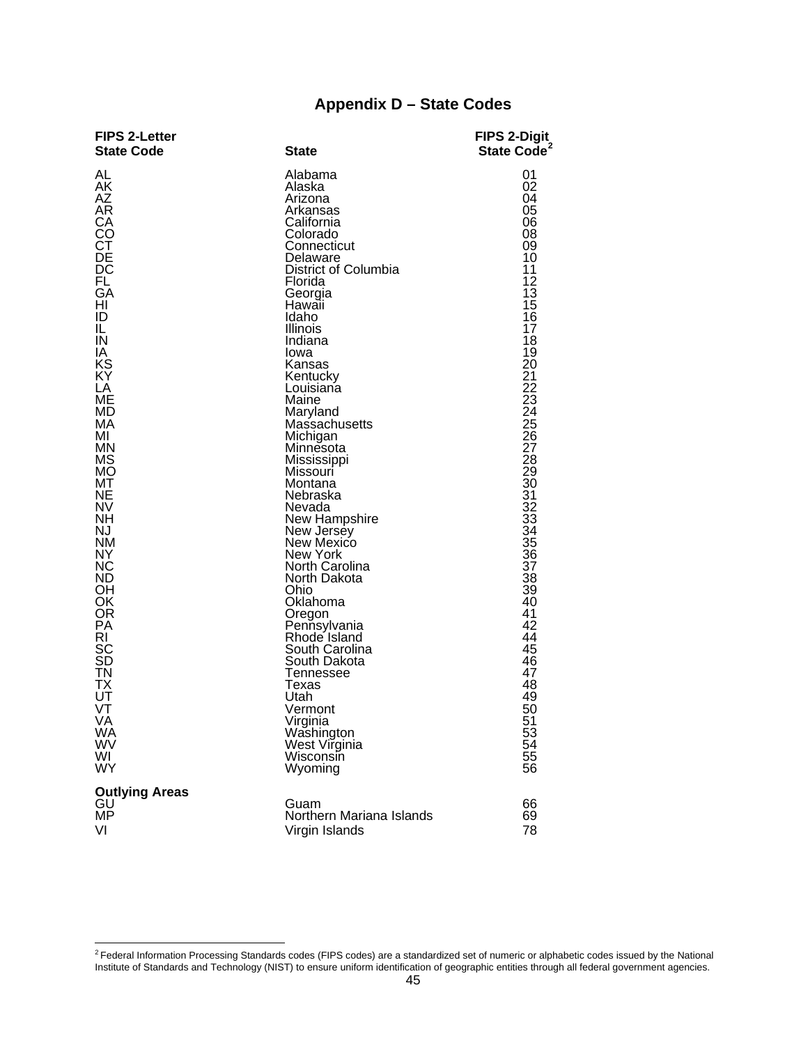## Appendix D – State Codes

| FIPS 2-Letter State Code | State | FIPS 2-Digit State Code[2] |
|---|---|---|
| AL | Alabama | 01 |
| AK | Alaska | 02 |
| AZ | Arizona | 04 |
| AR | Arkansas | 05 |
| CA | California | 06 |
| CO | Colorado | 08 |
| CT | Connecticut | 09 |
| DE | Delaware | 10 |
| DC | District of Columbia | 11 |
| FL | Florida | 12 |
| GA | Georgia | 13 |
| HI | Hawaii | 15 |
| ID | Idaho | 16 |
| IL | Illinois | 17 |
| IN | Indiana | 18 |
| IA | Iowa | 19 |
| KS | Kansas | 20 |
| KY | Kentucky | 21 |
| LA | Louisiana | 22 |
| ME | Maine | 23 |
| MD | Maryland | 24 |
| MA | Massachusetts | 25 |
| MI | Michigan | 26 |
| MN | Minnesota | 27 |
| MS | Mississippi | 28 |
| MO | Missouri | 29 |
| MT | Montana | 30 |
| NE | Nebraska | 31 |
| NV | Nevada | 32 |
| NH | New Hampshire | 33 |
| NJ | New Jersey | 34 |
| NM | New Mexico | 35 |
| NY | New York | 36 |
| NC | North Carolina | 37 |
| ND | North Dakota | 38 |
| OH | Ohio | 39 |
| OK | Oklahoma | 40 |
| OR | Oregon | 41 |
| PA | Pennsylvania | 42 |
| RI | Rhode Island | 44 |
| SC | South Carolina | 45 |
| SD | South Dakota | 46 |
| TN | Tennessee | 47 |
| TX | Texas | 48 |
| UT | Utah | 49 |
| VT | Vermont | 50 |
| VA | Virginia | 51 |
| WA | Washington | 53 |
| WV | West Virginia | 54 |
| WI | Wisconsin | 55 |
| WY | Wyoming | 56 |
| **Outlying Areas** | | |
| GU | Guam | 66 |
| MP | Northern Mariana Islands | 69 |
| VI | Virgin Islands | 78 |

[2] Federal Information Processing Standards codes (FIPS codes) are a standardized set of numeric or alphabetic codes issued by the National Institute of Standards and Technology (NIST) to ensure uniform identification of geographic entities through all federal government agencies.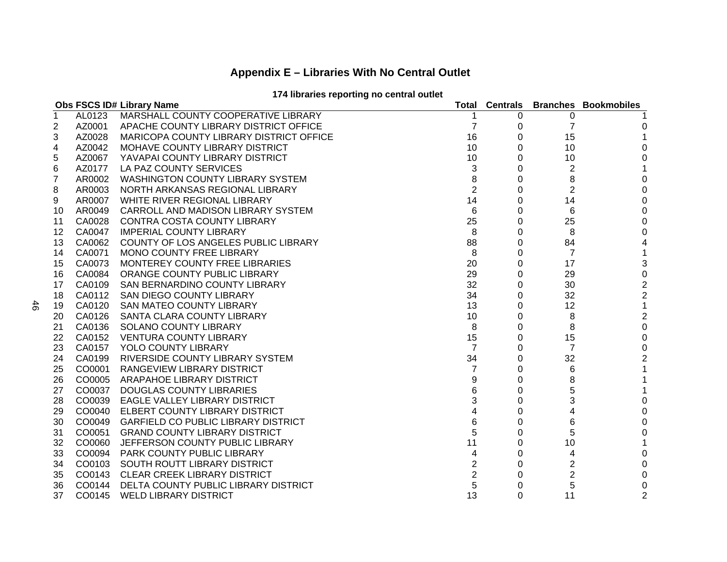# Appendix E – Libraries With No Central Outlet

**174 libraries reporting no central outlet**

| Obs | FSCS ID# | Library Name | Total | Centrals | Branches | Bookmobiles |
|---|---|---|---|---|---|---|
| 1 | AL0123 | MARSHALL COUNTY COOPERATIVE LIBRARY | 1 | 0 | 0 | 1 |
| 2 | AZ0001 | APACHE COUNTY LIBRARY DISTRICT OFFICE | 7 | 0 | 7 | 0 |
| 3 | AZ0028 | MARICOPA COUNTY LIBRARY DISTRICT OFFICE | 16 | 0 | 15 | 1 |
| 4 | AZ0042 | MOHAVE COUNTY LIBRARY DISTRICT | 10 | 0 | 10 | 0 |
| 5 | AZ0067 | YAVAPAI COUNTY LIBRARY DISTRICT | 10 | 0 | 10 | 0 |
| 6 | AZ0177 | LA PAZ COUNTY SERVICES | 3 | 0 | 2 | 1 |
| 7 | AR0002 | WASHINGTON COUNTY LIBRARY SYSTEM | 8 | 0 | 8 | 0 |
| 8 | AR0003 | NORTH ARKANSAS REGIONAL LIBRARY | 2 | 0 | 2 | 0 |
| 9 | AR0007 | WHITE RIVER REGIONAL LIBRARY | 14 | 0 | 14 | 0 |
| 10 | AR0049 | CARROLL AND MADISON LIBRARY SYSTEM | 6 | 0 | 6 | 0 |
| 11 | CA0028 | CONTRA COSTA COUNTY LIBRARY | 25 | 0 | 25 | 0 |
| 12 | CA0047 | IMPERIAL COUNTY LIBRARY | 8 | 0 | 8 | 0 |
| 13 | CA0062 | COUNTY OF LOS ANGELES PUBLIC LIBRARY | 88 | 0 | 84 | 4 |
| 14 | CA0071 | MONO COUNTY FREE LIBRARY | 8 | 0 | 7 | 1 |
| 15 | CA0073 | MONTEREY COUNTY FREE LIBRARIES | 20 | 0 | 17 | 3 |
| 16 | CA0084 | ORANGE COUNTY PUBLIC LIBRARY | 29 | 0 | 29 | 0 |
| 17 | CA0109 | SAN BERNARDINO COUNTY LIBRARY | 32 | 0 | 30 | 2 |
| 18 | CA0112 | SAN DIEGO COUNTY LIBRARY | 34 | 0 | 32 | 2 |
| 19 | CA0120 | SAN MATEO COUNTY LIBRARY | 13 | 0 | 12 | 1 |
| 20 | CA0126 | SANTA CLARA COUNTY LIBRARY | 10 | 0 | 8 | 2 |
| 21 | CA0136 | SOLANO COUNTY LIBRARY | 8 | 0 | 8 | 0 |
| 22 | CA0152 | VENTURA COUNTY LIBRARY | 15 | 0 | 15 | 0 |
| 23 | CA0157 | YOLO COUNTY LIBRARY | 7 | 0 | 7 | 0 |
| 24 | CA0199 | RIVERSIDE COUNTY LIBRARY SYSTEM | 34 | 0 | 32 | 2 |
| 25 | CO0001 | RANGEVIEW LIBRARY DISTRICT | 7 | 0 | 6 | 1 |
| 26 | CO0005 | ARAPAHOE LIBRARY DISTRICT | 9 | 0 | 8 | 1 |
| 27 | CO0037 | DOUGLAS COUNTY LIBRARIES | 6 | 0 | 5 | 1 |
| 28 | CO0039 | EAGLE VALLEY LIBRARY DISTRICT | 3 | 0 | 3 | 0 |
| 29 | CO0040 | ELBERT COUNTY LIBRARY DISTRICT | 4 | 0 | 4 | 0 |
| 30 | CO0049 | GARFIELD CO PUBLIC LIBRARY DISTRICT | 6 | 0 | 6 | 0 |
| 31 | CO0051 | GRAND COUNTY LIBRARY DISTRICT | 5 | 0 | 5 | 0 |
| 32 | CO0060 | JEFFERSON COUNTY PUBLIC LIBRARY | 11 | 0 | 10 | 1 |
| 33 | CO0094 | PARK COUNTY PUBLIC LIBRARY | 4 | 0 | 4 | 0 |
| 34 | CO0103 | SOUTH ROUTT LIBRARY DISTRICT | 2 | 0 | 2 | 0 |
| 35 | CO0143 | CLEAR CREEK LIBRARY DISTRICT | 2 | 0 | 2 | 0 |
| 36 | CO0144 | DELTA COUNTY PUBLIC LIBRARY DISTRICT | 5 | 0 | 5 | 0 |
| 37 | CO0145 | WELD LIBRARY DISTRICT | 13 | 0 | 11 | 2 |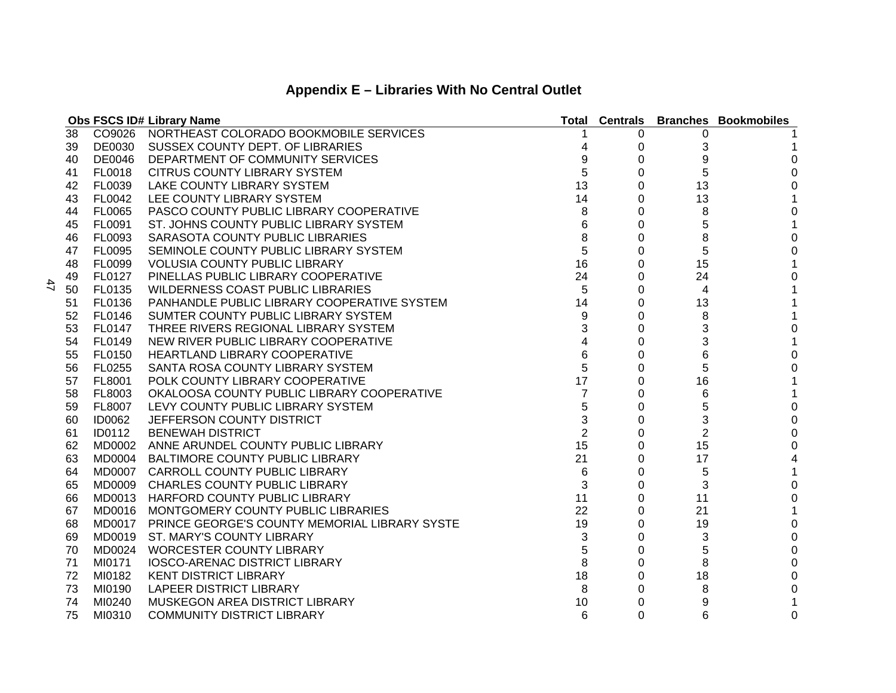## Appendix E – Libraries With No Central Outlet

| Obs | FSCS ID# | Library Name | Total | Centrals | Branches | Bookmobiles |
|---|---|---|---|---|---|---|
| 38 | CO9026 | NORTHEAST COLORADO BOOKMOBILE SERVICES | 1 | 0 | 0 | 1 |
| 39 | DE0030 | SUSSEX COUNTY DEPT. OF LIBRARIES | 4 | 0 | 3 | 1 |
| 40 | DE0046 | DEPARTMENT OF COMMUNITY SERVICES | 9 | 0 | 9 | 0 |
| 41 | FL0018 | CITRUS COUNTY LIBRARY SYSTEM | 5 | 0 | 5 | 0 |
| 42 | FL0039 | LAKE COUNTY LIBRARY SYSTEM | 13 | 0 | 13 | 0 |
| 43 | FL0042 | LEE COUNTY LIBRARY SYSTEM | 14 | 0 | 13 | 1 |
| 44 | FL0065 | PASCO COUNTY PUBLIC LIBRARY COOPERATIVE | 8 | 0 | 8 | 0 |
| 45 | FL0091 | ST. JOHNS COUNTY PUBLIC LIBRARY SYSTEM | 6 | 0 | 5 | 1 |
| 46 | FL0093 | SARASOTA COUNTY PUBLIC LIBRARIES | 8 | 0 | 8 | 0 |
| 47 | FL0095 | SEMINOLE COUNTY PUBLIC LIBRARY SYSTEM | 5 | 0 | 5 | 0 |
| 48 | FL0099 | VOLUSIA COUNTY PUBLIC LIBRARY | 16 | 0 | 15 | 1 |
| 49 | FL0127 | PINELLAS PUBLIC LIBRARY COOPERATIVE | 24 | 0 | 24 | 0 |
| 50 | FL0135 | WILDERNESS COAST PUBLIC LIBRARIES | 5 | 0 | 4 | 1 |
| 51 | FL0136 | PANHANDLE PUBLIC LIBRARY COOPERATIVE SYSTEM | 14 | 0 | 13 | 1 |
| 52 | FL0146 | SUMTER COUNTY PUBLIC LIBRARY SYSTEM | 9 | 0 | 8 | 1 |
| 53 | FL0147 | THREE RIVERS REGIONAL LIBRARY SYSTEM | 3 | 0 | 3 | 0 |
| 54 | FL0149 | NEW RIVER PUBLIC LIBRARY COOPERATIVE | 4 | 0 | 3 | 1 |
| 55 | FL0150 | HEARTLAND LIBRARY COOPERATIVE | 6 | 0 | 6 | 0 |
| 56 | FL0255 | SANTA ROSA COUNTY LIBRARY SYSTEM | 5 | 0 | 5 | 0 |
| 57 | FL8001 | POLK COUNTY LIBRARY COOPERATIVE | 17 | 0 | 16 | 1 |
| 58 | FL8003 | OKALOOSA COUNTY PUBLIC LIBRARY COOPERATIVE | 7 | 0 | 6 | 1 |
| 59 | FL8007 | LEVY COUNTY PUBLIC LIBRARY SYSTEM | 5 | 0 | 5 | 0 |
| 60 | ID0062 | JEFFERSON COUNTY DISTRICT | 3 | 0 | 3 | 0 |
| 61 | ID0112 | BENEWAH DISTRICT | 2 | 0 | 2 | 0 |
| 62 | MD0002 | ANNE ARUNDEL COUNTY PUBLIC LIBRARY | 15 | 0 | 15 | 0 |
| 63 | MD0004 | BALTIMORE COUNTY PUBLIC LIBRARY | 21 | 0 | 17 | 4 |
| 64 | MD0007 | CARROLL COUNTY PUBLIC LIBRARY | 6 | 0 | 5 | 1 |
| 65 | MD0009 | CHARLES COUNTY PUBLIC LIBRARY | 3 | 0 | 3 | 0 |
| 66 | MD0013 | HARFORD COUNTY PUBLIC LIBRARY | 11 | 0 | 11 | 0 |
| 67 | MD0016 | MONTGOMERY COUNTY PUBLIC LIBRARIES | 22 | 0 | 21 | 1 |
| 68 | MD0017 | PRINCE GEORGE'S COUNTY MEMORIAL LIBRARY SYSTE | 19 | 0 | 19 | 0 |
| 69 | MD0019 | ST. MARY'S COUNTY LIBRARY | 3 | 0 | 3 | 0 |
| 70 | MD0024 | WORCESTER COUNTY LIBRARY | 5 | 0 | 5 | 0 |
| 71 | MI0171 | IOSCO-ARENAC DISTRICT LIBRARY | 8 | 0 | 8 | 0 |
| 72 | MI0182 | KENT DISTRICT LIBRARY | 18 | 0 | 18 | 0 |
| 73 | MI0190 | LAPEER DISTRICT LIBRARY | 8 | 0 | 8 | 0 |
| 74 | MI0240 | MUSKEGON AREA DISTRICT LIBRARY | 10 | 0 | 9 | 1 |
| 75 | MI0310 | COMMUNITY DISTRICT LIBRARY | 6 | 0 | 6 | 0 |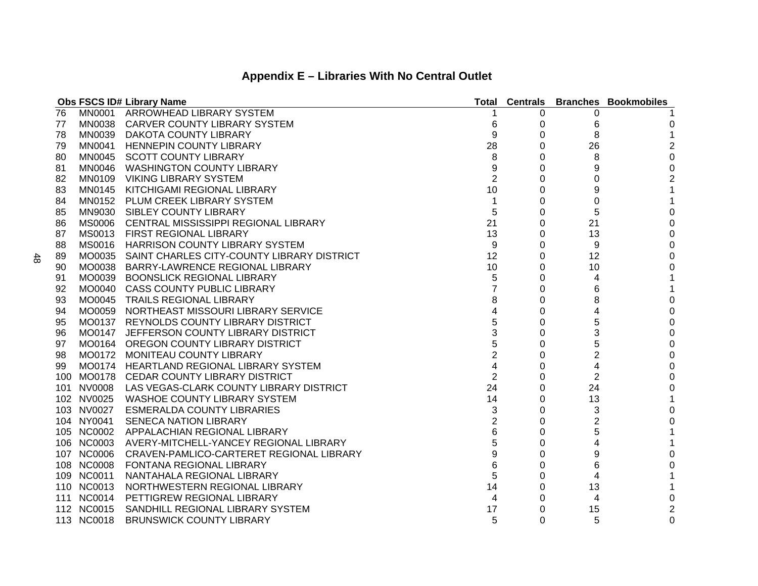# Appendix E – Libraries With No Central Outlet

| Obs | FSCS ID# | Library Name | Total | Centrals | Branches | Bookmobiles |
|---|---|---|---|---|---|---|
| 76 | MN0001 | ARROWHEAD LIBRARY SYSTEM | 1 | 0 | 0 | 1 |
| 77 | MN0038 | CARVER COUNTY LIBRARY SYSTEM | 6 | 0 | 6 | 0 |
| 78 | MN0039 | DAKOTA COUNTY LIBRARY | 9 | 0 | 8 | 1 |
| 79 | MN0041 | HENNEPIN COUNTY LIBRARY | 28 | 0 | 26 | 2 |
| 80 | MN0045 | SCOTT COUNTY LIBRARY | 8 | 0 | 8 | 0 |
| 81 | MN0046 | WASHINGTON COUNTY LIBRARY | 9 | 0 | 9 | 0 |
| 82 | MN0109 | VIKING LIBRARY SYSTEM | 2 | 0 | 0 | 2 |
| 83 | MN0145 | KITCHIGAMI REGIONAL LIBRARY | 10 | 0 | 9 | 1 |
| 84 | MN0152 | PLUM CREEK LIBRARY SYSTEM | 1 | 0 | 0 | 1 |
| 85 | MN9030 | SIBLEY COUNTY LIBRARY | 5 | 0 | 5 | 0 |
| 86 | MS0006 | CENTRAL MISSISSIPPI REGIONAL LIBRARY | 21 | 0 | 21 | 0 |
| 87 | MS0013 | FIRST REGIONAL LIBRARY | 13 | 0 | 13 | 0 |
| 88 | MS0016 | HARRISON COUNTY LIBRARY SYSTEM | 9 | 0 | 9 | 0 |
| 89 | MO0035 | SAINT CHARLES CITY-COUNTY LIBRARY DISTRICT | 12 | 0 | 12 | 0 |
| 90 | MO0038 | BARRY-LAWRENCE REGIONAL LIBRARY | 10 | 0 | 10 | 0 |
| 91 | MO0039 | BOONSLICK REGIONAL LIBRARY | 5 | 0 | 4 | 1 |
| 92 | MO0040 | CASS COUNTY PUBLIC LIBRARY | 7 | 0 | 6 | 1 |
| 93 | MO0045 | TRAILS REGIONAL LIBRARY | 8 | 0 | 8 | 0 |
| 94 | MO0059 | NORTHEAST MISSOURI LIBRARY SERVICE | 4 | 0 | 4 | 0 |
| 95 | MO0137 | REYNOLDS COUNTY LIBRARY DISTRICT | 5 | 0 | 5 | 0 |
| 96 | MO0147 | JEFFERSON COUNTY LIBRARY DISTRICT | 3 | 0 | 3 | 0 |
| 97 | MO0164 | OREGON COUNTY LIBRARY DISTRICT | 5 | 0 | 5 | 0 |
| 98 | MO0172 | MONITEAU COUNTY LIBRARY | 2 | 0 | 2 | 0 |
| 99 | MO0174 | HEARTLAND REGIONAL LIBRARY SYSTEM | 4 | 0 | 4 | 0 |
| 100 | MO0178 | CEDAR COUNTY LIBRARY DISTRICT | 2 | 0 | 2 | 0 |
| 101 | NV0008 | LAS VEGAS-CLARK COUNTY LIBRARY DISTRICT | 24 | 0 | 24 | 0 |
| 102 | NV0025 | WASHOE COUNTY LIBRARY SYSTEM | 14 | 0 | 13 | 1 |
| 103 | NV0027 | ESMERALDA COUNTY LIBRARIES | 3 | 0 | 3 | 0 |
| 104 | NY0041 | SENECA NATION LIBRARY | 2 | 0 | 2 | 0 |
| 105 | NC0002 | APPALACHIAN REGIONAL LIBRARY | 6 | 0 | 5 | 1 |
| 106 | NC0003 | AVERY-MITCHELL-YANCEY REGIONAL LIBRARY | 5 | 0 | 4 | 1 |
| 107 | NC0006 | CRAVEN-PAMLICO-CARTERET REGIONAL LIBRARY | 9 | 0 | 9 | 0 |
| 108 | NC0008 | FONTANA REGIONAL LIBRARY | 6 | 0 | 6 | 0 |
| 109 | NC0011 | NANTAHALA REGIONAL LIBRARY | 5 | 0 | 4 | 1 |
| 110 | NC0013 | NORTHWESTERN REGIONAL LIBRARY | 14 | 0 | 13 | 1 |
| 111 | NC0014 | PETTIGREW REGIONAL LIBRARY | 4 | 0 | 4 | 0 |
| 112 | NC0015 | SANDHILL REGIONAL LIBRARY SYSTEM | 17 | 0 | 15 | 2 |
| 113 | NC0018 | BRUNSWICK COUNTY LIBRARY | 5 | 0 | 5 | 0 |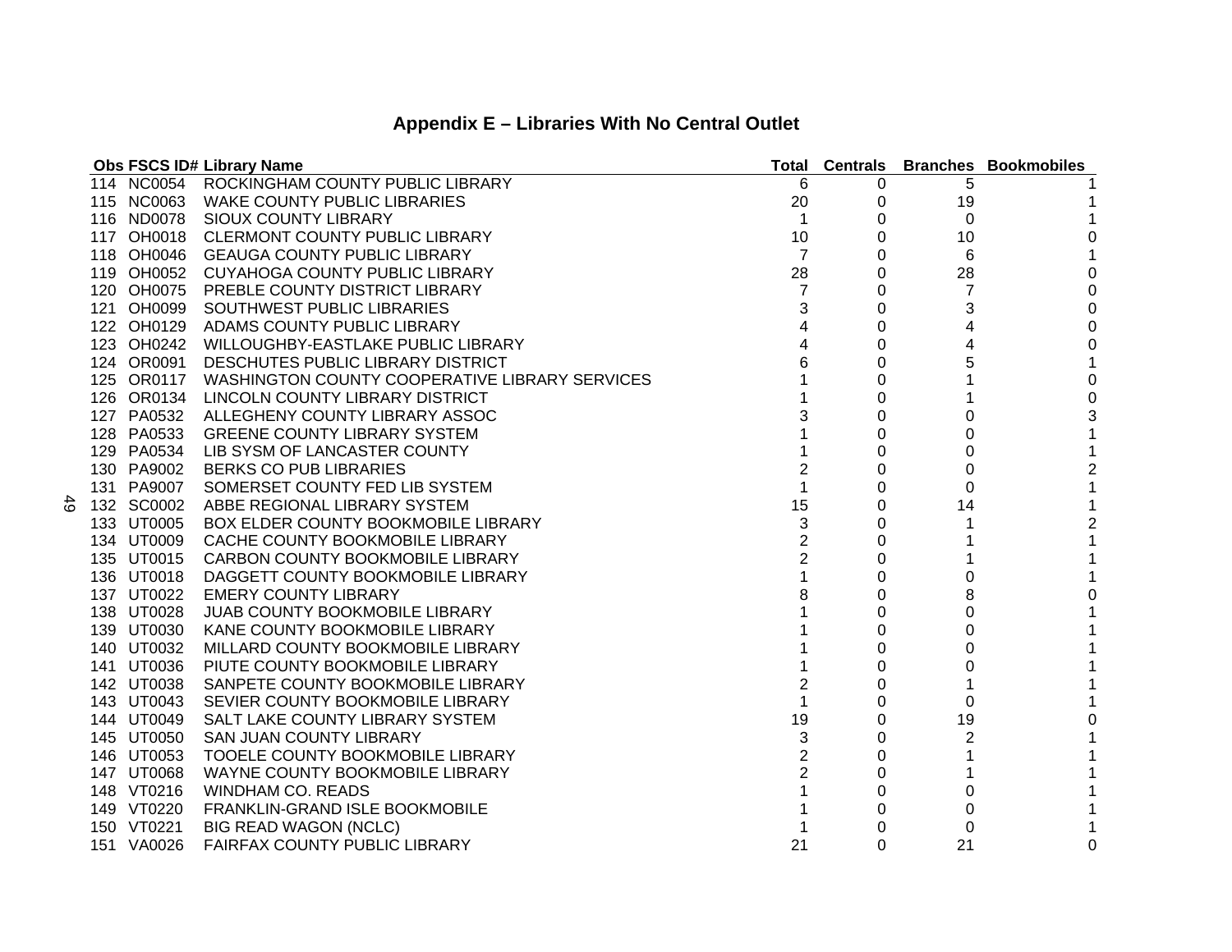## Appendix E – Libraries With No Central Outlet

| Obs | FSCS ID# | Library Name | Total | Centrals | Branches | Bookmobiles |
|---|---|---|---|---|---|---|
| 114 | NC0054 | ROCKINGHAM COUNTY PUBLIC LIBRARY | 6 | 0 | 5 | 1 |
| 115 | NC0063 | WAKE COUNTY PUBLIC LIBRARIES | 20 | 0 | 19 | 1 |
| 116 | ND0078 | SIOUX COUNTY LIBRARY | 1 | 0 | 0 | 1 |
| 117 | OH0018 | CLERMONT COUNTY PUBLIC LIBRARY | 10 | 0 | 10 | 0 |
| 118 | OH0046 | GEAUGA COUNTY PUBLIC LIBRARY | 7 | 0 | 6 | 1 |
| 119 | OH0052 | CUYAHOGA COUNTY PUBLIC LIBRARY | 28 | 0 | 28 | 0 |
| 120 | OH0075 | PREBLE COUNTY DISTRICT LIBRARY | 7 | 0 | 7 | 0 |
| 121 | OH0099 | SOUTHWEST PUBLIC LIBRARIES | 3 | 0 | 3 | 0 |
| 122 | OH0129 | ADAMS COUNTY PUBLIC LIBRARY | 4 | 0 | 4 | 0 |
| 123 | OH0242 | WILLOUGHBY-EASTLAKE PUBLIC LIBRARY | 4 | 0 | 4 | 0 |
| 124 | OR0091 | DESCHUTES PUBLIC LIBRARY DISTRICT | 6 | 0 | 5 | 1 |
| 125 | OR0117 | WASHINGTON COUNTY COOPERATIVE LIBRARY SERVICES | 1 | 0 | 1 | 0 |
| 126 | OR0134 | LINCOLN COUNTY LIBRARY DISTRICT | 1 | 0 | 1 | 0 |
| 127 | PA0532 | ALLEGHENY COUNTY LIBRARY ASSOC | 3 | 0 | 0 | 3 |
| 128 | PA0533 | GREENE COUNTY LIBRARY SYSTEM | 1 | 0 | 0 | 1 |
| 129 | PA0534 | LIB SYSM OF LANCASTER COUNTY | 1 | 0 | 0 | 1 |
| 130 | PA9002 | BERKS CO PUB LIBRARIES | 2 | 0 | 0 | 2 |
| 131 | PA9007 | SOMERSET COUNTY FED LIB SYSTEM | 1 | 0 | 0 | 1 |
| 132 | SC0002 | ABBE REGIONAL LIBRARY SYSTEM | 15 | 0 | 14 | 1 |
| 133 | UT0005 | BOX ELDER COUNTY BOOKMOBILE LIBRARY | 3 | 0 | 1 | 2 |
| 134 | UT0009 | CACHE COUNTY BOOKMOBILE LIBRARY | 2 | 0 | 1 | 1 |
| 135 | UT0015 | CARBON COUNTY BOOKMOBILE LIBRARY | 2 | 0 | 1 | 1 |
| 136 | UT0018 | DAGGETT COUNTY BOOKMOBILE LIBRARY | 1 | 0 | 0 | 1 |
| 137 | UT0022 | EMERY COUNTY LIBRARY | 8 | 0 | 8 | 0 |
| 138 | UT0028 | JUAB COUNTY BOOKMOBILE LIBRARY | 1 | 0 | 0 | 1 |
| 139 | UT0030 | KANE COUNTY BOOKMOBILE LIBRARY | 1 | 0 | 0 | 1 |
| 140 | UT0032 | MILLARD COUNTY BOOKMOBILE LIBRARY | 1 | 0 | 0 | 1 |
| 141 | UT0036 | PIUTE COUNTY BOOKMOBILE LIBRARY | 1 | 0 | 0 | 1 |
| 142 | UT0038 | SANPETE COUNTY BOOKMOBILE LIBRARY | 2 | 0 | 1 | 1 |
| 143 | UT0043 | SEVIER COUNTY BOOKMOBILE LIBRARY | 1 | 0 | 0 | 1 |
| 144 | UT0049 | SALT LAKE COUNTY LIBRARY SYSTEM | 19 | 0 | 19 | 0 |
| 145 | UT0050 | SAN JUAN COUNTY LIBRARY | 3 | 0 | 2 | 1 |
| 146 | UT0053 | TOOELE COUNTY BOOKMOBILE LIBRARY | 2 | 0 | 1 | 1 |
| 147 | UT0068 | WAYNE COUNTY BOOKMOBILE LIBRARY | 2 | 0 | 1 | 1 |
| 148 | VT0216 | WINDHAM CO. READS | 1 | 0 | 0 | 1 |
| 149 | VT0220 | FRANKLIN-GRAND ISLE BOOKMOBILE | 1 | 0 | 0 | 1 |
| 150 | VT0221 | BIG READ WAGON (NCLC) | 1 | 0 | 0 | 1 |
| 151 | VA0026 | FAIRFAX COUNTY PUBLIC LIBRARY | 21 | 0 | 21 | 0 |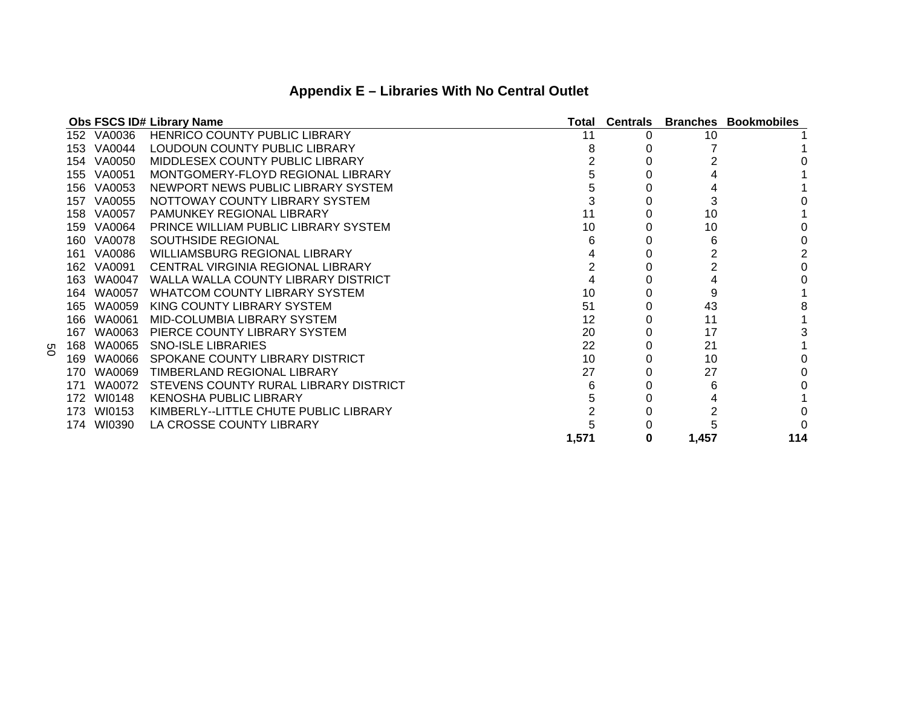# Appendix E – Libraries With No Central Outlet

| Obs | FSCS ID# | Library Name | Total | Centrals | Branches | Bookmobiles |
|---|---|---|---|---|---|---|
| 152 | VA0036 | HENRICO COUNTY PUBLIC LIBRARY | 11 | 0 | 10 | 1 |
| 153 | VA0044 | LOUDOUN COUNTY PUBLIC LIBRARY | 8 | 0 | 7 | 1 |
| 154 | VA0050 | MIDDLESEX COUNTY PUBLIC LIBRARY | 2 | 0 | 2 | 0 |
| 155 | VA0051 | MONTGOMERY-FLOYD REGIONAL LIBRARY | 5 | 0 | 4 | 1 |
| 156 | VA0053 | NEWPORT NEWS PUBLIC LIBRARY SYSTEM | 5 | 0 | 4 | 1 |
| 157 | VA0055 | NOTTOWAY COUNTY LIBRARY SYSTEM | 3 | 0 | 3 | 0 |
| 158 | VA0057 | PAMUNKEY REGIONAL LIBRARY | 11 | 0 | 10 | 1 |
| 159 | VA0064 | PRINCE WILLIAM PUBLIC LIBRARY SYSTEM | 10 | 0 | 10 | 0 |
| 160 | VA0078 | SOUTHSIDE REGIONAL | 6 | 0 | 6 | 0 |
| 161 | VA0086 | WILLIAMSBURG REGIONAL LIBRARY | 4 | 0 | 2 | 2 |
| 162 | VA0091 | CENTRAL VIRGINIA REGIONAL LIBRARY | 2 | 0 | 2 | 0 |
| 163 | WA0047 | WALLA WALLA COUNTY LIBRARY DISTRICT | 4 | 0 | 4 | 0 |
| 164 | WA0057 | WHATCOM COUNTY LIBRARY SYSTEM | 10 | 0 | 9 | 1 |
| 165 | WA0059 | KING COUNTY LIBRARY SYSTEM | 51 | 0 | 43 | 8 |
| 166 | WA0061 | MID-COLUMBIA LIBRARY SYSTEM | 12 | 0 | 11 | 1 |
| 167 | WA0063 | PIERCE COUNTY LIBRARY SYSTEM | 20 | 0 | 17 | 3 |
| 168 | WA0065 | SNO-ISLE LIBRARIES | 22 | 0 | 21 | 1 |
| 169 | WA0066 | SPOKANE COUNTY LIBRARY DISTRICT | 10 | 0 | 10 | 0 |
| 170 | WA0069 | TIMBERLAND REGIONAL LIBRARY | 27 | 0 | 27 | 0 |
| 171 | WA0072 | STEVENS COUNTY RURAL LIBRARY DISTRICT | 6 | 0 | 6 | 0 |
| 172 | WI0148 | KENOSHA PUBLIC LIBRARY | 5 | 0 | 4 | 1 |
| 173 | WI0153 | KIMBERLY--LITTLE CHUTE PUBLIC LIBRARY | 2 | 0 | 2 | 0 |
| 174 | WI0390 | LA CROSSE COUNTY LIBRARY | 5 | 0 | 5 | 0 |
| | | | **1,571** | **0** | **1,457** | **114** |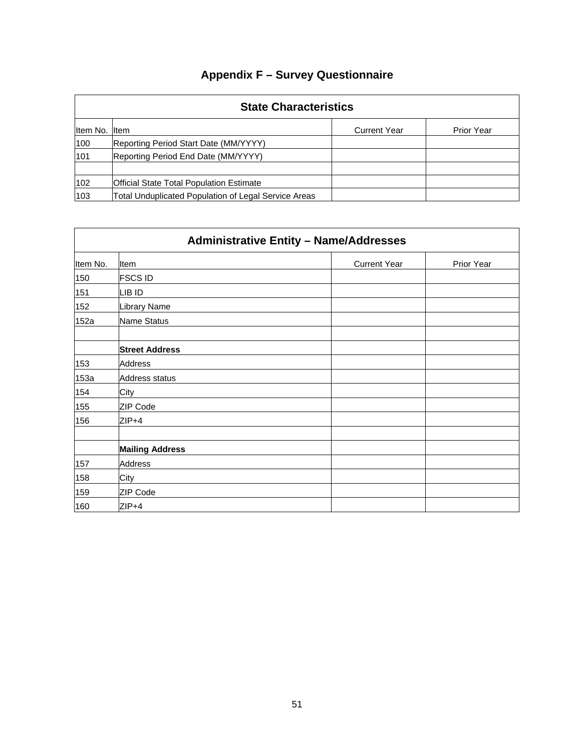# Appendix F – Survey Questionnaire

| State Characteristics | | | |
|---|---|---|---|
| Item No. | Item | Current Year | Prior Year |
| 100 | Reporting Period Start Date (MM/YYYY) | | |
| 101 | Reporting Period End Date (MM/YYYY) | | |
| | | | |
| 102 | Official State Total Population Estimate | | |
| 103 | Total Unduplicated Population of Legal Service Areas | | |

| Administrative Entity – Name/Addresses | | | |
|---|---|---|---|
| Item No. | Item | Current Year | Prior Year |
| 150 | FSCS ID | | |
| 151 | LIB ID | | |
| 152 | Library Name | | |
| 152a | Name Status | | |
| | | | |
| | **Street Address** | | |
| 153 | Address | | |
| 153a | Address status | | |
| 154 | City | | |
| 155 | ZIP Code | | |
| 156 | ZIP+4 | | |
| | | | |
| | **Mailing Address** | | |
| 157 | Address | | |
| 158 | City | | |
| 159 | ZIP Code | | |
| 160 | ZIP+4 | | |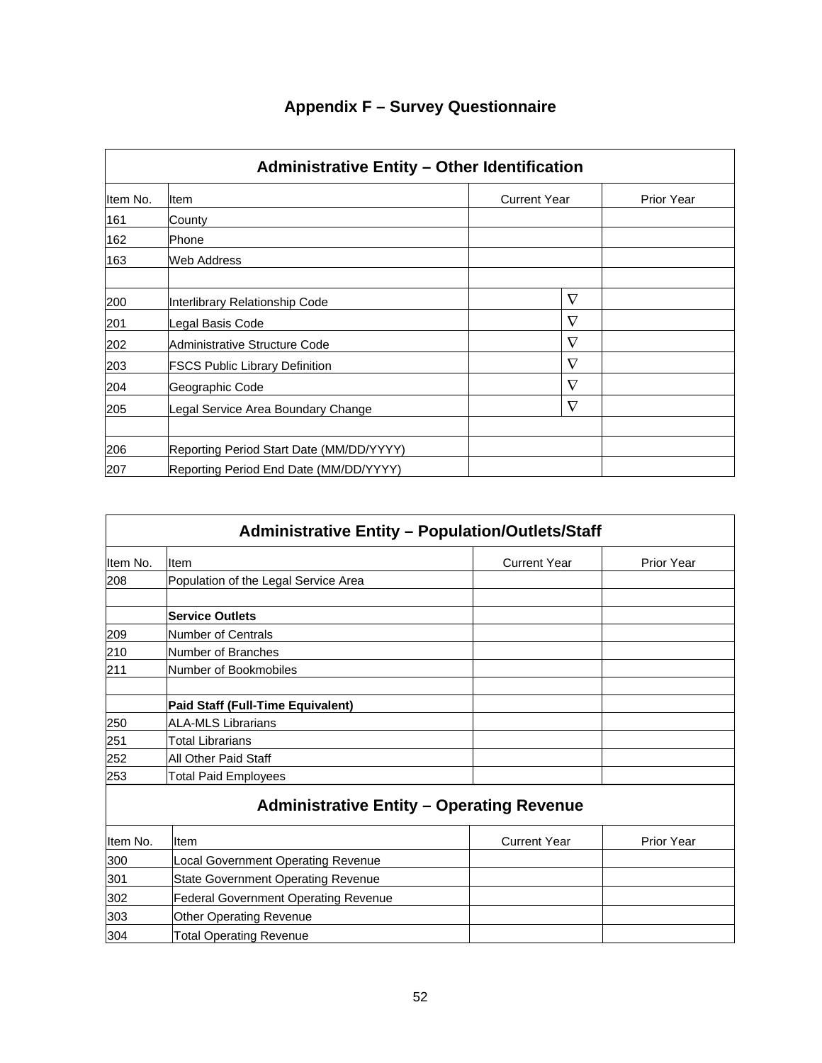# Appendix F – Survey Questionnaire

| Administrative Entity – Other Identification | | | |
|---|---|---|---|
| Item No. | Item | Current Year | Prior Year |
| 161 | County | | |
| 162 | Phone | | |
| 163 | Web Address | | |
| | | | |
| 200 | Interlibrary Relationship Code | ∇ | |
| 201 | Legal Basis Code | ∇ | |
| 202 | Administrative Structure Code | ∇ | |
| 203 | FSCS Public Library Definition | ∇ | |
| 204 | Geographic Code | ∇ | |
| 205 | Legal Service Area Boundary Change | ∇ | |
| | | | |
| 206 | Reporting Period Start Date (MM/DD/YYYY) | | |
| 207 | Reporting Period End Date (MM/DD/YYYY) | | |

| Administrative Entity – Population/Outlets/Staff | | | |
|---|---|---|---|
| Item No. | Item | Current Year | Prior Year |
| 208 | Population of the Legal Service Area | | |
| | | | |
| | **Service Outlets** | | |
| 209 | Number of Centrals | | |
| 210 | Number of Branches | | |
| 211 | Number of Bookmobiles | | |
| | | | |
| | **Paid Staff (Full-Time Equivalent)** | | |
| 250 | ALA-MLS Librarians | | |
| 251 | Total Librarians | | |
| 252 | All Other Paid Staff | | |
| 253 | Total Paid Employees | | |

| Administrative Entity – Operating Revenue | | | |
|---|---|---|---|
| Item No. | Item | Current Year | Prior Year |
| 300 | Local Government Operating Revenue | | |
| 301 | State Government Operating Revenue | | |
| 302 | Federal Government Operating Revenue | | |
| 303 | Other Operating Revenue | | |
| 304 | Total Operating Revenue | | |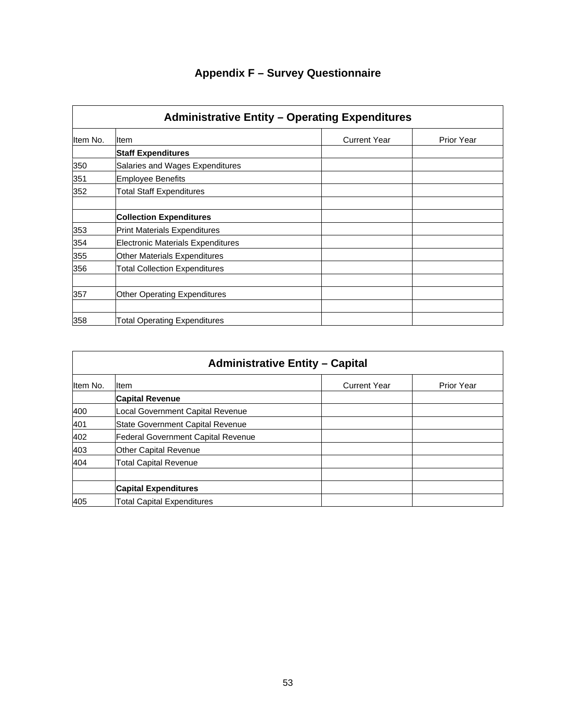# Appendix F – Survey Questionnaire

| Administrative Entity – Operating Expenditures | | | |
|---|---|---|---|
| Item No. | Item | Current Year | Prior Year |
| | **Staff Expenditures** | | |
| 350 | Salaries and Wages Expenditures | | |
| 351 | Employee Benefits | | |
| 352 | Total Staff Expenditures | | |
| | | | |
| | **Collection Expenditures** | | |
| 353 | Print Materials Expenditures | | |
| 354 | Electronic Materials Expenditures | | |
| 355 | Other Materials Expenditures | | |
| 356 | Total Collection Expenditures | | |
| | | | |
| 357 | Other Operating Expenditures | | |
| | | | |
| 358 | Total Operating Expenditures | | |

| Administrative Entity – Capital | | | |
|---|---|---|---|
| Item No. | Item | Current Year | Prior Year |
| | **Capital Revenue** | | |
| 400 | Local Government Capital Revenue | | |
| 401 | State Government Capital Revenue | | |
| 402 | Federal Government Capital Revenue | | |
| 403 | Other Capital Revenue | | |
| 404 | Total Capital Revenue | | |
| | | | |
| | **Capital Expenditures** | | |
| 405 | Total Capital Expenditures | | |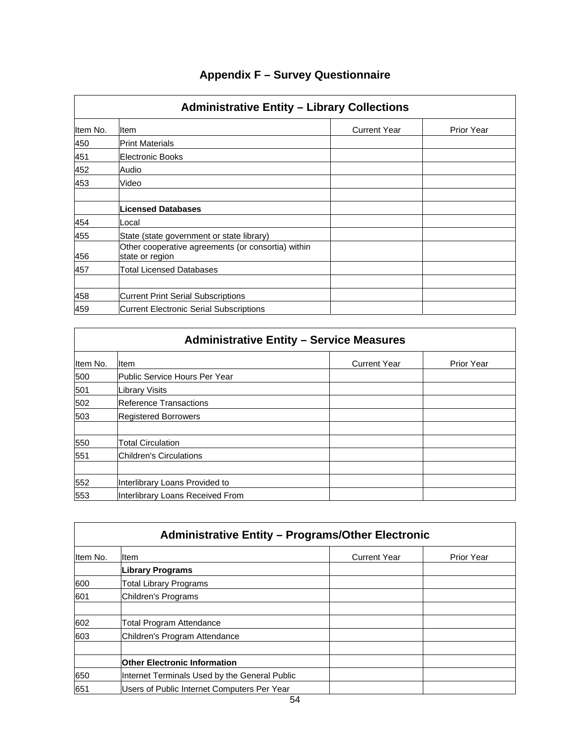# Appendix F – Survey Questionnaire

| Administrative Entity – Library Collections | | | |
|---|---|---|---|
| Item No. | Item | Current Year | Prior Year |
| 450 | Print Materials | | |
| 451 | Electronic Books | | |
| 452 | Audio | | |
| 453 | Video | | |
| | | | |
| | **Licensed Databases** | | |
| 454 | Local | | |
| 455 | State (state government or state library) | | |
| 456 | Other cooperative agreements (or consortia) within state or region | | |
| 457 | Total Licensed Databases | | |
| | | | |
| 458 | Current Print Serial Subscriptions | | |
| 459 | Current Electronic Serial Subscriptions | | |

| Administrative Entity – Service Measures | | | |
|---|---|---|---|
| Item No. | Item | Current Year | Prior Year |
| 500 | Public Service Hours Per Year | | |
| 501 | Library Visits | | |
| 502 | Reference Transactions | | |
| 503 | Registered Borrowers | | |
| | | | |
| 550 | Total Circulation | | |
| 551 | Children's Circulations | | |
| | | | |
| 552 | Interlibrary Loans Provided to | | |
| 553 | Interlibrary Loans Received From | | |

| Administrative Entity – Programs/Other Electronic | | | |
|---|---|---|---|
| Item No. | Item | Current Year | Prior Year |
| | **Library Programs** | | |
| 600 | Total Library Programs | | |
| 601 | Children's Programs | | |
| | | | |
| 602 | Total Program Attendance | | |
| 603 | Children's Program Attendance | | |
| | | | |
| | **Other Electronic Information** | | |
| 650 | Internet Terminals Used by the General Public | | |
| 651 | Users of Public Internet Computers Per Year | | |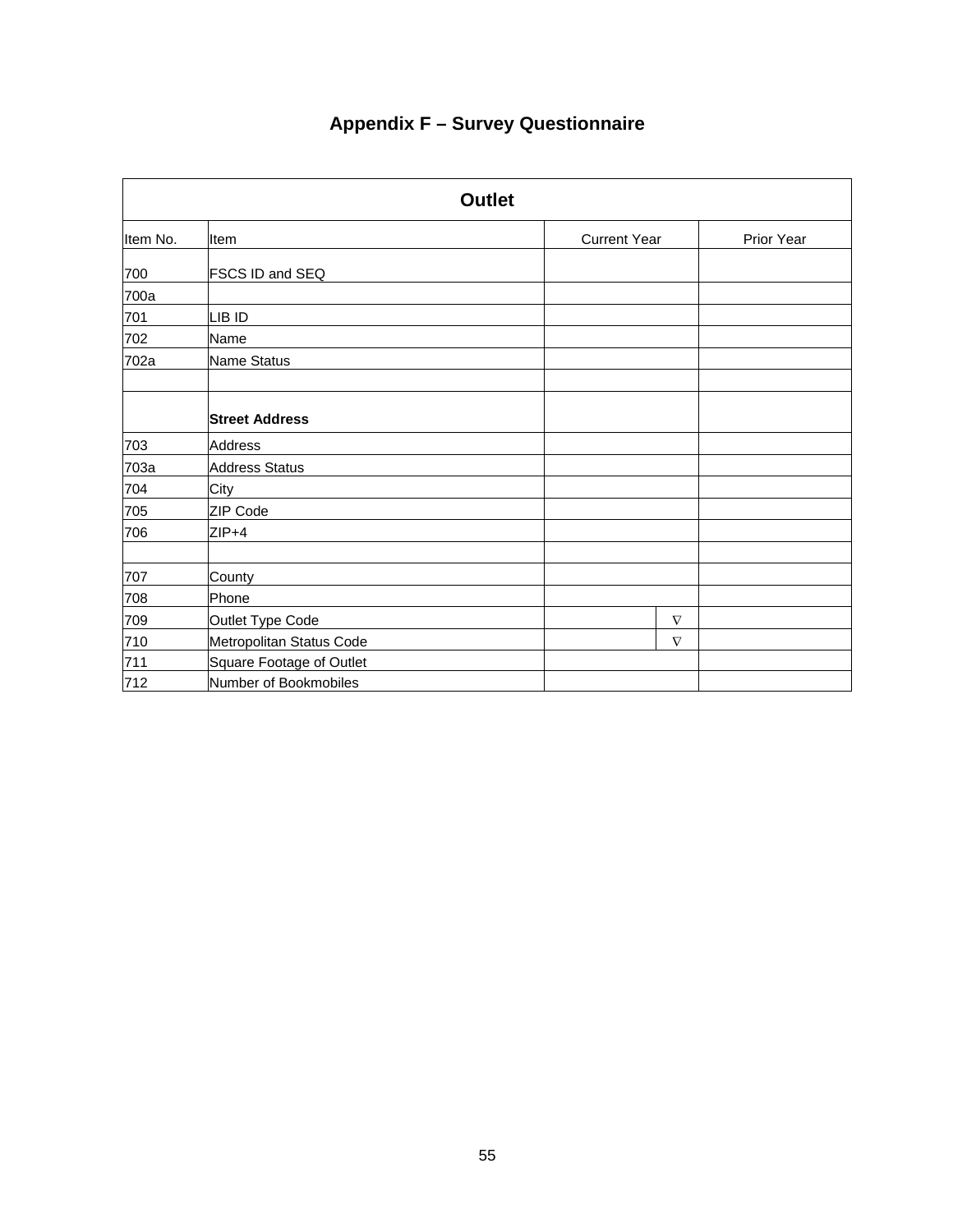# Appendix F – Survey Questionnaire

| Outlet | | | |
|---|---|---|---|
| Item No. | Item | Current Year | Prior Year |
| 700 | FSCS ID and SEQ | | |
| 700a | | | |
| 701 | LIB ID | | |
| 702 | Name | | |
| 702a | Name Status | | |
| | | | |
| | **Street Address** | | |
| 703 | Address | | |
| 703a | Address Status | | |
| 704 | City | | |
| 705 | ZIP Code | | |
| 706 | ZIP+4 | | |
| | | | |
| 707 | County | | |
| 708 | Phone | | |
| 709 | Outlet Type Code | ∇ | |
| 710 | Metropolitan Status Code | ∇ | |
| 711 | Square Footage of Outlet | | |
| 712 | Number of Bookmobiles | | |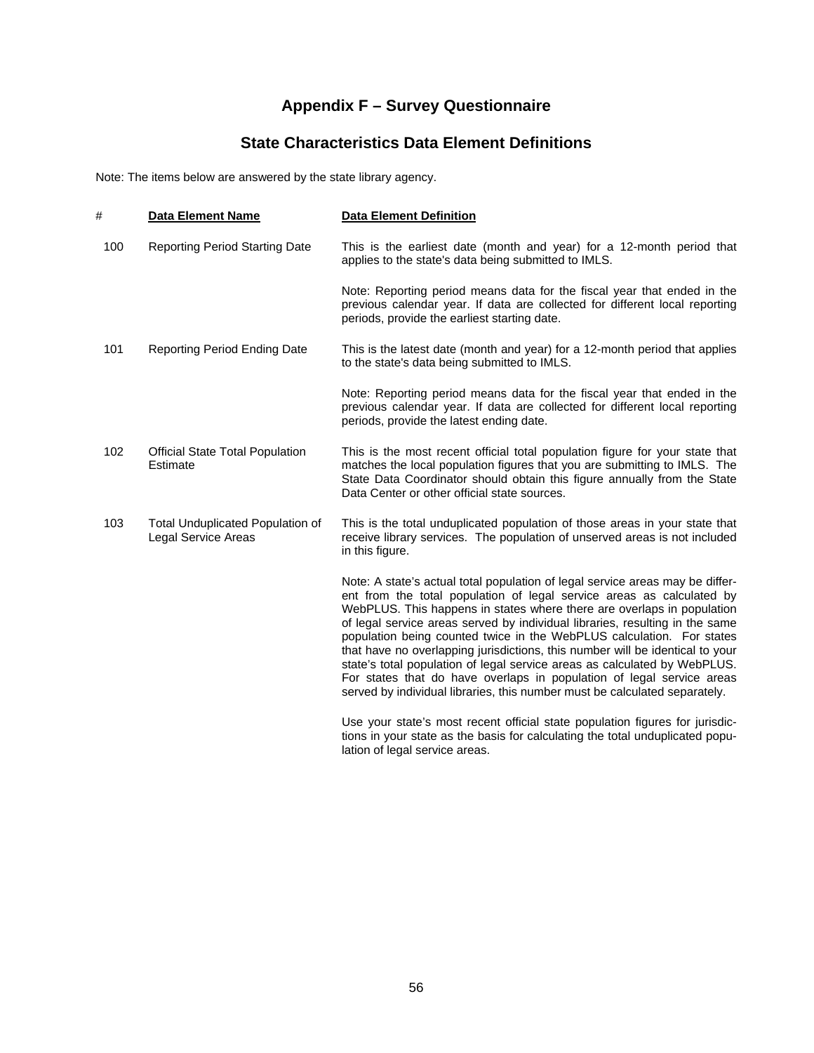# Appendix F – Survey Questionnaire

## State Characteristics Data Element Definitions

Note: The items below are answered by the state library agency.

| # | Data Element Name | Data Element Definition |
|---|---|---|
| 100 | Reporting Period Starting Date | This is the earliest date (month and year) for a 12-month period that applies to the state's data being submitted to IMLS.<br><br>Note: Reporting period means data for the fiscal year that ended in the previous calendar year. If data are collected for different local reporting periods, provide the earliest starting date. |
| 101 | Reporting Period Ending Date | This is the latest date (month and year) for a 12-month period that applies to the state's data being submitted to IMLS.<br><br>Note: Reporting period means data for the fiscal year that ended in the previous calendar year. If data are collected for different local reporting periods, provide the latest ending date. |
| 102 | Official State Total Population Estimate | This is the most recent official total population figure for your state that matches the local population figures that you are submitting to IMLS. The State Data Coordinator should obtain this figure annually from the State Data Center or other official state sources. |
| 103 | Total Unduplicated Population of Legal Service Areas | This is the total unduplicated population of those areas in your state that receive library services. The population of unserved areas is not included in this figure.<br><br>Note: A state's actual total population of legal service areas may be different from the total population of legal service areas as calculated by WebPLUS. This happens in states where there are overlaps in population of legal service areas served by individual libraries, resulting in the same population being counted twice in the WebPLUS calculation. For states that have no overlapping jurisdictions, this number will be identical to your state's total population of legal service areas as calculated by WebPLUS. For states that do have overlaps in population of legal service areas served by individual libraries, this number must be calculated separately.<br><br>Use your state's most recent official state population figures for jurisdictions in your state as the basis for calculating the total unduplicated population of legal service areas. |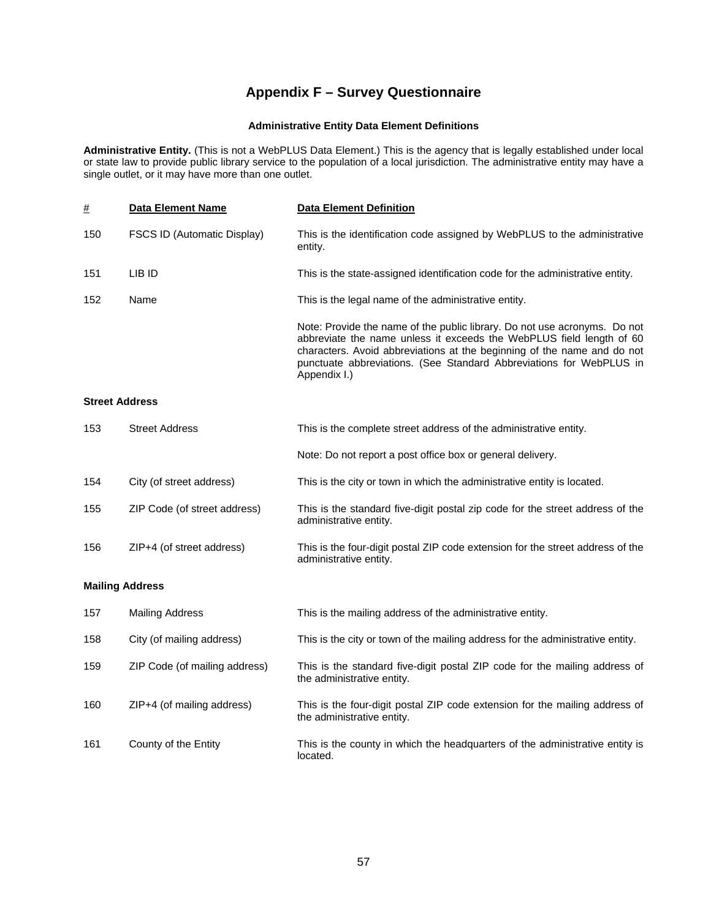# Appendix F – Survey Questionnaire

### Administrative Entity Data Element Definitions

**Administrative Entity.** (This is not a WebPLUS Data Element.) This is the agency that is legally established under local or state law to provide public library service to the population of a local jurisdiction. The administrative entity may have a single outlet, or it may have more than one outlet.

| # | Data Element Name | Data Element Definition |
|---|---|---|
| 150 | FSCS ID (Automatic Display) | This is the identification code assigned by WebPLUS to the administrative entity. |
| 151 | LIB ID | This is the state-assigned identification code for the administrative entity. |
| 152 | Name | This is the legal name of the administrative entity. |
| | | Note: Provide the name of the public library. Do not use acronyms. Do not abbreviate the name unless it exceeds the WebPLUS field length of 60 characters. Avoid abbreviations at the beginning of the name and do not punctuate abbreviations. (See Standard Abbreviations for WebPLUS in Appendix I.) |
| **Street Address** | | |
| 153 | Street Address | This is the complete street address of the administrative entity. |
| | | Note: Do not report a post office box or general delivery. |
| 154 | City (of street address) | This is the city or town in which the administrative entity is located. |
| 155 | ZIP Code (of street address) | This is the standard five-digit postal zip code for the street address of the administrative entity. |
| 156 | ZIP+4 (of street address) | This is the four-digit postal ZIP code extension for the street address of the administrative entity. |
| **Mailing Address** | | |
| 157 | Mailing Address | This is the mailing address of the administrative entity. |
| 158 | City (of mailing address) | This is the city or town of the mailing address for the administrative entity. |
| 159 | ZIP Code (of mailing address) | This is the standard five-digit postal ZIP code for the mailing address of the administrative entity. |
| 160 | ZIP+4 (of mailing address) | This is the four-digit postal ZIP code extension for the mailing address of the administrative entity. |
| 161 | County of the Entity | This is the county in which the headquarters of the administrative entity is located. |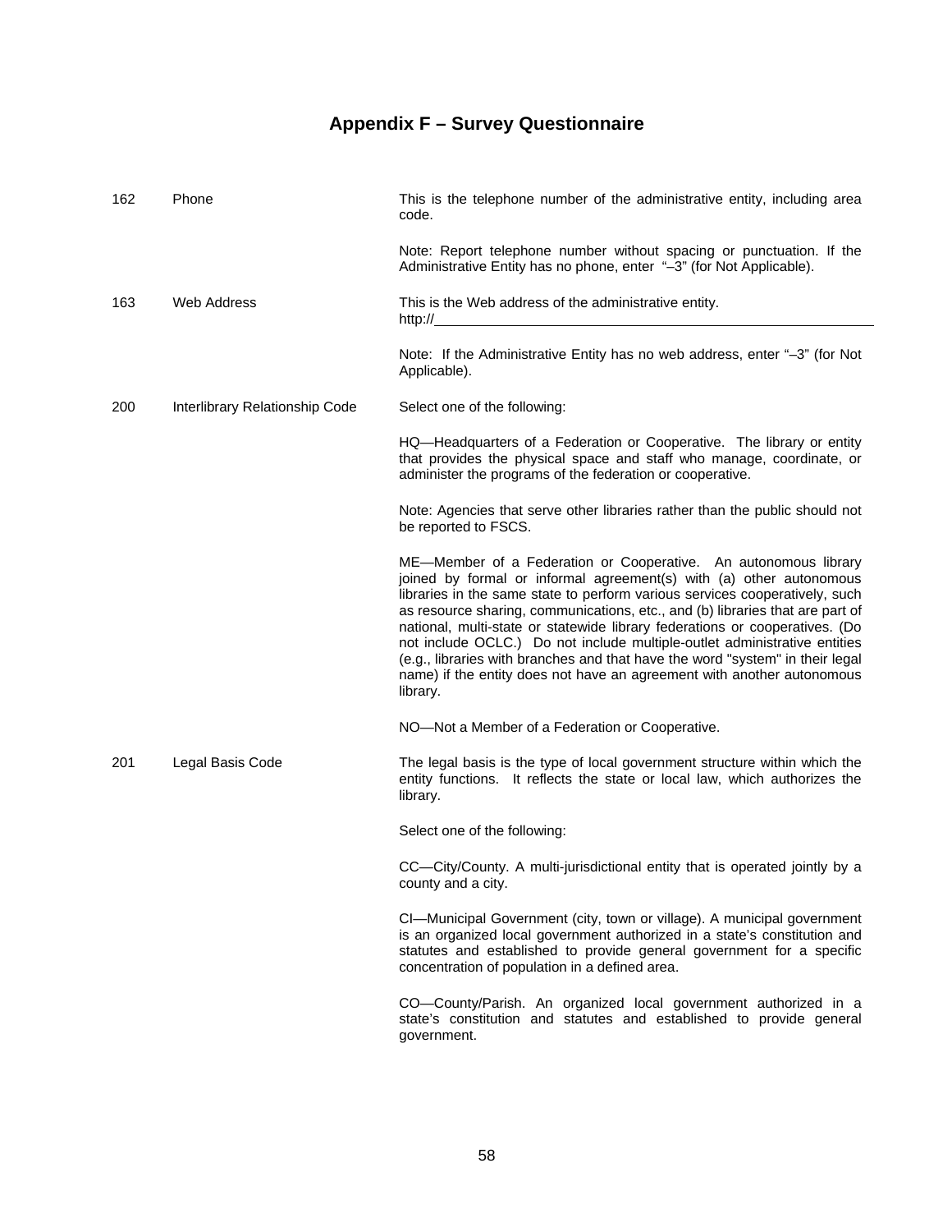# Appendix F – Survey Questionnaire

| | | |
|---|---|---|
| 162 | Phone | This is the telephone number of the administrative entity, including area code.<br><br>Note: Report telephone number without spacing or punctuation. If the Administrative Entity has no phone, enter "–3" (for Not Applicable). |
| 163 | Web Address | This is the Web address of the administrative entity.<br>http://\_\_\_\_\_\_\_\_\_\_\_\_\_\_\_\_\_\_\_\_\_\_\_\_\_\_\_\_\_\_\_\_\_\_\_\_\_\_\_\_<br><br>Note: If the Administrative Entity has no web address, enter "–3" (for Not Applicable). |
| 200 | Interlibrary Relationship Code | Select one of the following:<br><br>HQ—Headquarters of a Federation or Cooperative. The library or entity that provides the physical space and staff who manage, coordinate, or administer the programs of the federation or cooperative.<br><br>Note: Agencies that serve other libraries rather than the public should not be reported to FSCS.<br><br>ME—Member of a Federation or Cooperative. An autonomous library joined by formal or informal agreement(s) with (a) other autonomous libraries in the same state to perform various services cooperatively, such as resource sharing, communications, etc., and (b) libraries that are part of national, multi-state or statewide library federations or cooperatives. (Do not include OCLC.) Do not include multiple-outlet administrative entities (e.g., libraries with branches and that have the word "system" in their legal name) if the entity does not have an agreement with another autonomous library.<br><br>NO—Not a Member of a Federation or Cooperative. |
| 201 | Legal Basis Code | The legal basis is the type of local government structure within which the entity functions. It reflects the state or local law, which authorizes the library.<br><br>Select one of the following:<br><br>CC—City/County. A multi-jurisdictional entity that is operated jointly by a county and a city.<br><br>CI—Municipal Government (city, town or village). A municipal government is an organized local government authorized in a state's constitution and statutes and established to provide general government for a specific concentration of population in a defined area.<br><br>CO—County/Parish. An organized local government authorized in a state's constitution and statutes and established to provide general government. |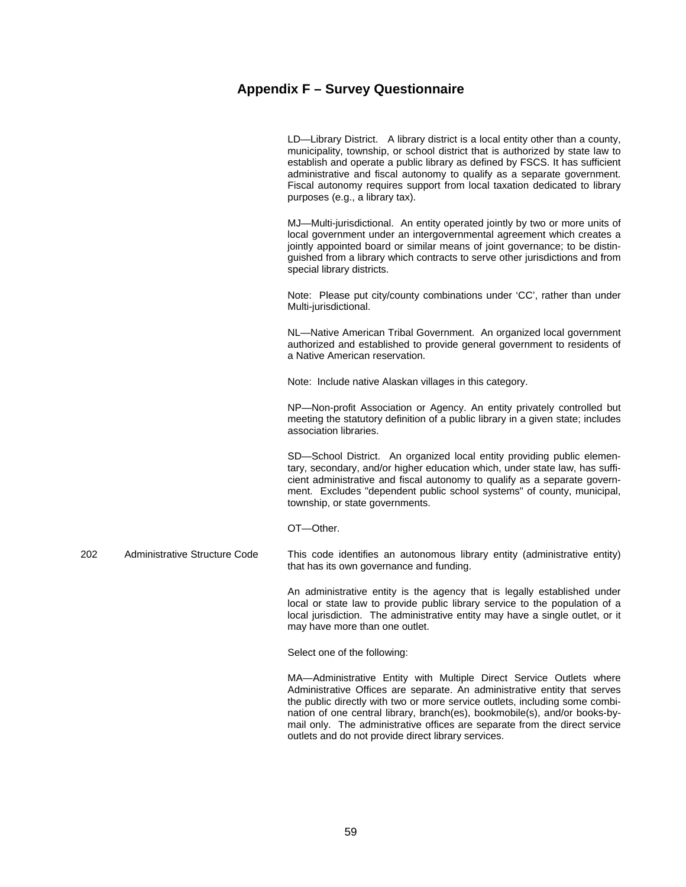## Appendix F – Survey Questionnaire

LD—Library District. A library district is a local entity other than a county, municipality, township, or school district that is authorized by state law to establish and operate a public library as defined by FSCS. It has sufficient administrative and fiscal autonomy to qualify as a separate government. Fiscal autonomy requires support from local taxation dedicated to library purposes (e.g., a library tax).

MJ—Multi-jurisdictional. An entity operated jointly by two or more units of local government under an intergovernmental agreement which creates a jointly appointed board or similar means of joint governance; to be distinguished from a library which contracts to serve other jurisdictions and from special library districts.

Note: Please put city/county combinations under 'CC', rather than under Multi-jurisdictional.

NL—Native American Tribal Government. An organized local government authorized and established to provide general government to residents of a Native American reservation.

Note: Include native Alaskan villages in this category.

NP—Non-profit Association or Agency. An entity privately controlled but meeting the statutory definition of a public library in a given state; includes association libraries.

SD—School District. An organized local entity providing public elementary, secondary, and/or higher education which, under state law, has sufficient administrative and fiscal autonomy to qualify as a separate government. Excludes "dependent public school systems" of county, municipal, township, or state governments.

OT—Other.

202 Administrative Structure Code

This code identifies an autonomous library entity (administrative entity) that has its own governance and funding.

An administrative entity is the agency that is legally established under local or state law to provide public library service to the population of a local jurisdiction. The administrative entity may have a single outlet, or it may have more than one outlet.

Select one of the following:

MA—Administrative Entity with Multiple Direct Service Outlets where Administrative Offices are separate. An administrative entity that serves the public directly with two or more service outlets, including some combination of one central library, branch(es), bookmobile(s), and/or books-by-mail only. The administrative offices are separate from the direct service outlets and do not provide direct library services.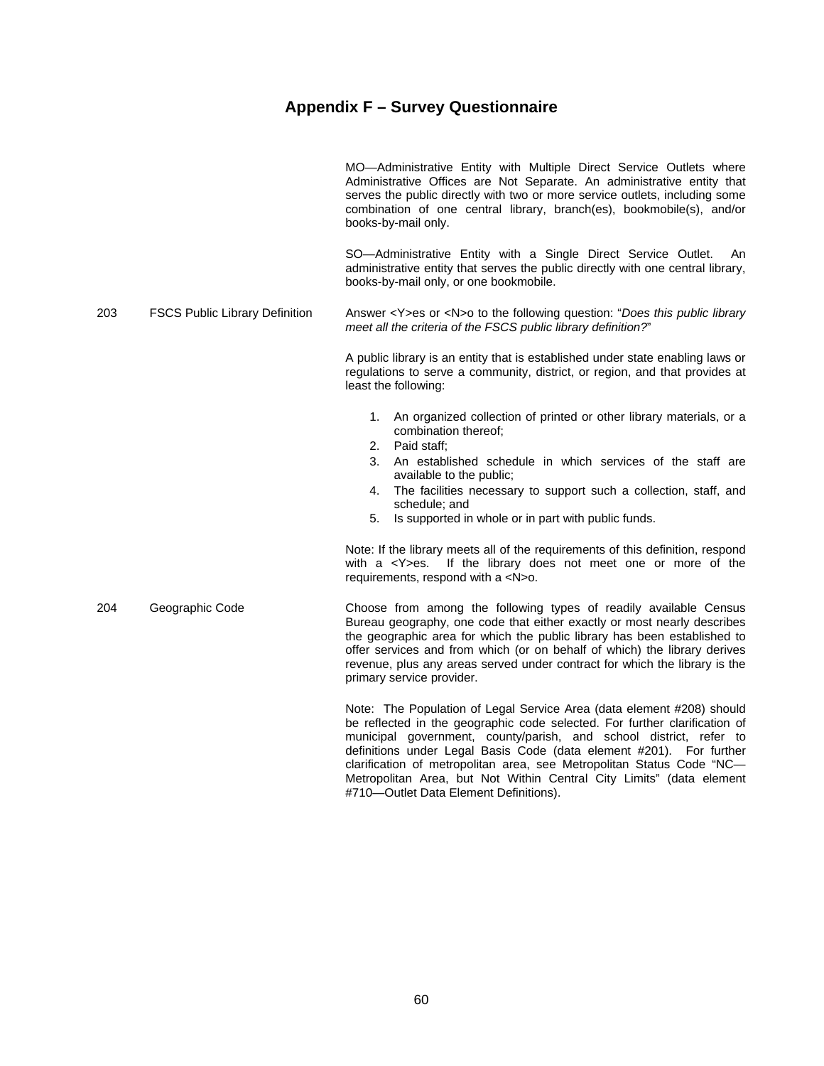# Appendix F – Survey Questionnaire

| | | |
|---|---|---|
| | | MO—Administrative Entity with Multiple Direct Service Outlets where Administrative Offices are Not Separate. An administrative entity that serves the public directly with two or more service outlets, including some combination of one central library, branch(es), bookmobile(s), and/or books-by-mail only.<br><br>SO—Administrative Entity with a Single Direct Service Outlet. An administrative entity that serves the public directly with one central library, books-by-mail only, or one bookmobile. |
| 203 | FSCS Public Library Definition | Answer <Y>es or <N>o to the following question: "*Does this public library meet all the criteria of the FSCS public library definition?*"<br><br>A public library is an entity that is established under state enabling laws or regulations to serve a community, district, or region, and that provides at least the following:<br><br>1. An organized collection of printed or other library materials, or a combination thereof;<br>2. Paid staff;<br>3. An established schedule in which services of the staff are available to the public;<br>4. The facilities necessary to support such a collection, staff, and schedule; and<br>5. Is supported in whole or in part with public funds.<br><br>Note: If the library meets all of the requirements of this definition, respond with a <Y>es. If the library does not meet one or more of the requirements, respond with a <N>o. |
| 204 | Geographic Code | Choose from among the following types of readily available Census Bureau geography, one code that either exactly or most nearly describes the geographic area for which the public library has been established to offer services and from which (or on behalf of which) the library derives revenue, plus any areas served under contract for which the library is the primary service provider.<br><br>Note: The Population of Legal Service Area (data element #208) should be reflected in the geographic code selected. For further clarification of municipal government, county/parish, and school district, refer to definitions under Legal Basis Code (data element #201). For further clarification of metropolitan area, see Metropolitan Status Code "NC—Metropolitan Area, but Not Within Central City Limits" (data element #710—Outlet Data Element Definitions). |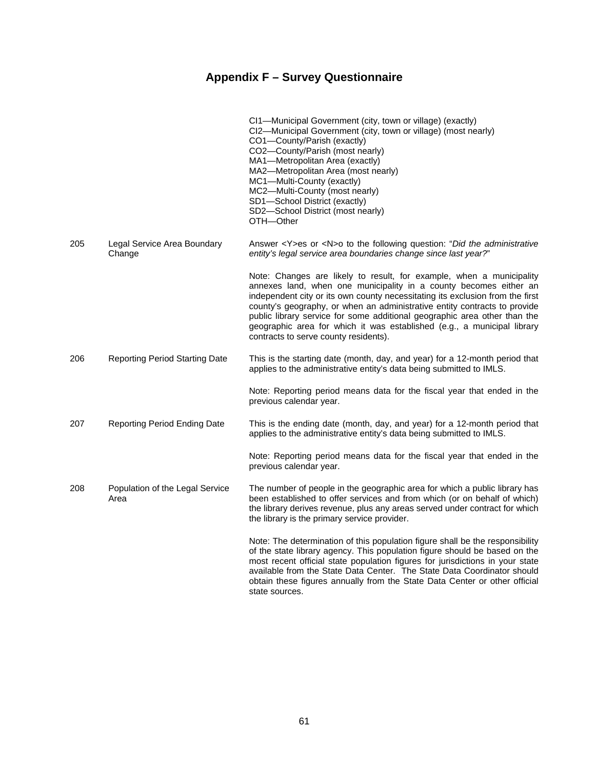## Appendix F – Survey Questionnaire

| | | |
|---|---|---|
| | | CI1—Municipal Government (city, town or village) (exactly)<br>CI2—Municipal Government (city, town or village) (most nearly)<br>CO1—County/Parish (exactly)<br>CO2—County/Parish (most nearly)<br>MA1—Metropolitan Area (exactly)<br>MA2—Metropolitan Area (most nearly)<br>MC1—Multi-County (exactly)<br>MC2—Multi-County (most nearly)<br>SD1—School District (exactly)<br>SD2—School District (most nearly)<br>OTH—Other |
| 205 | Legal Service Area Boundary Change | Answer <Y>es or <N>o to the following question: "*Did the administrative entity's legal service area boundaries change since last year?*"<br><br>Note: Changes are likely to result, for example, when a municipality annexes land, when one municipality in a county becomes either an independent city or its own county necessitating its exclusion from the first county's geography, or when an administrative entity contracts to provide public library service for some additional geographic area other than the geographic area for which it was established (e.g., a municipal library contracts to serve county residents). |
| 206 | Reporting Period Starting Date | This is the starting date (month, day, and year) for a 12-month period that applies to the administrative entity's data being submitted to IMLS.<br><br>Note: Reporting period means data for the fiscal year that ended in the previous calendar year. |
| 207 | Reporting Period Ending Date | This is the ending date (month, day, and year) for a 12-month period that applies to the administrative entity's data being submitted to IMLS.<br><br>Note: Reporting period means data for the fiscal year that ended in the previous calendar year. |
| 208 | Population of the Legal Service Area | The number of people in the geographic area for which a public library has been established to offer services and from which (or on behalf of which) the library derives revenue, plus any areas served under contract for which the library is the primary service provider.<br><br>Note: The determination of this population figure shall be the responsibility of the state library agency. This population figure should be based on the most recent official state population figures for jurisdictions in your state available from the State Data Center. The State Data Coordinator should obtain these figures annually from the State Data Center or other official state sources. |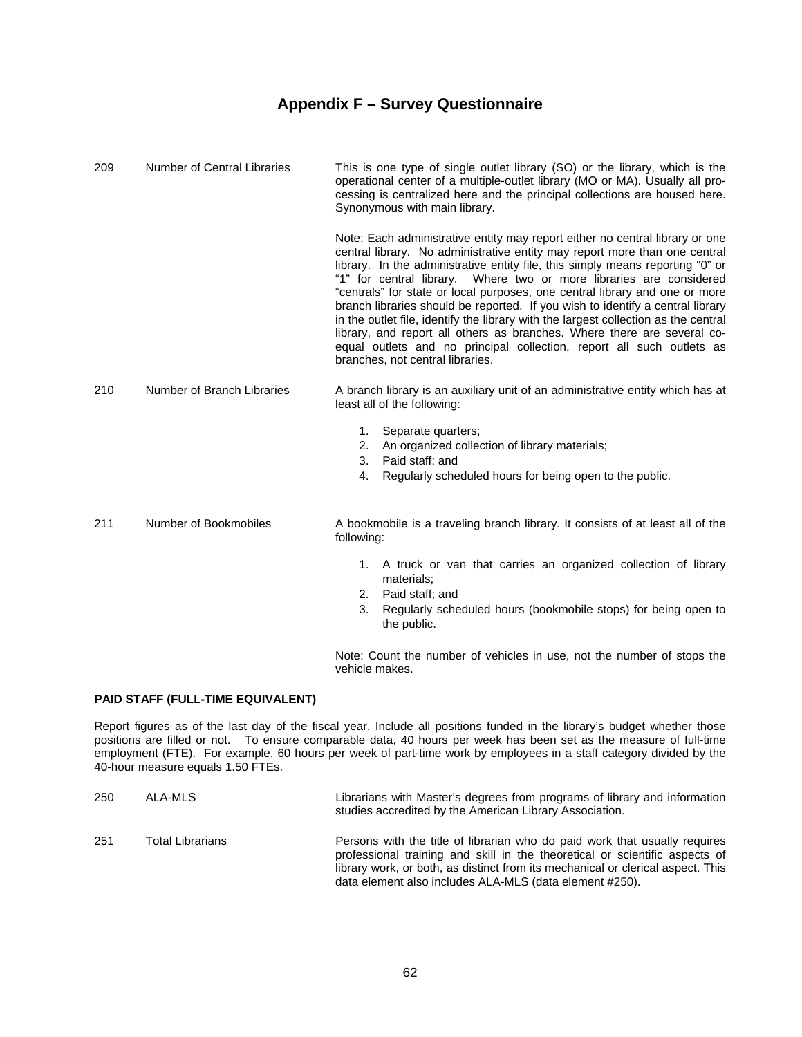# Appendix F – Survey Questionnaire

| | | |
|---|---|---|
| 209 | Number of Central Libraries | This is one type of single outlet library (SO) or the library, which is the operational center of a multiple-outlet library (MO or MA). Usually all processing is centralized here and the principal collections are housed here. Synonymous with main library.<br><br>Note: Each administrative entity may report either no central library or one central library. No administrative entity may report more than one central library. In the administrative entity file, this simply means reporting "0" or "1" for central library. Where two or more libraries are considered "centrals" for state or local purposes, one central library and one or more branch libraries should be reported. If you wish to identify a central library in the outlet file, identify the library with the largest collection as the central library, and report all others as branches. Where there are several co-equal outlets and no principal collection, report all such outlets as branches, not central libraries. |
| 210 | Number of Branch Libraries | A branch library is an auxiliary unit of an administrative entity which has at least all of the following:<br><br>1. Separate quarters;<br>2. An organized collection of library materials;<br>3. Paid staff; and<br>4. Regularly scheduled hours for being open to the public. |
| 211 | Number of Bookmobiles | A bookmobile is a traveling branch library. It consists of at least all of the following:<br><br>1. A truck or van that carries an organized collection of library materials;<br>2. Paid staff; and<br>3. Regularly scheduled hours (bookmobile stops) for being open to the public.<br><br>Note: Count the number of vehicles in use, not the number of stops the vehicle makes. |

**PAID STAFF (FULL-TIME EQUIVALENT)**

Report figures as of the last day of the fiscal year. Include all positions funded in the library's budget whether those positions are filled or not. To ensure comparable data, 40 hours per week has been set as the measure of full-time employment (FTE). For example, 60 hours per week of part-time work by employees in a staff category divided by the 40-hour measure equals 1.50 FTEs.

| | | |
|---|---|---|
| 250 | ALA-MLS | Librarians with Master's degrees from programs of library and information studies accredited by the American Library Association. |
| 251 | Total Librarians | Persons with the title of librarian who do paid work that usually requires professional training and skill in the theoretical or scientific aspects of library work, or both, as distinct from its mechanical or clerical aspect. This data element also includes ALA-MLS (data element #250). |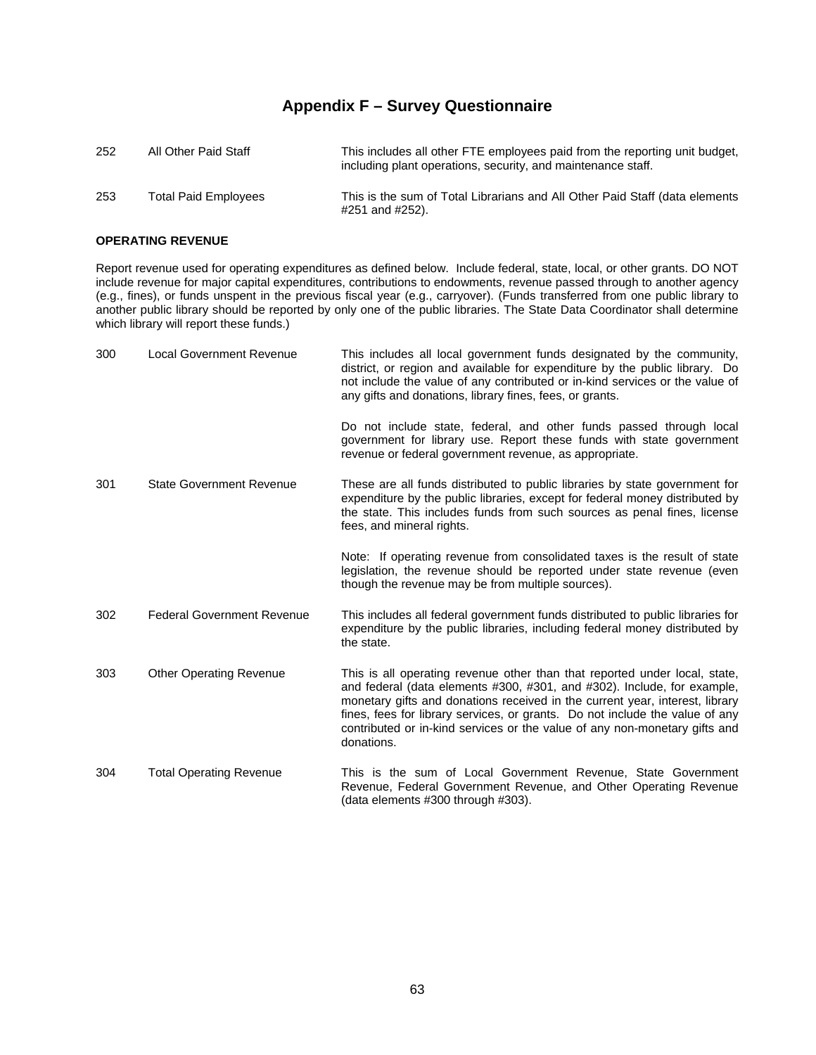# Appendix F – Survey Questionnaire

| | | |
|---|---|---|
| 252 | All Other Paid Staff | This includes all other FTE employees paid from the reporting unit budget, including plant operations, security, and maintenance staff. |
| 253 | Total Paid Employees | This is the sum of Total Librarians and All Other Paid Staff (data elements #251 and #252). |

**OPERATING REVENUE**

Report revenue used for operating expenditures as defined below. Include federal, state, local, or other grants. DO NOT include revenue for major capital expenditures, contributions to endowments, revenue passed through to another agency (e.g., fines), or funds unspent in the previous fiscal year (e.g., carryover). (Funds transferred from one public library to another public library should be reported by only one of the public libraries. The State Data Coordinator shall determine which library will report these funds.)

| | | |
|---|---|---|
| 300 | Local Government Revenue | This includes all local government funds designated by the community, district, or region and available for expenditure by the public library. Do not include the value of any contributed or in-kind services or the value of any gifts and donations, library fines, fees, or grants.<br><br>Do not include state, federal, and other funds passed through local government for library use. Report these funds with state government revenue or federal government revenue, as appropriate. |
| 301 | State Government Revenue | These are all funds distributed to public libraries by state government for expenditure by the public libraries, except for federal money distributed by the state. This includes funds from such sources as penal fines, license fees, and mineral rights.<br><br>Note: If operating revenue from consolidated taxes is the result of state legislation, the revenue should be reported under state revenue (even though the revenue may be from multiple sources). |
| 302 | Federal Government Revenue | This includes all federal government funds distributed to public libraries for expenditure by the public libraries, including federal money distributed by the state. |
| 303 | Other Operating Revenue | This is all operating revenue other than that reported under local, state, and federal (data elements #300, #301, and #302). Include, for example, monetary gifts and donations received in the current year, interest, library fines, fees for library services, or grants. Do not include the value of any contributed or in-kind services or the value of any non-monetary gifts and donations. |
| 304 | Total Operating Revenue | This is the sum of Local Government Revenue, State Government Revenue, Federal Government Revenue, and Other Operating Revenue (data elements #300 through #303). |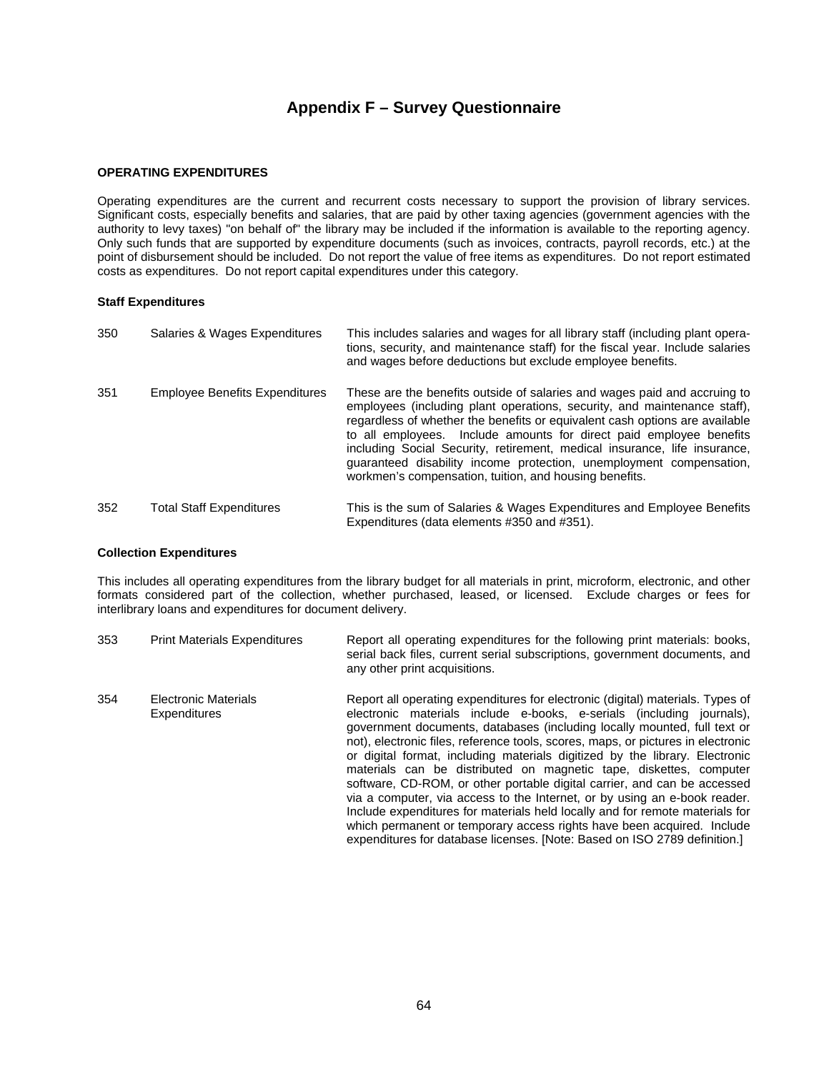# Appendix F – Survey Questionnaire

**OPERATING EXPENDITURES**

Operating expenditures are the current and recurrent costs necessary to support the provision of library services. Significant costs, especially benefits and salaries, that are paid by other taxing agencies (government agencies with the authority to levy taxes) "on behalf of" the library may be included if the information is available to the reporting agency. Only such funds that are supported by expenditure documents (such as invoices, contracts, payroll records, etc.) at the point of disbursement should be included. Do not report the value of free items as expenditures. Do not report estimated costs as expenditures. Do not report capital expenditures under this category.

**Staff Expenditures**

| | | |
|---|---|---|
| 350 | Salaries & Wages Expenditures | This includes salaries and wages for all library staff (including plant operations, security, and maintenance staff) for the fiscal year. Include salaries and wages before deductions but exclude employee benefits. |
| 351 | Employee Benefits Expenditures | These are the benefits outside of salaries and wages paid and accruing to employees (including plant operations, security, and maintenance staff), regardless of whether the benefits or equivalent cash options are available to all employees. Include amounts for direct paid employee benefits including Social Security, retirement, medical insurance, life insurance, guaranteed disability income protection, unemployment compensation, workmen's compensation, tuition, and housing benefits. |
| 352 | Total Staff Expenditures | This is the sum of Salaries & Wages Expenditures and Employee Benefits Expenditures (data elements #350 and #351). |

**Collection Expenditures**

This includes all operating expenditures from the library budget for all materials in print, microform, electronic, and other formats considered part of the collection, whether purchased, leased, or licensed. Exclude charges or fees for interlibrary loans and expenditures for document delivery.

| | | |
|---|---|---|
| 353 | Print Materials Expenditures | Report all operating expenditures for the following print materials: books, serial back files, current serial subscriptions, government documents, and any other print acquisitions. |
| 354 | Electronic Materials Expenditures | Report all operating expenditures for electronic (digital) materials. Types of electronic materials include e-books, e-serials (including journals), government documents, databases (including locally mounted, full text or not), electronic files, reference tools, scores, maps, or pictures in electronic or digital format, including materials digitized by the library. Electronic materials can be distributed on magnetic tape, diskettes, computer software, CD-ROM, or other portable digital carrier, and can be accessed via a computer, via access to the Internet, or by using an e-book reader. Include expenditures for materials held locally and for remote materials for which permanent or temporary access rights have been acquired. Include expenditures for database licenses. [Note: Based on ISO 2789 definition.] |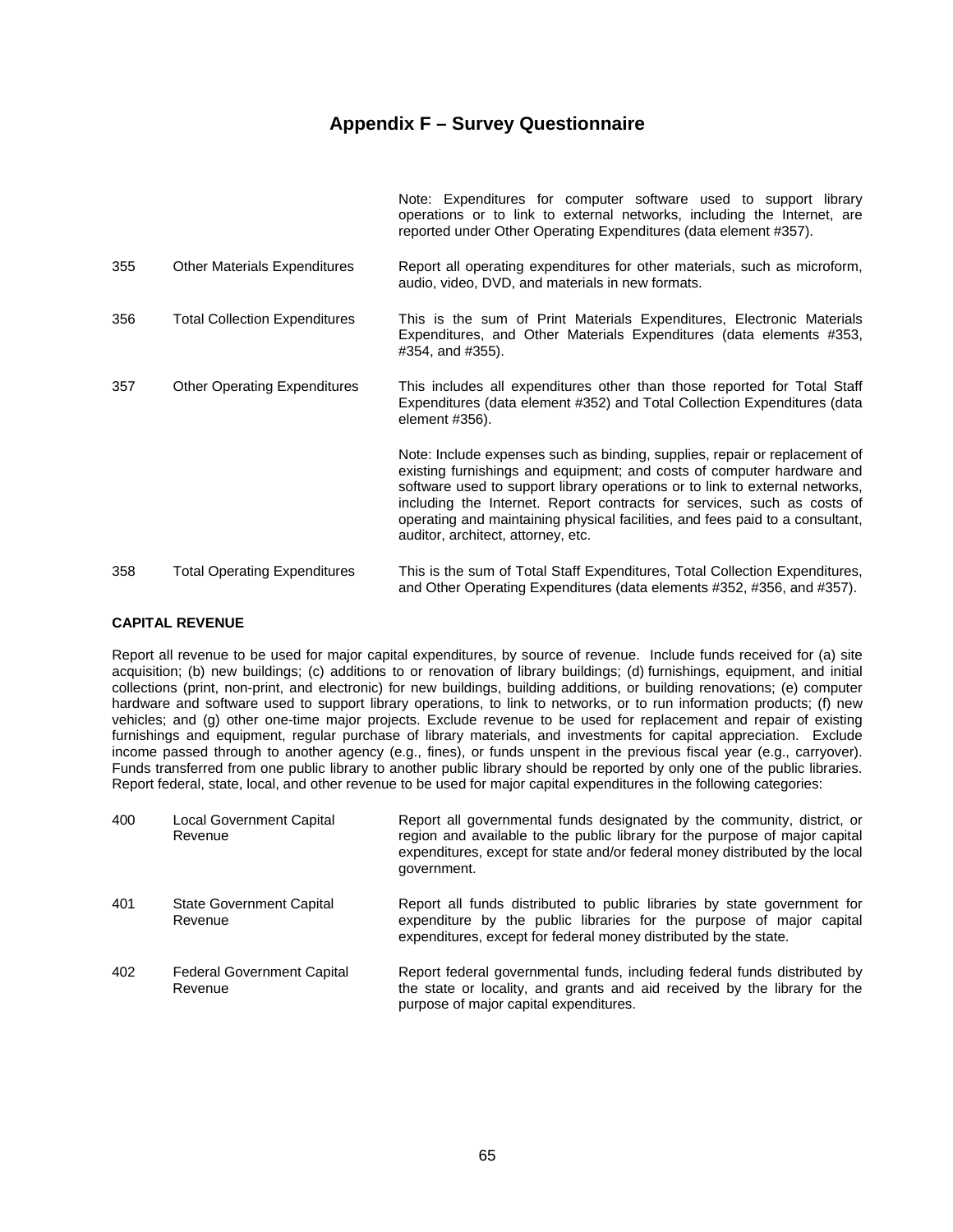# Appendix F – Survey Questionnaire

| | | |
|---|---|---|
| | | Note: Expenditures for computer software used to support library operations or to link to external networks, including the Internet, are reported under Other Operating Expenditures (data element #357). |
| 355 | Other Materials Expenditures | Report all operating expenditures for other materials, such as microform, audio, video, DVD, and materials in new formats. |
| 356 | Total Collection Expenditures | This is the sum of Print Materials Expenditures, Electronic Materials Expenditures, and Other Materials Expenditures (data elements #353, #354, and #355). |
| 357 | Other Operating Expenditures | This includes all expenditures other than those reported for Total Staff Expenditures (data element #352) and Total Collection Expenditures (data element #356). |
| | | Note: Include expenses such as binding, supplies, repair or replacement of existing furnishings and equipment; and costs of computer hardware and software used to support library operations or to link to external networks, including the Internet. Report contracts for services, such as costs of operating and maintaining physical facilities, and fees paid to a consultant, auditor, architect, attorney, etc. |
| 358 | Total Operating Expenditures | This is the sum of Total Staff Expenditures, Total Collection Expenditures, and Other Operating Expenditures (data elements #352, #356, and #357). |

**CAPITAL REVENUE**

Report all revenue to be used for major capital expenditures, by source of revenue. Include funds received for (a) site acquisition; (b) new buildings; (c) additions to or renovation of library buildings; (d) furnishings, equipment, and initial collections (print, non-print, and electronic) for new buildings, building additions, or building renovations; (e) computer hardware and software used to support library operations, to link to networks, or to run information products; (f) new vehicles; and (g) other one-time major projects. Exclude revenue to be used for replacement and repair of existing furnishings and equipment, regular purchase of library materials, and investments for capital appreciation. Exclude income passed through to another agency (e.g., fines), or funds unspent in the previous fiscal year (e.g., carryover). Funds transferred from one public library to another public library should be reported by only one of the public libraries. Report federal, state, local, and other revenue to be used for major capital expenditures in the following categories:

| | | |
|---|---|---|
| 400 | Local Government Capital Revenue | Report all governmental funds designated by the community, district, or region and available to the public library for the purpose of major capital expenditures, except for state and/or federal money distributed by the local government. |
| 401 | State Government Capital Revenue | Report all funds distributed to public libraries by state government for expenditure by the public libraries for the purpose of major capital expenditures, except for federal money distributed by the state. |
| 402 | Federal Government Capital Revenue | Report federal governmental funds, including federal funds distributed by the state or locality, and grants and aid received by the library for the purpose of major capital expenditures. |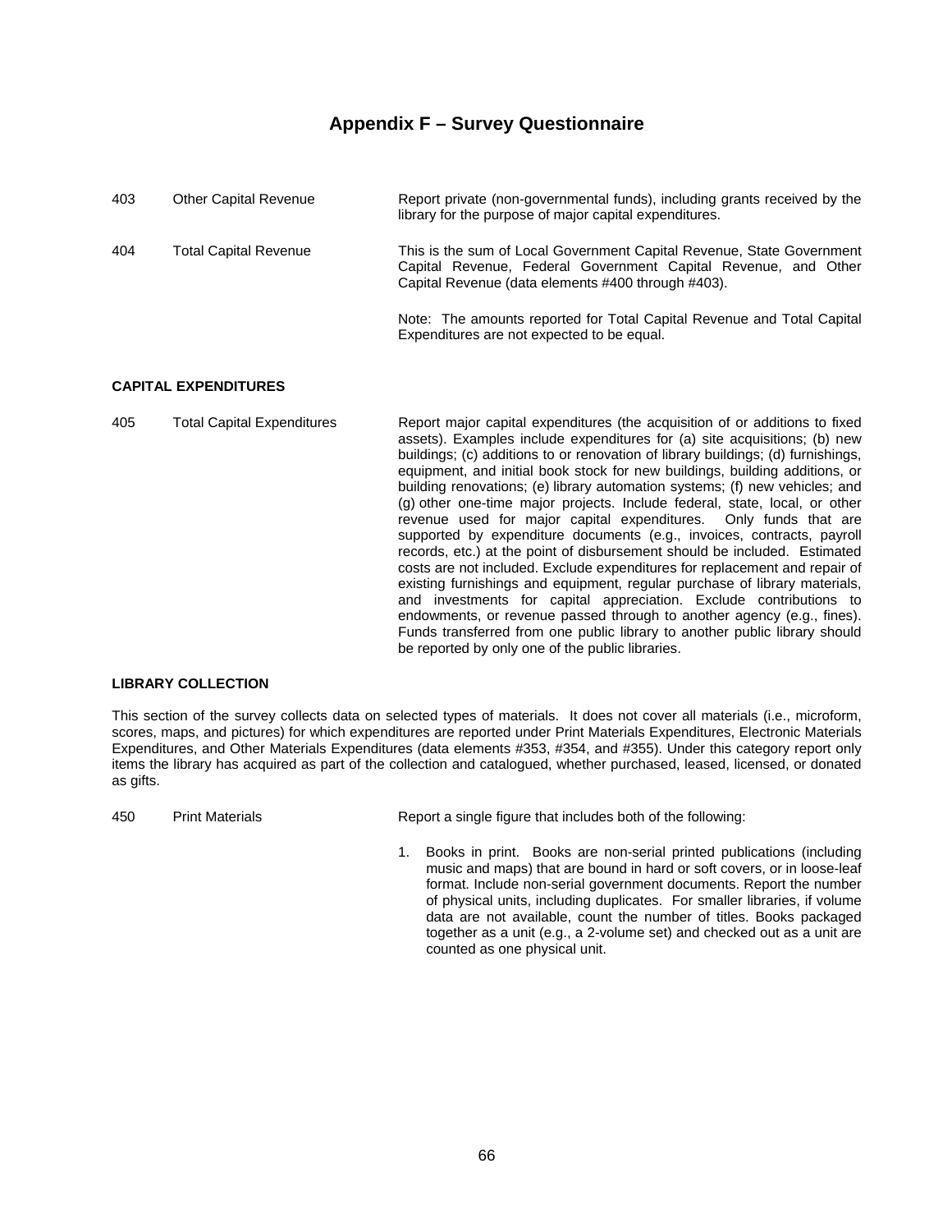## Appendix F – Survey Questionnaire

| | | |
|---|---|---|
| 403 | Other Capital Revenue | Report private (non-governmental funds), including grants received by the library for the purpose of major capital expenditures. |
| 404 | Total Capital Revenue | This is the sum of Local Government Capital Revenue, State Government Capital Revenue, Federal Government Capital Revenue, and Other Capital Revenue (data elements #400 through #403).<br><br>Note: The amounts reported for Total Capital Revenue and Total Capital Expenditures are not expected to be equal. |

**CAPITAL EXPENDITURES**

| | | |
|---|---|---|
| 405 | Total Capital Expenditures | Report major capital expenditures (the acquisition of or additions to fixed assets). Examples include expenditures for (a) site acquisitions; (b) new buildings; (c) additions to or renovation of library buildings; (d) furnishings, equipment, and initial book stock for new buildings, building additions, or building renovations; (e) library automation systems; (f) new vehicles; and (g) other one-time major projects. Include federal, state, local, or other revenue used for major capital expenditures. Only funds that are supported by expenditure documents (e.g., invoices, contracts, payroll records, etc.) at the point of disbursement should be included. Estimated costs are not included. Exclude expenditures for replacement and repair of existing furnishings and equipment, regular purchase of library materials, and investments for capital appreciation. Exclude contributions to endowments, or revenue passed through to another agency (e.g., fines). Funds transferred from one public library to another public library should be reported by only one of the public libraries. |

**LIBRARY COLLECTION**

This section of the survey collects data on selected types of materials. It does not cover all materials (i.e., microform, scores, maps, and pictures) for which expenditures are reported under Print Materials Expenditures, Electronic Materials Expenditures, and Other Materials Expenditures (data elements #353, #354, and #355). Under this category report only items the library has acquired as part of the collection and catalogued, whether purchased, leased, licensed, or donated as gifts.

| | | |
|---|---|---|
| 450 | Print Materials | Report a single figure that includes both of the following:<br><br>1. Books in print. Books are non-serial printed publications (including music and maps) that are bound in hard or soft covers, or in loose-leaf format. Include non-serial government documents. Report the number of physical units, including duplicates. For smaller libraries, if volume data are not available, count the number of titles. Books packaged together as a unit (e.g., a 2-volume set) and checked out as a unit are counted as one physical unit. |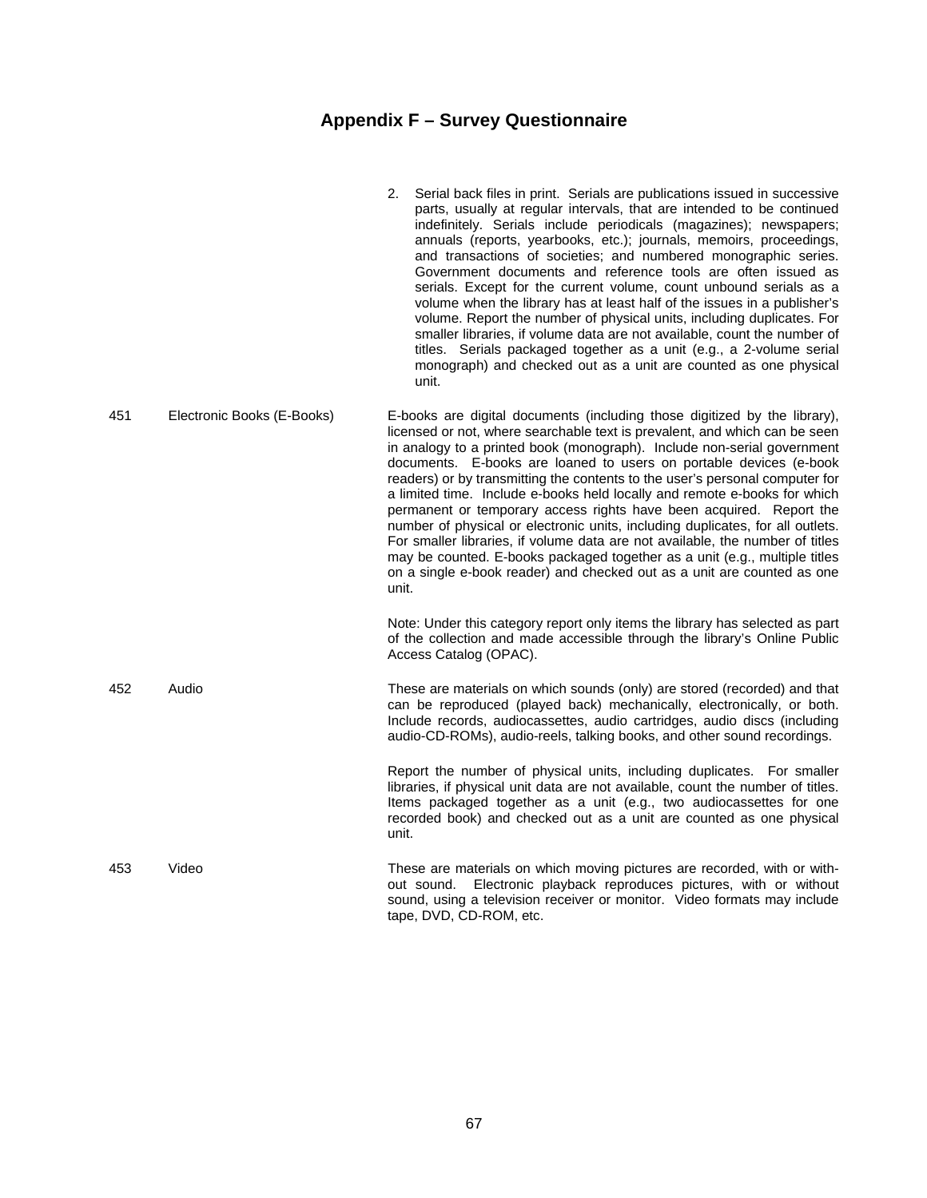## Appendix F – Survey Questionnaire

| | | |
|---|---|---|
| | | 2. Serial back files in print. Serials are publications issued in successive parts, usually at regular intervals, that are intended to be continued indefinitely. Serials include periodicals (magazines); newspapers; annuals (reports, yearbooks, etc.); journals, memoirs, proceedings, and transactions of societies; and numbered monographic series. Government documents and reference tools are often issued as serials. Except for the current volume, count unbound serials as a volume when the library has at least half of the issues in a publisher's volume. Report the number of physical units, including duplicates. For smaller libraries, if volume data are not available, count the number of titles. Serials packaged together as a unit (e.g., a 2-volume serial monograph) and checked out as a unit are counted as one physical unit. |
| 451 | Electronic Books (E-Books) | E-books are digital documents (including those digitized by the library), licensed or not, where searchable text is prevalent, and which can be seen in analogy to a printed book (monograph). Include non-serial government documents. E-books are loaned to users on portable devices (e-book readers) or by transmitting the contents to the user's personal computer for a limited time. Include e-books held locally and remote e-books for which permanent or temporary access rights have been acquired. Report the number of physical or electronic units, including duplicates, for all outlets. For smaller libraries, if volume data are not available, the number of titles may be counted. E-books packaged together as a unit (e.g., multiple titles on a single e-book reader) and checked out as a unit are counted as one unit.<br><br>Note: Under this category report only items the library has selected as part of the collection and made accessible through the library's Online Public Access Catalog (OPAC). |
| 452 | Audio | These are materials on which sounds (only) are stored (recorded) and that can be reproduced (played back) mechanically, electronically, or both. Include records, audiocassettes, audio cartridges, audio discs (including audio-CD-ROMs), audio-reels, talking books, and other sound recordings.<br><br>Report the number of physical units, including duplicates. For smaller libraries, if physical unit data are not available, count the number of titles. Items packaged together as a unit (e.g., two audiocassettes for one recorded book) and checked out as a unit are counted as one physical unit. |
| 453 | Video | These are materials on which moving pictures are recorded, with or without sound. Electronic playback reproduces pictures, with or without sound, using a television receiver or monitor. Video formats may include tape, DVD, CD-ROM, etc. |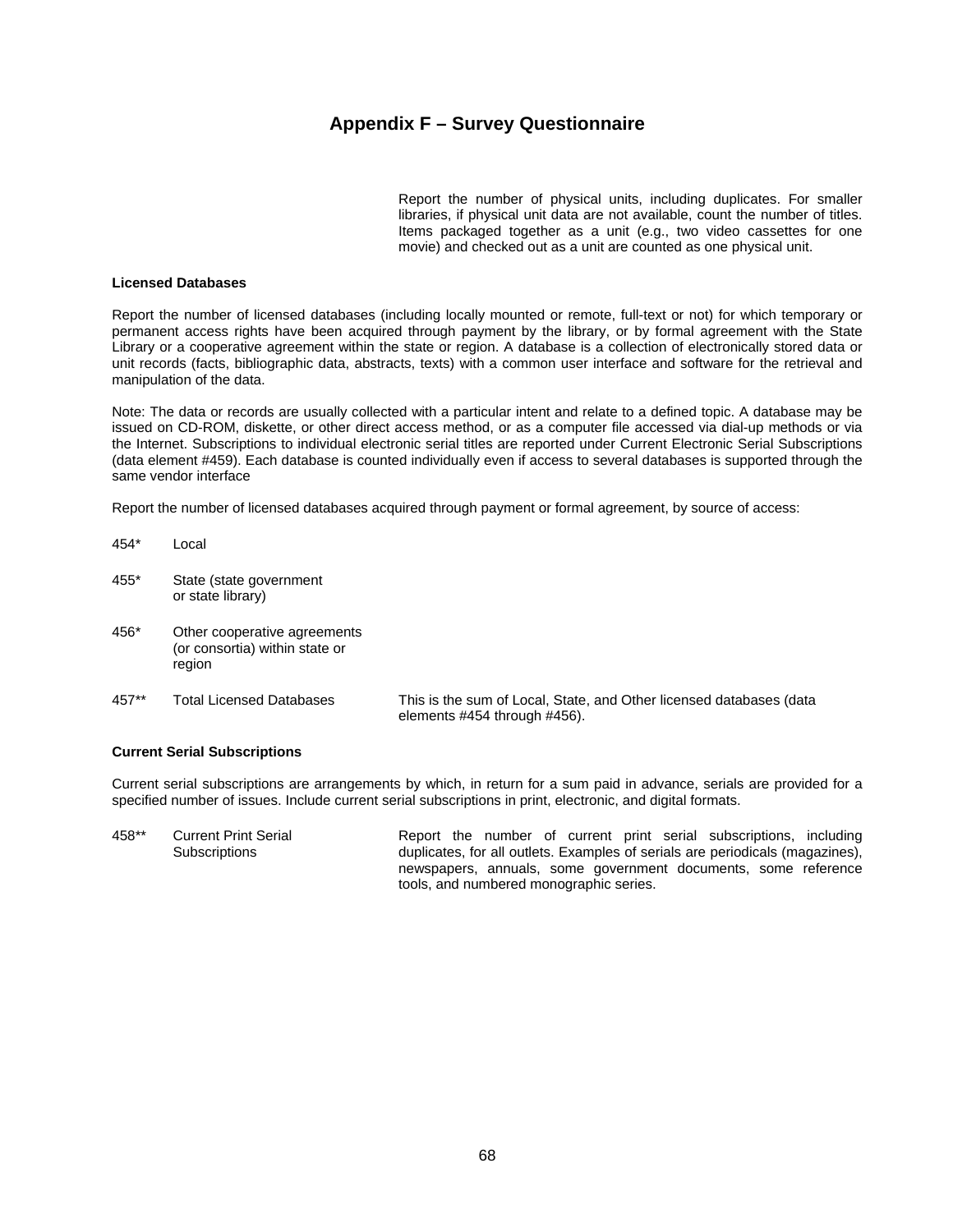## Appendix F – Survey Questionnaire

Report the number of physical units, including duplicates. For smaller libraries, if physical unit data are not available, count the number of titles. Items packaged together as a unit (e.g., two video cassettes for one movie) and checked out as a unit are counted as one physical unit.

**Licensed Databases**

Report the number of licensed databases (including locally mounted or remote, full-text or not) for which temporary or permanent access rights have been acquired through payment by the library, or by formal agreement with the State Library or a cooperative agreement within the state or region. A database is a collection of electronically stored data or unit records (facts, bibliographic data, abstracts, texts) with a common user interface and software for the retrieval and manipulation of the data.

Note: The data or records are usually collected with a particular intent and relate to a defined topic. A database may be issued on CD-ROM, diskette, or other direct access method, or as a computer file accessed via dial-up methods or via the Internet. Subscriptions to individual electronic serial titles are reported under Current Electronic Serial Subscriptions (data element #459). Each database is counted individually even if access to several databases is supported through the same vendor interface

Report the number of licensed databases acquired through payment or formal agreement, by source of access:

| | | |
|---|---|---|
| 454* | Local | |
| 455* | State (state government or state library) | |
| 456* | Other cooperative agreements (or consortia) within state or region | |
| 457** | Total Licensed Databases | This is the sum of Local, State, and Other licensed databases (data elements #454 through #456). |

**Current Serial Subscriptions**

Current serial subscriptions are arrangements by which, in return for a sum paid in advance, serials are provided for a specified number of issues. Include current serial subscriptions in print, electronic, and digital formats.

| | | |
|---|---|---|
| 458** | Current Print Serial Subscriptions | Report the number of current print serial subscriptions, including duplicates, for all outlets. Examples of serials are periodicals (magazines), newspapers, annuals, some government documents, some reference tools, and numbered monographic series. |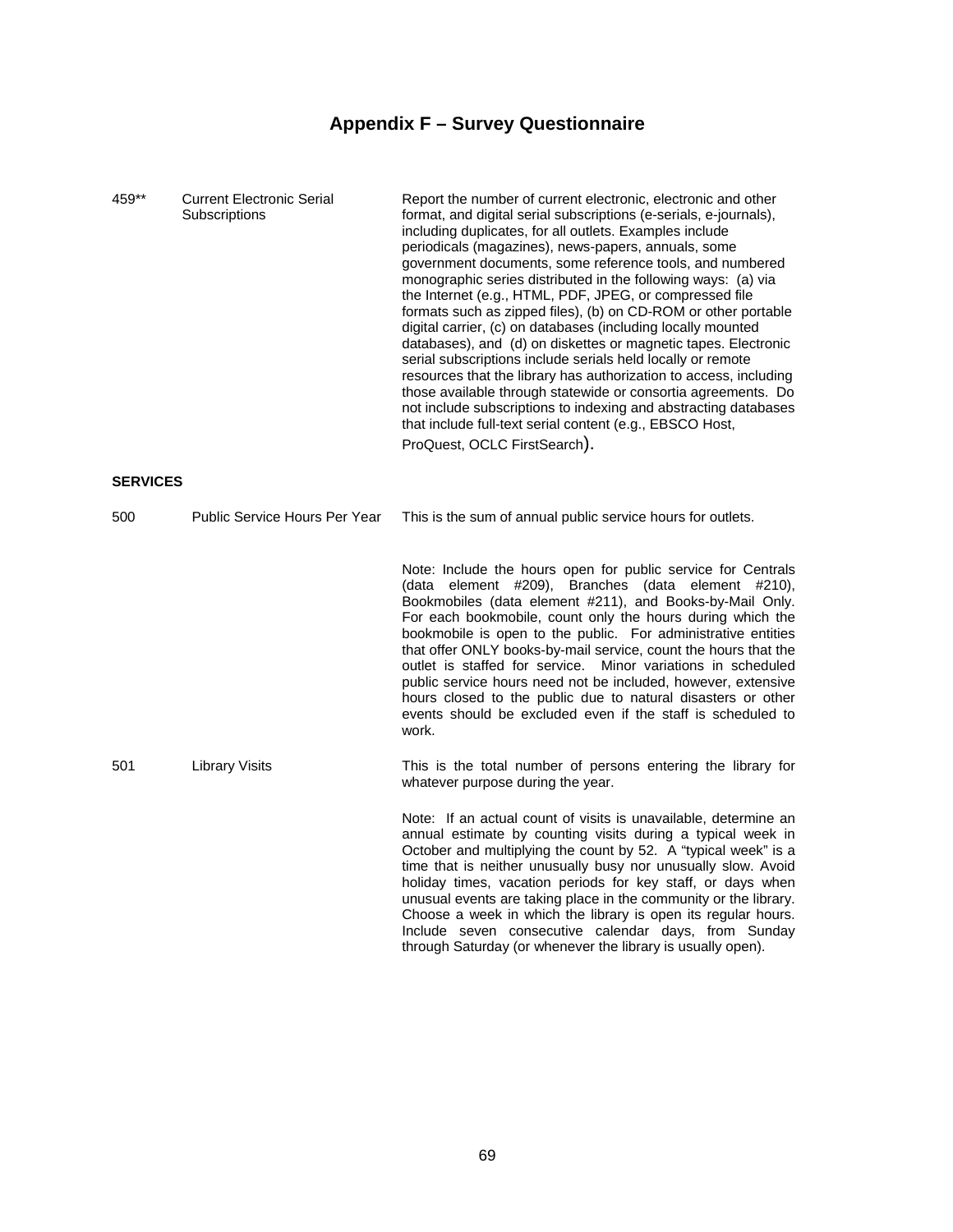# Appendix F – Survey Questionnaire

| | | |
|---|---|---|
| 459** | Current Electronic Serial Subscriptions | Report the number of current electronic, electronic and other format, and digital serial subscriptions (e-serials, e-journals), including duplicates, for all outlets. Examples include periodicals (magazines), news-papers, annuals, some government documents, some reference tools, and numbered monographic series distributed in the following ways: (a) via the Internet (e.g., HTML, PDF, JPEG, or compressed file formats such as zipped files), (b) on CD-ROM or other portable digital carrier, (c) on databases (including locally mounted databases), and (d) on diskettes or magnetic tapes. Electronic serial subscriptions include serials held locally or remote resources that the library has authorization to access, including those available through statewide or consortia agreements. Do not include subscriptions to indexing and abstracting databases that include full-text serial content (e.g., EBSCO Host, ProQuest, OCLC FirstSearch). |

**SERVICES**

| | | |
|---|---|---|
| 500 | Public Service Hours Per Year | This is the sum of annual public service hours for outlets.<br><br>Note: Include the hours open for public service for Centrals (data element #209), Branches (data element #210), Bookmobiles (data element #211), and Books-by-Mail Only. For each bookmobile, count only the hours during which the bookmobile is open to the public. For administrative entities that offer ONLY books-by-mail service, count the hours that the outlet is staffed for service. Minor variations in scheduled public service hours need not be included, however, extensive hours closed to the public due to natural disasters or other events should be excluded even if the staff is scheduled to work. |
| 501 | Library Visits | This is the total number of persons entering the library for whatever purpose during the year.<br><br>Note: If an actual count of visits is unavailable, determine an annual estimate by counting visits during a typical week in October and multiplying the count by 52. A "typical week" is a time that is neither unusually busy nor unusually slow. Avoid holiday times, vacation periods for key staff, or days when unusual events are taking place in the community or the library. Choose a week in which the library is open its regular hours. Include seven consecutive calendar days, from Sunday through Saturday (or whenever the library is usually open). |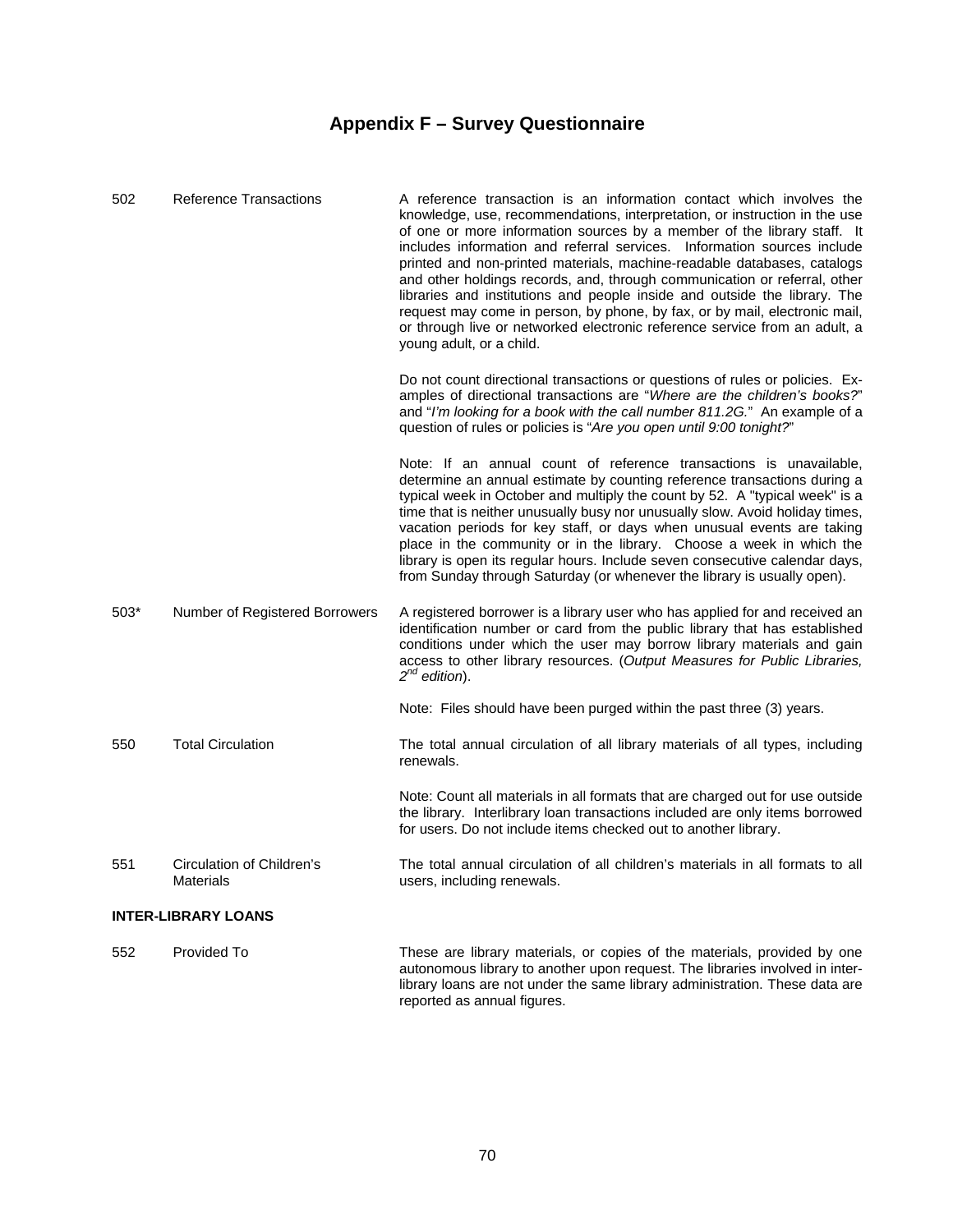## Appendix F – Survey Questionnaire

| | | |
|---|---|---|
| 502 | Reference Transactions | A reference transaction is an information contact which involves the knowledge, use, recommendations, interpretation, or instruction in the use of one or more information sources by a member of the library staff. It includes information and referral services. Information sources include printed and non-printed materials, machine-readable databases, catalogs and other holdings records, and, through communication or referral, other libraries and institutions and people inside and outside the library. The request may come in person, by phone, by fax, or by mail, electronic mail, or through live or networked electronic reference service from an adult, a young adult, or a child.<br><br>Do not count directional transactions or questions of rules or policies. Examples of directional transactions are "*Where are the children's books?*" and "*I'm looking for a book with the call number 811.2G.*" An example of a question of rules or policies is "*Are you open until 9:00 tonight?*"<br><br>Note: If an annual count of reference transactions is unavailable, determine an annual estimate by counting reference transactions during a typical week in October and multiply the count by 52. A "typical week" is a time that is neither unusually busy nor unusually slow. Avoid holiday times, vacation periods for key staff, or days when unusual events are taking place in the community or in the library. Choose a week in which the library is open its regular hours. Include seven consecutive calendar days, from Sunday through Saturday (or whenever the library is usually open). |
| 503* | Number of Registered Borrowers | A registered borrower is a library user who has applied for and received an identification number or card from the public library that has established conditions under which the user may borrow library materials and gain access to other library resources. (*Output Measures for Public Libraries, 2nd edition*).<br><br>Note: Files should have been purged within the past three (3) years. |
| 550 | Total Circulation | The total annual circulation of all library materials of all types, including renewals.<br><br>Note: Count all materials in all formats that are charged out for use outside the library. Interlibrary loan transactions included are only items borrowed for users. Do not include items checked out to another library. |
| 551 | Circulation of Children's Materials | The total annual circulation of all children's materials in all formats to all users, including renewals. |

**INTER-LIBRARY LOANS**

| | | |
|---|---|---|
| 552 | Provided To | These are library materials, or copies of the materials, provided by one autonomous library to another upon request. The libraries involved in interlibrary loans are not under the same library administration. These data are reported as annual figures. |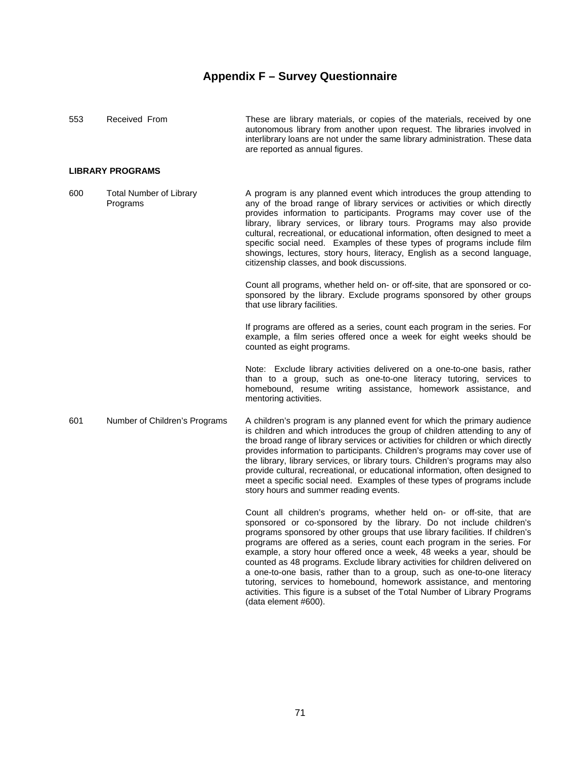# Appendix F – Survey Questionnaire

| | | |
|---|---|---|
| 553 | Received From | These are library materials, or copies of the materials, received by one autonomous library from another upon request. The libraries involved in interlibrary loans are not under the same library administration. These data are reported as annual figures. |

**LIBRARY PROGRAMS**

| | | |
|---|---|---|
| 600 | Total Number of Library Programs | A program is any planned event which introduces the group attending to any of the broad range of library services or activities or which directly provides information to participants. Programs may cover use of the library, library services, or library tours. Programs may also provide cultural, recreational, or educational information, often designed to meet a specific social need. Examples of these types of programs include film showings, lectures, story hours, literacy, English as a second language, citizenship classes, and book discussions.<br><br>Count all programs, whether held on- or off-site, that are sponsored or co-sponsored by the library. Exclude programs sponsored by other groups that use library facilities.<br><br>If programs are offered as a series, count each program in the series. For example, a film series offered once a week for eight weeks should be counted as eight programs.<br><br>Note: Exclude library activities delivered on a one-to-one basis, rather than to a group, such as one-to-one literacy tutoring, services to homebound, resume writing assistance, homework assistance, and mentoring activities. |
| 601 | Number of Children's Programs | A children's program is any planned event for which the primary audience is children and which introduces the group of children attending to any of the broad range of library services or activities for children or which directly provides information to participants. Children's programs may cover use of the library, library services, or library tours. Children's programs may also provide cultural, recreational, or educational information, often designed to meet a specific social need. Examples of these types of programs include story hours and summer reading events.<br><br>Count all children's programs, whether held on- or off-site, that are sponsored or co-sponsored by the library. Do not include children's programs sponsored by other groups that use library facilities. If children's programs are offered as a series, count each program in the series. For example, a story hour offered once a week, 48 weeks a year, should be counted as 48 programs. Exclude library activities for children delivered on a one-to-one basis, rather than to a group, such as one-to-one literacy tutoring, services to homebound, homework assistance, and mentoring activities. This figure is a subset of the Total Number of Library Programs (data element #600). |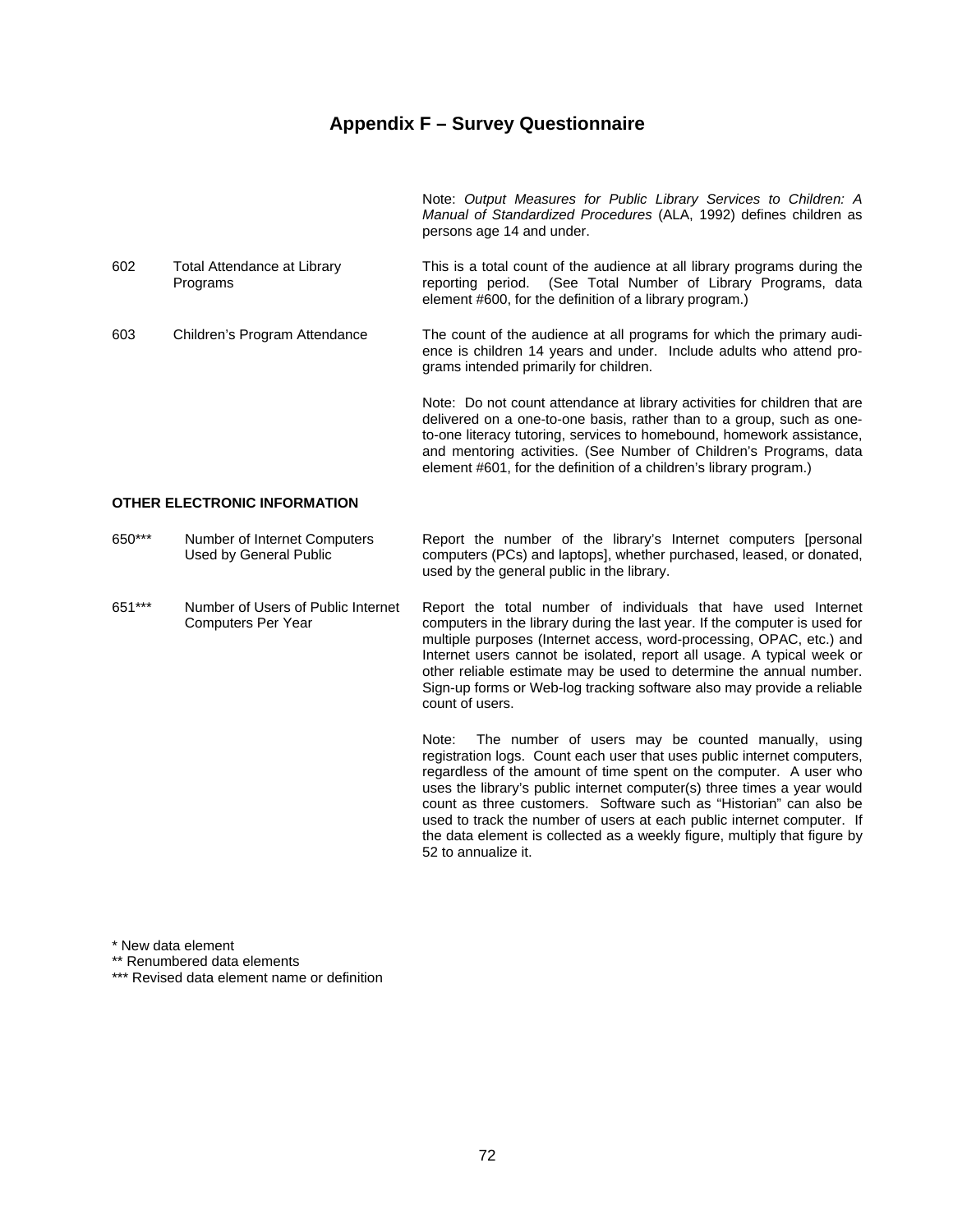# Appendix F – Survey Questionnaire

| | | |
|---|---|---|
| | | Note: *Output Measures for Public Library Services to Children: A Manual of Standardized Procedures* (ALA, 1992) defines children as persons age 14 and under. |
| 602 | Total Attendance at Library Programs | This is a total count of the audience at all library programs during the reporting period. (See Total Number of Library Programs, data element #600, for the definition of a library program.) |
| 603 | Children's Program Attendance | The count of the audience at all programs for which the primary audience is children 14 years and under. Include adults who attend programs intended primarily for children.<br><br>Note: Do not count attendance at library activities for children that are delivered on a one-to-one basis, rather than to a group, such as one-to-one literacy tutoring, services to homebound, homework assistance, and mentoring activities. (See Number of Children's Programs, data element #601, for the definition of a children's library program.) |

**OTHER ELECTRONIC INFORMATION**

| | | |
|---|---|---|
| 650*** | Number of Internet Computers Used by General Public | Report the number of the library's Internet computers [personal computers (PCs) and laptops], whether purchased, leased, or donated, used by the general public in the library. |
| 651*** | Number of Users of Public Internet Computers Per Year | Report the total number of individuals that have used Internet computers in the library during the last year. If the computer is used for multiple purposes (Internet access, word-processing, OPAC, etc.) and Internet users cannot be isolated, report all usage. A typical week or other reliable estimate may be used to determine the annual number. Sign-up forms or Web-log tracking software also may provide a reliable count of users.<br><br>Note: The number of users may be counted manually, using registration logs. Count each user that uses public internet computers, regardless of the amount of time spent on the computer. A user who uses the library's public internet computer(s) three times a year would count as three customers. Software such as "Historian" can also be used to track the number of users at each public internet computer. If the data element is collected as a weekly figure, multiply that figure by 52 to annualize it. |

\* New data element
\** Renumbered data elements
\*** Revised data element name or definition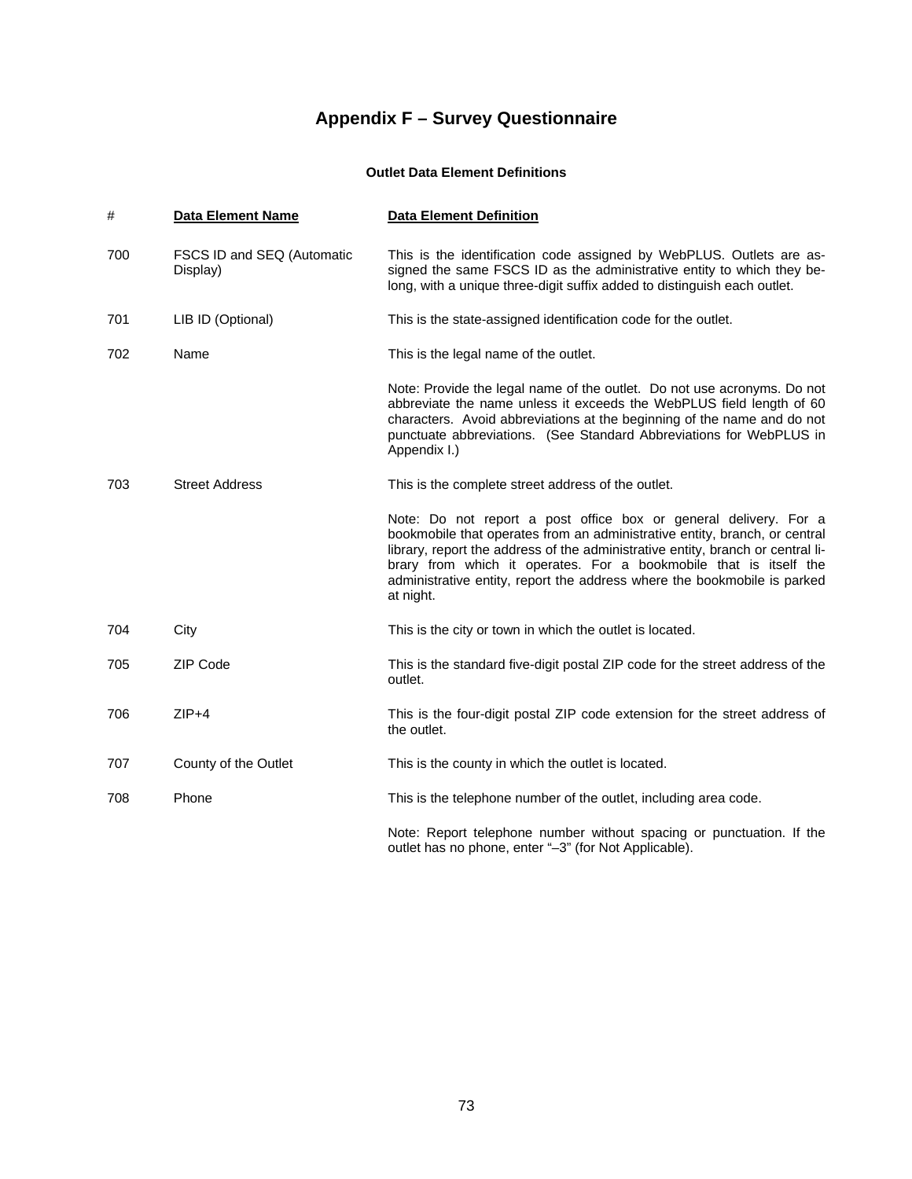# Appendix F – Survey Questionnaire

### Outlet Data Element Definitions

| # | Data Element Name | Data Element Definition |
|---|---|---|
| 700 | FSCS ID and SEQ (Automatic Display) | This is the identification code assigned by WebPLUS. Outlets are assigned the same FSCS ID as the administrative entity to which they belong, with a unique three-digit suffix added to distinguish each outlet. |
| 701 | LIB ID (Optional) | This is the state-assigned identification code for the outlet. |
| 702 | Name | This is the legal name of the outlet.<br><br>Note: Provide the legal name of the outlet. Do not use acronyms. Do not abbreviate the name unless it exceeds the WebPLUS field length of 60 characters. Avoid abbreviations at the beginning of the name and do not punctuate abbreviations. (See Standard Abbreviations for WebPLUS in Appendix I.) |
| 703 | Street Address | This is the complete street address of the outlet.<br><br>Note: Do not report a post office box or general delivery. For a bookmobile that operates from an administrative entity, branch, or central library, report the address of the administrative entity, branch or central library from which it operates. For a bookmobile that is itself the administrative entity, report the address where the bookmobile is parked at night. |
| 704 | City | This is the city or town in which the outlet is located. |
| 705 | ZIP Code | This is the standard five-digit postal ZIP code for the street address of the outlet. |
| 706 | ZIP+4 | This is the four-digit postal ZIP code extension for the street address of the outlet. |
| 707 | County of the Outlet | This is the county in which the outlet is located. |
| 708 | Phone | This is the telephone number of the outlet, including area code.<br><br>Note: Report telephone number without spacing or punctuation. If the outlet has no phone, enter "–3" (for Not Applicable). |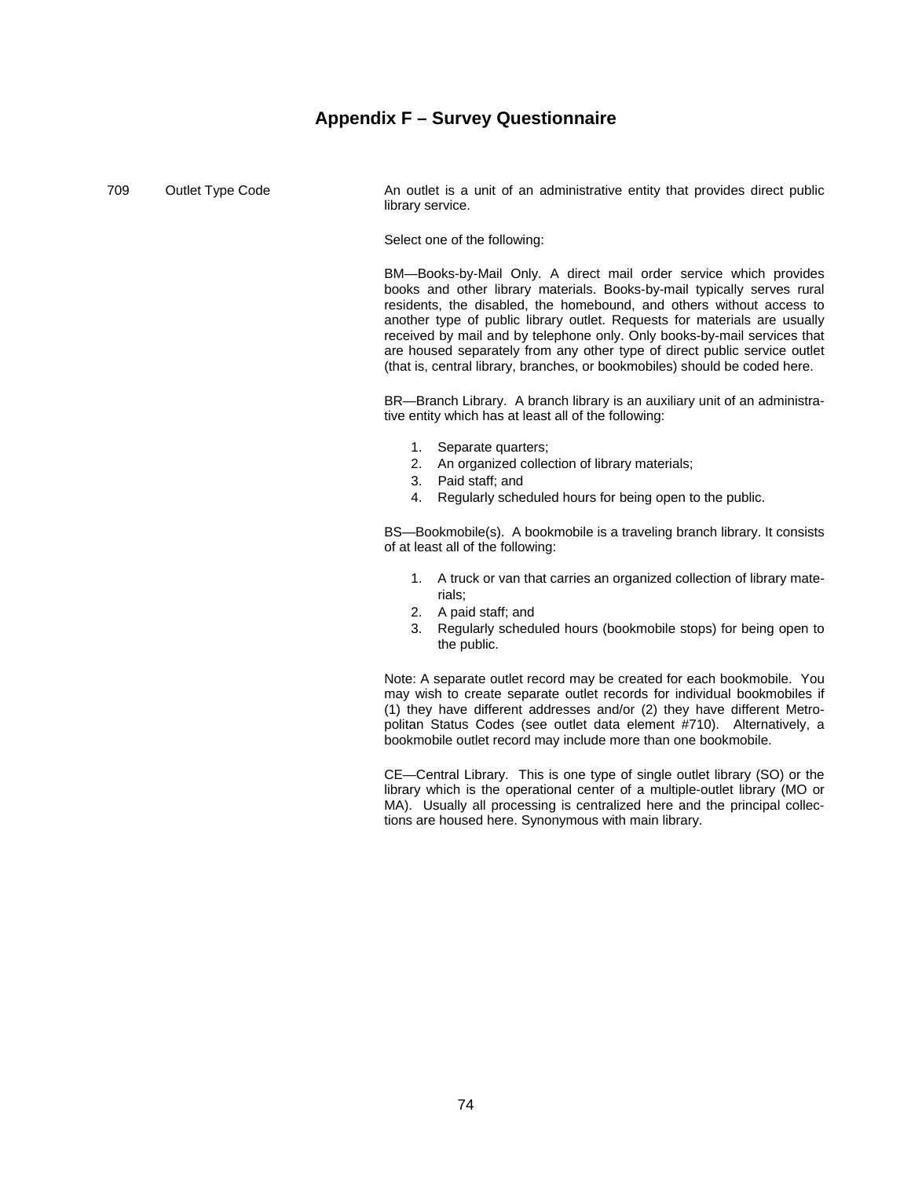## Appendix F – Survey Questionnaire

709 Outlet Type Code

An outlet is a unit of an administrative entity that provides direct public library service.

Select one of the following:

BM—Books-by-Mail Only. A direct mail order service which provides books and other library materials. Books-by-mail typically serves rural residents, the disabled, the homebound, and others without access to another type of public library outlet. Requests for materials are usually received by mail and by telephone only. Only books-by-mail services that are housed separately from any other type of direct public service outlet (that is, central library, branches, or bookmobiles) should be coded here.

BR—Branch Library. A branch library is an auxiliary unit of an administrative entity which has at least all of the following:

1. Separate quarters;
2. An organized collection of library materials;
3. Paid staff; and
4. Regularly scheduled hours for being open to the public.

BS—Bookmobile(s). A bookmobile is a traveling branch library. It consists of at least all of the following:

1. A truck or van that carries an organized collection of library materials;
2. A paid staff; and
3. Regularly scheduled hours (bookmobile stops) for being open to the public.

Note: A separate outlet record may be created for each bookmobile. You may wish to create separate outlet records for individual bookmobiles if (1) they have different addresses and/or (2) they have different Metropolitan Status Codes (see outlet data element #710). Alternatively, a bookmobile outlet record may include more than one bookmobile.

CE—Central Library. This is one type of single outlet library (SO) or the library which is the operational center of a multiple-outlet library (MO or MA). Usually all processing is centralized here and the principal collections are housed here. Synonymous with main library.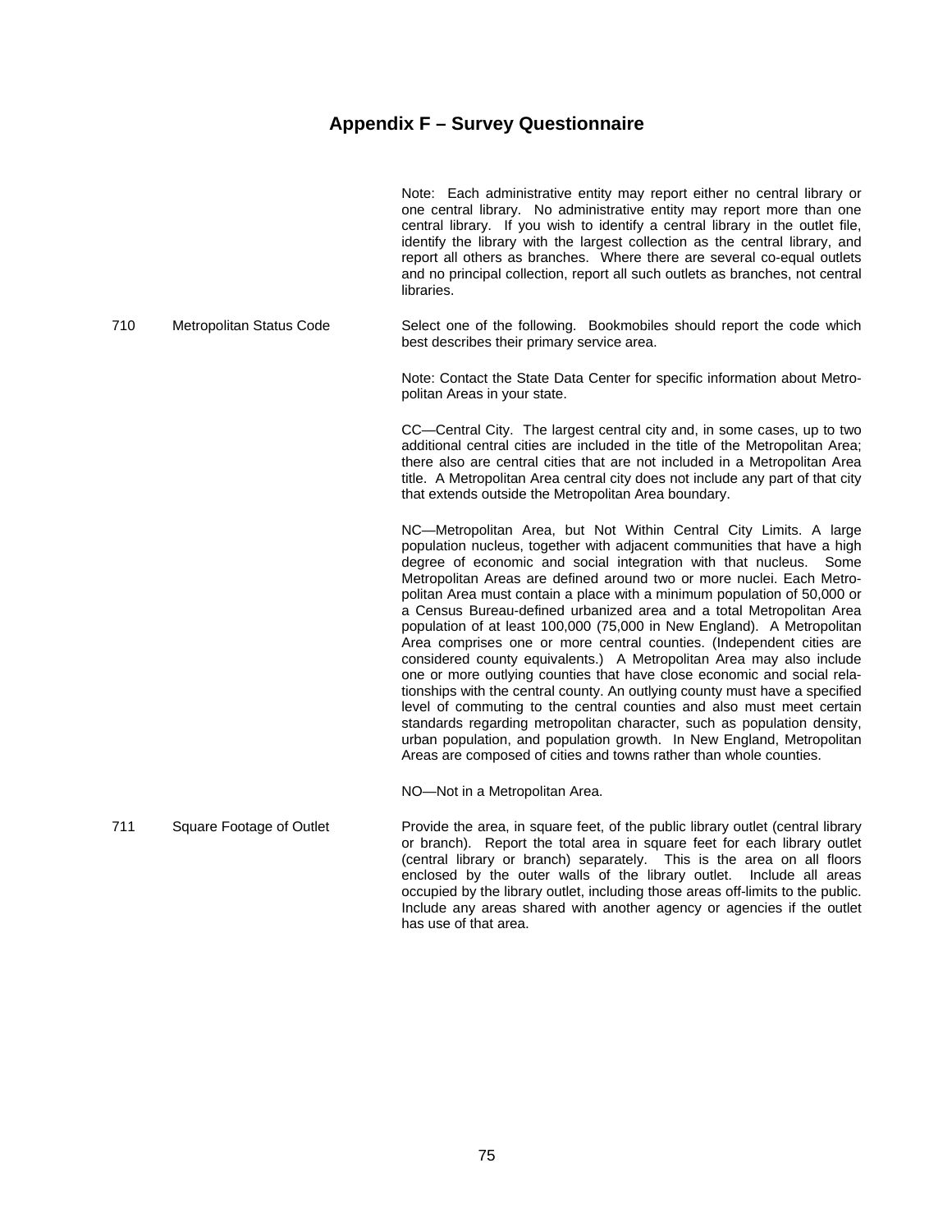# Appendix F – Survey Questionnaire

Note: Each administrative entity may report either no central library or one central library. No administrative entity may report more than one central library. If you wish to identify a central library in the outlet file, identify the library with the largest collection as the central library, and report all others as branches. Where there are several co-equal outlets and no principal collection, report all such outlets as branches, not central libraries.

**710 Metropolitan Status Code**

Select one of the following. Bookmobiles should report the code which best describes their primary service area.

Note: Contact the State Data Center for specific information about Metropolitan Areas in your state.

CC—Central City. The largest central city and, in some cases, up to two additional central cities are included in the title of the Metropolitan Area; there also are central cities that are not included in a Metropolitan Area title. A Metropolitan Area central city does not include any part of that city that extends outside the Metropolitan Area boundary.

NC—Metropolitan Area, but Not Within Central City Limits. A large population nucleus, together with adjacent communities that have a high degree of economic and social integration with that nucleus. Some Metropolitan Areas are defined around two or more nuclei. Each Metropolitan Area must contain a place with a minimum population of 50,000 or a Census Bureau-defined urbanized area and a total Metropolitan Area population of at least 100,000 (75,000 in New England). A Metropolitan Area comprises one or more central counties. (Independent cities are considered county equivalents.) A Metropolitan Area may also include one or more outlying counties that have close economic and social relationships with the central county. An outlying county must have a specified level of commuting to the central counties and also must meet certain standards regarding metropolitan character, such as population density, urban population, and population growth. In New England, Metropolitan Areas are composed of cities and towns rather than whole counties.

NO—Not in a Metropolitan Area.

**711 Square Footage of Outlet**

Provide the area, in square feet, of the public library outlet (central library or branch). Report the total area in square feet for each library outlet (central library or branch) separately. This is the area on all floors enclosed by the outer walls of the library outlet. Include all areas occupied by the library outlet, including those areas off-limits to the public. Include any areas shared with another agency or agencies if the outlet has use of that area.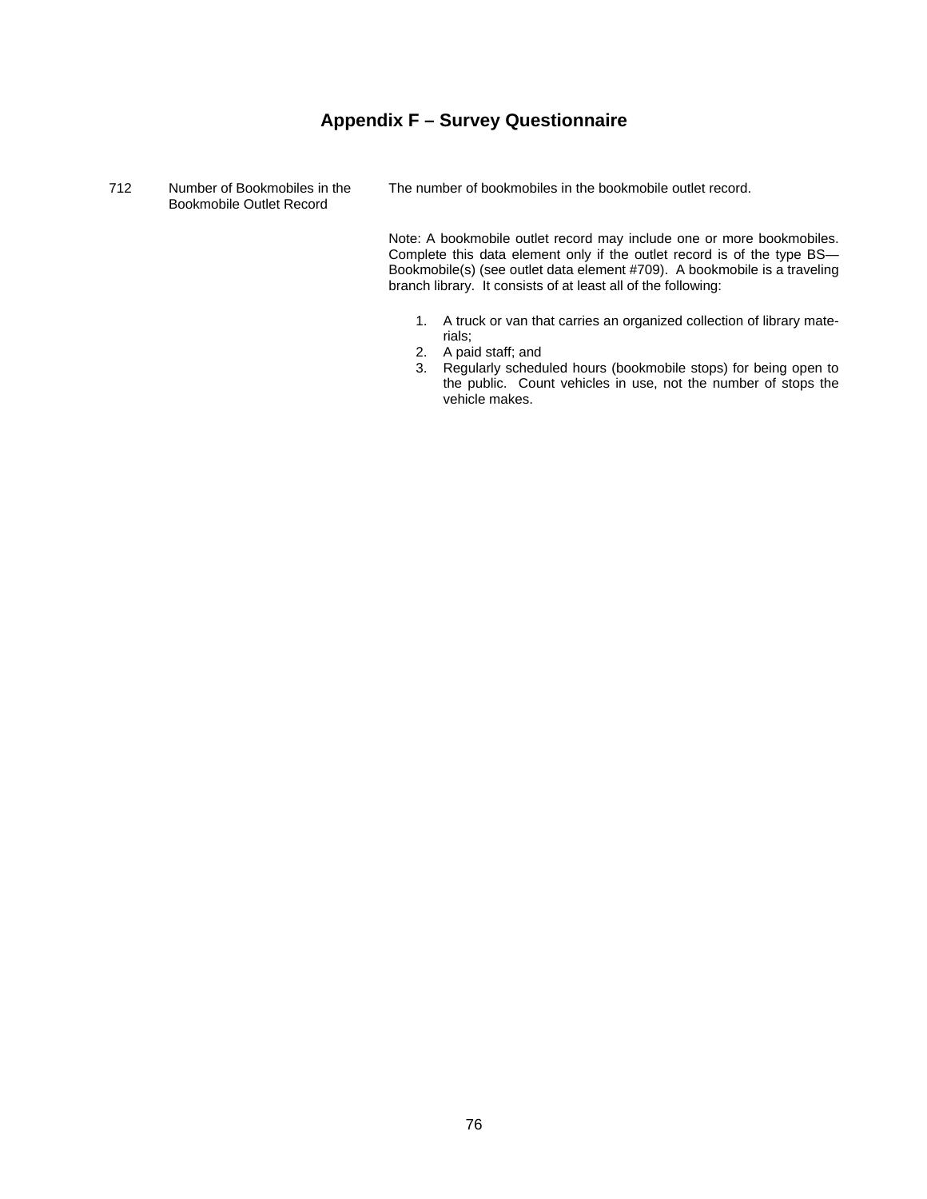# Appendix F – Survey Questionnaire

| | | |
|---|---|---|
| 712 | Number of Bookmobiles in the Bookmobile Outlet Record | The number of bookmobiles in the bookmobile outlet record. |

Note: A bookmobile outlet record may include one or more bookmobiles. Complete this data element only if the outlet record is of the type BS—Bookmobile(s) (see outlet data element #709). A bookmobile is a traveling branch library. It consists of at least all of the following:

1. A truck or van that carries an organized collection of library materials;
2. A paid staff; and
3. Regularly scheduled hours (bookmobile stops) for being open to the public. Count vehicles in use, not the number of stops the vehicle makes.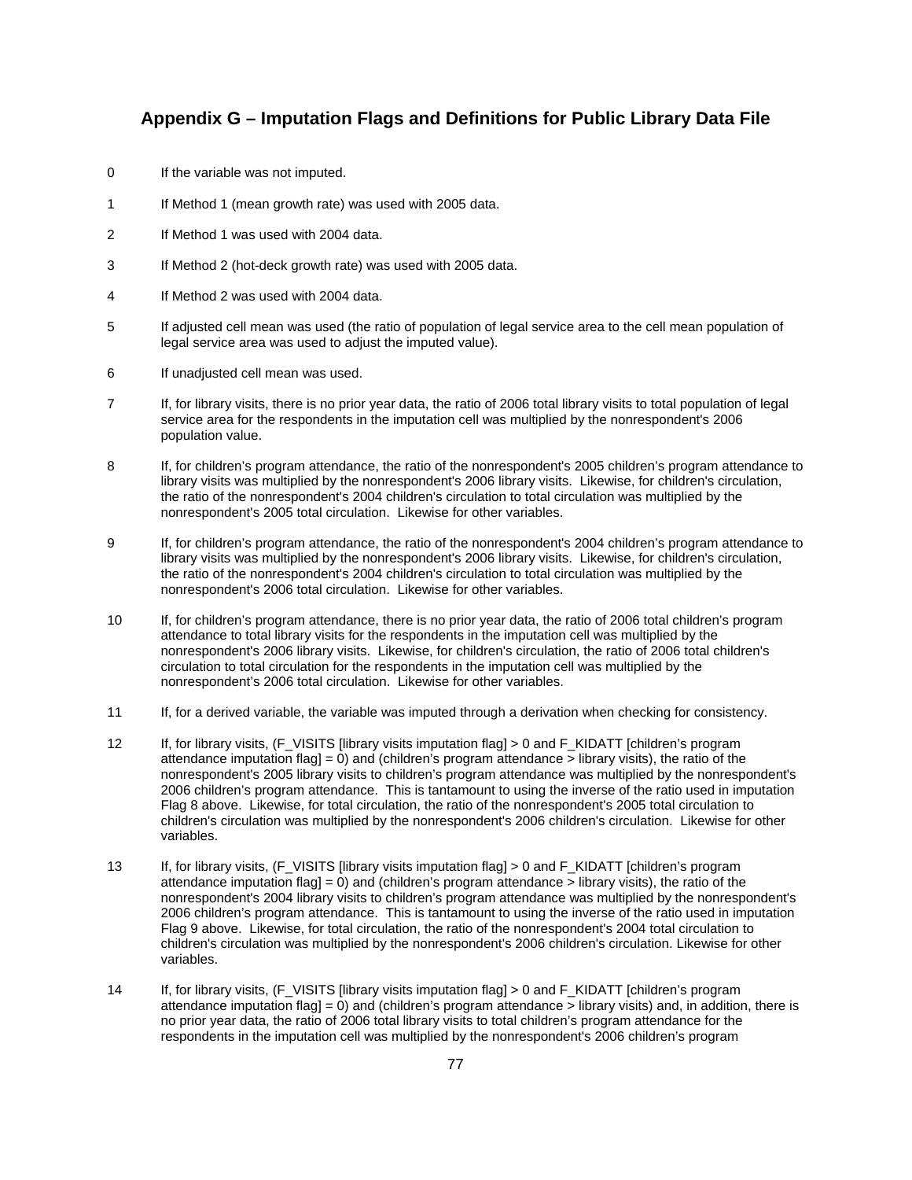## Appendix G – Imputation Flags and Definitions for Public Library Data File

0 If the variable was not imputed.

1 If Method 1 (mean growth rate) was used with 2005 data.

2 If Method 1 was used with 2004 data.

3 If Method 2 (hot-deck growth rate) was used with 2005 data.

4 If Method 2 was used with 2004 data.

5 If adjusted cell mean was used (the ratio of population of legal service area to the cell mean population of legal service area was used to adjust the imputed value).

6 If unadjusted cell mean was used.

7 If, for library visits, there is no prior year data, the ratio of 2006 total library visits to total population of legal service area for the respondents in the imputation cell was multiplied by the nonrespondent's 2006 population value.

8 If, for children's program attendance, the ratio of the nonrespondent's 2005 children's program attendance to library visits was multiplied by the nonrespondent's 2006 library visits. Likewise, for children's circulation, the ratio of the nonrespondent's 2004 children's circulation to total circulation was multiplied by the nonrespondent's 2005 total circulation. Likewise for other variables.

9 If, for children's program attendance, the ratio of the nonrespondent's 2004 children's program attendance to library visits was multiplied by the nonrespondent's 2006 library visits. Likewise, for children's circulation, the ratio of the nonrespondent's 2004 children's circulation to total circulation was multiplied by the nonrespondent's 2006 total circulation. Likewise for other variables.

10 If, for children's program attendance, there is no prior year data, the ratio of 2006 total children's program attendance to total library visits for the respondents in the imputation cell was multiplied by the nonrespondent's 2006 library visits. Likewise, for children's circulation, the ratio of 2006 total children's circulation to total circulation for the respondents in the imputation cell was multiplied by the nonrespondent's 2006 total circulation. Likewise for other variables.

11 If, for a derived variable, the variable was imputed through a derivation when checking for consistency.

12 If, for library visits, (F_VISITS [library visits imputation flag] > 0 and F_KIDATT [children's program attendance imputation flag] = 0) and (children's program attendance > library visits), the ratio of the nonrespondent's 2005 library visits to children's program attendance was multiplied by the nonrespondent's 2006 children's program attendance. This is tantamount to using the inverse of the ratio used in imputation Flag 8 above. Likewise, for total circulation, the ratio of the nonrespondent's 2005 total circulation to children's circulation was multiplied by the nonrespondent's 2006 children's circulation. Likewise for other variables.

13 If, for library visits, (F_VISITS [library visits imputation flag] > 0 and F_KIDATT [children's program attendance imputation flag] = 0) and (children's program attendance > library visits), the ratio of the nonrespondent's 2004 library visits to children's program attendance was multiplied by the nonrespondent's 2006 children's program attendance. This is tantamount to using the inverse of the ratio used in imputation Flag 9 above. Likewise, for total circulation, the ratio of the nonrespondent's 2004 total circulation to children's circulation was multiplied by the nonrespondent's 2006 children's circulation. Likewise for other variables.

14 If, for library visits, (F_VISITS [library visits imputation flag] > 0 and F_KIDATT [children's program attendance imputation flag] = 0) and (children's program attendance > library visits) and, in addition, there is no prior year data, the ratio of 2006 total library visits to total children's program attendance for the respondents in the imputation cell was multiplied by the nonrespondent's 2006 children's program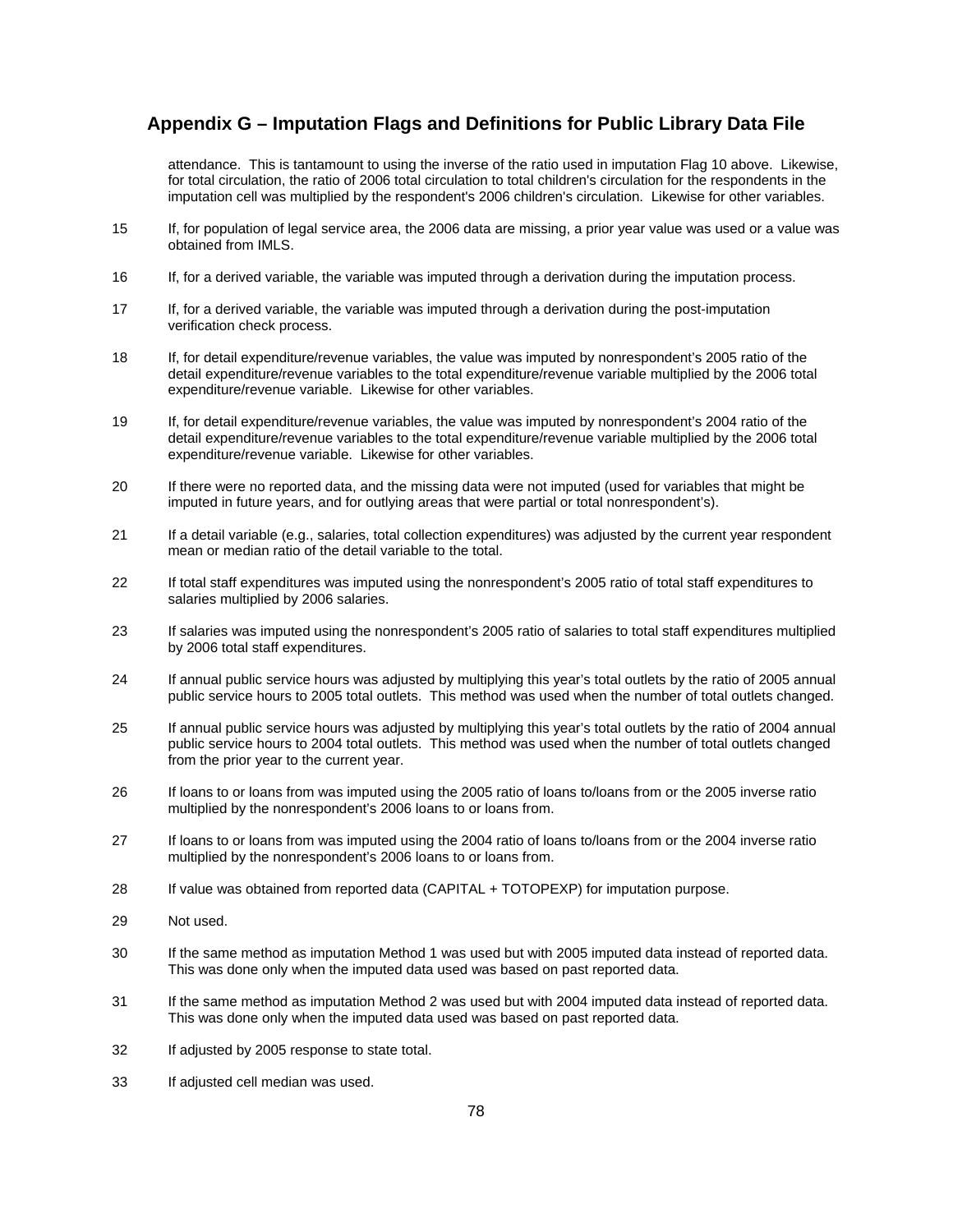## Appendix G – Imputation Flags and Definitions for Public Library Data File

attendance. This is tantamount to using the inverse of the ratio used in imputation Flag 10 above. Likewise, for total circulation, the ratio of 2006 total circulation to total children's circulation for the respondents in the imputation cell was multiplied by the respondent's 2006 children's circulation. Likewise for other variables.

15 If, for population of legal service area, the 2006 data are missing, a prior year value was used or a value was obtained from IMLS.

16 If, for a derived variable, the variable was imputed through a derivation during the imputation process.

17 If, for a derived variable, the variable was imputed through a derivation during the post-imputation verification check process.

18 If, for detail expenditure/revenue variables, the value was imputed by nonrespondent's 2005 ratio of the detail expenditure/revenue variables to the total expenditure/revenue variable multiplied by the 2006 total expenditure/revenue variable. Likewise for other variables.

19 If, for detail expenditure/revenue variables, the value was imputed by nonrespondent's 2004 ratio of the detail expenditure/revenue variables to the total expenditure/revenue variable multiplied by the 2006 total expenditure/revenue variable. Likewise for other variables.

20 If there were no reported data, and the missing data were not imputed (used for variables that might be imputed in future years, and for outlying areas that were partial or total nonrespondent's).

21 If a detail variable (e.g., salaries, total collection expenditures) was adjusted by the current year respondent mean or median ratio of the detail variable to the total.

22 If total staff expenditures was imputed using the nonrespondent's 2005 ratio of total staff expenditures to salaries multiplied by 2006 salaries.

23 If salaries was imputed using the nonrespondent's 2005 ratio of salaries to total staff expenditures multiplied by 2006 total staff expenditures.

24 If annual public service hours was adjusted by multiplying this year's total outlets by the ratio of 2005 annual public service hours to 2005 total outlets. This method was used when the number of total outlets changed.

25 If annual public service hours was adjusted by multiplying this year's total outlets by the ratio of 2004 annual public service hours to 2004 total outlets. This method was used when the number of total outlets changed from the prior year to the current year.

26 If loans to or loans from was imputed using the 2005 ratio of loans to/loans from or the 2005 inverse ratio multiplied by the nonrespondent's 2006 loans to or loans from.

27 If loans to or loans from was imputed using the 2004 ratio of loans to/loans from or the 2004 inverse ratio multiplied by the nonrespondent's 2006 loans to or loans from.

28 If value was obtained from reported data (CAPITAL + TOTOPEXP) for imputation purpose.

29 Not used.

30 If the same method as imputation Method 1 was used but with 2005 imputed data instead of reported data. This was done only when the imputed data used was based on past reported data.

31 If the same method as imputation Method 2 was used but with 2004 imputed data instead of reported data. This was done only when the imputed data used was based on past reported data.

32 If adjusted by 2005 response to state total.

33 If adjusted cell median was used.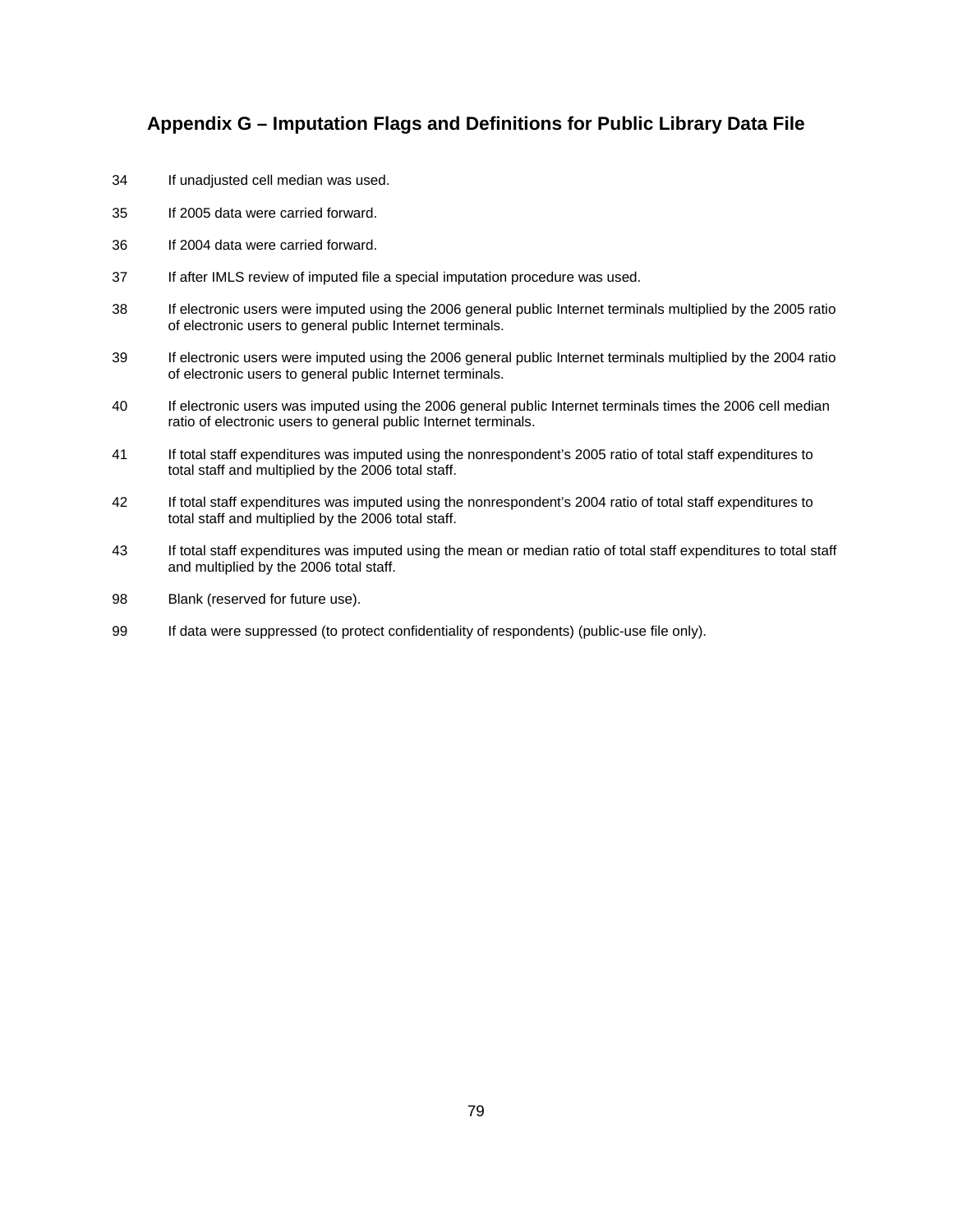## Appendix G – Imputation Flags and Definitions for Public Library Data File

34 If unadjusted cell median was used.

35 If 2005 data were carried forward.

36 If 2004 data were carried forward.

37 If after IMLS review of imputed file a special imputation procedure was used.

38 If electronic users were imputed using the 2006 general public Internet terminals multiplied by the 2005 ratio of electronic users to general public Internet terminals.

39 If electronic users were imputed using the 2006 general public Internet terminals multiplied by the 2004 ratio of electronic users to general public Internet terminals.

40 If electronic users was imputed using the 2006 general public Internet terminals times the 2006 cell median ratio of electronic users to general public Internet terminals.

41 If total staff expenditures was imputed using the nonrespondent's 2005 ratio of total staff expenditures to total staff and multiplied by the 2006 total staff.

42 If total staff expenditures was imputed using the nonrespondent's 2004 ratio of total staff expenditures to total staff and multiplied by the 2006 total staff.

43 If total staff expenditures was imputed using the mean or median ratio of total staff expenditures to total staff and multiplied by the 2006 total staff.

98 Blank (reserved for future use).

99 If data were suppressed (to protect confidentiality of respondents) (public-use file only).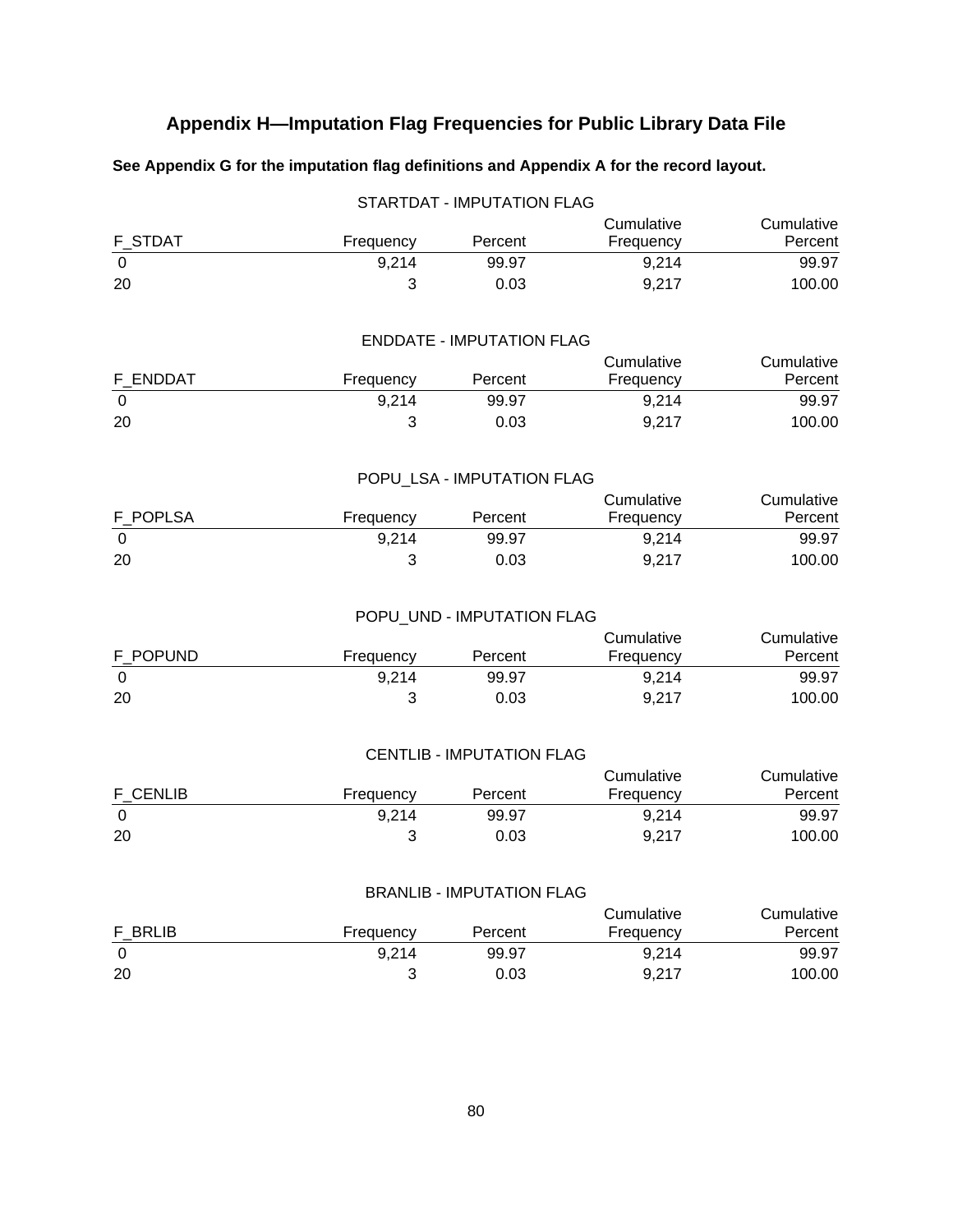# Appendix H—Imputation Flag Frequencies for Public Library Data File

**See Appendix G for the imputation flag definitions and Appendix A for the record layout.**

STARTDAT - IMPUTATION FLAG

| F_STDAT | Frequency | Percent | Cumulative Frequency | Cumulative Percent |
|---|---|---|---|---|
| 0 | 9,214 | 99.97 | 9,214 | 99.97 |
| 20 | 3 | 0.03 | 9,217 | 100.00 |

ENDDATE - IMPUTATION FLAG

| F_ENDDAT | Frequency | Percent | Cumulative Frequency | Cumulative Percent |
|---|---|---|---|---|
| 0 | 9,214 | 99.97 | 9,214 | 99.97 |
| 20 | 3 | 0.03 | 9,217 | 100.00 |

POPU_LSA - IMPUTATION FLAG

| F_POPLSA | Frequency | Percent | Cumulative Frequency | Cumulative Percent |
|---|---|---|---|---|
| 0 | 9,214 | 99.97 | 9,214 | 99.97 |
| 20 | 3 | 0.03 | 9,217 | 100.00 |

POPU_UND - IMPUTATION FLAG

| F_POPUND | Frequency | Percent | Cumulative Frequency | Cumulative Percent |
|---|---|---|---|---|
| 0 | 9,214 | 99.97 | 9,214 | 99.97 |
| 20 | 3 | 0.03 | 9,217 | 100.00 |

CENTLIB - IMPUTATION FLAG

| F_CENLIB | Frequency | Percent | Cumulative Frequency | Cumulative Percent |
|---|---|---|---|---|
| 0 | 9,214 | 99.97 | 9,214 | 99.97 |
| 20 | 3 | 0.03 | 9,217 | 100.00 |

BRANLIB - IMPUTATION FLAG

| F_BRLIB | Frequency | Percent | Cumulative Frequency | Cumulative Percent |
|---|---|---|---|---|
| 0 | 9,214 | 99.97 | 9,214 | 99.97 |
| 20 | 3 | 0.03 | 9,217 | 100.00 |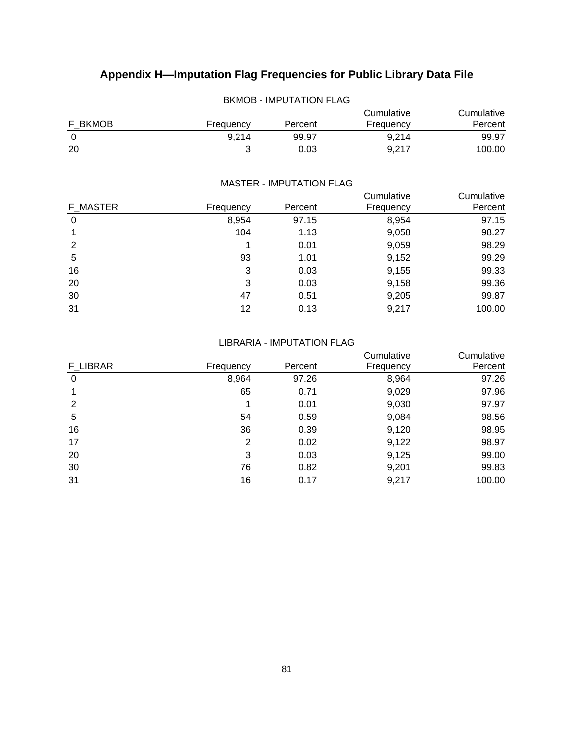# Appendix H—Imputation Flag Frequencies for Public Library Data File

BKMOB - IMPUTATION FLAG

| F_BKMOB | Frequency | Percent | Cumulative Frequency | Cumulative Percent |
|---|---|---|---|---|
| 0 | 9,214 | 99.97 | 9,214 | 99.97 |
| 20 | 3 | 0.03 | 9,217 | 100.00 |

MASTER - IMPUTATION FLAG

| F_MASTER | Frequency | Percent | Cumulative Frequency | Cumulative Percent |
|---|---|---|---|---|
| 0 | 8,954 | 97.15 | 8,954 | 97.15 |
| 1 | 104 | 1.13 | 9,058 | 98.27 |
| 2 | 1 | 0.01 | 9,059 | 98.29 |
| 5 | 93 | 1.01 | 9,152 | 99.29 |
| 16 | 3 | 0.03 | 9,155 | 99.33 |
| 20 | 3 | 0.03 | 9,158 | 99.36 |
| 30 | 47 | 0.51 | 9,205 | 99.87 |
| 31 | 12 | 0.13 | 9,217 | 100.00 |

LIBRARIA - IMPUTATION FLAG

| F_LIBRAR | Frequency | Percent | Cumulative Frequency | Cumulative Percent |
|---|---|---|---|---|
| 0 | 8,964 | 97.26 | 8,964 | 97.26 |
| 1 | 65 | 0.71 | 9,029 | 97.96 |
| 2 | 1 | 0.01 | 9,030 | 97.97 |
| 5 | 54 | 0.59 | 9,084 | 98.56 |
| 16 | 36 | 0.39 | 9,120 | 98.95 |
| 17 | 2 | 0.02 | 9,122 | 98.97 |
| 20 | 3 | 0.03 | 9,125 | 99.00 |
| 30 | 76 | 0.82 | 9,201 | 99.83 |
| 31 | 16 | 0.17 | 9,217 | 100.00 |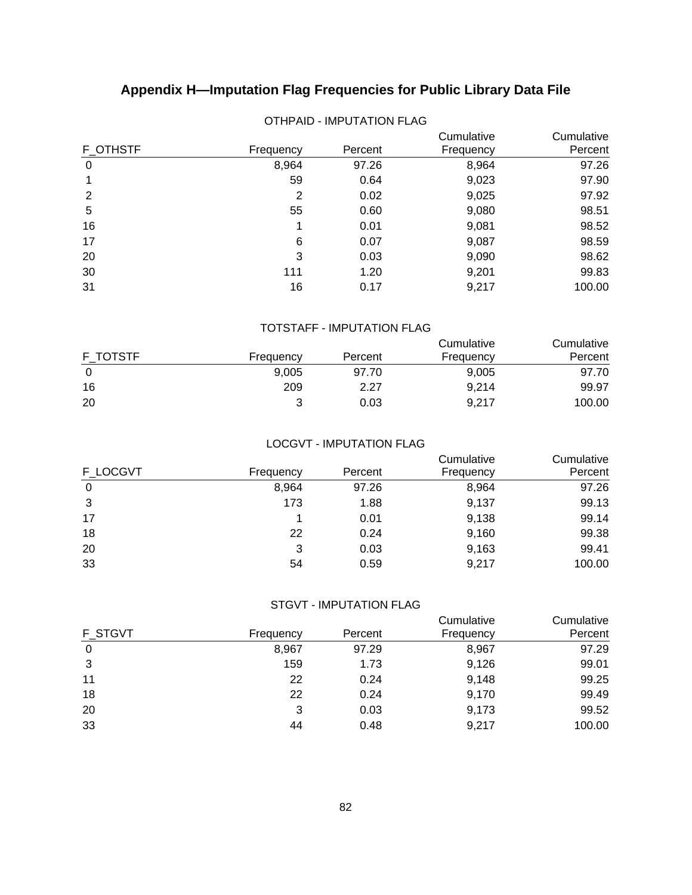# Appendix H—Imputation Flag Frequencies for Public Library Data File

OTHPAID - IMPUTATION FLAG

| F_OTHSTF | Frequency | Percent | Cumulative Frequency | Cumulative Percent |
|---|---|---|---|---|
| 0 | 8,964 | 97.26 | 8,964 | 97.26 |
| 1 | 59 | 0.64 | 9,023 | 97.90 |
| 2 | 2 | 0.02 | 9,025 | 97.92 |
| 5 | 55 | 0.60 | 9,080 | 98.51 |
| 16 | 1 | 0.01 | 9,081 | 98.52 |
| 17 | 6 | 0.07 | 9,087 | 98.59 |
| 20 | 3 | 0.03 | 9,090 | 98.62 |
| 30 | 111 | 1.20 | 9,201 | 99.83 |
| 31 | 16 | 0.17 | 9,217 | 100.00 |

TOTSTAFF - IMPUTATION FLAG

| F_TOTSTF | Frequency | Percent | Cumulative Frequency | Cumulative Percent |
|---|---|---|---|---|
| 0 | 9,005 | 97.70 | 9,005 | 97.70 |
| 16 | 209 | 2.27 | 9,214 | 99.97 |
| 20 | 3 | 0.03 | 9,217 | 100.00 |

LOCGVT - IMPUTATION FLAG

| F_LOCGVT | Frequency | Percent | Cumulative Frequency | Cumulative Percent |
|---|---|---|---|---|
| 0 | 8,964 | 97.26 | 8,964 | 97.26 |
| 3 | 173 | 1.88 | 9,137 | 99.13 |
| 17 | 1 | 0.01 | 9,138 | 99.14 |
| 18 | 22 | 0.24 | 9,160 | 99.38 |
| 20 | 3 | 0.03 | 9,163 | 99.41 |
| 33 | 54 | 0.59 | 9,217 | 100.00 |

STGVT - IMPUTATION FLAG

| F_STGVT | Frequency | Percent | Cumulative Frequency | Cumulative Percent |
|---|---|---|---|---|
| 0 | 8,967 | 97.29 | 8,967 | 97.29 |
| 3 | 159 | 1.73 | 9,126 | 99.01 |
| 11 | 22 | 0.24 | 9,148 | 99.25 |
| 18 | 22 | 0.24 | 9,170 | 99.49 |
| 20 | 3 | 0.03 | 9,173 | 99.52 |
| 33 | 44 | 0.48 | 9,217 | 100.00 |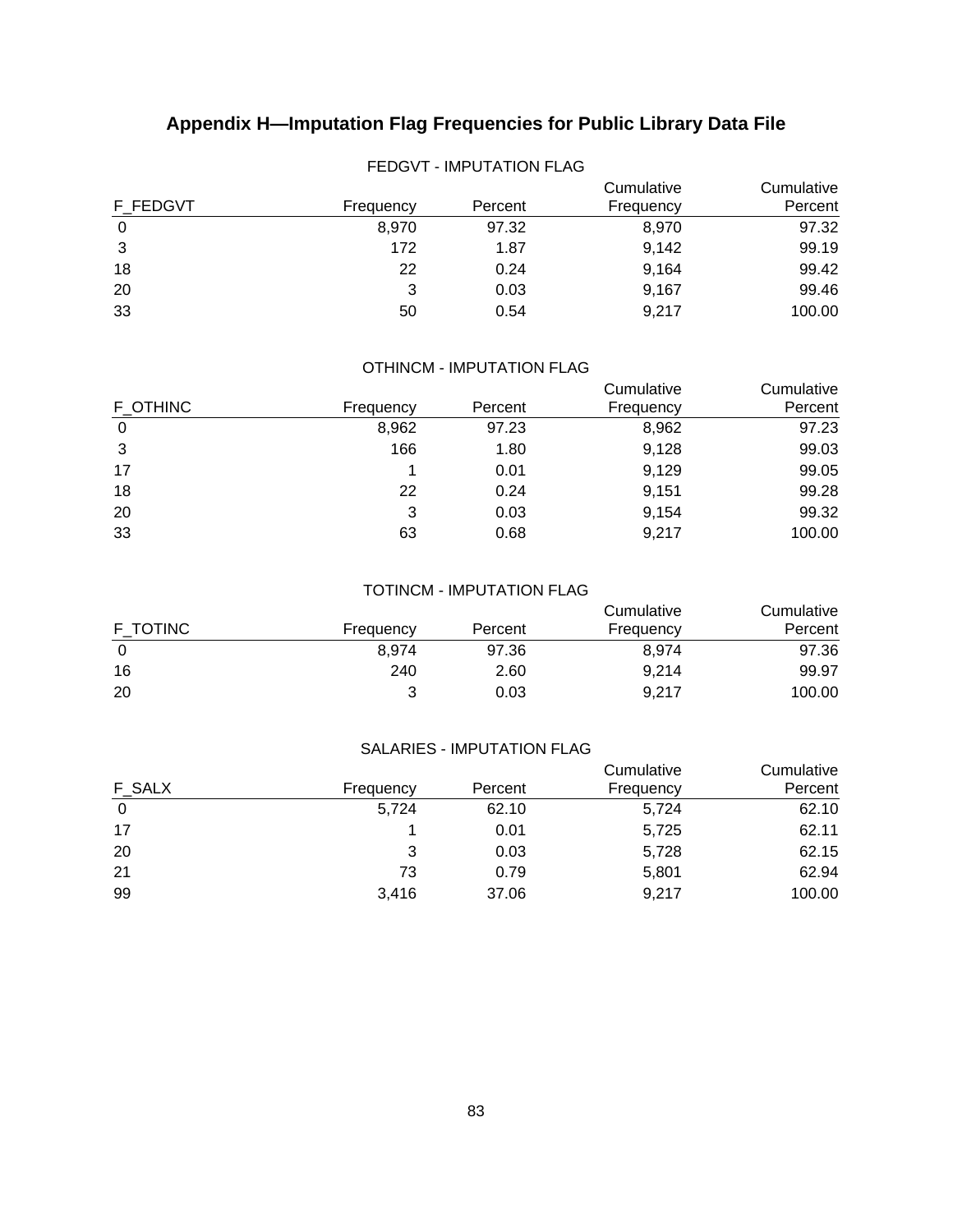# Appendix H—Imputation Flag Frequencies for Public Library Data File

FEDGVT - IMPUTATION FLAG

| F_FEDGVT | Frequency | Percent | Cumulative Frequency | Cumulative Percent |
|---|---|---|---|---|
| 0 | 8,970 | 97.32 | 8,970 | 97.32 |
| 3 | 172 | 1.87 | 9,142 | 99.19 |
| 18 | 22 | 0.24 | 9,164 | 99.42 |
| 20 | 3 | 0.03 | 9,167 | 99.46 |
| 33 | 50 | 0.54 | 9,217 | 100.00 |

OTHINCM - IMPUTATION FLAG

| F_OTHINC | Frequency | Percent | Cumulative Frequency | Cumulative Percent |
|---|---|---|---|---|
| 0 | 8,962 | 97.23 | 8,962 | 97.23 |
| 3 | 166 | 1.80 | 9,128 | 99.03 |
| 17 | 1 | 0.01 | 9,129 | 99.05 |
| 18 | 22 | 0.24 | 9,151 | 99.28 |
| 20 | 3 | 0.03 | 9,154 | 99.32 |
| 33 | 63 | 0.68 | 9,217 | 100.00 |

TOTINCM - IMPUTATION FLAG

| F_TOTINC | Frequency | Percent | Cumulative Frequency | Cumulative Percent |
|---|---|---|---|---|
| 0 | 8,974 | 97.36 | 8,974 | 97.36 |
| 16 | 240 | 2.60 | 9,214 | 99.97 |
| 20 | 3 | 0.03 | 9,217 | 100.00 |

SALARIES - IMPUTATION FLAG

| F_SALX | Frequency | Percent | Cumulative Frequency | Cumulative Percent |
|---|---|---|---|---|
| 0 | 5,724 | 62.10 | 5,724 | 62.10 |
| 17 | 1 | 0.01 | 5,725 | 62.11 |
| 20 | 3 | 0.03 | 5,728 | 62.15 |
| 21 | 73 | 0.79 | 5,801 | 62.94 |
| 99 | 3,416 | 37.06 | 9,217 | 100.00 |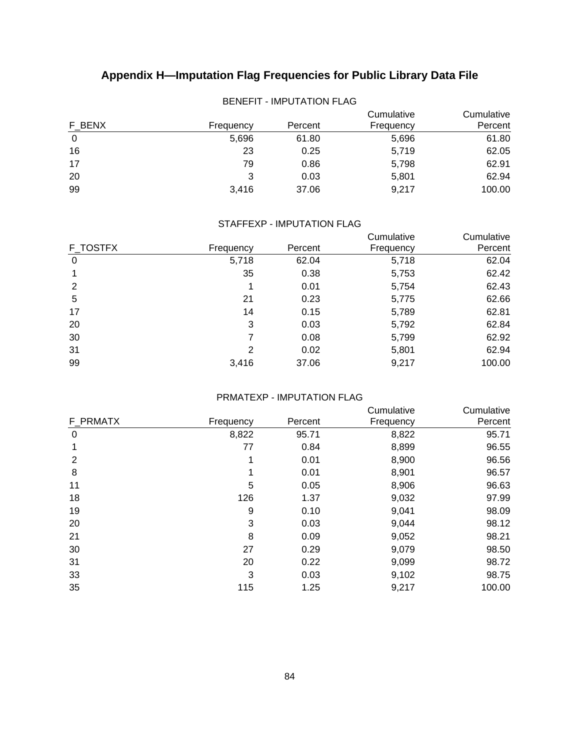# Appendix H—Imputation Flag Frequencies for Public Library Data File

BENEFIT - IMPUTATION FLAG

| F_BENX | Frequency | Percent | Cumulative Frequency | Cumulative Percent |
|---|---|---|---|---|
| 0 | 5,696 | 61.80 | 5,696 | 61.80 |
| 16 | 23 | 0.25 | 5,719 | 62.05 |
| 17 | 79 | 0.86 | 5,798 | 62.91 |
| 20 | 3 | 0.03 | 5,801 | 62.94 |
| 99 | 3,416 | 37.06 | 9,217 | 100.00 |

STAFFEXP - IMPUTATION FLAG

| F_TOSTFX | Frequency | Percent | Cumulative Frequency | Cumulative Percent |
|---|---|---|---|---|
| 0 | 5,718 | 62.04 | 5,718 | 62.04 |
| 1 | 35 | 0.38 | 5,753 | 62.42 |
| 2 | 1 | 0.01 | 5,754 | 62.43 |
| 5 | 21 | 0.23 | 5,775 | 62.66 |
| 17 | 14 | 0.15 | 5,789 | 62.81 |
| 20 | 3 | 0.03 | 5,792 | 62.84 |
| 30 | 7 | 0.08 | 5,799 | 62.92 |
| 31 | 2 | 0.02 | 5,801 | 62.94 |
| 99 | 3,416 | 37.06 | 9,217 | 100.00 |

PRMATEXP - IMPUTATION FLAG

| F_PRMATX | Frequency | Percent | Cumulative Frequency | Cumulative Percent |
|---|---|---|---|---|
| 0 | 8,822 | 95.71 | 8,822 | 95.71 |
| 1 | 77 | 0.84 | 8,899 | 96.55 |
| 2 | 1 | 0.01 | 8,900 | 96.56 |
| 8 | 1 | 0.01 | 8,901 | 96.57 |
| 11 | 5 | 0.05 | 8,906 | 96.63 |
| 18 | 126 | 1.37 | 9,032 | 97.99 |
| 19 | 9 | 0.10 | 9,041 | 98.09 |
| 20 | 3 | 0.03 | 9,044 | 98.12 |
| 21 | 8 | 0.09 | 9,052 | 98.21 |
| 30 | 27 | 0.29 | 9,079 | 98.50 |
| 31 | 20 | 0.22 | 9,099 | 98.72 |
| 33 | 3 | 0.03 | 9,102 | 98.75 |
| 35 | 115 | 1.25 | 9,217 | 100.00 |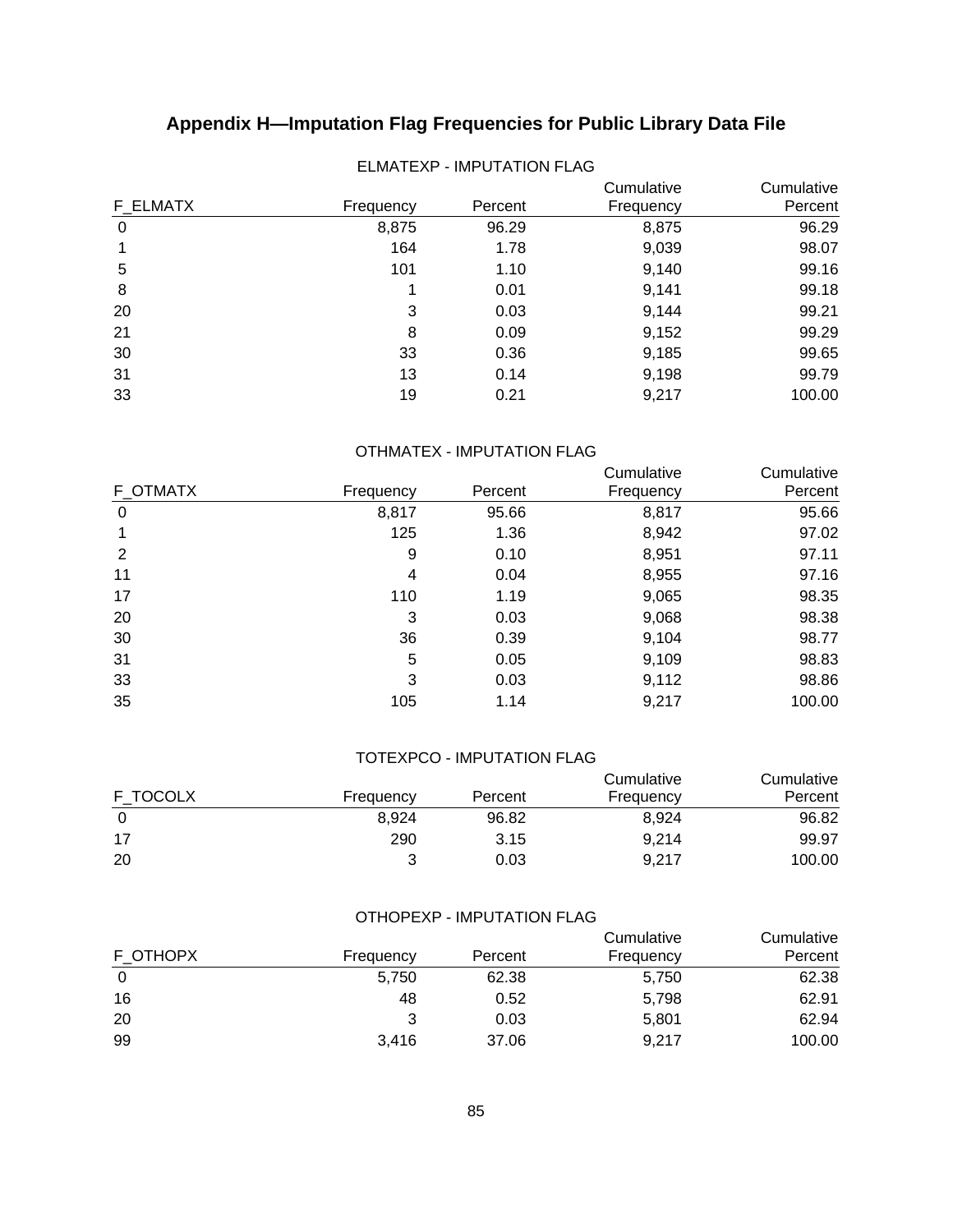# Appendix H—Imputation Flag Frequencies for Public Library Data File

ELMATEXP - IMPUTATION FLAG

| F_ELMATX | Frequency | Percent | Cumulative Frequency | Cumulative Percent |
|---|---|---|---|---|
| 0 | 8,875 | 96.29 | 8,875 | 96.29 |
| 1 | 164 | 1.78 | 9,039 | 98.07 |
| 5 | 101 | 1.10 | 9,140 | 99.16 |
| 8 | 1 | 0.01 | 9,141 | 99.18 |
| 20 | 3 | 0.03 | 9,144 | 99.21 |
| 21 | 8 | 0.09 | 9,152 | 99.29 |
| 30 | 33 | 0.36 | 9,185 | 99.65 |
| 31 | 13 | 0.14 | 9,198 | 99.79 |
| 33 | 19 | 0.21 | 9,217 | 100.00 |

OTHMATEX - IMPUTATION FLAG

| F_OTMATX | Frequency | Percent | Cumulative Frequency | Cumulative Percent |
|---|---|---|---|---|
| 0 | 8,817 | 95.66 | 8,817 | 95.66 |
| 1 | 125 | 1.36 | 8,942 | 97.02 |
| 2 | 9 | 0.10 | 8,951 | 97.11 |
| 11 | 4 | 0.04 | 8,955 | 97.16 |
| 17 | 110 | 1.19 | 9,065 | 98.35 |
| 20 | 3 | 0.03 | 9,068 | 98.38 |
| 30 | 36 | 0.39 | 9,104 | 98.77 |
| 31 | 5 | 0.05 | 9,109 | 98.83 |
| 33 | 3 | 0.03 | 9,112 | 98.86 |
| 35 | 105 | 1.14 | 9,217 | 100.00 |

TOTEXPCO - IMPUTATION FLAG

| F_TOCOLX | Frequency | Percent | Cumulative Frequency | Cumulative Percent |
|---|---|---|---|---|
| 0 | 8,924 | 96.82 | 8,924 | 96.82 |
| 17 | 290 | 3.15 | 9,214 | 99.97 |
| 20 | 3 | 0.03 | 9,217 | 100.00 |

OTHOPEXP - IMPUTATION FLAG

| F_OTHOPX | Frequency | Percent | Cumulative Frequency | Cumulative Percent |
|---|---|---|---|---|
| 0 | 5,750 | 62.38 | 5,750 | 62.38 |
| 16 | 48 | 0.52 | 5,798 | 62.91 |
| 20 | 3 | 0.03 | 5,801 | 62.94 |
| 99 | 3,416 | 37.06 | 9,217 | 100.00 |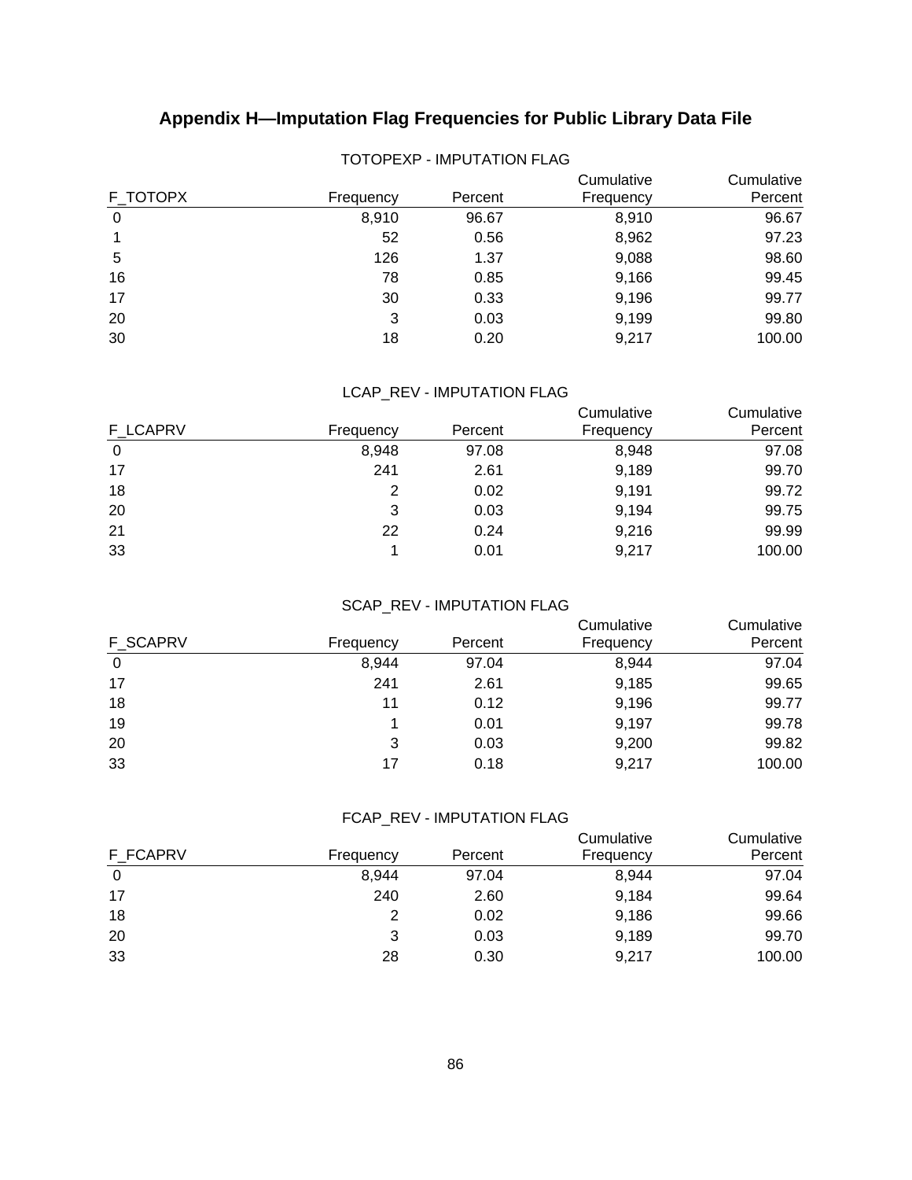# Appendix H—Imputation Flag Frequencies for Public Library Data File

TOTOPEXP - IMPUTATION FLAG

| F_TOTOPX | Frequency | Percent | Cumulative Frequency | Cumulative Percent |
|---|---|---|---|---|
| 0 | 8,910 | 96.67 | 8,910 | 96.67 |
| 1 | 52 | 0.56 | 8,962 | 97.23 |
| 5 | 126 | 1.37 | 9,088 | 98.60 |
| 16 | 78 | 0.85 | 9,166 | 99.45 |
| 17 | 30 | 0.33 | 9,196 | 99.77 |
| 20 | 3 | 0.03 | 9,199 | 99.80 |
| 30 | 18 | 0.20 | 9,217 | 100.00 |

LCAP_REV - IMPUTATION FLAG

| F_LCAPRV | Frequency | Percent | Cumulative Frequency | Cumulative Percent |
|---|---|---|---|---|
| 0 | 8,948 | 97.08 | 8,948 | 97.08 |
| 17 | 241 | 2.61 | 9,189 | 99.70 |
| 18 | 2 | 0.02 | 9,191 | 99.72 |
| 20 | 3 | 0.03 | 9,194 | 99.75 |
| 21 | 22 | 0.24 | 9,216 | 99.99 |
| 33 | 1 | 0.01 | 9,217 | 100.00 |

SCAP_REV - IMPUTATION FLAG

| F_SCAPRV | Frequency | Percent | Cumulative Frequency | Cumulative Percent |
|---|---|---|---|---|
| 0 | 8,944 | 97.04 | 8,944 | 97.04 |
| 17 | 241 | 2.61 | 9,185 | 99.65 |
| 18 | 11 | 0.12 | 9,196 | 99.77 |
| 19 | 1 | 0.01 | 9,197 | 99.78 |
| 20 | 3 | 0.03 | 9,200 | 99.82 |
| 33 | 17 | 0.18 | 9,217 | 100.00 |

FCAP_REV - IMPUTATION FLAG

| F_FCAPRV | Frequency | Percent | Cumulative Frequency | Cumulative Percent |
|---|---|---|---|---|
| 0 | 8,944 | 97.04 | 8,944 | 97.04 |
| 17 | 240 | 2.60 | 9,184 | 99.64 |
| 18 | 2 | 0.02 | 9,186 | 99.66 |
| 20 | 3 | 0.03 | 9,189 | 99.70 |
| 33 | 28 | 0.30 | 9,217 | 100.00 |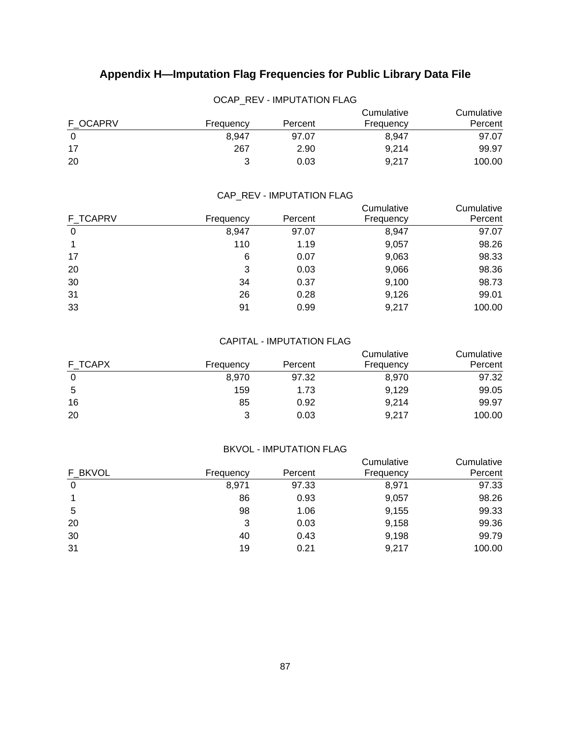# Appendix H—Imputation Flag Frequencies for Public Library Data File

OCAP_REV - IMPUTATION FLAG

| F_OCAPRV | Frequency | Percent | Cumulative Frequency | Cumulative Percent |
|---|---|---|---|---|
| 0 | 8,947 | 97.07 | 8,947 | 97.07 |
| 17 | 267 | 2.90 | 9,214 | 99.97 |
| 20 | 3 | 0.03 | 9,217 | 100.00 |

CAP_REV - IMPUTATION FLAG

| F_TCAPRV | Frequency | Percent | Cumulative Frequency | Cumulative Percent |
|---|---|---|---|---|
| 0 | 8,947 | 97.07 | 8,947 | 97.07 |
| 1 | 110 | 1.19 | 9,057 | 98.26 |
| 17 | 6 | 0.07 | 9,063 | 98.33 |
| 20 | 3 | 0.03 | 9,066 | 98.36 |
| 30 | 34 | 0.37 | 9,100 | 98.73 |
| 31 | 26 | 0.28 | 9,126 | 99.01 |
| 33 | 91 | 0.99 | 9,217 | 100.00 |

CAPITAL - IMPUTATION FLAG

| F_TCAPX | Frequency | Percent | Cumulative Frequency | Cumulative Percent |
|---|---|---|---|---|
| 0 | 8,970 | 97.32 | 8,970 | 97.32 |
| 5 | 159 | 1.73 | 9,129 | 99.05 |
| 16 | 85 | 0.92 | 9,214 | 99.97 |
| 20 | 3 | 0.03 | 9,217 | 100.00 |

BKVOL - IMPUTATION FLAG

| F_BKVOL | Frequency | Percent | Cumulative Frequency | Cumulative Percent |
|---|---|---|---|---|
| 0 | 8,971 | 97.33 | 8,971 | 97.33 |
| 1 | 86 | 0.93 | 9,057 | 98.26 |
| 5 | 98 | 1.06 | 9,155 | 99.33 |
| 20 | 3 | 0.03 | 9,158 | 99.36 |
| 30 | 40 | 0.43 | 9,198 | 99.79 |
| 31 | 19 | 0.21 | 9,217 | 100.00 |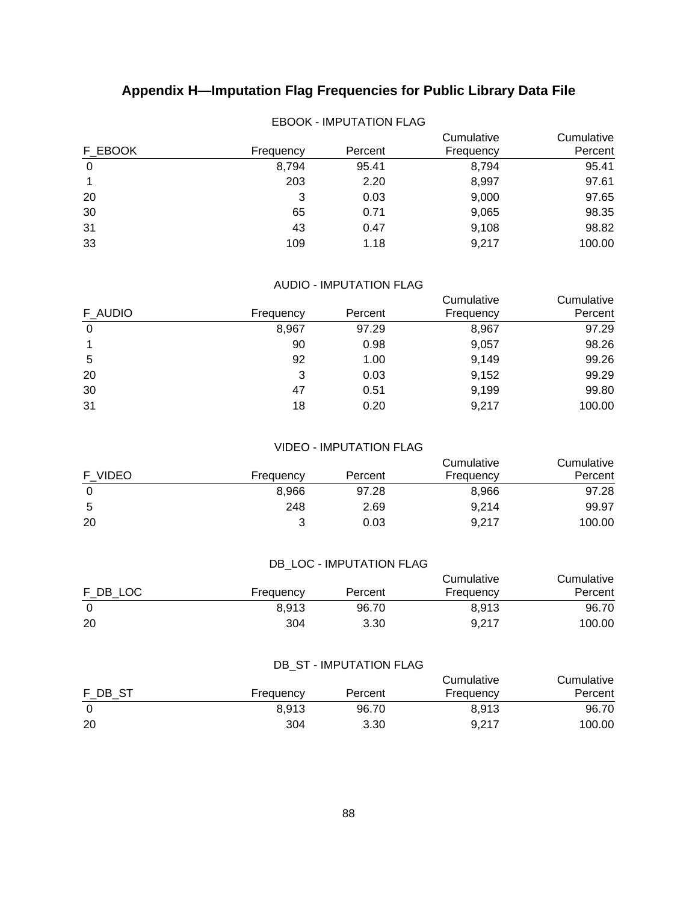# Appendix H—Imputation Flag Frequencies for Public Library Data File

EBOOK - IMPUTATION FLAG

| F_EBOOK | Frequency | Percent | Cumulative Frequency | Cumulative Percent |
|---|---|---|---|---|
| 0 | 8,794 | 95.41 | 8,794 | 95.41 |
| 1 | 203 | 2.20 | 8,997 | 97.61 |
| 20 | 3 | 0.03 | 9,000 | 97.65 |
| 30 | 65 | 0.71 | 9,065 | 98.35 |
| 31 | 43 | 0.47 | 9,108 | 98.82 |
| 33 | 109 | 1.18 | 9,217 | 100.00 |

AUDIO - IMPUTATION FLAG

| F_AUDIO | Frequency | Percent | Cumulative Frequency | Cumulative Percent |
|---|---|---|---|---|
| 0 | 8,967 | 97.29 | 8,967 | 97.29 |
| 1 | 90 | 0.98 | 9,057 | 98.26 |
| 5 | 92 | 1.00 | 9,149 | 99.26 |
| 20 | 3 | 0.03 | 9,152 | 99.29 |
| 30 | 47 | 0.51 | 9,199 | 99.80 |
| 31 | 18 | 0.20 | 9,217 | 100.00 |

VIDEO - IMPUTATION FLAG

| F_VIDEO | Frequency | Percent | Cumulative Frequency | Cumulative Percent |
|---|---|---|---|---|
| 0 | 8,966 | 97.28 | 8,966 | 97.28 |
| 5 | 248 | 2.69 | 9,214 | 99.97 |
| 20 | 3 | 0.03 | 9,217 | 100.00 |

DB_LOC - IMPUTATION FLAG

| F_DB_LOC | Frequency | Percent | Cumulative Frequency | Cumulative Percent |
|---|---|---|---|---|
| 0 | 8,913 | 96.70 | 8,913 | 96.70 |
| 20 | 304 | 3.30 | 9,217 | 100.00 |

DB_ST - IMPUTATION FLAG

| F_DB_ST | Frequency | Percent | Cumulative Frequency | Cumulative Percent |
|---|---|---|---|---|
| 0 | 8,913 | 96.70 | 8,913 | 96.70 |
| 20 | 304 | 3.30 | 9,217 | 100.00 |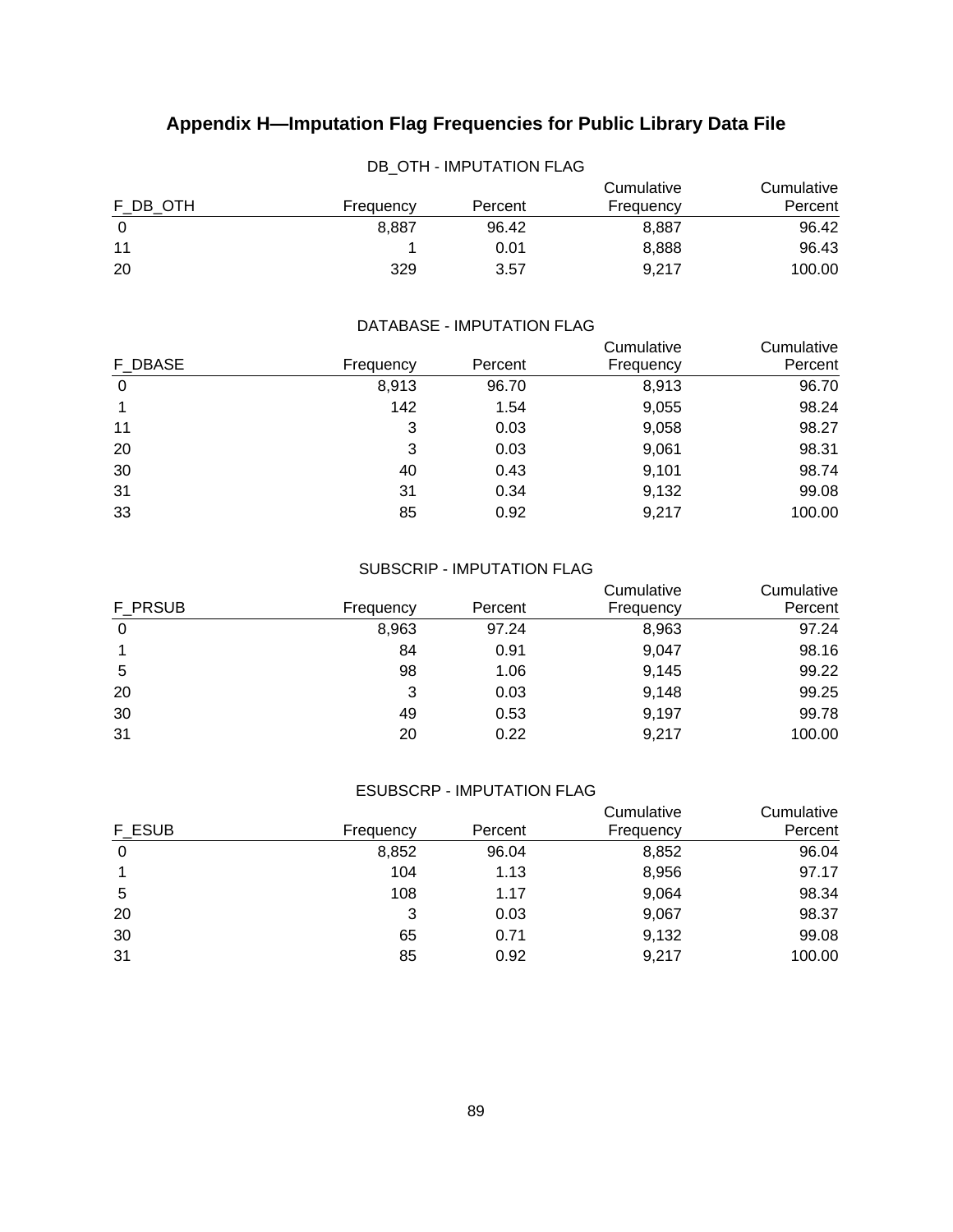# Appendix H—Imputation Flag Frequencies for Public Library Data File

DB_OTH - IMPUTATION FLAG

| F_DB_OTH | Frequency | Percent | Cumulative Frequency | Cumulative Percent |
|---|---|---|---|---|
| 0 | 8,887 | 96.42 | 8,887 | 96.42 |
| 11 | 1 | 0.01 | 8,888 | 96.43 |
| 20 | 329 | 3.57 | 9,217 | 100.00 |

DATABASE - IMPUTATION FLAG

| F_DBASE | Frequency | Percent | Cumulative Frequency | Cumulative Percent |
|---|---|---|---|---|
| 0 | 8,913 | 96.70 | 8,913 | 96.70 |
| 1 | 142 | 1.54 | 9,055 | 98.24 |
| 11 | 3 | 0.03 | 9,058 | 98.27 |
| 20 | 3 | 0.03 | 9,061 | 98.31 |
| 30 | 40 | 0.43 | 9,101 | 98.74 |
| 31 | 31 | 0.34 | 9,132 | 99.08 |
| 33 | 85 | 0.92 | 9,217 | 100.00 |

SUBSCRIP - IMPUTATION FLAG

| F_PRSUB | Frequency | Percent | Cumulative Frequency | Cumulative Percent |
|---|---|---|---|---|
| 0 | 8,963 | 97.24 | 8,963 | 97.24 |
| 1 | 84 | 0.91 | 9,047 | 98.16 |
| 5 | 98 | 1.06 | 9,145 | 99.22 |
| 20 | 3 | 0.03 | 9,148 | 99.25 |
| 30 | 49 | 0.53 | 9,197 | 99.78 |
| 31 | 20 | 0.22 | 9,217 | 100.00 |

ESUBSCRP - IMPUTATION FLAG

| F_ESUB | Frequency | Percent | Cumulative Frequency | Cumulative Percent |
|---|---|---|---|---|
| 0 | 8,852 | 96.04 | 8,852 | 96.04 |
| 1 | 104 | 1.13 | 8,956 | 97.17 |
| 5 | 108 | 1.17 | 9,064 | 98.34 |
| 20 | 3 | 0.03 | 9,067 | 98.37 |
| 30 | 65 | 0.71 | 9,132 | 99.08 |
| 31 | 85 | 0.92 | 9,217 | 100.00 |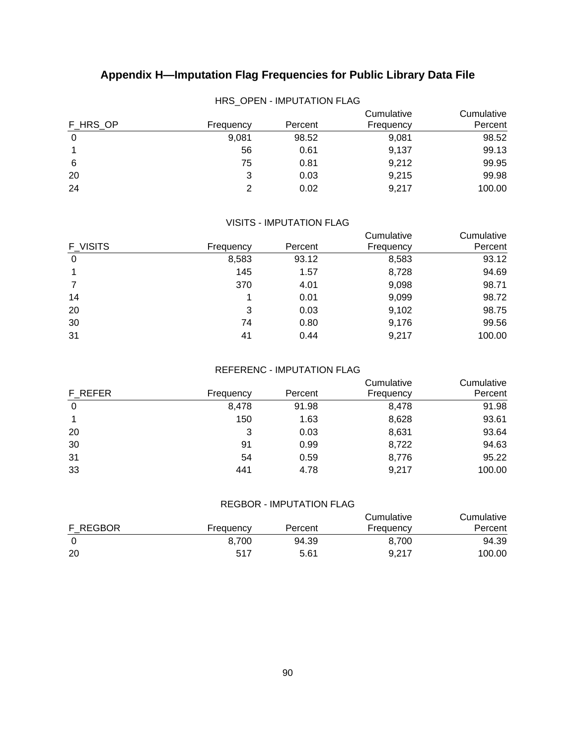# Appendix H—Imputation Flag Frequencies for Public Library Data File

HRS_OPEN - IMPUTATION FLAG

| F_HRS_OP | Frequency | Percent | Cumulative Frequency | Cumulative Percent |
|---|---|---|---|---|
| 0 | 9,081 | 98.52 | 9,081 | 98.52 |
| 1 | 56 | 0.61 | 9,137 | 99.13 |
| 6 | 75 | 0.81 | 9,212 | 99.95 |
| 20 | 3 | 0.03 | 9,215 | 99.98 |
| 24 | 2 | 0.02 | 9,217 | 100.00 |

VISITS - IMPUTATION FLAG

| F_VISITS | Frequency | Percent | Cumulative Frequency | Cumulative Percent |
|---|---|---|---|---|
| 0 | 8,583 | 93.12 | 8,583 | 93.12 |
| 1 | 145 | 1.57 | 8,728 | 94.69 |
| 7 | 370 | 4.01 | 9,098 | 98.71 |
| 14 | 1 | 0.01 | 9,099 | 98.72 |
| 20 | 3 | 0.03 | 9,102 | 98.75 |
| 30 | 74 | 0.80 | 9,176 | 99.56 |
| 31 | 41 | 0.44 | 9,217 | 100.00 |

REFERENC - IMPUTATION FLAG

| F_REFER | Frequency | Percent | Cumulative Frequency | Cumulative Percent |
|---|---|---|---|---|
| 0 | 8,478 | 91.98 | 8,478 | 91.98 |
| 1 | 150 | 1.63 | 8,628 | 93.61 |
| 20 | 3 | 0.03 | 8,631 | 93.64 |
| 30 | 91 | 0.99 | 8,722 | 94.63 |
| 31 | 54 | 0.59 | 8,776 | 95.22 |
| 33 | 441 | 4.78 | 9,217 | 100.00 |

REGBOR - IMPUTATION FLAG

| F_REGBOR | Frequency | Percent | Cumulative Frequency | Cumulative Percent |
|---|---|---|---|---|
| 0 | 8,700 | 94.39 | 8,700 | 94.39 |
| 20 | 517 | 5.61 | 9,217 | 100.00 |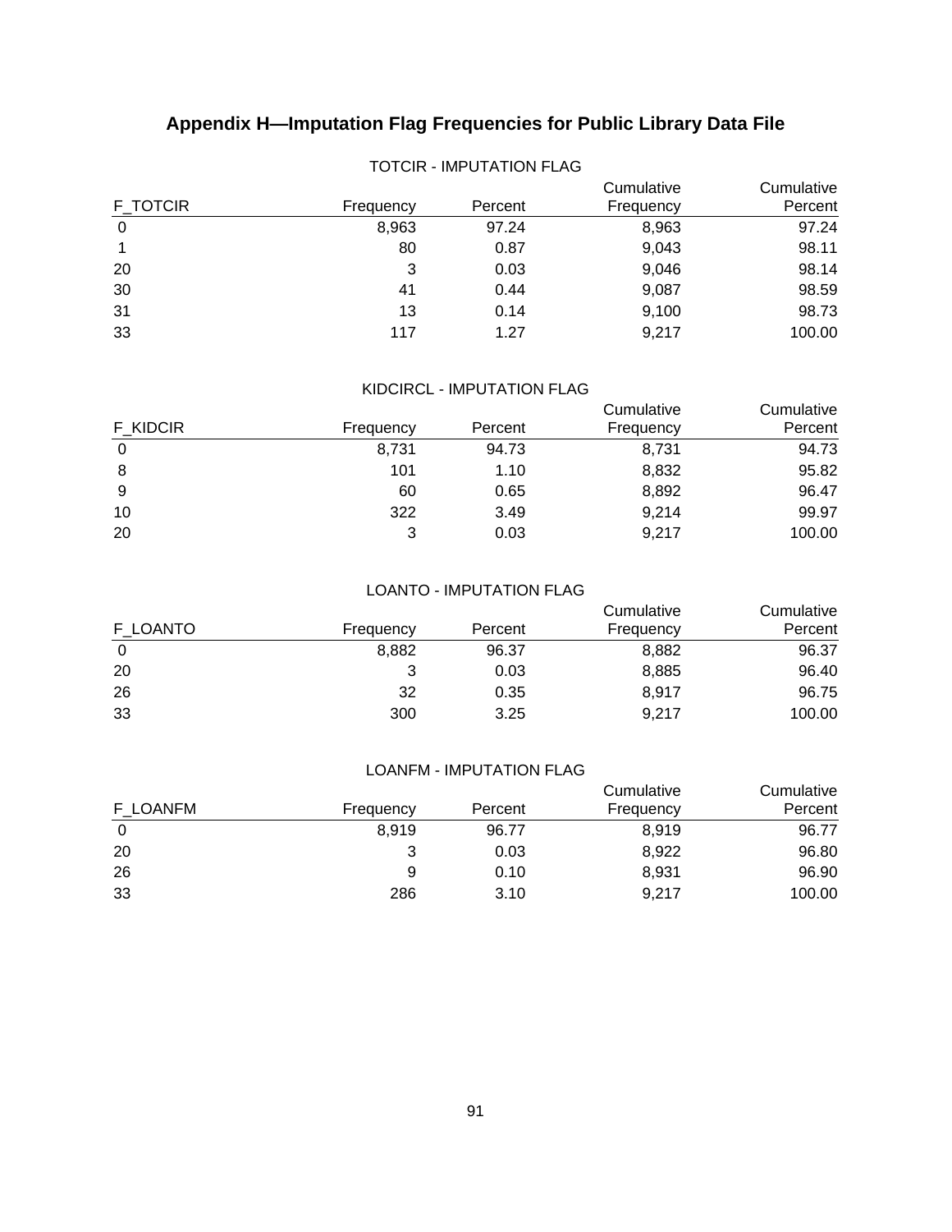# Appendix H—Imputation Flag Frequencies for Public Library Data File

TOTCIR - IMPUTATION FLAG

| F_TOTCIR | Frequency | Percent | Cumulative Frequency | Cumulative Percent |
|---|---|---|---|---|
| 0 | 8,963 | 97.24 | 8,963 | 97.24 |
| 1 | 80 | 0.87 | 9,043 | 98.11 |
| 20 | 3 | 0.03 | 9,046 | 98.14 |
| 30 | 41 | 0.44 | 9,087 | 98.59 |
| 31 | 13 | 0.14 | 9,100 | 98.73 |
| 33 | 117 | 1.27 | 9,217 | 100.00 |

KIDCIRCL - IMPUTATION FLAG

| F_KIDCIR | Frequency | Percent | Cumulative Frequency | Cumulative Percent |
|---|---|---|---|---|
| 0 | 8,731 | 94.73 | 8,731 | 94.73 |
| 8 | 101 | 1.10 | 8,832 | 95.82 |
| 9 | 60 | 0.65 | 8,892 | 96.47 |
| 10 | 322 | 3.49 | 9,214 | 99.97 |
| 20 | 3 | 0.03 | 9,217 | 100.00 |

LOANTO - IMPUTATION FLAG

| F_LOANTO | Frequency | Percent | Cumulative Frequency | Cumulative Percent |
|---|---|---|---|---|
| 0 | 8,882 | 96.37 | 8,882 | 96.37 |
| 20 | 3 | 0.03 | 8,885 | 96.40 |
| 26 | 32 | 0.35 | 8,917 | 96.75 |
| 33 | 300 | 3.25 | 9,217 | 100.00 |

LOANFM - IMPUTATION FLAG

| F_LOANFM | Frequency | Percent | Cumulative Frequency | Cumulative Percent |
|---|---|---|---|---|
| 0 | 8,919 | 96.77 | 8,919 | 96.77 |
| 20 | 3 | 0.03 | 8,922 | 96.80 |
| 26 | 9 | 0.10 | 8,931 | 96.90 |
| 33 | 286 | 3.10 | 9,217 | 100.00 |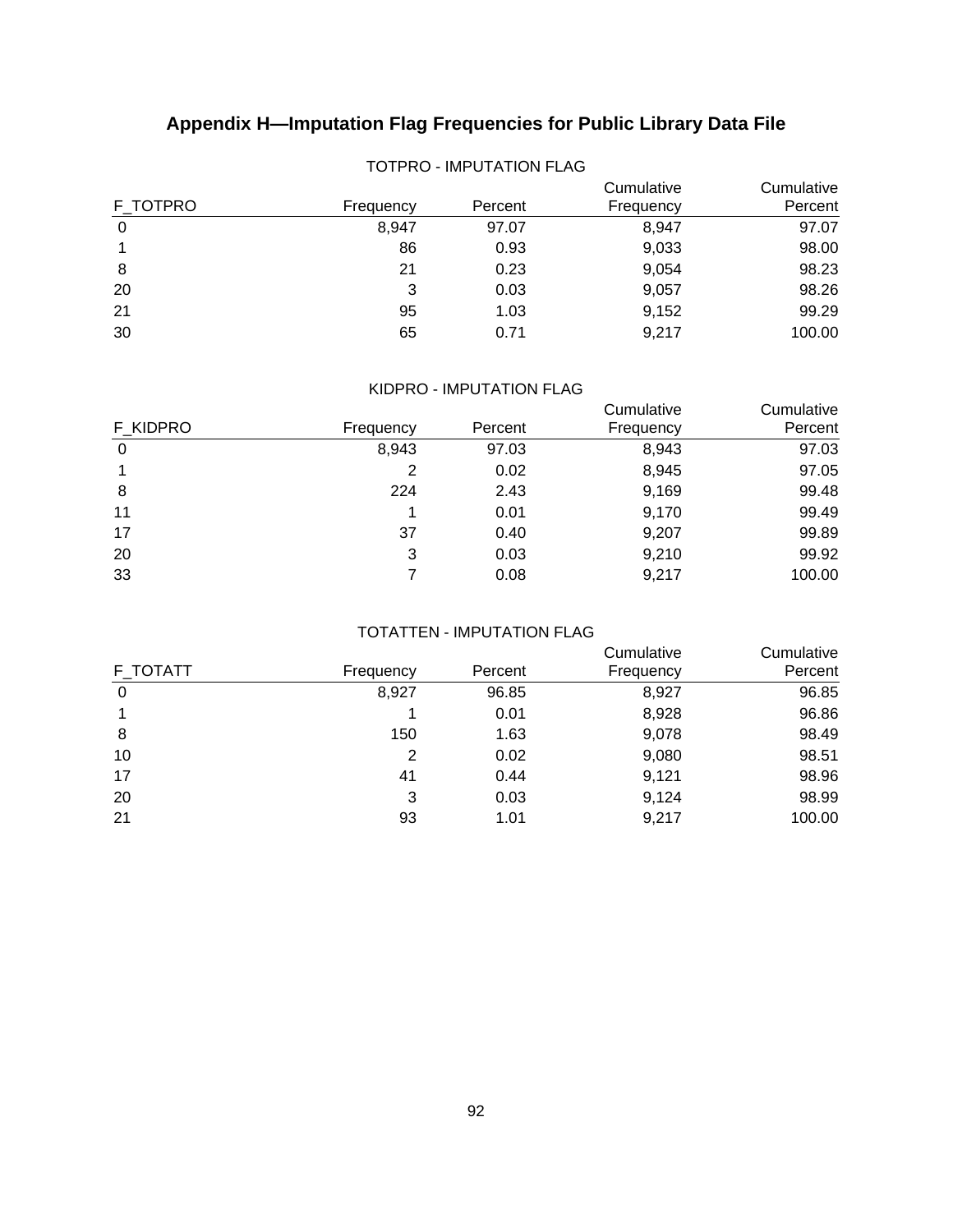# Appendix H—Imputation Flag Frequencies for Public Library Data File

TOTPRO - IMPUTATION FLAG

| F_TOTPRO | Frequency | Percent | Cumulative Frequency | Cumulative Percent |
|---|---|---|---|---|
| 0 | 8,947 | 97.07 | 8,947 | 97.07 |
| 1 | 86 | 0.93 | 9,033 | 98.00 |
| 8 | 21 | 0.23 | 9,054 | 98.23 |
| 20 | 3 | 0.03 | 9,057 | 98.26 |
| 21 | 95 | 1.03 | 9,152 | 99.29 |
| 30 | 65 | 0.71 | 9,217 | 100.00 |

KIDPRO - IMPUTATION FLAG

| F_KIDPRO | Frequency | Percent | Cumulative Frequency | Cumulative Percent |
|---|---|---|---|---|
| 0 | 8,943 | 97.03 | 8,943 | 97.03 |
| 1 | 2 | 0.02 | 8,945 | 97.05 |
| 8 | 224 | 2.43 | 9,169 | 99.48 |
| 11 | 1 | 0.01 | 9,170 | 99.49 |
| 17 | 37 | 0.40 | 9,207 | 99.89 |
| 20 | 3 | 0.03 | 9,210 | 99.92 |
| 33 | 7 | 0.08 | 9,217 | 100.00 |

TOTATTEN - IMPUTATION FLAG

| F_TOTATT | Frequency | Percent | Cumulative Frequency | Cumulative Percent |
|---|---|---|---|---|
| 0 | 8,927 | 96.85 | 8,927 | 96.85 |
| 1 | 1 | 0.01 | 8,928 | 96.86 |
| 8 | 150 | 1.63 | 9,078 | 98.49 |
| 10 | 2 | 0.02 | 9,080 | 98.51 |
| 17 | 41 | 0.44 | 9,121 | 98.96 |
| 20 | 3 | 0.03 | 9,124 | 98.99 |
| 21 | 93 | 1.01 | 9,217 | 100.00 |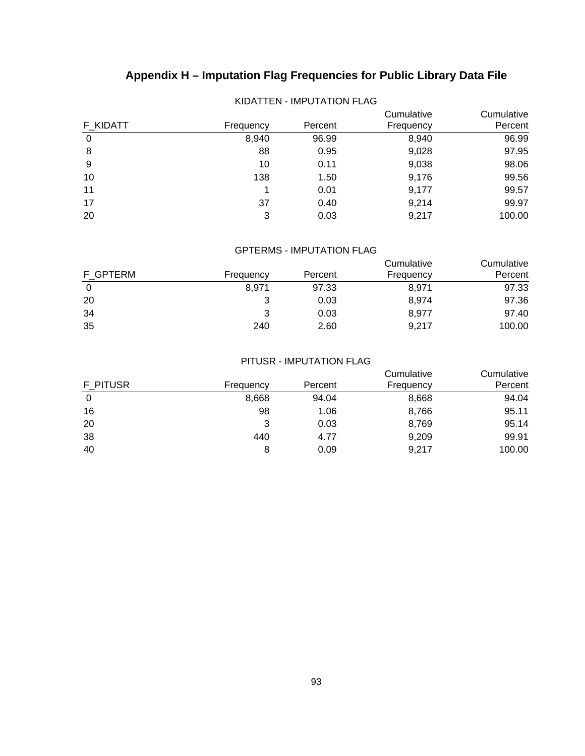# Appendix H – Imputation Flag Frequencies for Public Library Data File

KIDATTEN - IMPUTATION FLAG

| F_KIDATT | Frequency | Percent | Cumulative Frequency | Cumulative Percent |
|---|---|---|---|---|
| 0 | 8,940 | 96.99 | 8,940 | 96.99 |
| 8 | 88 | 0.95 | 9,028 | 97.95 |
| 9 | 10 | 0.11 | 9,038 | 98.06 |
| 10 | 138 | 1.50 | 9,176 | 99.56 |
| 11 | 1 | 0.01 | 9,177 | 99.57 |
| 17 | 37 | 0.40 | 9,214 | 99.97 |
| 20 | 3 | 0.03 | 9,217 | 100.00 |

GPTERMS - IMPUTATION FLAG

| F_GPTERM | Frequency | Percent | Cumulative Frequency | Cumulative Percent |
|---|---|---|---|---|
| 0 | 8,971 | 97.33 | 8,971 | 97.33 |
| 20 | 3 | 0.03 | 8,974 | 97.36 |
| 34 | 3 | 0.03 | 8,977 | 97.40 |
| 35 | 240 | 2.60 | 9,217 | 100.00 |

PITUSR - IMPUTATION FLAG

| F_PITUSR | Frequency | Percent | Cumulative Frequency | Cumulative Percent |
|---|---|---|---|---|
| 0 | 8,668 | 94.04 | 8,668 | 94.04 |
| 16 | 98 | 1.06 | 8,766 | 95.11 |
| 20 | 3 | 0.03 | 8,769 | 95.14 |
| 38 | 440 | 4.77 | 9,209 | 99.91 |
| 40 | 8 | 0.09 | 9,217 | 100.00 |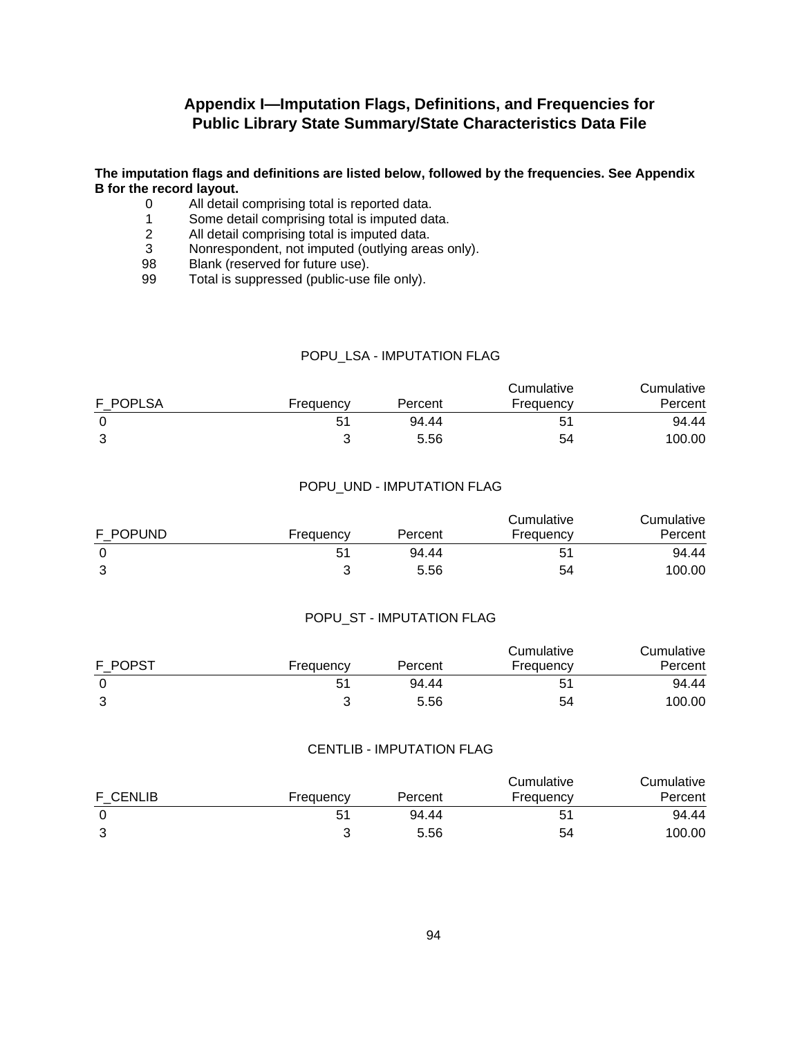## Appendix I—Imputation Flags, Definitions, and Frequencies for Public Library State Summary/State Characteristics Data File

**The imputation flags and definitions are listed below, followed by the frequencies. See Appendix B for the record layout.**

- 0 All detail comprising total is reported data.
- 1 Some detail comprising total is imputed data.
- 2 All detail comprising total is imputed data.
- 3 Nonrespondent, not imputed (outlying areas only).
- 98 Blank (reserved for future use).
- 99 Total is suppressed (public-use file only).

POPU_LSA - IMPUTATION FLAG

| F_POPLSA | Frequency | Percent | Cumulative Frequency | Cumulative Percent |
|---|---|---|---|---|
| 0 | 51 | 94.44 | 51 | 94.44 |
| 3 | 3 | 5.56 | 54 | 100.00 |

POPU_UND - IMPUTATION FLAG

| F_POPUND | Frequency | Percent | Cumulative Frequency | Cumulative Percent |
|---|---|---|---|---|
| 0 | 51 | 94.44 | 51 | 94.44 |
| 3 | 3 | 5.56 | 54 | 100.00 |

POPU_ST - IMPUTATION FLAG

| F_POPST | Frequency | Percent | Cumulative Frequency | Cumulative Percent |
|---|---|---|---|---|
| 0 | 51 | 94.44 | 51 | 94.44 |
| 3 | 3 | 5.56 | 54 | 100.00 |

CENTLIB - IMPUTATION FLAG

| F_CENLIB | Frequency | Percent | Cumulative Frequency | Cumulative Percent |
|---|---|---|---|---|
| 0 | 51 | 94.44 | 51 | 94.44 |
| 3 | 3 | 5.56 | 54 | 100.00 |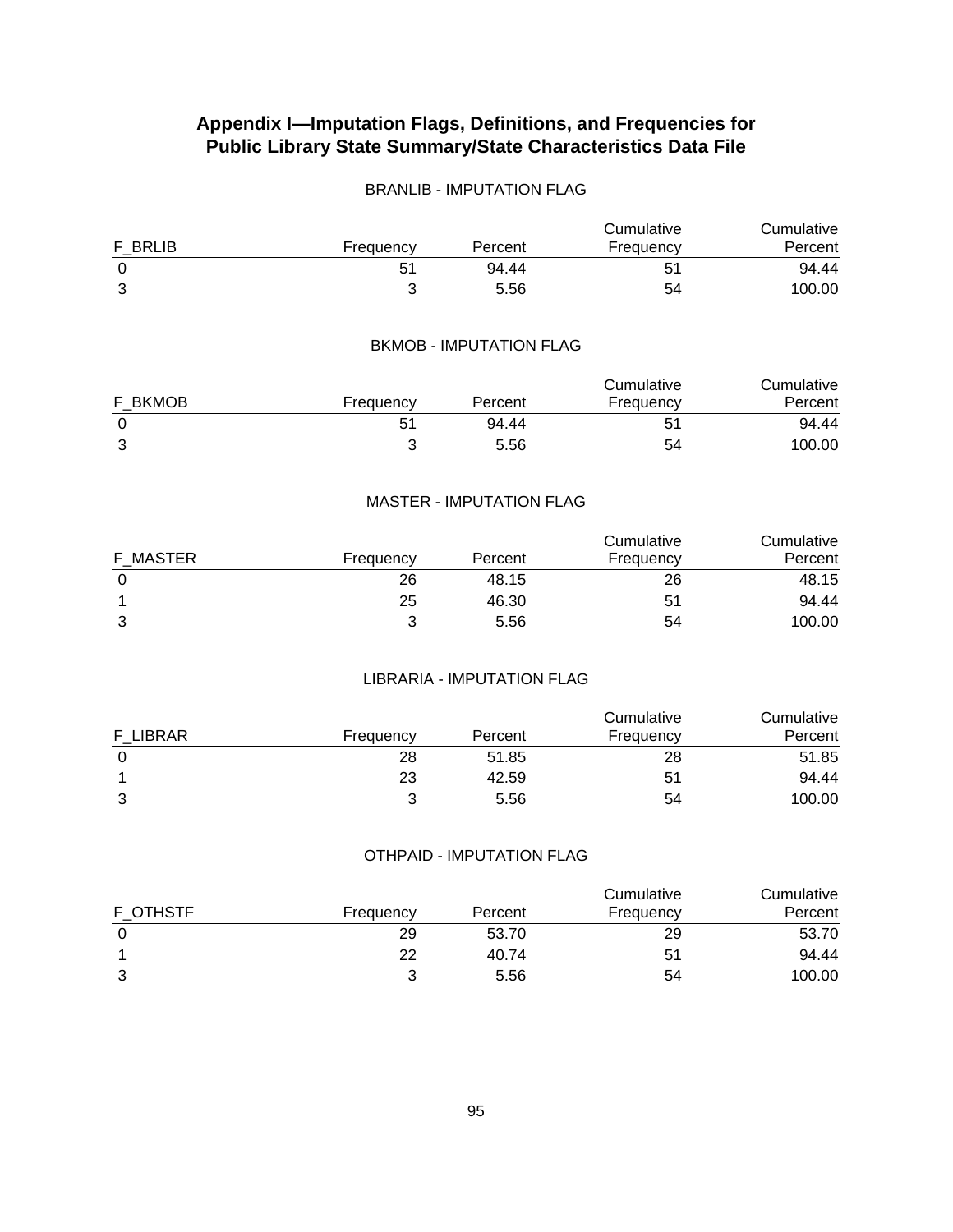# Appendix I—Imputation Flags, Definitions, and Frequencies for Public Library State Summary/State Characteristics Data File

BRANLIB - IMPUTATION FLAG

| F_BRLIB | Frequency | Percent | Cumulative Frequency | Cumulative Percent |
|---|---|---|---|---|
| 0 | 51 | 94.44 | 51 | 94.44 |
| 3 | 3 | 5.56 | 54 | 100.00 |

BKMOB - IMPUTATION FLAG

| F_BKMOB | Frequency | Percent | Cumulative Frequency | Cumulative Percent |
|---|---|---|---|---|
| 0 | 51 | 94.44 | 51 | 94.44 |
| 3 | 3 | 5.56 | 54 | 100.00 |

MASTER - IMPUTATION FLAG

| F_MASTER | Frequency | Percent | Cumulative Frequency | Cumulative Percent |
|---|---|---|---|---|
| 0 | 26 | 48.15 | 26 | 48.15 |
| 1 | 25 | 46.30 | 51 | 94.44 |
| 3 | 3 | 5.56 | 54 | 100.00 |

LIBRARIA - IMPUTATION FLAG

| F_LIBRAR | Frequency | Percent | Cumulative Frequency | Cumulative Percent |
|---|---|---|---|---|
| 0 | 28 | 51.85 | 28 | 51.85 |
| 1 | 23 | 42.59 | 51 | 94.44 |
| 3 | 3 | 5.56 | 54 | 100.00 |

OTHPAID - IMPUTATION FLAG

| F_OTHSTF | Frequency | Percent | Cumulative Frequency | Cumulative Percent |
|---|---|---|---|---|
| 0 | 29 | 53.70 | 29 | 53.70 |
| 1 | 22 | 40.74 | 51 | 94.44 |
| 3 | 3 | 5.56 | 54 | 100.00 |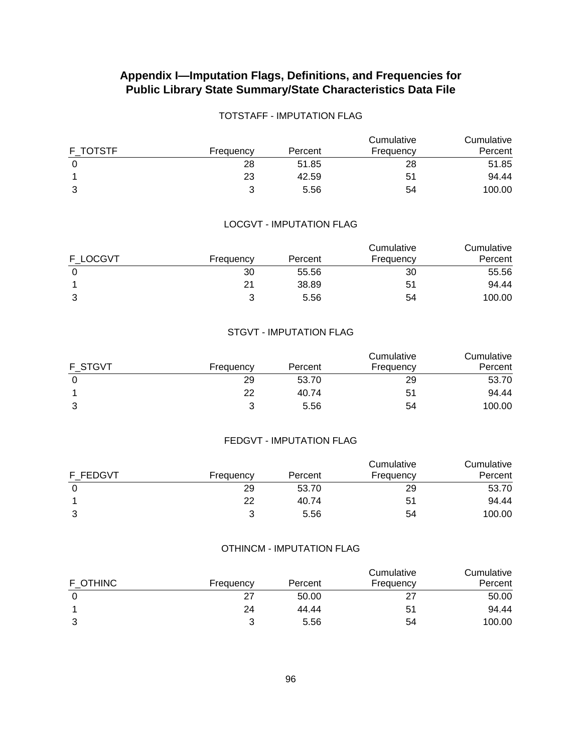## Appendix I—Imputation Flags, Definitions, and Frequencies for Public Library State Summary/State Characteristics Data File

TOTSTAFF - IMPUTATION FLAG

| F_TOTSTF | Frequency | Percent | Cumulative Frequency | Cumulative Percent |
|---|---|---|---|---|
| 0 | 28 | 51.85 | 28 | 51.85 |
| 1 | 23 | 42.59 | 51 | 94.44 |
| 3 | 3 | 5.56 | 54 | 100.00 |

LOCGVT - IMPUTATION FLAG

| F_LOCGVT | Frequency | Percent | Cumulative Frequency | Cumulative Percent |
|---|---|---|---|---|
| 0 | 30 | 55.56 | 30 | 55.56 |
| 1 | 21 | 38.89 | 51 | 94.44 |
| 3 | 3 | 5.56 | 54 | 100.00 |

STGVT - IMPUTATION FLAG

| F_STGVT | Frequency | Percent | Cumulative Frequency | Cumulative Percent |
|---|---|---|---|---|
| 0 | 29 | 53.70 | 29 | 53.70 |
| 1 | 22 | 40.74 | 51 | 94.44 |
| 3 | 3 | 5.56 | 54 | 100.00 |

FEDGVT - IMPUTATION FLAG

| F_FEDGVT | Frequency | Percent | Cumulative Frequency | Cumulative Percent |
|---|---|---|---|---|
| 0 | 29 | 53.70 | 29 | 53.70 |
| 1 | 22 | 40.74 | 51 | 94.44 |
| 3 | 3 | 5.56 | 54 | 100.00 |

OTHINCM - IMPUTATION FLAG

| F_OTHINC | Frequency | Percent | Cumulative Frequency | Cumulative Percent |
|---|---|---|---|---|
| 0 | 27 | 50.00 | 27 | 50.00 |
| 1 | 24 | 44.44 | 51 | 94.44 |
| 3 | 3 | 5.56 | 54 | 100.00 |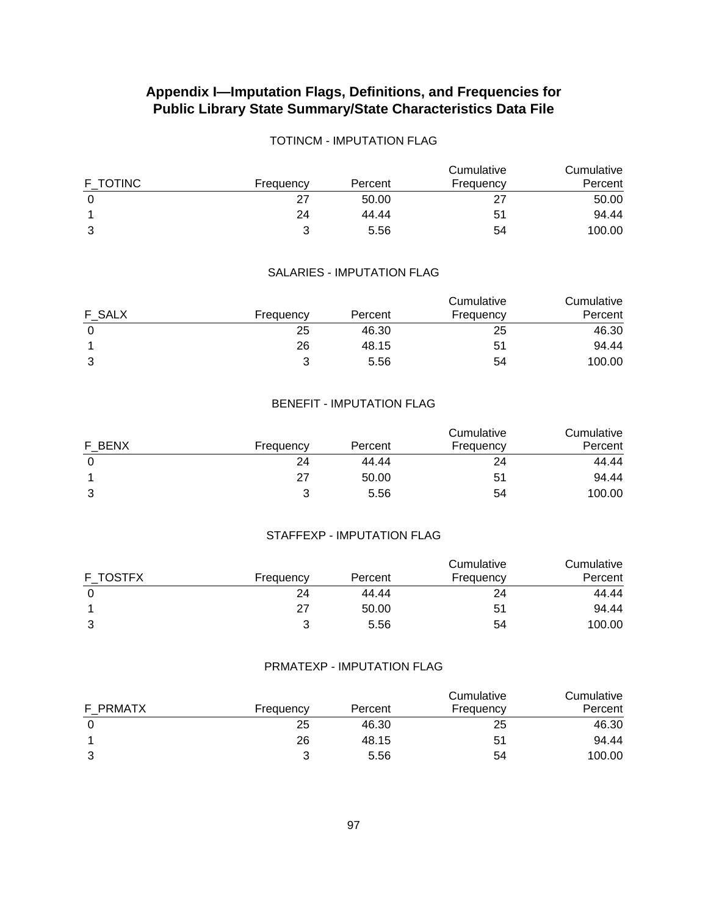# Appendix I—Imputation Flags, Definitions, and Frequencies for Public Library State Summary/State Characteristics Data File

TOTINCM - IMPUTATION FLAG

| F_TOTINC | Frequency | Percent | Cumulative Frequency | Cumulative Percent |
|---|---|---|---|---|
| 0 | 27 | 50.00 | 27 | 50.00 |
| 1 | 24 | 44.44 | 51 | 94.44 |
| 3 | 3 | 5.56 | 54 | 100.00 |

SALARIES - IMPUTATION FLAG

| F_SALX | Frequency | Percent | Cumulative Frequency | Cumulative Percent |
|---|---|---|---|---|
| 0 | 25 | 46.30 | 25 | 46.30 |
| 1 | 26 | 48.15 | 51 | 94.44 |
| 3 | 3 | 5.56 | 54 | 100.00 |

BENEFIT - IMPUTATION FLAG

| F_BENX | Frequency | Percent | Cumulative Frequency | Cumulative Percent |
|---|---|---|---|---|
| 0 | 24 | 44.44 | 24 | 44.44 |
| 1 | 27 | 50.00 | 51 | 94.44 |
| 3 | 3 | 5.56 | 54 | 100.00 |

STAFFEXP - IMPUTATION FLAG

| F_TOSTFX | Frequency | Percent | Cumulative Frequency | Cumulative Percent |
|---|---|---|---|---|
| 0 | 24 | 44.44 | 24 | 44.44 |
| 1 | 27 | 50.00 | 51 | 94.44 |
| 3 | 3 | 5.56 | 54 | 100.00 |

PRMATEXP - IMPUTATION FLAG

| F_PRMATX | Frequency | Percent | Cumulative Frequency | Cumulative Percent |
|---|---|---|---|---|
| 0 | 25 | 46.30 | 25 | 46.30 |
| 1 | 26 | 48.15 | 51 | 94.44 |
| 3 | 3 | 5.56 | 54 | 100.00 |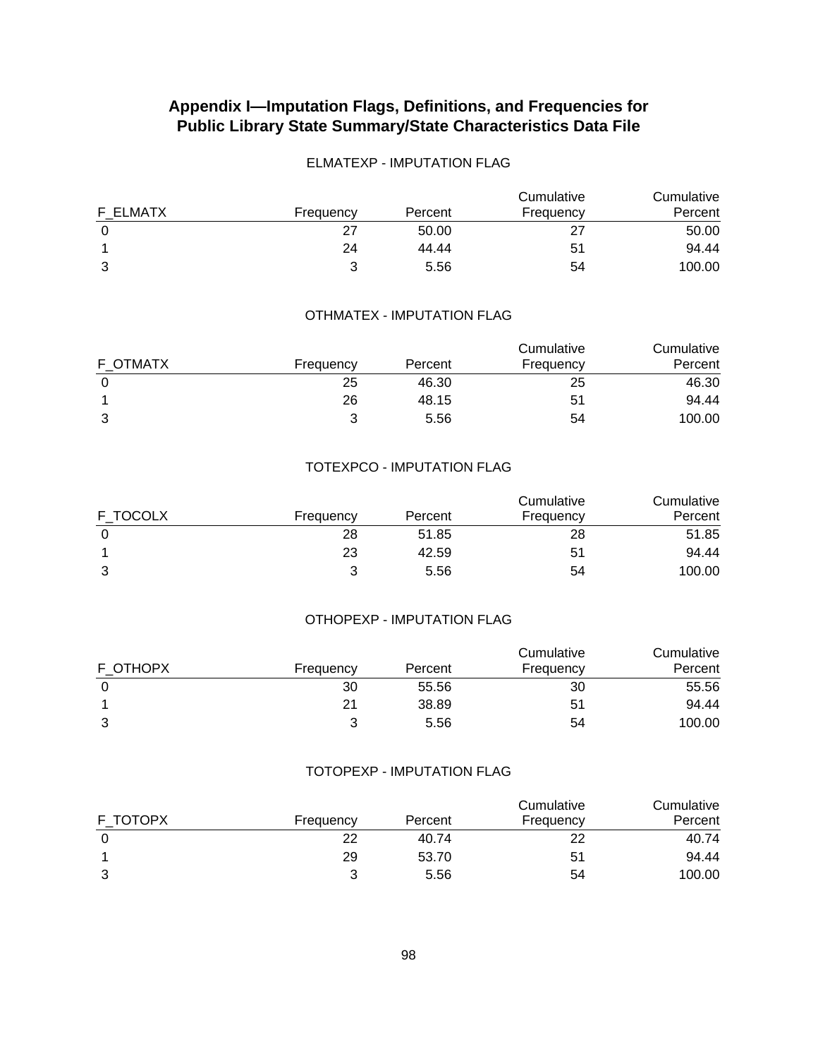# Appendix I—Imputation Flags, Definitions, and Frequencies for Public Library State Summary/State Characteristics Data File

ELMATEXP - IMPUTATION FLAG

| F_ELMATX | Frequency | Percent | Cumulative Frequency | Cumulative Percent |
|---|---|---|---|---|
| 0 | 27 | 50.00 | 27 | 50.00 |
| 1 | 24 | 44.44 | 51 | 94.44 |
| 3 | 3 | 5.56 | 54 | 100.00 |

OTHMATEX - IMPUTATION FLAG

| F_OTMATX | Frequency | Percent | Cumulative Frequency | Cumulative Percent |
|---|---|---|---|---|
| 0 | 25 | 46.30 | 25 | 46.30 |
| 1 | 26 | 48.15 | 51 | 94.44 |
| 3 | 3 | 5.56 | 54 | 100.00 |

TOTEXPCO - IMPUTATION FLAG

| F_TOCOLX | Frequency | Percent | Cumulative Frequency | Cumulative Percent |
|---|---|---|---|---|
| 0 | 28 | 51.85 | 28 | 51.85 |
| 1 | 23 | 42.59 | 51 | 94.44 |
| 3 | 3 | 5.56 | 54 | 100.00 |

OTHOPEXP - IMPUTATION FLAG

| F_OTHOPX | Frequency | Percent | Cumulative Frequency | Cumulative Percent |
|---|---|---|---|---|
| 0 | 30 | 55.56 | 30 | 55.56 |
| 1 | 21 | 38.89 | 51 | 94.44 |
| 3 | 3 | 5.56 | 54 | 100.00 |

TOTOPEXP - IMPUTATION FLAG

| F_TOTOPX | Frequency | Percent | Cumulative Frequency | Cumulative Percent |
|---|---|---|---|---|
| 0 | 22 | 40.74 | 22 | 40.74 |
| 1 | 29 | 53.70 | 51 | 94.44 |
| 3 | 3 | 5.56 | 54 | 100.00 |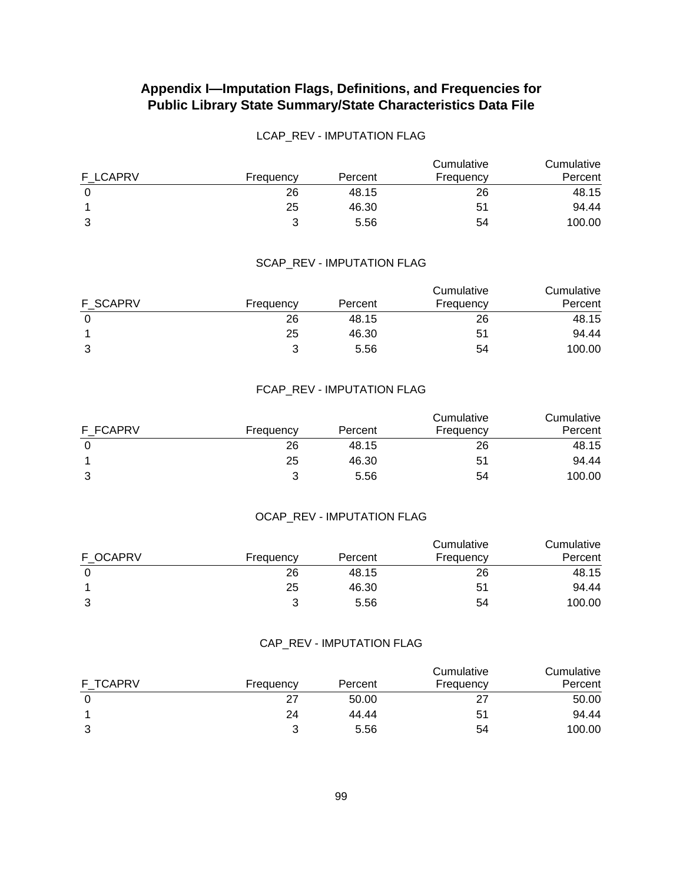## Appendix I—Imputation Flags, Definitions, and Frequencies for Public Library State Summary/State Characteristics Data File

LCAP_REV - IMPUTATION FLAG

| F_LCAPRV | Frequency | Percent | Cumulative Frequency | Cumulative Percent |
|---|---|---|---|---|
| 0 | 26 | 48.15 | 26 | 48.15 |
| 1 | 25 | 46.30 | 51 | 94.44 |
| 3 | 3 | 5.56 | 54 | 100.00 |

SCAP_REV - IMPUTATION FLAG

| F_SCAPRV | Frequency | Percent | Cumulative Frequency | Cumulative Percent |
|---|---|---|---|---|
| 0 | 26 | 48.15 | 26 | 48.15 |
| 1 | 25 | 46.30 | 51 | 94.44 |
| 3 | 3 | 5.56 | 54 | 100.00 |

FCAP_REV - IMPUTATION FLAG

| F_FCAPRV | Frequency | Percent | Cumulative Frequency | Cumulative Percent |
|---|---|---|---|---|
| 0 | 26 | 48.15 | 26 | 48.15 |
| 1 | 25 | 46.30 | 51 | 94.44 |
| 3 | 3 | 5.56 | 54 | 100.00 |

OCAP_REV - IMPUTATION FLAG

| F_OCAPRV | Frequency | Percent | Cumulative Frequency | Cumulative Percent |
|---|---|---|---|---|
| 0 | 26 | 48.15 | 26 | 48.15 |
| 1 | 25 | 46.30 | 51 | 94.44 |
| 3 | 3 | 5.56 | 54 | 100.00 |

CAP_REV - IMPUTATION FLAG

| F_TCAPRV | Frequency | Percent | Cumulative Frequency | Cumulative Percent |
|---|---|---|---|---|
| 0 | 27 | 50.00 | 27 | 50.00 |
| 1 | 24 | 44.44 | 51 | 94.44 |
| 3 | 3 | 5.56 | 54 | 100.00 |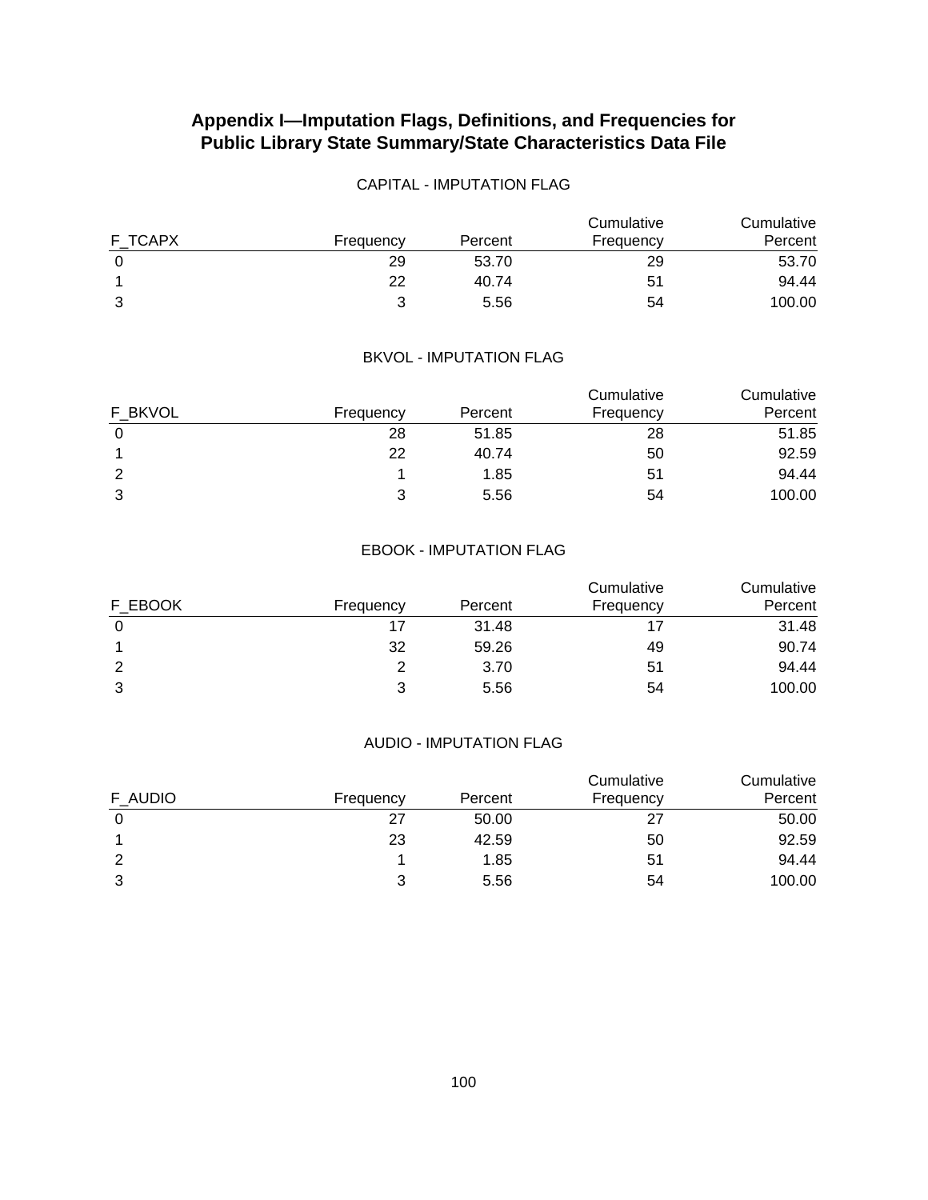# Appendix I—Imputation Flags, Definitions, and Frequencies for Public Library State Summary/State Characteristics Data File

CAPITAL - IMPUTATION FLAG

| F_TCAPX | Frequency | Percent | Cumulative Frequency | Cumulative Percent |
|---|---|---|---|---|
| 0 | 29 | 53.70 | 29 | 53.70 |
| 1 | 22 | 40.74 | 51 | 94.44 |
| 3 | 3 | 5.56 | 54 | 100.00 |

BKVOL - IMPUTATION FLAG

| F_BKVOL | Frequency | Percent | Cumulative Frequency | Cumulative Percent |
|---|---|---|---|---|
| 0 | 28 | 51.85 | 28 | 51.85 |
| 1 | 22 | 40.74 | 50 | 92.59 |
| 2 | 1 | 1.85 | 51 | 94.44 |
| 3 | 3 | 5.56 | 54 | 100.00 |

EBOOK - IMPUTATION FLAG

| F_EBOOK | Frequency | Percent | Cumulative Frequency | Cumulative Percent |
|---|---|---|---|---|
| 0 | 17 | 31.48 | 17 | 31.48 |
| 1 | 32 | 59.26 | 49 | 90.74 |
| 2 | 2 | 3.70 | 51 | 94.44 |
| 3 | 3 | 5.56 | 54 | 100.00 |

AUDIO - IMPUTATION FLAG

| F_AUDIO | Frequency | Percent | Cumulative Frequency | Cumulative Percent |
|---|---|---|---|---|
| 0 | 27 | 50.00 | 27 | 50.00 |
| 1 | 23 | 42.59 | 50 | 92.59 |
| 2 | 1 | 1.85 | 51 | 94.44 |
| 3 | 3 | 5.56 | 54 | 100.00 |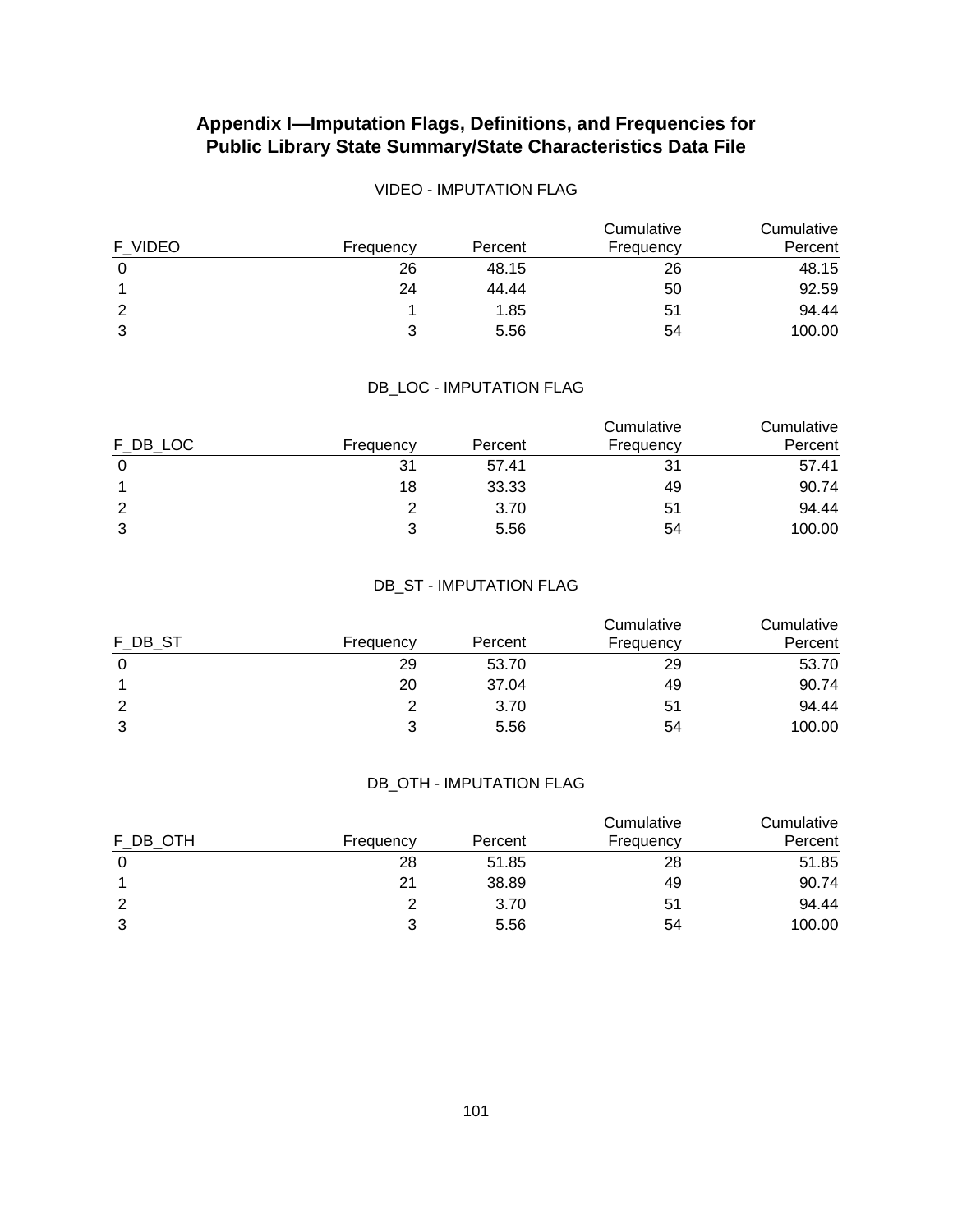## Appendix I—Imputation Flags, Definitions, and Frequencies for Public Library State Summary/State Characteristics Data File

VIDEO - IMPUTATION FLAG

| F_VIDEO | Frequency | Percent | Cumulative Frequency | Cumulative Percent |
|---|---|---|---|---|
| 0 | 26 | 48.15 | 26 | 48.15 |
| 1 | 24 | 44.44 | 50 | 92.59 |
| 2 | 1 | 1.85 | 51 | 94.44 |
| 3 | 3 | 5.56 | 54 | 100.00 |

DB_LOC - IMPUTATION FLAG

| F_DB_LOC | Frequency | Percent | Cumulative Frequency | Cumulative Percent |
|---|---|---|---|---|
| 0 | 31 | 57.41 | 31 | 57.41 |
| 1 | 18 | 33.33 | 49 | 90.74 |
| 2 | 2 | 3.70 | 51 | 94.44 |
| 3 | 3 | 5.56 | 54 | 100.00 |

DB_ST - IMPUTATION FLAG

| F_DB_ST | Frequency | Percent | Cumulative Frequency | Cumulative Percent |
|---|---|---|---|---|
| 0 | 29 | 53.70 | 29 | 53.70 |
| 1 | 20 | 37.04 | 49 | 90.74 |
| 2 | 2 | 3.70 | 51 | 94.44 |
| 3 | 3 | 5.56 | 54 | 100.00 |

DB_OTH - IMPUTATION FLAG

| F_DB_OTH | Frequency | Percent | Cumulative Frequency | Cumulative Percent |
|---|---|---|---|---|
| 0 | 28 | 51.85 | 28 | 51.85 |
| 1 | 21 | 38.89 | 49 | 90.74 |
| 2 | 2 | 3.70 | 51 | 94.44 |
| 3 | 3 | 5.56 | 54 | 100.00 |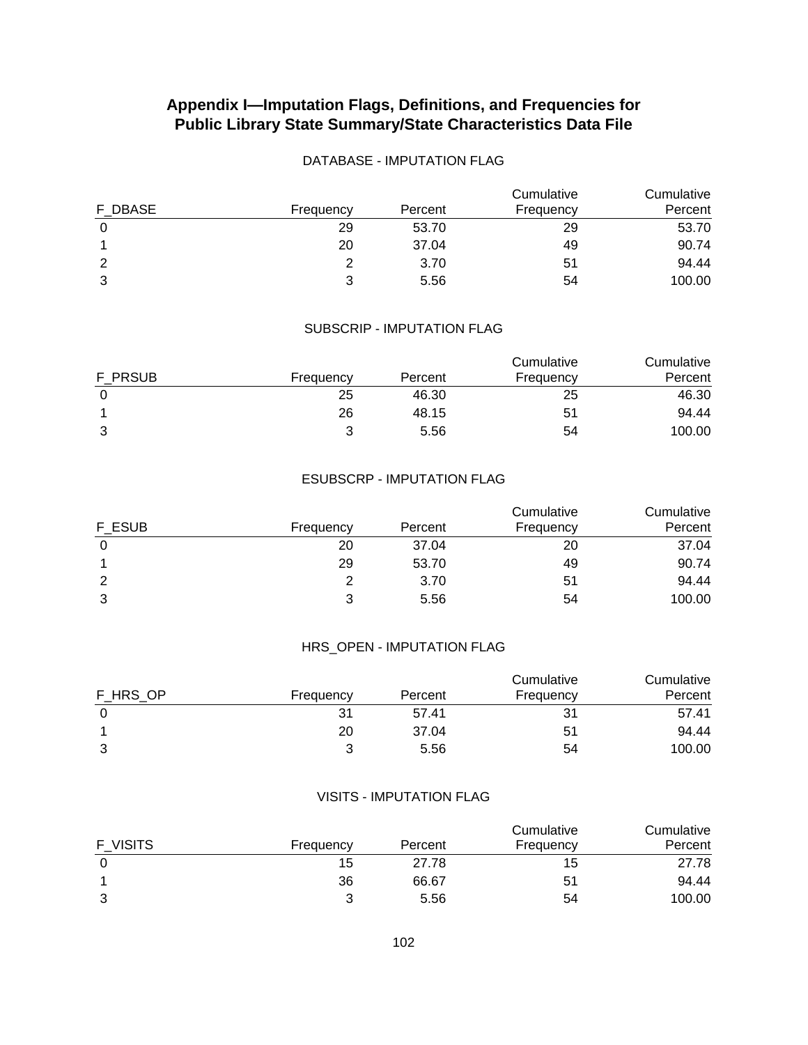## Appendix I—Imputation Flags, Definitions, and Frequencies for Public Library State Summary/State Characteristics Data File

DATABASE - IMPUTATION FLAG

| F_DBASE | Frequency | Percent | Cumulative Frequency | Cumulative Percent |
|---|---|---|---|---|
| 0 | 29 | 53.70 | 29 | 53.70 |
| 1 | 20 | 37.04 | 49 | 90.74 |
| 2 | 2 | 3.70 | 51 | 94.44 |
| 3 | 3 | 5.56 | 54 | 100.00 |

SUBSCRIP - IMPUTATION FLAG

| F_PRSUB | Frequency | Percent | Cumulative Frequency | Cumulative Percent |
|---|---|---|---|---|
| 0 | 25 | 46.30 | 25 | 46.30 |
| 1 | 26 | 48.15 | 51 | 94.44 |
| 3 | 3 | 5.56 | 54 | 100.00 |

ESUBSCRP - IMPUTATION FLAG

| F_ESUB | Frequency | Percent | Cumulative Frequency | Cumulative Percent |
|---|---|---|---|---|
| 0 | 20 | 37.04 | 20 | 37.04 |
| 1 | 29 | 53.70 | 49 | 90.74 |
| 2 | 2 | 3.70 | 51 | 94.44 |
| 3 | 3 | 5.56 | 54 | 100.00 |

HRS_OPEN - IMPUTATION FLAG

| F_HRS_OP | Frequency | Percent | Cumulative Frequency | Cumulative Percent |
|---|---|---|---|---|
| 0 | 31 | 57.41 | 31 | 57.41 |
| 1 | 20 | 37.04 | 51 | 94.44 |
| 3 | 3 | 5.56 | 54 | 100.00 |

VISITS - IMPUTATION FLAG

| F_VISITS | Frequency | Percent | Cumulative Frequency | Cumulative Percent |
|---|---|---|---|---|
| 0 | 15 | 27.78 | 15 | 27.78 |
| 1 | 36 | 66.67 | 51 | 94.44 |
| 3 | 3 | 5.56 | 54 | 100.00 |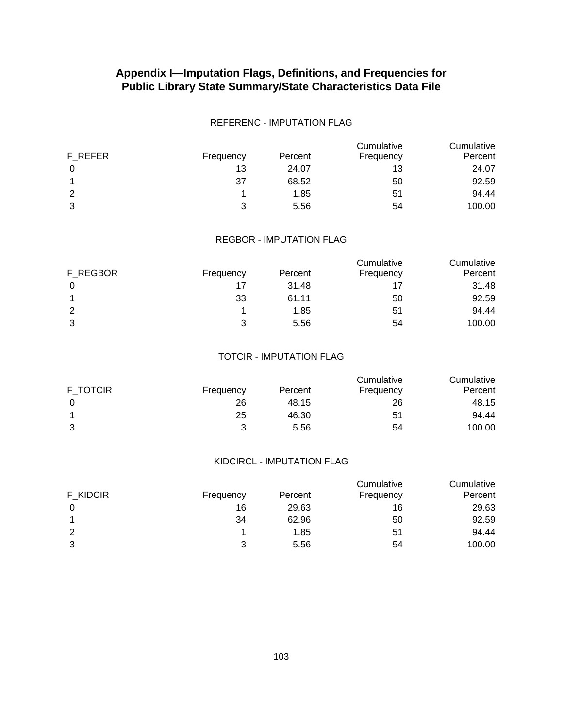# Appendix I—Imputation Flags, Definitions, and Frequencies for Public Library State Summary/State Characteristics Data File

REFERENC - IMPUTATION FLAG

| F_REFER | Frequency | Percent | Cumulative Frequency | Cumulative Percent |
|---|---|---|---|---|
| 0 | 13 | 24.07 | 13 | 24.07 |
| 1 | 37 | 68.52 | 50 | 92.59 |
| 2 | 1 | 1.85 | 51 | 94.44 |
| 3 | 3 | 5.56 | 54 | 100.00 |

REGBOR - IMPUTATION FLAG

| F_REGBOR | Frequency | Percent | Cumulative Frequency | Cumulative Percent |
|---|---|---|---|---|
| 0 | 17 | 31.48 | 17 | 31.48 |
| 1 | 33 | 61.11 | 50 | 92.59 |
| 2 | 1 | 1.85 | 51 | 94.44 |
| 3 | 3 | 5.56 | 54 | 100.00 |

TOTCIR - IMPUTATION FLAG

| F_TOTCIR | Frequency | Percent | Cumulative Frequency | Cumulative Percent |
|---|---|---|---|---|
| 0 | 26 | 48.15 | 26 | 48.15 |
| 1 | 25 | 46.30 | 51 | 94.44 |
| 3 | 3 | 5.56 | 54 | 100.00 |

KIDCIRCL - IMPUTATION FLAG

| F_KIDCIR | Frequency | Percent | Cumulative Frequency | Cumulative Percent |
|---|---|---|---|---|
| 0 | 16 | 29.63 | 16 | 29.63 |
| 1 | 34 | 62.96 | 50 | 92.59 |
| 2 | 1 | 1.85 | 51 | 94.44 |
| 3 | 3 | 5.56 | 54 | 100.00 |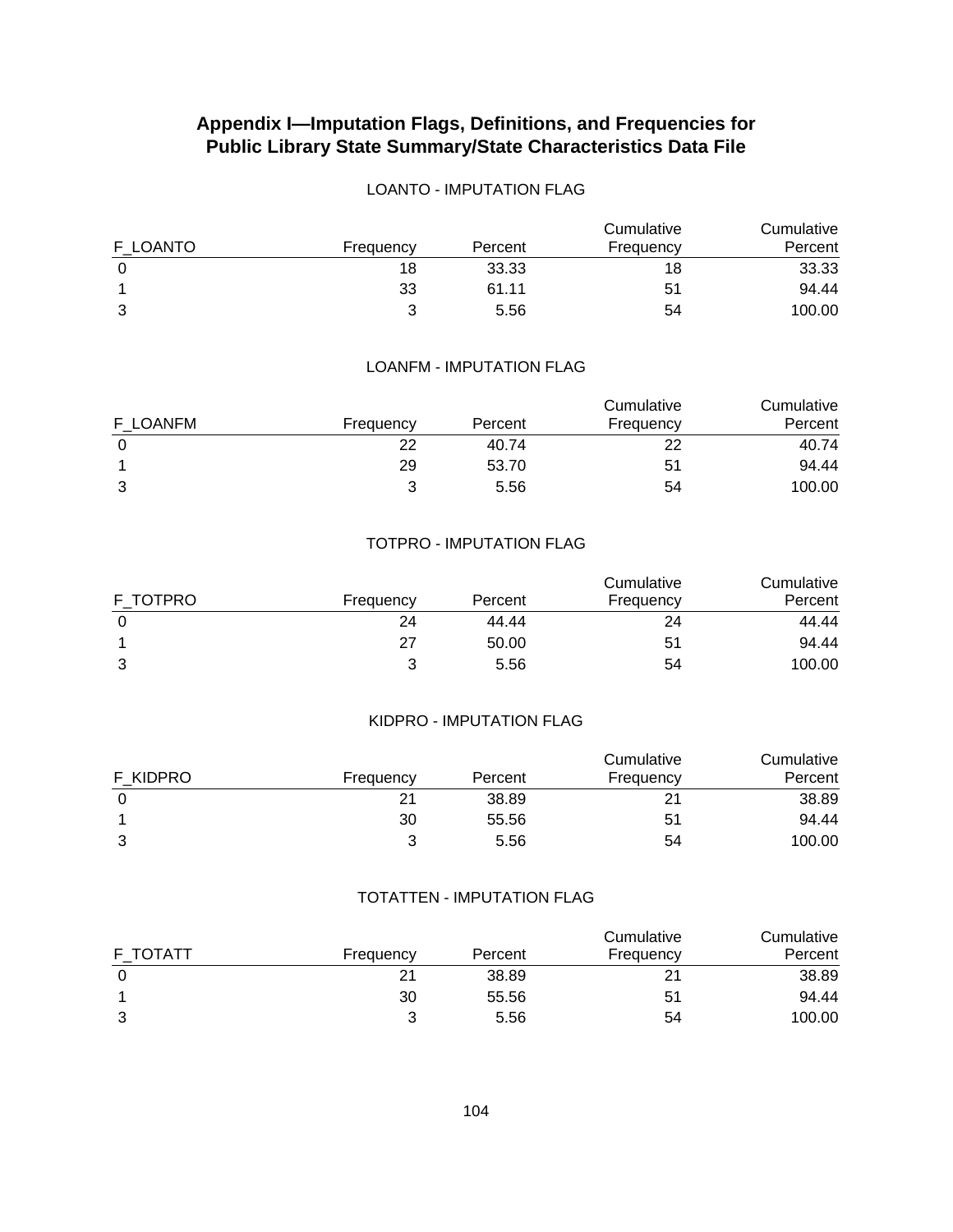## Appendix I—Imputation Flags, Definitions, and Frequencies for Public Library State Summary/State Characteristics Data File

LOANTO - IMPUTATION FLAG

| F_LOANTO | Frequency | Percent | Cumulative Frequency | Cumulative Percent |
|---|---|---|---|---|
| 0 | 18 | 33.33 | 18 | 33.33 |
| 1 | 33 | 61.11 | 51 | 94.44 |
| 3 | 3 | 5.56 | 54 | 100.00 |

LOANFM - IMPUTATION FLAG

| F_LOANFM | Frequency | Percent | Cumulative Frequency | Cumulative Percent |
|---|---|---|---|---|
| 0 | 22 | 40.74 | 22 | 40.74 |
| 1 | 29 | 53.70 | 51 | 94.44 |
| 3 | 3 | 5.56 | 54 | 100.00 |

TOTPRO - IMPUTATION FLAG

| F_TOTPRO | Frequency | Percent | Cumulative Frequency | Cumulative Percent |
|---|---|---|---|---|
| 0 | 24 | 44.44 | 24 | 44.44 |
| 1 | 27 | 50.00 | 51 | 94.44 |
| 3 | 3 | 5.56 | 54 | 100.00 |

KIDPRO - IMPUTATION FLAG

| F_KIDPRO | Frequency | Percent | Cumulative Frequency | Cumulative Percent |
|---|---|---|---|---|
| 0 | 21 | 38.89 | 21 | 38.89 |
| 1 | 30 | 55.56 | 51 | 94.44 |
| 3 | 3 | 5.56 | 54 | 100.00 |

TOTATTEN - IMPUTATION FLAG

| F_TOTATT | Frequency | Percent | Cumulative Frequency | Cumulative Percent |
|---|---|---|---|---|
| 0 | 21 | 38.89 | 21 | 38.89 |
| 1 | 30 | 55.56 | 51 | 94.44 |
| 3 | 3 | 5.56 | 54 | 100.00 |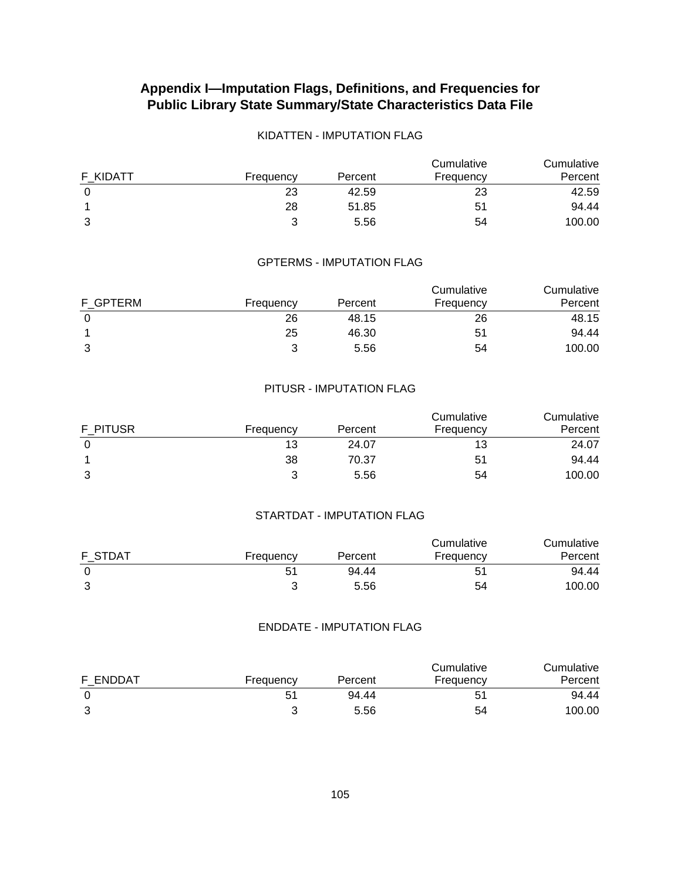# Appendix I—Imputation Flags, Definitions, and Frequencies for Public Library State Summary/State Characteristics Data File

KIDATTEN - IMPUTATION FLAG

| F_KIDATT | Frequency | Percent | Cumulative Frequency | Cumulative Percent |
|---|---|---|---|---|
| 0 | 23 | 42.59 | 23 | 42.59 |
| 1 | 28 | 51.85 | 51 | 94.44 |
| 3 | 3 | 5.56 | 54 | 100.00 |

GPTERMS - IMPUTATION FLAG

| F_GPTERM | Frequency | Percent | Cumulative Frequency | Cumulative Percent |
|---|---|---|---|---|
| 0 | 26 | 48.15 | 26 | 48.15 |
| 1 | 25 | 46.30 | 51 | 94.44 |
| 3 | 3 | 5.56 | 54 | 100.00 |

PITUSR - IMPUTATION FLAG

| F_PITUSR | Frequency | Percent | Cumulative Frequency | Cumulative Percent |
|---|---|---|---|---|
| 0 | 13 | 24.07 | 13 | 24.07 |
| 1 | 38 | 70.37 | 51 | 94.44 |
| 3 | 3 | 5.56 | 54 | 100.00 |

STARTDAT - IMPUTATION FLAG

| F_STDAT | Frequency | Percent | Cumulative Frequency | Cumulative Percent |
|---|---|---|---|---|
| 0 | 51 | 94.44 | 51 | 94.44 |
| 3 | 3 | 5.56 | 54 | 100.00 |

ENDDATE - IMPUTATION FLAG

| F_ENDDAT | Frequency | Percent | Cumulative Frequency | Cumulative Percent |
|---|---|---|---|---|
| 0 | 51 | 94.44 | 51 | 94.44 |
| 3 | 3 | 5.56 | 54 | 100.00 |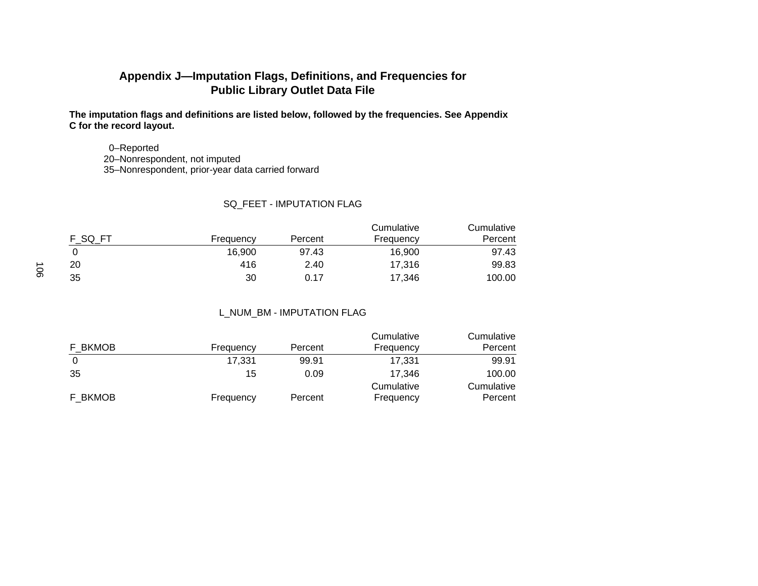# Appendix J—Imputation Flags, Definitions, and Frequencies for Public Library Outlet Data File

**The imputation flags and definitions are listed below, followed by the frequencies. See Appendix C for the record layout.**

0–Reported
20–Nonrespondent, not imputed
35–Nonrespondent, prior-year data carried forward

SQ_FEET - IMPUTATION FLAG

| F_SQ_FT | Frequency | Percent | Cumulative Frequency | Cumulative Percent |
|---|---|---|---|---|
| 0 | 16,900 | 97.43 | 16,900 | 97.43 |
| 20 | 416 | 2.40 | 17,316 | 99.83 |
| 35 | 30 | 0.17 | 17,346 | 100.00 |

L_NUM_BM - IMPUTATION FLAG

| F_BKMOB | Frequency | Percent | Cumulative Frequency | Cumulative Percent |
|---|---|---|---|---|
| 0 | 17,331 | 99.91 | 17,331 | 99.91 |
| 35 | 15 | 0.09 | 17,346 | 100.00 |

| F_BKMOB | Frequency | Percent | Cumulative Frequency | Cumulative Percent |
|---|---|---|---|---|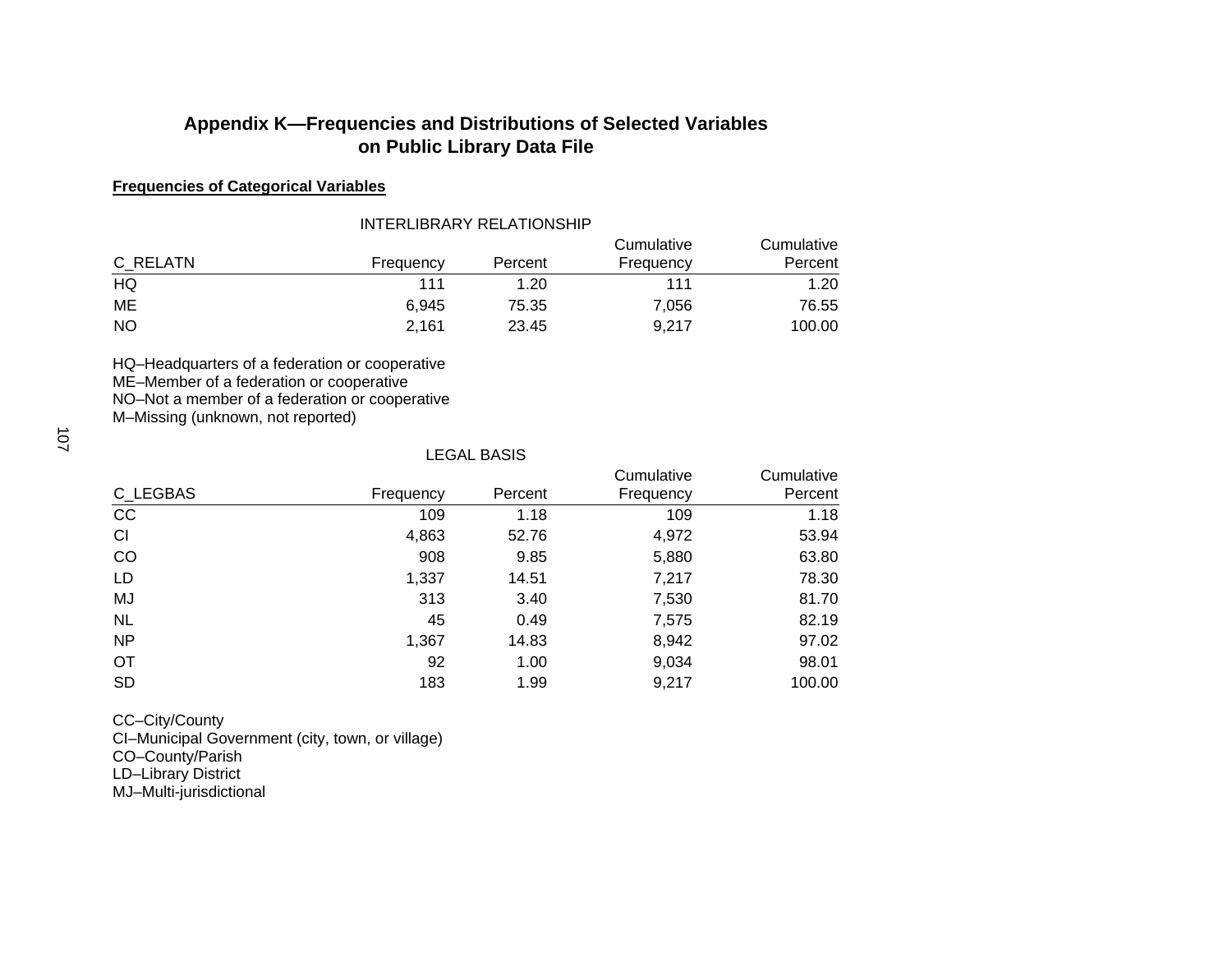# Appendix K—Frequencies and Distributions of Selected Variables on Public Library Data File

**Frequencies of Categorical Variables**

INTERLIBRARY RELATIONSHIP

| C_RELATN | Frequency | Percent | Cumulative Frequency | Cumulative Percent |
|---|---|---|---|---|
| HQ | 111 | 1.20 | 111 | 1.20 |
| ME | 6,945 | 75.35 | 7,056 | 76.55 |
| NO | 2,161 | 23.45 | 9,217 | 100.00 |

HQ–Headquarters of a federation or cooperative
ME–Member of a federation or cooperative
NO–Not a member of a federation or cooperative
M–Missing (unknown, not reported)

LEGAL BASIS

| C_LEGBAS | Frequency | Percent | Cumulative Frequency | Cumulative Percent |
|---|---|---|---|---|
| CC | 109 | 1.18 | 109 | 1.18 |
| CI | 4,863 | 52.76 | 4,972 | 53.94 |
| CO | 908 | 9.85 | 5,880 | 63.80 |
| LD | 1,337 | 14.51 | 7,217 | 78.30 |
| MJ | 313 | 3.40 | 7,530 | 81.70 |
| NL | 45 | 0.49 | 7,575 | 82.19 |
| NP | 1,367 | 14.83 | 8,942 | 97.02 |
| OT | 92 | 1.00 | 9,034 | 98.01 |
| SD | 183 | 1.99 | 9,217 | 100.00 |

CC–City/County
CI–Municipal Government (city, town, or village)
CO–County/Parish
LD–Library District
MJ–Multi-jurisdictional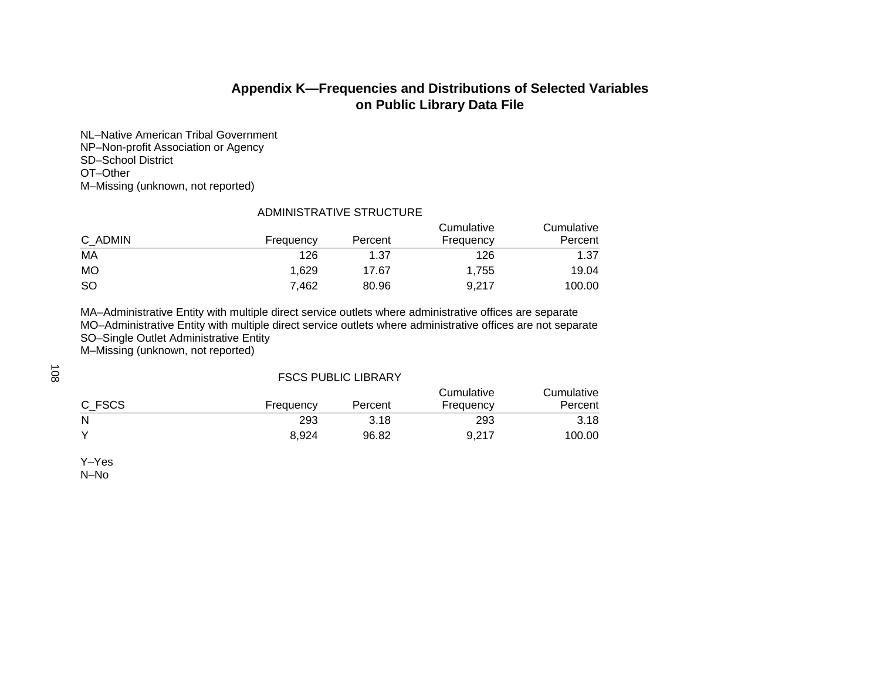# Appendix K—Frequencies and Distributions of Selected Variables on Public Library Data File

NL–Native American Tribal Government
NP–Non-profit Association or Agency
SD–School District
OT–Other
M–Missing (unknown, not reported)

ADMINISTRATIVE STRUCTURE

| C_ADMIN | Frequency | Percent | Cumulative Frequency | Cumulative Percent |
|---|---|---|---|---|
| MA | 126 | 1.37 | 126 | 1.37 |
| MO | 1,629 | 17.67 | 1,755 | 19.04 |
| SO | 7,462 | 80.96 | 9,217 | 100.00 |

MA–Administrative Entity with multiple direct service outlets where administrative offices are separate
MO–Administrative Entity with multiple direct service outlets where administrative offices are not separate
SO–Single Outlet Administrative Entity
M–Missing (unknown, not reported)

FSCS PUBLIC LIBRARY

| C_FSCS | Frequency | Percent | Cumulative Frequency | Cumulative Percent |
|---|---|---|---|---|
| N | 293 | 3.18 | 293 | 3.18 |
| Y | 8,924 | 96.82 | 9,217 | 100.00 |

Y–Yes
N–No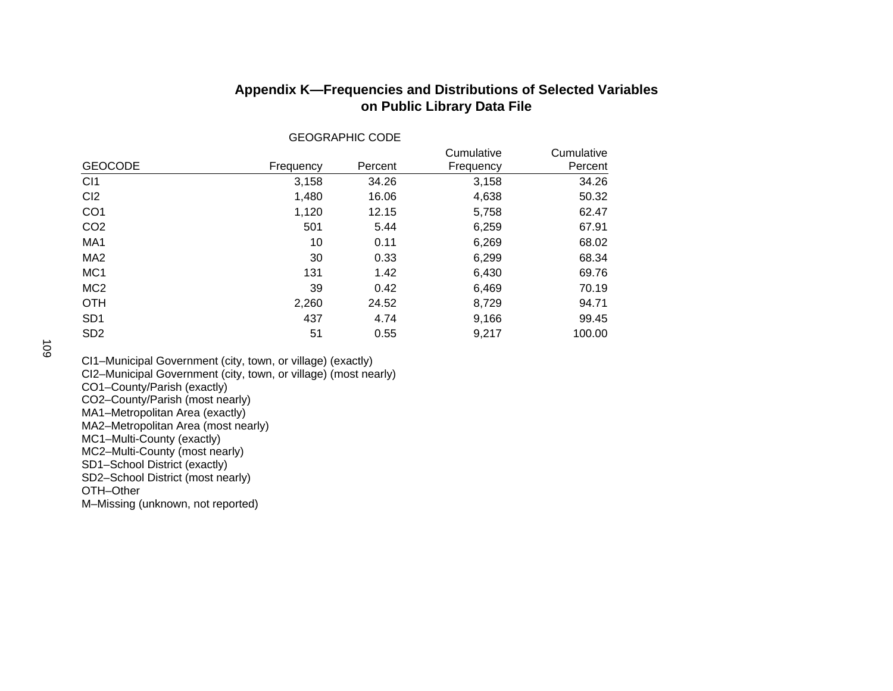# Appendix K—Frequencies and Distributions of Selected Variables on Public Library Data File

GEOGRAPHIC CODE

| GEOCODE | Frequency | Percent | Cumulative Frequency | Cumulative Percent |
|---|---|---|---|---|
| CI1 | 3,158 | 34.26 | 3,158 | 34.26 |
| CI2 | 1,480 | 16.06 | 4,638 | 50.32 |
| CO1 | 1,120 | 12.15 | 5,758 | 62.47 |
| CO2 | 501 | 5.44 | 6,259 | 67.91 |
| MA1 | 10 | 0.11 | 6,269 | 68.02 |
| MA2 | 30 | 0.33 | 6,299 | 68.34 |
| MC1 | 131 | 1.42 | 6,430 | 69.76 |
| MC2 | 39 | 0.42 | 6,469 | 70.19 |
| OTH | 2,260 | 24.52 | 8,729 | 94.71 |
| SD1 | 437 | 4.74 | 9,166 | 99.45 |
| SD2 | 51 | 0.55 | 9,217 | 100.00 |

CI1–Municipal Government (city, town, or village) (exactly)
CI2–Municipal Government (city, town, or village) (most nearly)
CO1–County/Parish (exactly)
CO2–County/Parish (most nearly)
MA1–Metropolitan Area (exactly)
MA2–Metropolitan Area (most nearly)
MC1–Multi-County (exactly)
MC2–Multi-County (most nearly)
SD1–School District (exactly)
SD2–School District (most nearly)
OTH–Other
M–Missing (unknown, not reported)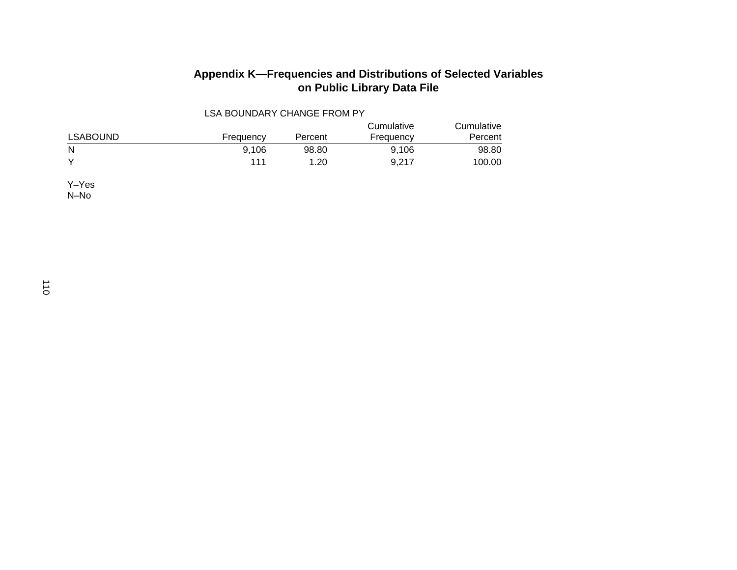## Appendix K—Frequencies and Distributions of Selected Variables on Public Library Data File

LSA BOUNDARY CHANGE FROM PY

| LSABOUND | Frequency | Percent | Cumulative Frequency | Cumulative Percent |
|---|---|---|---|---|
| N | 9,106 | 98.80 | 9,106 | 98.80 |
| Y | 111 | 1.20 | 9,217 | 100.00 |

Y–Yes
N–No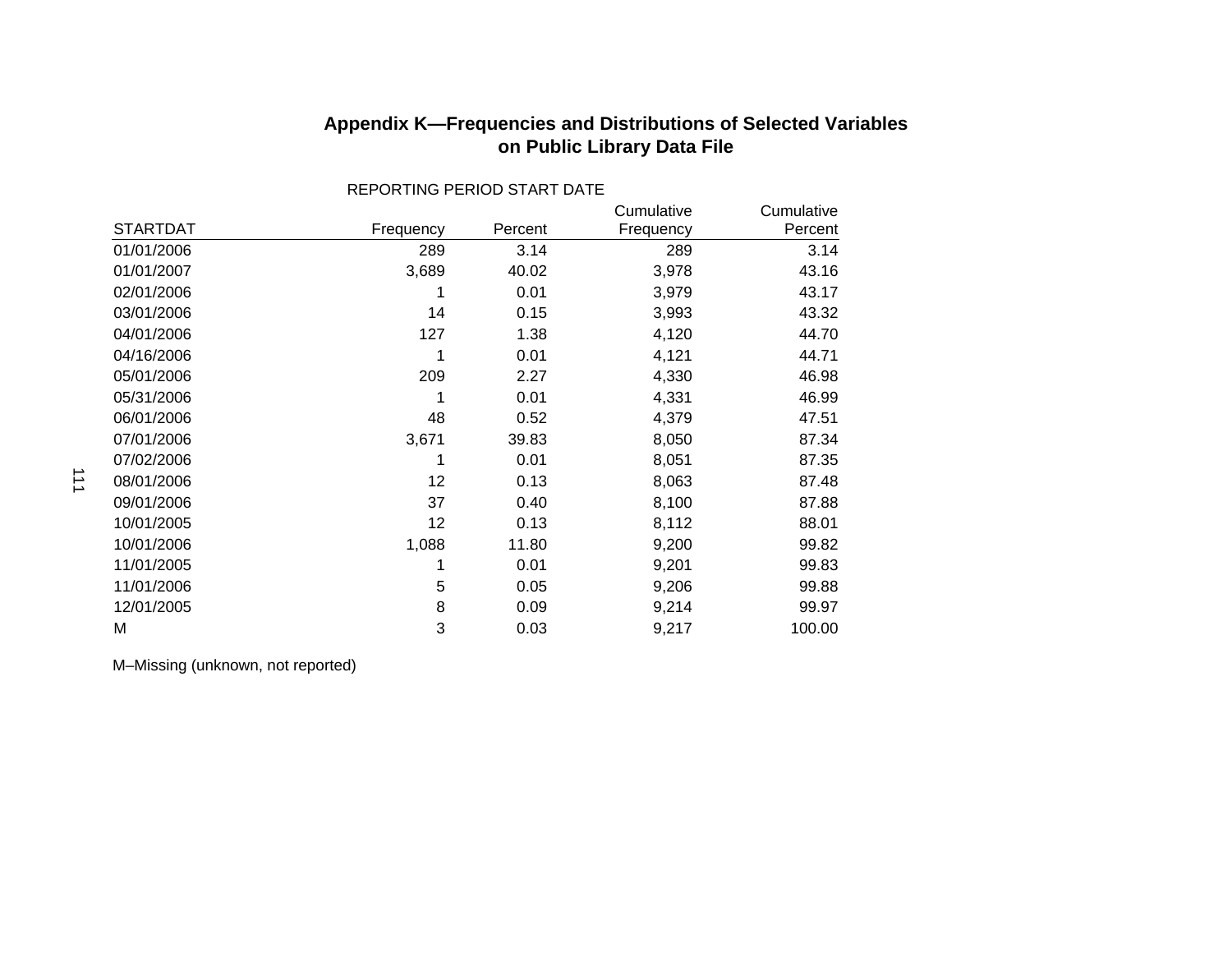# Appendix K—Frequencies and Distributions of Selected Variables on Public Library Data File

REPORTING PERIOD START DATE

| STARTDAT | Frequency | Percent | Cumulative Frequency | Cumulative Percent |
|---|---|---|---|---|
| 01/01/2006 | 289 | 3.14 | 289 | 3.14 |
| 01/01/2007 | 3,689 | 40.02 | 3,978 | 43.16 |
| 02/01/2006 | 1 | 0.01 | 3,979 | 43.17 |
| 03/01/2006 | 14 | 0.15 | 3,993 | 43.32 |
| 04/01/2006 | 127 | 1.38 | 4,120 | 44.70 |
| 04/16/2006 | 1 | 0.01 | 4,121 | 44.71 |
| 05/01/2006 | 209 | 2.27 | 4,330 | 46.98 |
| 05/31/2006 | 1 | 0.01 | 4,331 | 46.99 |
| 06/01/2006 | 48 | 0.52 | 4,379 | 47.51 |
| 07/01/2006 | 3,671 | 39.83 | 8,050 | 87.34 |
| 07/02/2006 | 1 | 0.01 | 8,051 | 87.35 |
| 08/01/2006 | 12 | 0.13 | 8,063 | 87.48 |
| 09/01/2006 | 37 | 0.40 | 8,100 | 87.88 |
| 10/01/2005 | 12 | 0.13 | 8,112 | 88.01 |
| 10/01/2006 | 1,088 | 11.80 | 9,200 | 99.82 |
| 11/01/2005 | 1 | 0.01 | 9,201 | 99.83 |
| 11/01/2006 | 5 | 0.05 | 9,206 | 99.88 |
| 12/01/2005 | 8 | 0.09 | 9,214 | 99.97 |
| M | 3 | 0.03 | 9,217 | 100.00 |

M–Missing (unknown, not reported)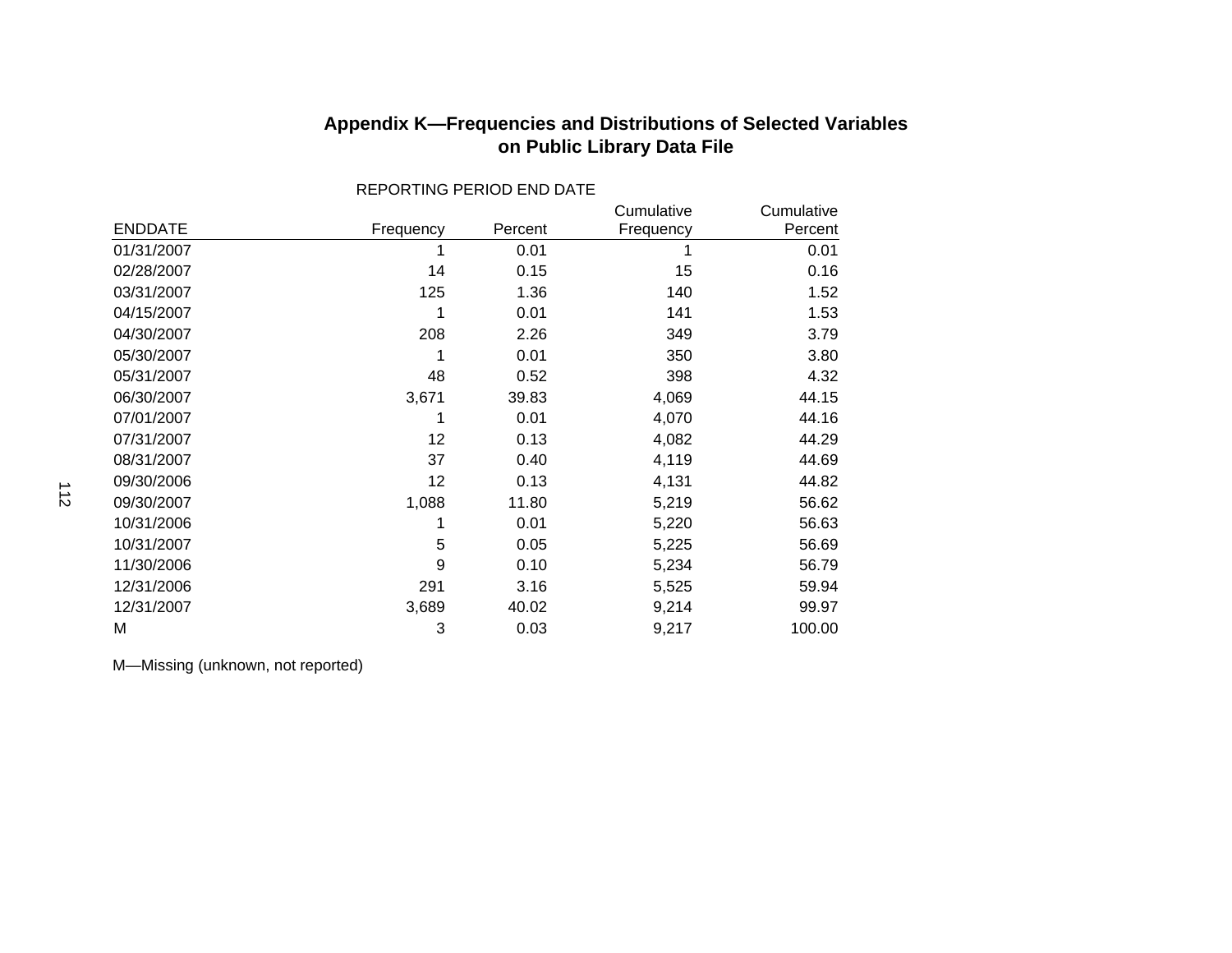# Appendix K—Frequencies and Distributions of Selected Variables on Public Library Data File

REPORTING PERIOD END DATE

| ENDDATE | Frequency | Percent | Cumulative Frequency | Cumulative Percent |
|---|---|---|---|---|
| 01/31/2007 | 1 | 0.01 | 1 | 0.01 |
| 02/28/2007 | 14 | 0.15 | 15 | 0.16 |
| 03/31/2007 | 125 | 1.36 | 140 | 1.52 |
| 04/15/2007 | 1 | 0.01 | 141 | 1.53 |
| 04/30/2007 | 208 | 2.26 | 349 | 3.79 |
| 05/30/2007 | 1 | 0.01 | 350 | 3.80 |
| 05/31/2007 | 48 | 0.52 | 398 | 4.32 |
| 06/30/2007 | 3,671 | 39.83 | 4,069 | 44.15 |
| 07/01/2007 | 1 | 0.01 | 4,070 | 44.16 |
| 07/31/2007 | 12 | 0.13 | 4,082 | 44.29 |
| 08/31/2007 | 37 | 0.40 | 4,119 | 44.69 |
| 09/30/2006 | 12 | 0.13 | 4,131 | 44.82 |
| 09/30/2007 | 1,088 | 11.80 | 5,219 | 56.62 |
| 10/31/2006 | 1 | 0.01 | 5,220 | 56.63 |
| 10/31/2007 | 5 | 0.05 | 5,225 | 56.69 |
| 11/30/2006 | 9 | 0.10 | 5,234 | 56.79 |
| 12/31/2006 | 291 | 3.16 | 5,525 | 59.94 |
| 12/31/2007 | 3,689 | 40.02 | 9,214 | 99.97 |
| M | 3 | 0.03 | 9,217 | 100.00 |

M—Missing (unknown, not reported)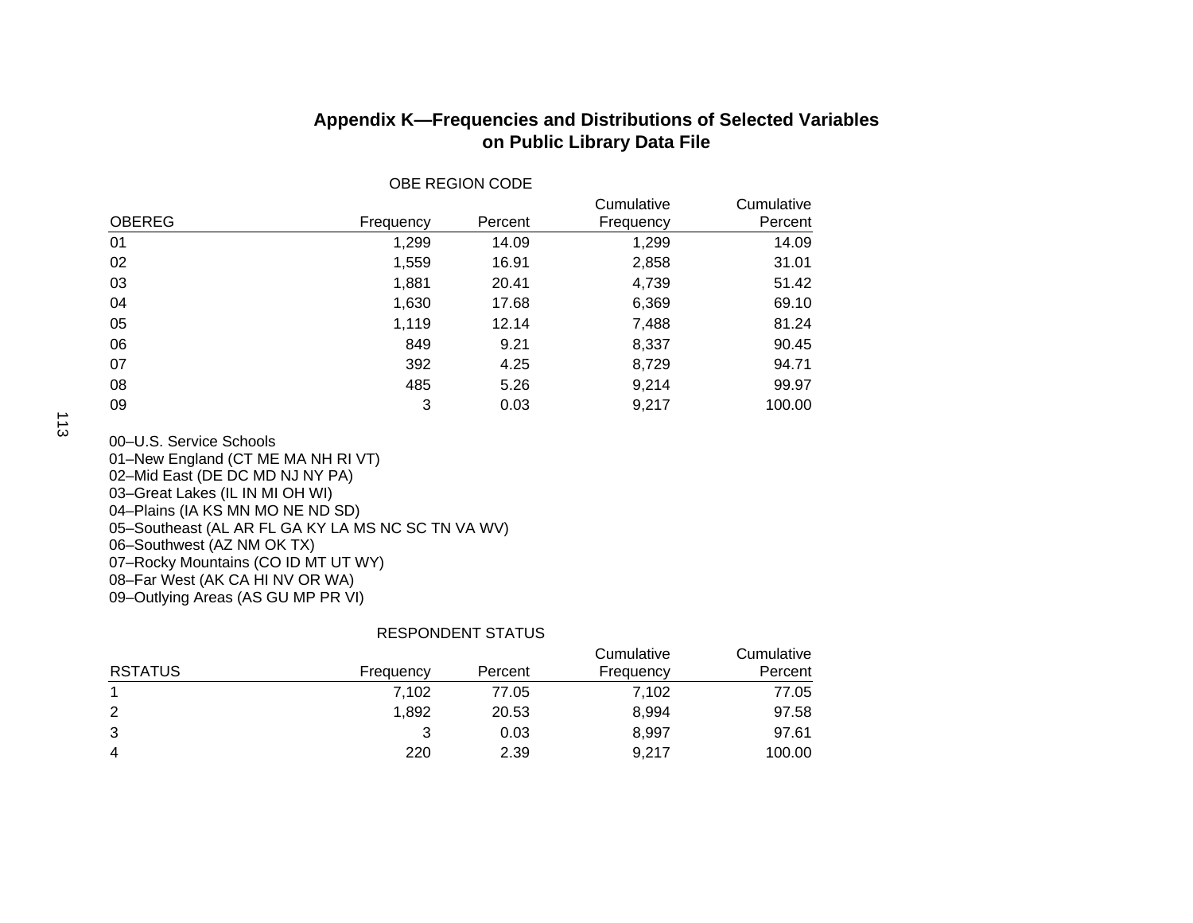# Appendix K—Frequencies and Distributions of Selected Variables on Public Library Data File

OBE REGION CODE

| OBEREG | Frequency | Percent | Cumulative Frequency | Cumulative Percent |
|---|---|---|---|---|
| 01 | 1,299 | 14.09 | 1,299 | 14.09 |
| 02 | 1,559 | 16.91 | 2,858 | 31.01 |
| 03 | 1,881 | 20.41 | 4,739 | 51.42 |
| 04 | 1,630 | 17.68 | 6,369 | 69.10 |
| 05 | 1,119 | 12.14 | 7,488 | 81.24 |
| 06 | 849 | 9.21 | 8,337 | 90.45 |
| 07 | 392 | 4.25 | 8,729 | 94.71 |
| 08 | 485 | 5.26 | 9,214 | 99.97 |
| 09 | 3 | 0.03 | 9,217 | 100.00 |

00–U.S. Service Schools
01–New England (CT ME MA NH RI VT)
02–Mid East (DE DC MD NJ NY PA)
03–Great Lakes (IL IN MI OH WI)
04–Plains (IA KS MN MO NE ND SD)
05–Southeast (AL AR FL GA KY LA MS NC SC TN VA WV)
06–Southwest (AZ NM OK TX)
07–Rocky Mountains (CO ID MT UT WY)
08–Far West (AK CA HI NV OR WA)
09–Outlying Areas (AS GU MP PR VI)

RESPONDENT STATUS

| RSTATUS | Frequency | Percent | Cumulative Frequency | Cumulative Percent |
|---|---|---|---|---|
| 1 | 7,102 | 77.05 | 7,102 | 77.05 |
| 2 | 1,892 | 20.53 | 8,994 | 97.58 |
| 3 | 3 | 0.03 | 8,997 | 97.61 |
| 4 | 220 | 2.39 | 9,217 | 100.00 |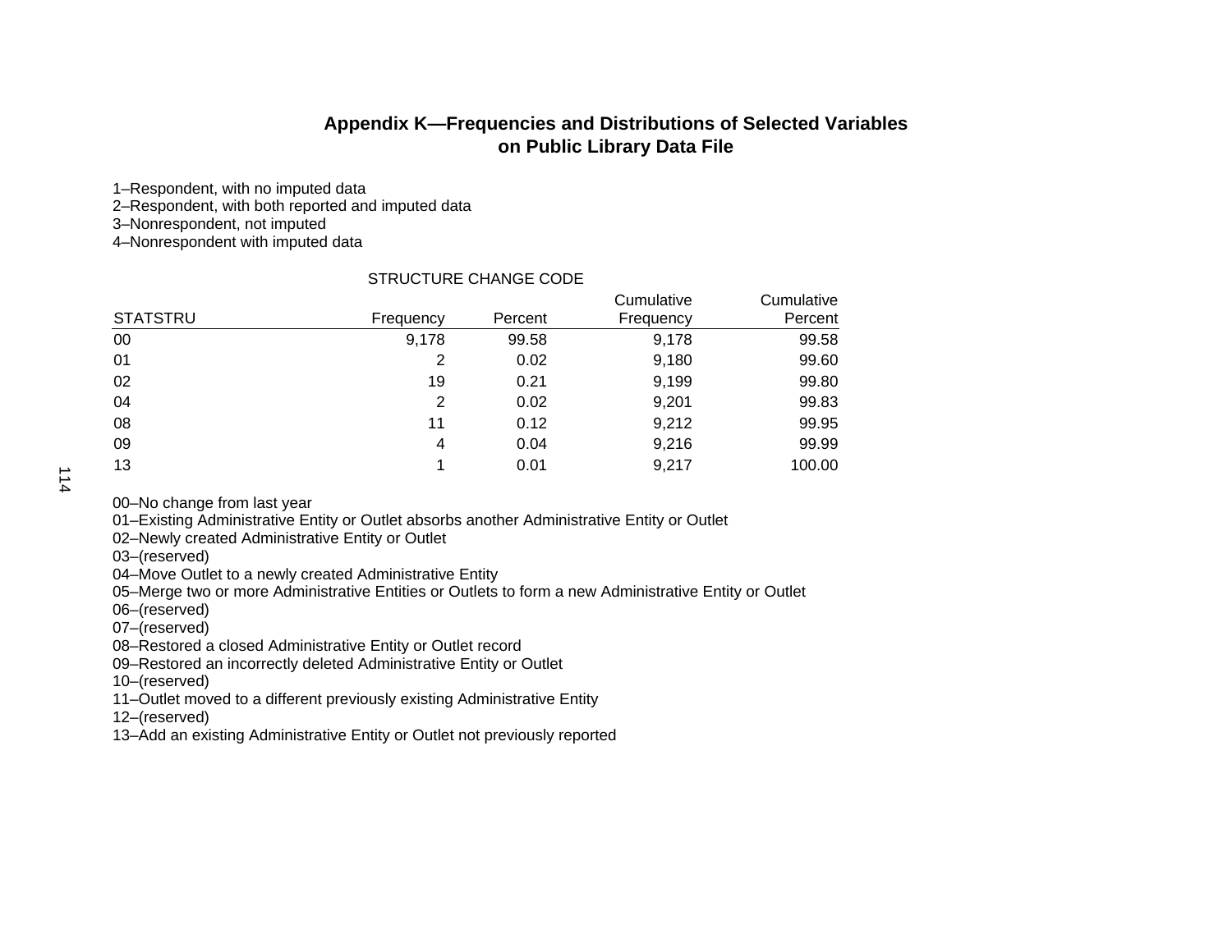## Appendix K—Frequencies and Distributions of Selected Variables on Public Library Data File

1–Respondent, with no imputed data
2–Respondent, with both reported and imputed data
3–Nonrespondent, not imputed
4–Nonrespondent with imputed data

STRUCTURE CHANGE CODE

| STATSTRU | Frequency | Percent | Cumulative Frequency | Cumulative Percent |
|---|---|---|---|---|
| 00 | 9,178 | 99.58 | 9,178 | 99.58 |
| 01 | 2 | 0.02 | 9,180 | 99.60 |
| 02 | 19 | 0.21 | 9,199 | 99.80 |
| 04 | 2 | 0.02 | 9,201 | 99.83 |
| 08 | 11 | 0.12 | 9,212 | 99.95 |
| 09 | 4 | 0.04 | 9,216 | 99.99 |
| 13 | 1 | 0.01 | 9,217 | 100.00 |

00–No change from last year
01–Existing Administrative Entity or Outlet absorbs another Administrative Entity or Outlet
02–Newly created Administrative Entity or Outlet
03–(reserved)
04–Move Outlet to a newly created Administrative Entity
05–Merge two or more Administrative Entities or Outlets to form a new Administrative Entity or Outlet
06–(reserved)
07–(reserved)
08–Restored a closed Administrative Entity or Outlet record
09–Restored an incorrectly deleted Administrative Entity or Outlet
10–(reserved)
11–Outlet moved to a different previously existing Administrative Entity
12–(reserved)
13–Add an existing Administrative Entity or Outlet not previously reported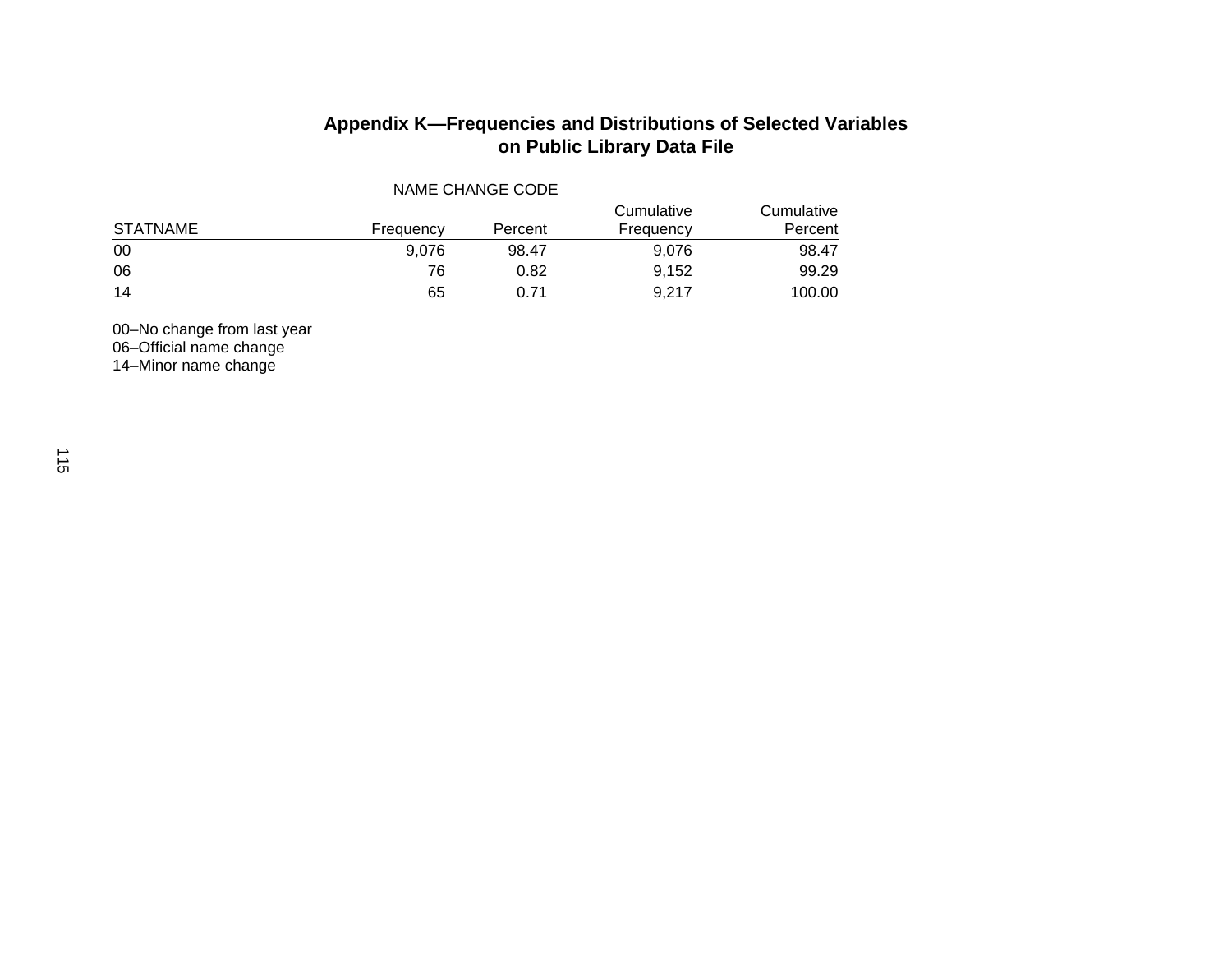# Appendix K—Frequencies and Distributions of Selected Variables on Public Library Data File

NAME CHANGE CODE

| STATNAME | Frequency | Percent | Cumulative Frequency | Cumulative Percent |
|---|---|---|---|---|
| 00 | 9,076 | 98.47 | 9,076 | 98.47 |
| 06 | 76 | 0.82 | 9,152 | 99.29 |
| 14 | 65 | 0.71 | 9,217 | 100.00 |

00–No change from last year
06–Official name change
14–Minor name change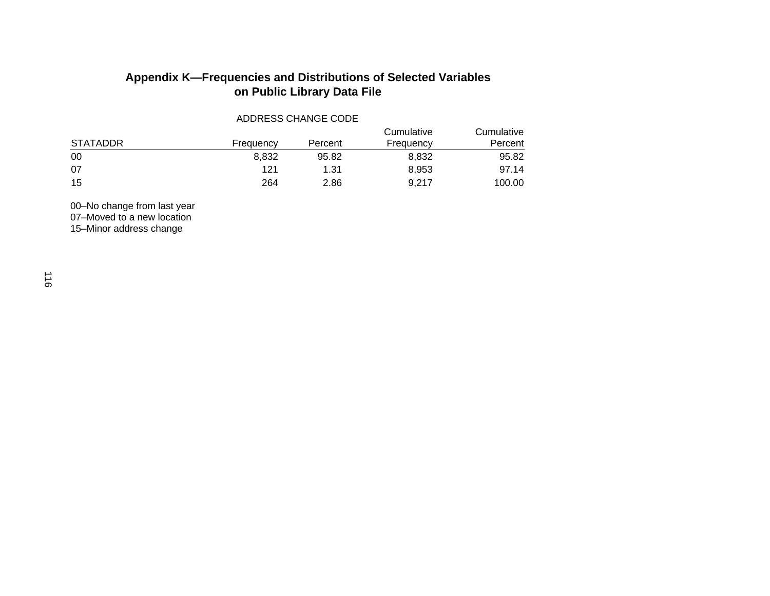## Appendix K—Frequencies and Distributions of Selected Variables on Public Library Data File

ADDRESS CHANGE CODE

| STATADDR | Frequency | Percent | Cumulative Frequency | Cumulative Percent |
|---|---|---|---|---|
| 00 | 8,832 | 95.82 | 8,832 | 95.82 |
| 07 | 121 | 1.31 | 8,953 | 97.14 |
| 15 | 264 | 2.86 | 9,217 | 100.00 |

00–No change from last year
07–Moved to a new location
15–Minor address change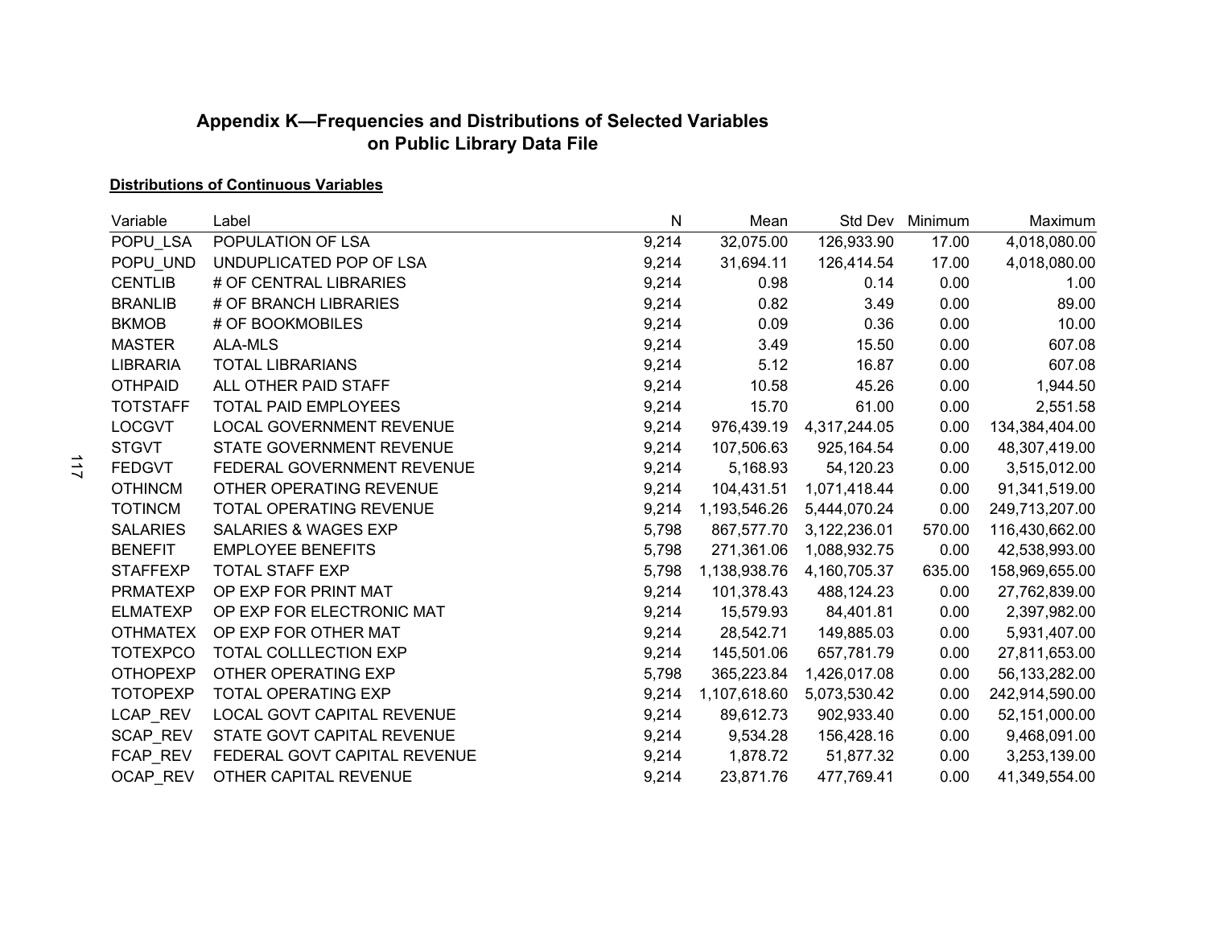## Appendix K—Frequencies and Distributions of Selected Variables on Public Library Data File

**Distributions of Continuous Variables**

| Variable | Label | N | Mean | Std Dev | Minimum | Maximum |
|---|---|---|---|---|---|---|
| POPU_LSA | POPULATION OF LSA | 9,214 | 32,075.00 | 126,933.90 | 17.00 | 4,018,080.00 |
| POPU_UND | UNDUPLICATED POP OF LSA | 9,214 | 31,694.11 | 126,414.54 | 17.00 | 4,018,080.00 |
| CENTLIB | # OF CENTRAL LIBRARIES | 9,214 | 0.98 | 0.14 | 0.00 | 1.00 |
| BRANLIB | # OF BRANCH LIBRARIES | 9,214 | 0.82 | 3.49 | 0.00 | 89.00 |
| BKMOB | # OF BOOKMOBILES | 9,214 | 0.09 | 0.36 | 0.00 | 10.00 |
| MASTER | ALA-MLS | 9,214 | 3.49 | 15.50 | 0.00 | 607.08 |
| LIBRARIA | TOTAL LIBRARIANS | 9,214 | 5.12 | 16.87 | 0.00 | 607.08 |
| OTHPAID | ALL OTHER PAID STAFF | 9,214 | 10.58 | 45.26 | 0.00 | 1,944.50 |
| TOTSTAFF | TOTAL PAID EMPLOYEES | 9,214 | 15.70 | 61.00 | 0.00 | 2,551.58 |
| LOCGVT | LOCAL GOVERNMENT REVENUE | 9,214 | 976,439.19 | 4,317,244.05 | 0.00 | 134,384,404.00 |
| STGVT | STATE GOVERNMENT REVENUE | 9,214 | 107,506.63 | 925,164.54 | 0.00 | 48,307,419.00 |
| FEDGVT | FEDERAL GOVERNMENT REVENUE | 9,214 | 5,168.93 | 54,120.23 | 0.00 | 3,515,012.00 |
| OTHINCM | OTHER OPERATING REVENUE | 9,214 | 104,431.51 | 1,071,418.44 | 0.00 | 91,341,519.00 |
| TOTINCM | TOTAL OPERATING REVENUE | 9,214 | 1,193,546.26 | 5,444,070.24 | 0.00 | 249,713,207.00 |
| SALARIES | SALARIES & WAGES EXP | 5,798 | 867,577.70 | 3,122,236.01 | 570.00 | 116,430,662.00 |
| BENEFIT | EMPLOYEE BENEFITS | 5,798 | 271,361.06 | 1,088,932.75 | 0.00 | 42,538,993.00 |
| STAFFEXP | TOTAL STAFF EXP | 5,798 | 1,138,938.76 | 4,160,705.37 | 635.00 | 158,969,655.00 |
| PRMATEXP | OP EXP FOR PRINT MAT | 9,214 | 101,378.43 | 488,124.23 | 0.00 | 27,762,839.00 |
| ELMATEXP | OP EXP FOR ELECTRONIC MAT | 9,214 | 15,579.93 | 84,401.81 | 0.00 | 2,397,982.00 |
| OTHMATEX | OP EXP FOR OTHER MAT | 9,214 | 28,542.71 | 149,885.03 | 0.00 | 5,931,407.00 |
| TOTEXPCO | TOTAL COLLLECTION EXP | 9,214 | 145,501.06 | 657,781.79 | 0.00 | 27,811,653.00 |
| OTHOPEXP | OTHER OPERATING EXP | 5,798 | 365,223.84 | 1,426,017.08 | 0.00 | 56,133,282.00 |
| TOTOPEXP | TOTAL OPERATING EXP | 9,214 | 1,107,618.60 | 5,073,530.42 | 0.00 | 242,914,590.00 |
| LCAP_REV | LOCAL GOVT CAPITAL REVENUE | 9,214 | 89,612.73 | 902,933.40 | 0.00 | 52,151,000.00 |
| SCAP_REV | STATE GOVT CAPITAL REVENUE | 9,214 | 9,534.28 | 156,428.16 | 0.00 | 9,468,091.00 |
| FCAP_REV | FEDERAL GOVT CAPITAL REVENUE | 9,214 | 1,878.72 | 51,877.32 | 0.00 | 3,253,139.00 |
| OCAP_REV | OTHER CAPITAL REVENUE | 9,214 | 23,871.76 | 477,769.41 | 0.00 | 41,349,554.00 |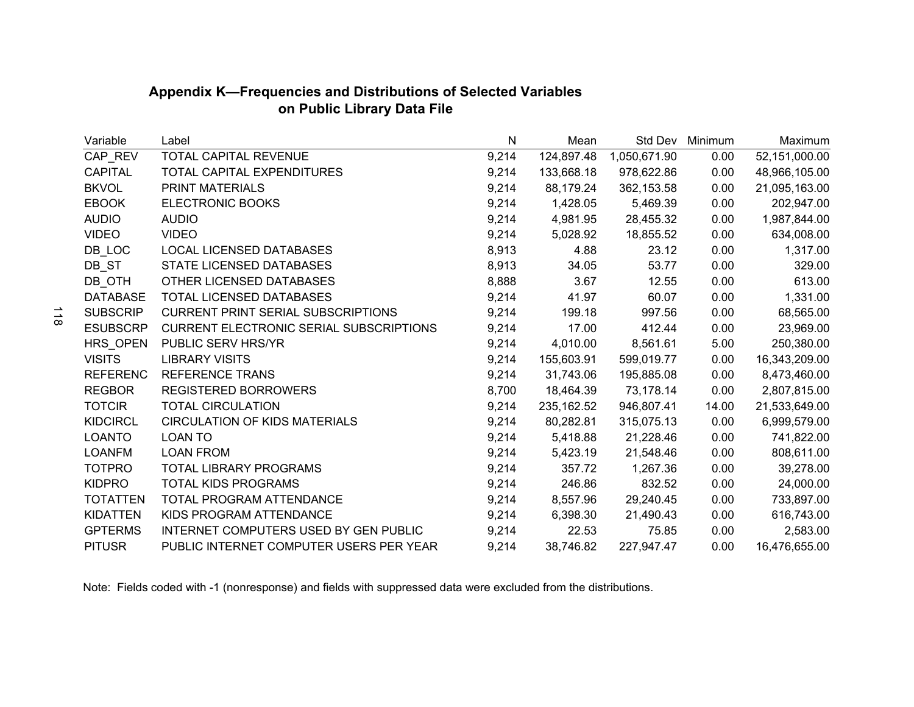## Appendix K—Frequencies and Distributions of Selected Variables on Public Library Data File

| Variable | Label | N | Mean | Std Dev | Minimum | Maximum |
|---|---|---|---|---|---|---|
| CAP_REV | TOTAL CAPITAL REVENUE | 9,214 | 124,897.48 | 1,050,671.90 | 0.00 | 52,151,000.00 |
| CAPITAL | TOTAL CAPITAL EXPENDITURES | 9,214 | 133,668.18 | 978,622.86 | 0.00 | 48,966,105.00 |
| BKVOL | PRINT MATERIALS | 9,214 | 88,179.24 | 362,153.58 | 0.00 | 21,095,163.00 |
| EBOOK | ELECTRONIC BOOKS | 9,214 | 1,428.05 | 5,469.39 | 0.00 | 202,947.00 |
| AUDIO | AUDIO | 9,214 | 4,981.95 | 28,455.32 | 0.00 | 1,987,844.00 |
| VIDEO | VIDEO | 9,214 | 5,028.92 | 18,855.52 | 0.00 | 634,008.00 |
| DB_LOC | LOCAL LICENSED DATABASES | 8,913 | 4.88 | 23.12 | 0.00 | 1,317.00 |
| DB_ST | STATE LICENSED DATABASES | 8,913 | 34.05 | 53.77 | 0.00 | 329.00 |
| DB_OTH | OTHER LICENSED DATABASES | 8,888 | 3.67 | 12.55 | 0.00 | 613.00 |
| DATABASE | TOTAL LICENSED DATABASES | 9,214 | 41.97 | 60.07 | 0.00 | 1,331.00 |
| SUBSCRIP | CURRENT PRINT SERIAL SUBSCRIPTIONS | 9,214 | 199.18 | 997.56 | 0.00 | 68,565.00 |
| ESUBSCRP | CURRENT ELECTRONIC SERIAL SUBSCRIPTIONS | 9,214 | 17.00 | 412.44 | 0.00 | 23,969.00 |
| HRS_OPEN | PUBLIC SERV HRS/YR | 9,214 | 4,010.00 | 8,561.61 | 5.00 | 250,380.00 |
| VISITS | LIBRARY VISITS | 9,214 | 155,603.91 | 599,019.77 | 0.00 | 16,343,209.00 |
| REFERENC | REFERENCE TRANS | 9,214 | 31,743.06 | 195,885.08 | 0.00 | 8,473,460.00 |
| REGBOR | REGISTERED BORROWERS | 8,700 | 18,464.39 | 73,178.14 | 0.00 | 2,807,815.00 |
| TOTCIR | TOTAL CIRCULATION | 9,214 | 235,162.52 | 946,807.41 | 14.00 | 21,533,649.00 |
| KIDCIRCL | CIRCULATION OF KIDS MATERIALS | 9,214 | 80,282.81 | 315,075.13 | 0.00 | 6,999,579.00 |
| LOANTO | LOAN TO | 9,214 | 5,418.88 | 21,228.46 | 0.00 | 741,822.00 |
| LOANFM | LOAN FROM | 9,214 | 5,423.19 | 21,548.46 | 0.00 | 808,611.00 |
| TOTPRO | TOTAL LIBRARY PROGRAMS | 9,214 | 357.72 | 1,267.36 | 0.00 | 39,278.00 |
| KIDPRO | TOTAL KIDS PROGRAMS | 9,214 | 246.86 | 832.52 | 0.00 | 24,000.00 |
| TOTATTEN | TOTAL PROGRAM ATTENDANCE | 9,214 | 8,557.96 | 29,240.45 | 0.00 | 733,897.00 |
| KIDATTEN | KIDS PROGRAM ATTENDANCE | 9,214 | 6,398.30 | 21,490.43 | 0.00 | 616,743.00 |
| GPTERMS | INTERNET COMPUTERS USED BY GEN PUBLIC | 9,214 | 22.53 | 75.85 | 0.00 | 2,583.00 |
| PITUSR | PUBLIC INTERNET COMPUTER USERS PER YEAR | 9,214 | 38,746.82 | 227,947.47 | 0.00 | 16,476,655.00 |

Note: Fields coded with -1 (nonresponse) and fields with suppressed data were excluded from the distributions.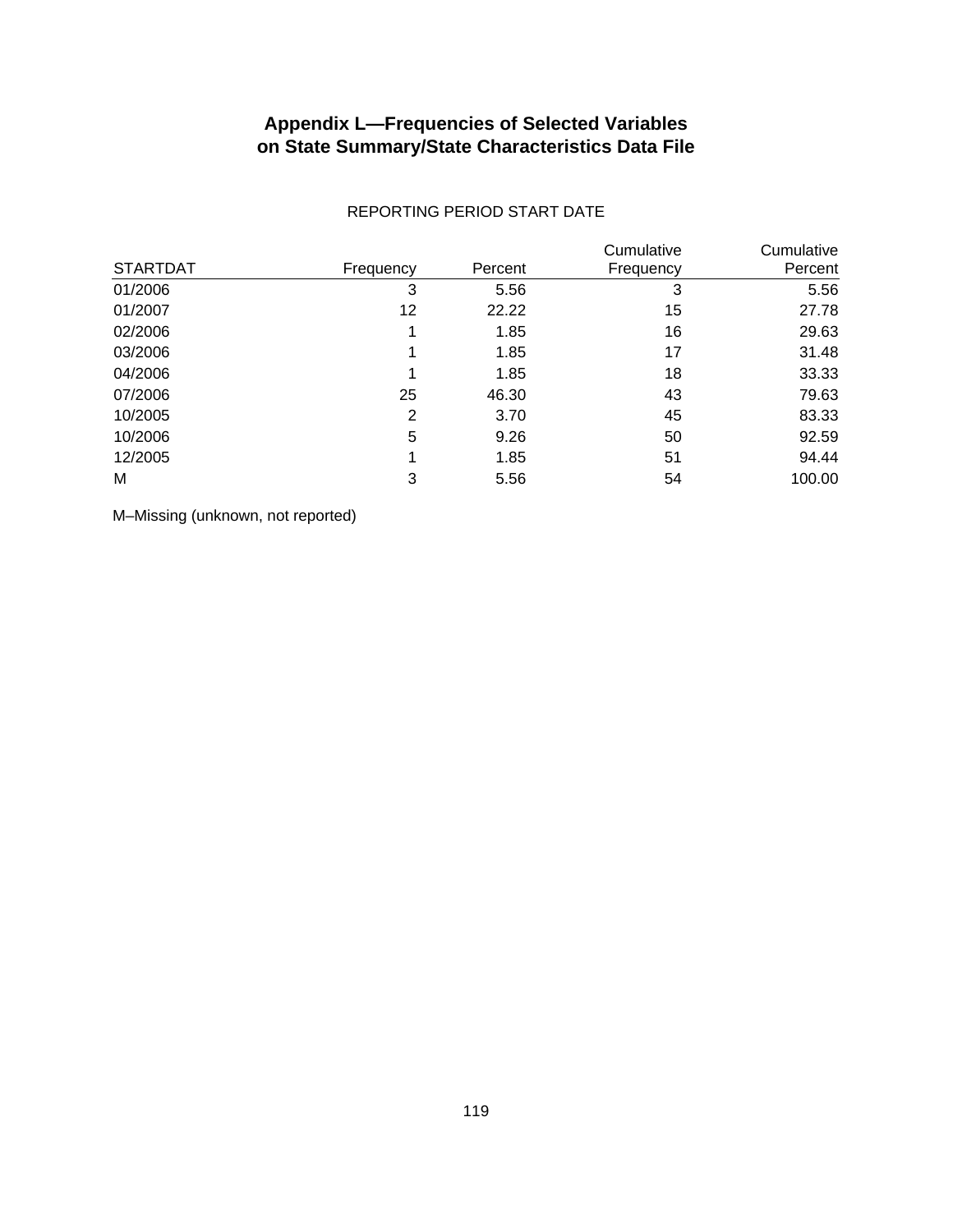# Appendix L—Frequencies of Selected Variables on State Summary/State Characteristics Data File

REPORTING PERIOD START DATE

| STARTDAT | Frequency | Percent | Cumulative Frequency | Cumulative Percent |
|---|---|---|---|---|
| 01/2006 | 3 | 5.56 | 3 | 5.56 |
| 01/2007 | 12 | 22.22 | 15 | 27.78 |
| 02/2006 | 1 | 1.85 | 16 | 29.63 |
| 03/2006 | 1 | 1.85 | 17 | 31.48 |
| 04/2006 | 1 | 1.85 | 18 | 33.33 |
| 07/2006 | 25 | 46.30 | 43 | 79.63 |
| 10/2005 | 2 | 3.70 | 45 | 83.33 |
| 10/2006 | 5 | 9.26 | 50 | 92.59 |
| 12/2005 | 1 | 1.85 | 51 | 94.44 |
| M | 3 | 5.56 | 54 | 100.00 |

M–Missing (unknown, not reported)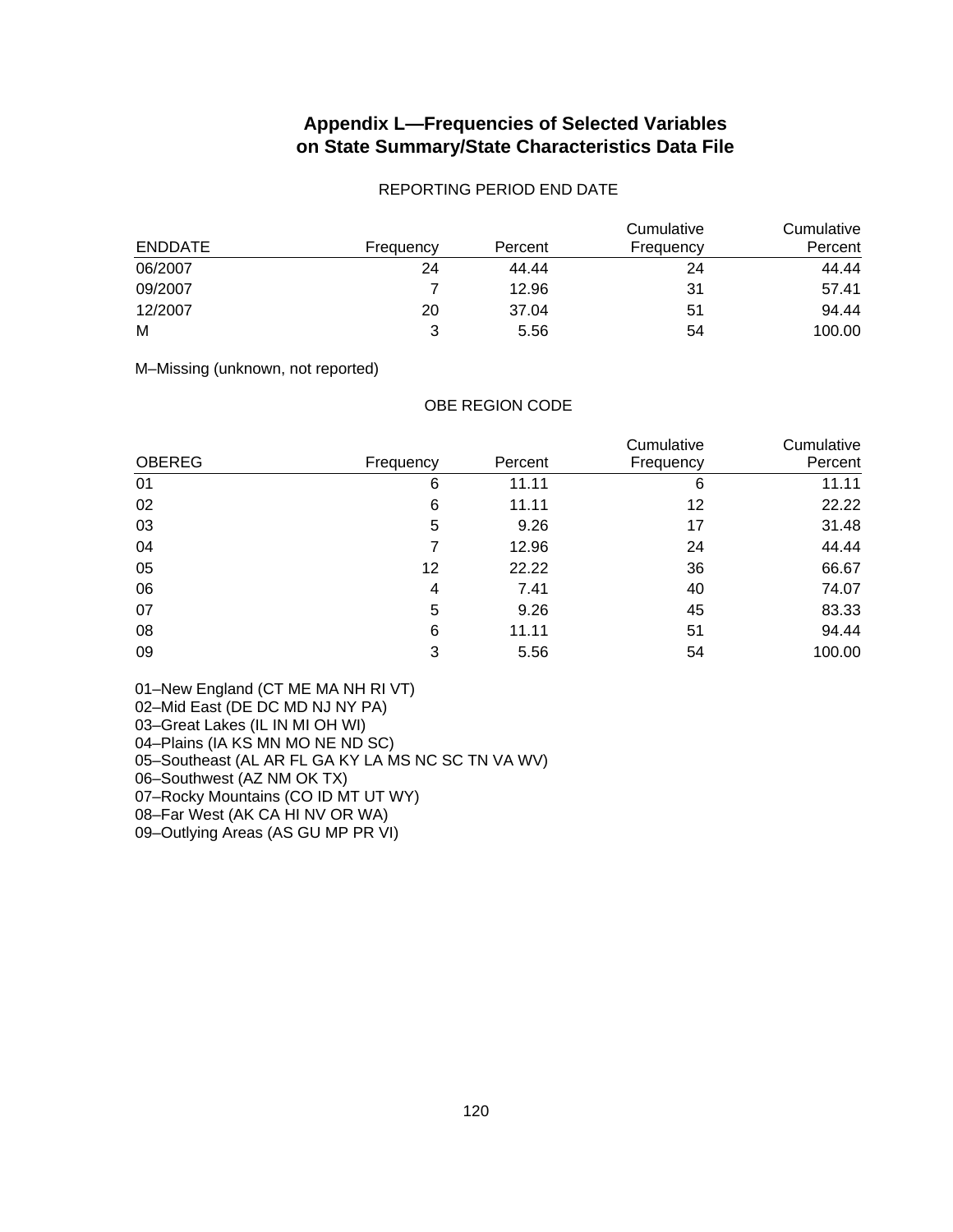# Appendix L—Frequencies of Selected Variables on State Summary/State Characteristics Data File

REPORTING PERIOD END DATE

| ENDDATE | Frequency | Percent | Cumulative Frequency | Cumulative Percent |
|---|---|---|---|---|
| 06/2007 | 24 | 44.44 | 24 | 44.44 |
| 09/2007 | 7 | 12.96 | 31 | 57.41 |
| 12/2007 | 20 | 37.04 | 51 | 94.44 |
| M | 3 | 5.56 | 54 | 100.00 |

M–Missing (unknown, not reported)

OBE REGION CODE

| OBEREG | Frequency | Percent | Cumulative Frequency | Cumulative Percent |
|---|---|---|---|---|
| 01 | 6 | 11.11 | 6 | 11.11 |
| 02 | 6 | 11.11 | 12 | 22.22 |
| 03 | 5 | 9.26 | 17 | 31.48 |
| 04 | 7 | 12.96 | 24 | 44.44 |
| 05 | 12 | 22.22 | 36 | 66.67 |
| 06 | 4 | 7.41 | 40 | 74.07 |
| 07 | 5 | 9.26 | 45 | 83.33 |
| 08 | 6 | 11.11 | 51 | 94.44 |
| 09 | 3 | 5.56 | 54 | 100.00 |

01–New England (CT ME MA NH RI VT)
02–Mid East (DE DC MD NJ NY PA)
03–Great Lakes (IL IN MI OH WI)
04–Plains (IA KS MN MO NE ND SC)
05–Southeast (AL AR FL GA KY LA MS NC SC TN VA WV)
06–Southwest (AZ NM OK TX)
07–Rocky Mountains (CO ID MT UT WY)
08–Far West (AK CA HI NV OR WA)
09–Outlying Areas (AS GU MP PR VI)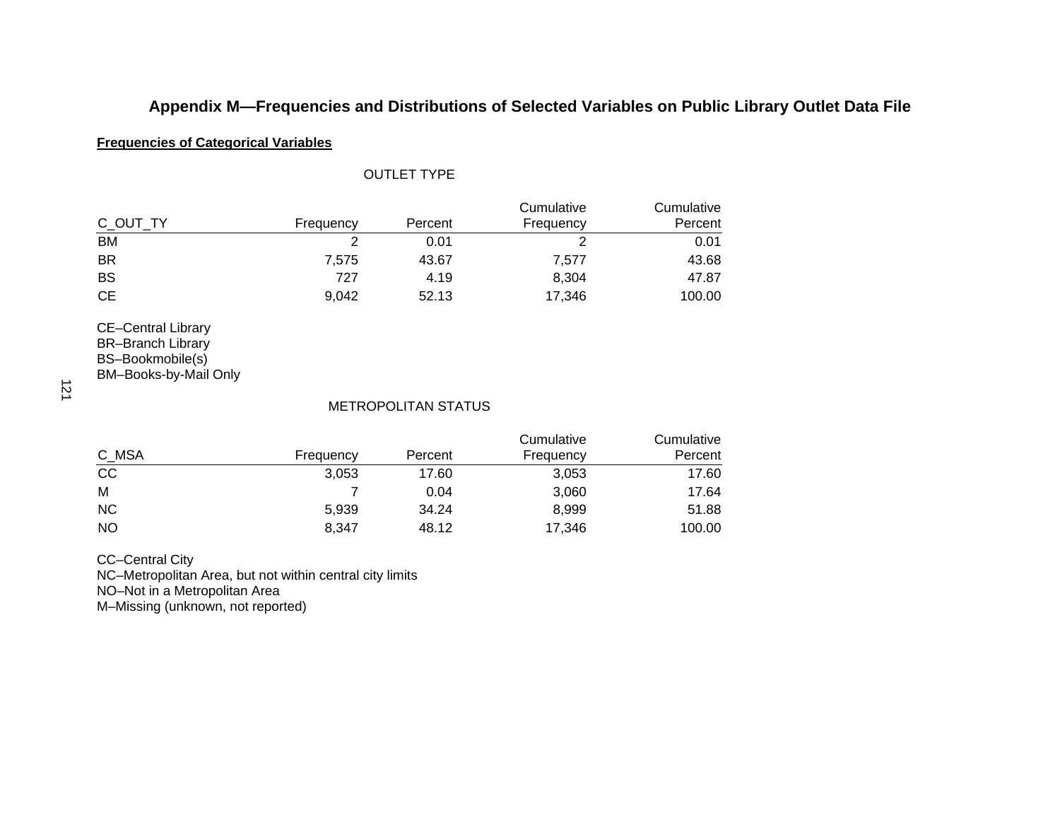# Appendix M—Frequencies and Distributions of Selected Variables on Public Library Outlet Data File

**Frequencies of Categorical Variables**

OUTLET TYPE

| C_OUT_TY | Frequency | Percent | Cumulative Frequency | Cumulative Percent |
|---|---|---|---|---|
| BM | 2 | 0.01 | 2 | 0.01 |
| BR | 7,575 | 43.67 | 7,577 | 43.68 |
| BS | 727 | 4.19 | 8,304 | 47.87 |
| CE | 9,042 | 52.13 | 17,346 | 100.00 |

CE–Central Library
BR–Branch Library
BS–Bookmobile(s)
BM–Books-by-Mail Only

METROPOLITAN STATUS

| C_MSA | Frequency | Percent | Cumulative Frequency | Cumulative Percent |
|---|---|---|---|---|
| CC | 3,053 | 17.60 | 3,053 | 17.60 |
| M | 7 | 0.04 | 3,060 | 17.64 |
| NC | 5,939 | 34.24 | 8,999 | 51.88 |
| NO | 8,347 | 48.12 | 17,346 | 100.00 |

CC–Central City
NC–Metropolitan Area, but not within central city limits
NO–Not in a Metropolitan Area
M–Missing (unknown, not reported)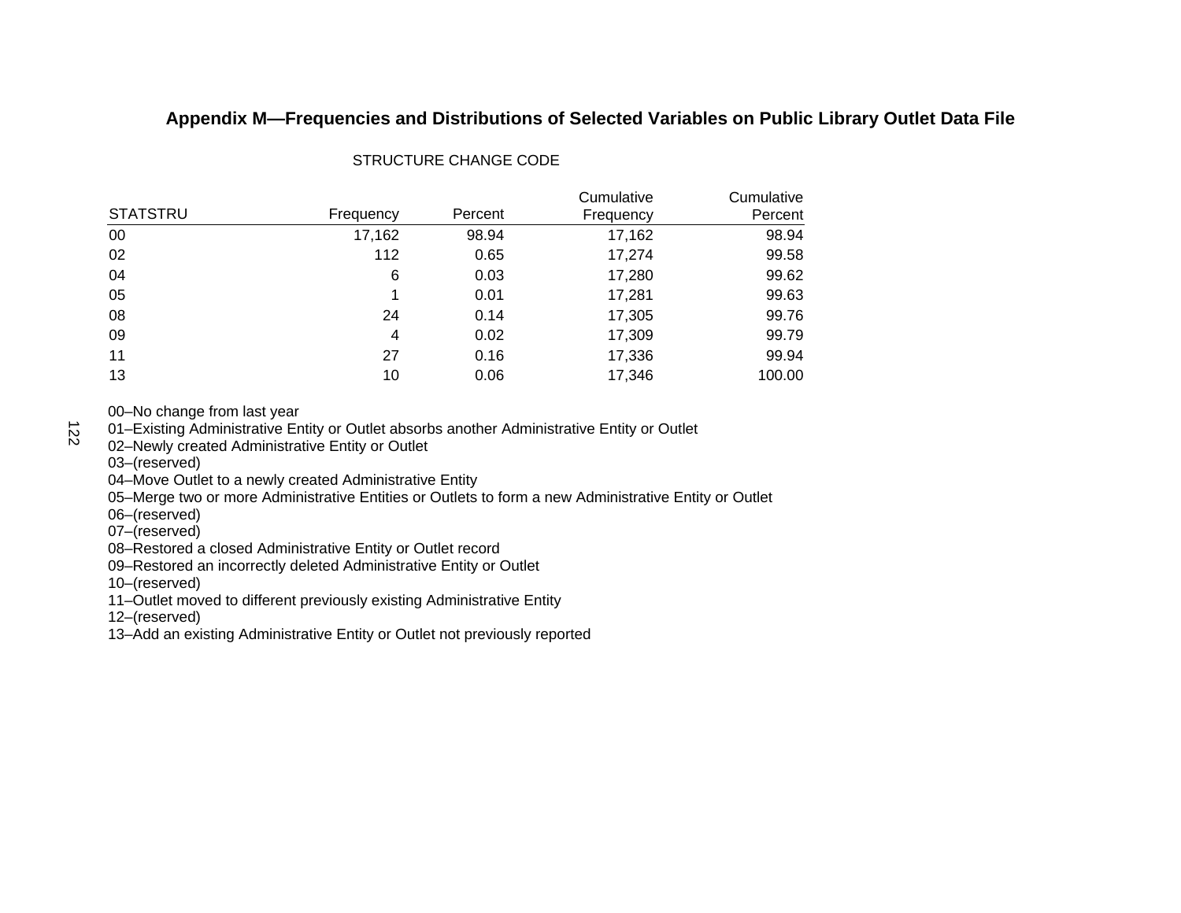## Appendix M—Frequencies and Distributions of Selected Variables on Public Library Outlet Data File

STRUCTURE CHANGE CODE

| STATSTRU | Frequency | Percent | Cumulative Frequency | Cumulative Percent |
|---|---|---|---|---|
| 00 | 17,162 | 98.94 | 17,162 | 98.94 |
| 02 | 112 | 0.65 | 17,274 | 99.58 |
| 04 | 6 | 0.03 | 17,280 | 99.62 |
| 05 | 1 | 0.01 | 17,281 | 99.63 |
| 08 | 24 | 0.14 | 17,305 | 99.76 |
| 09 | 4 | 0.02 | 17,309 | 99.79 |
| 11 | 27 | 0.16 | 17,336 | 99.94 |
| 13 | 10 | 0.06 | 17,346 | 100.00 |

00–No change from last year
01–Existing Administrative Entity or Outlet absorbs another Administrative Entity or Outlet
02–Newly created Administrative Entity or Outlet
03–(reserved)
04–Move Outlet to a newly created Administrative Entity
05–Merge two or more Administrative Entities or Outlets to form a new Administrative Entity or Outlet
06–(reserved)
07–(reserved)
08–Restored a closed Administrative Entity or Outlet record
09–Restored an incorrectly deleted Administrative Entity or Outlet
10–(reserved)
11–Outlet moved to different previously existing Administrative Entity
12–(reserved)
13–Add an existing Administrative Entity or Outlet not previously reported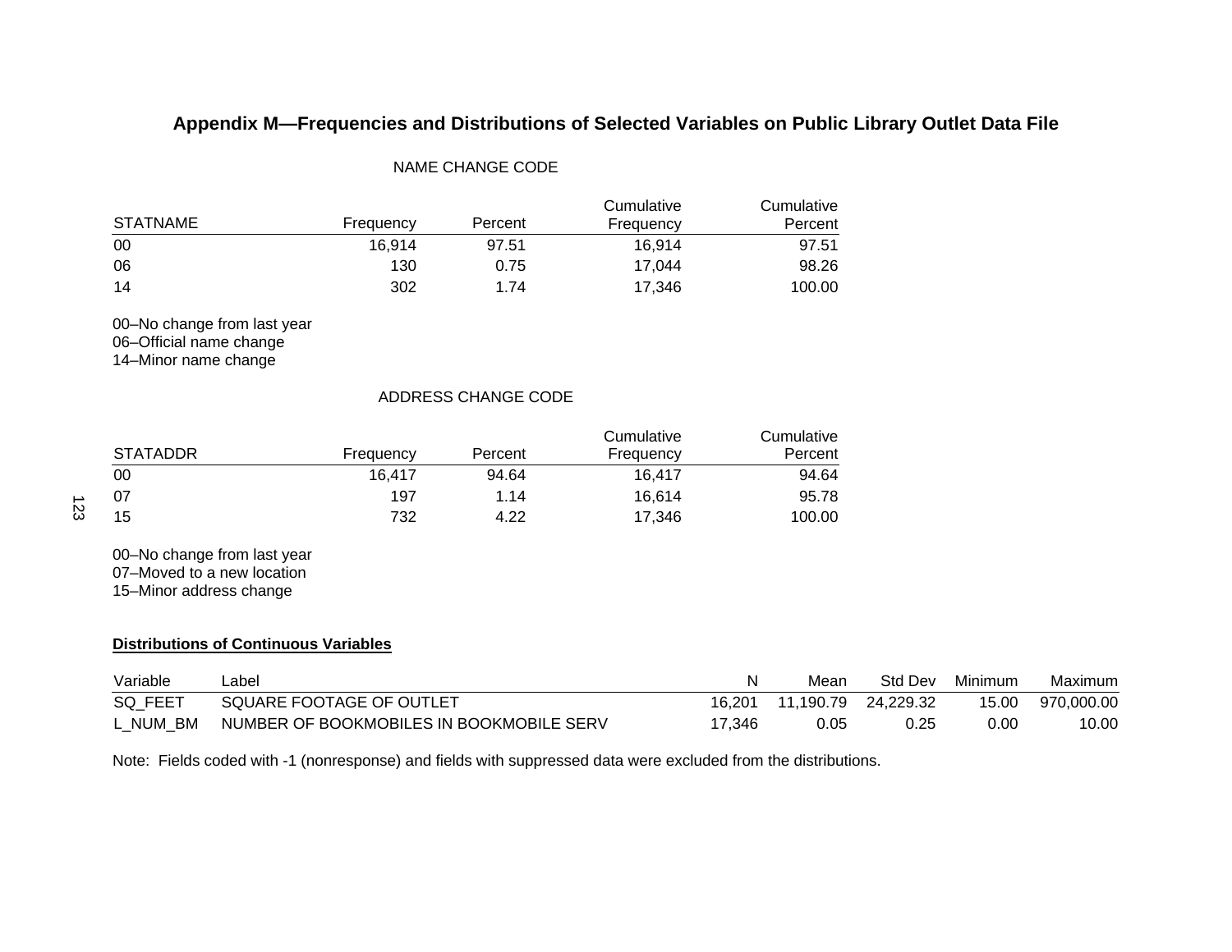# Appendix M—Frequencies and Distributions of Selected Variables on Public Library Outlet Data File

NAME CHANGE CODE

| STATNAME | Frequency | Percent | Cumulative Frequency | Cumulative Percent |
|---|---|---|---|---|
| 00 | 16,914 | 97.51 | 16,914 | 97.51 |
| 06 | 130 | 0.75 | 17,044 | 98.26 |
| 14 | 302 | 1.74 | 17,346 | 100.00 |

00–No change from last year
06–Official name change
14–Minor name change

ADDRESS CHANGE CODE

| STATADDR | Frequency | Percent | Cumulative Frequency | Cumulative Percent |
|---|---|---|---|---|
| 00 | 16,417 | 94.64 | 16,417 | 94.64 |
| 07 | 197 | 1.14 | 16,614 | 95.78 |
| 15 | 732 | 4.22 | 17,346 | 100.00 |

00–No change from last year
07–Moved to a new location
15–Minor address change

**Distributions of Continuous Variables**

| Variable | Label | N | Mean | Std Dev | Minimum | Maximum |
|---|---|---|---|---|---|---|
| SQ_FEET | SQUARE FOOTAGE OF OUTLET | 16,201 | 11,190.79 | 24,229.32 | 15.00 | 970,000.00 |
| L_NUM_BM | NUMBER OF BOOKMOBILES IN BOOKMOBILE SERV | 17,346 | 0.05 | 0.25 | 0.00 | 10.00 |

Note: Fields coded with -1 (nonresponse) and fields with suppressed data were excluded from the distributions.